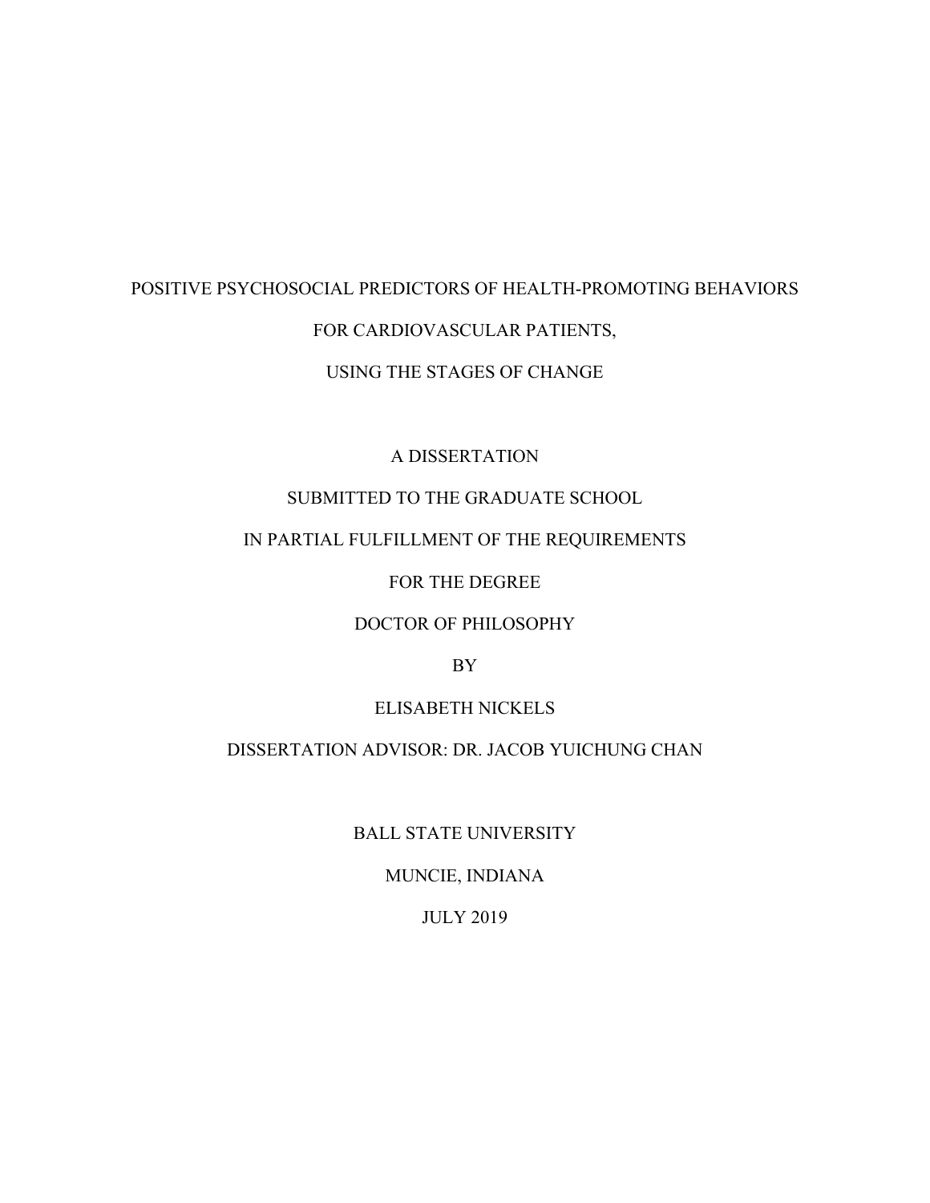# POSITIVE PSYCHOSOCIAL PREDICTORS OF HEALTH-PROMOTING BEHAVIORS FOR CARDIOVASCULAR PATIENTS, USING THE STAGES OF CHANGE

A DISSERTATION

SUBMITTED TO THE GRADUATE SCHOOL

IN PARTIAL FULFILLMENT OF THE REQUIREMENTS

FOR THE DEGREE

DOCTOR OF PHILOSOPHY

BY

ELISABETH NICKELS

DISSERTATION ADVISOR: DR. JACOB YUICHUNG CHAN

BALL STATE UNIVERSITY

MUNCIE, INDIANA

JULY 2019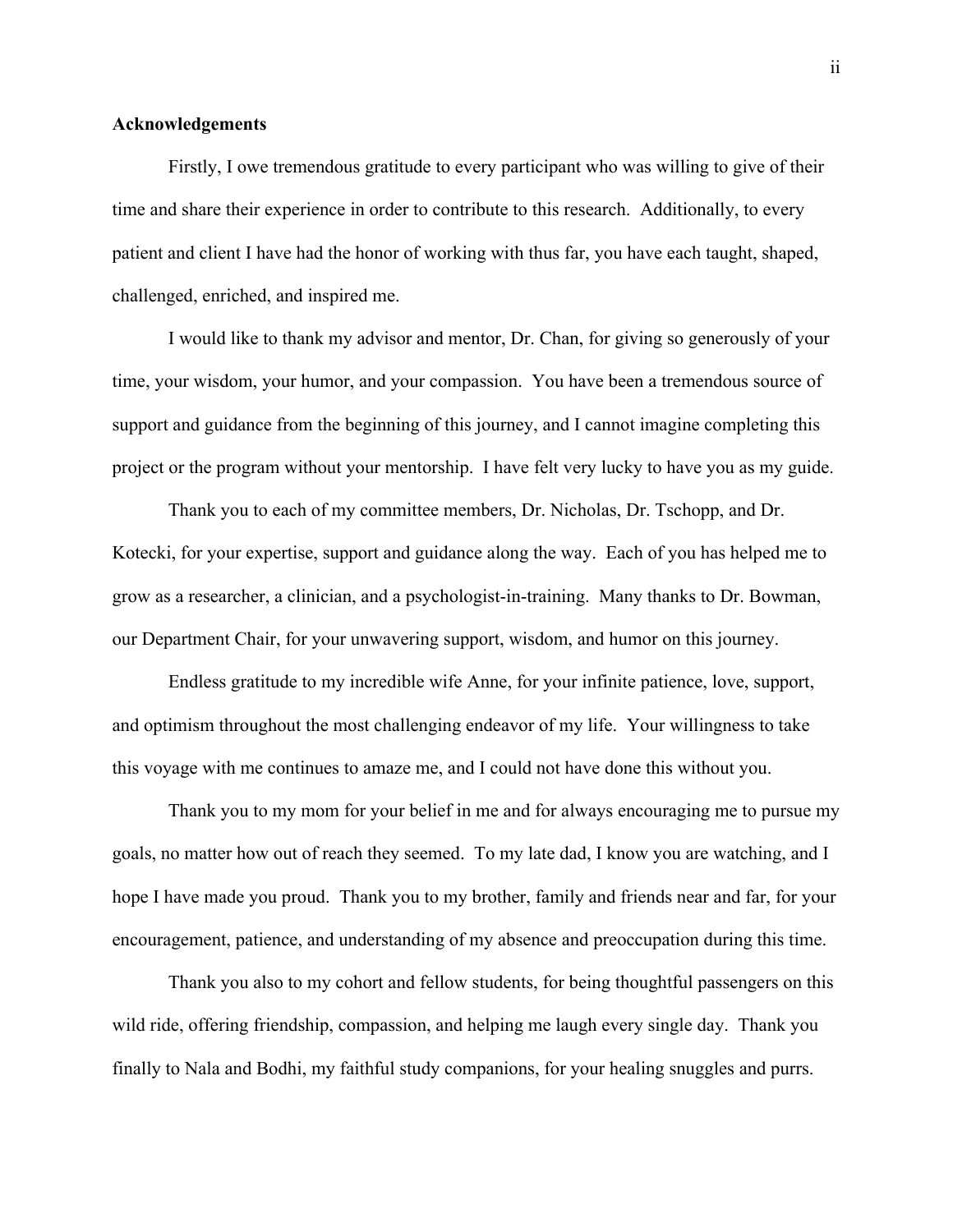## Acknowledgements

Firstly, I owe tremendous gratitude to every participant who was willing to give of their time and share their experience in order to contribute to this research. Additionally, to every patient and client I have had the honor of working with thus far, you have each taught, shaped, challenged, enriched, and inspired me.

I would like to thank my advisor and mentor, Dr. Chan, for giving so generously of your time, your wisdom, your humor, and your compassion. You have been a tremendous source of support and guidance from the beginning of this journey, and I cannot imagine completing this project or the program without your mentorship. I have felt very lucky to have you as my guide.

Thank you to each of my committee members, Dr. Nicholas, Dr. Tschopp, and Dr. Kotecki, for your expertise, support and guidance along the way. Each of you has helped me to grow as a researcher, a clinician, and a psychologist-in-training. Many thanks to Dr. Bowman, our Department Chair, for your unwavering support, wisdom, and humor on this journey.

Endless gratitude to my incredible wife Anne, for your infinite patience, love, support, and optimism throughout the most challenging endeavor of my life. Your willingness to take this voyage with me continues to amaze me, and I could not have done this without you.

Thank you to my mom for your belief in me and for always encouraging me to pursue my goals, no matter how out of reach they seemed. To my late dad, I know you are watching, and I hope I have made you proud. Thank you to my brother, family and friends near and far, for your encouragement, patience, and understanding of my absence and preoccupation during this time.

Thank you also to my cohort and fellow students, for being thoughtful passengers on this wild ride, offering friendship, compassion, and helping me laugh every single day. Thank you finally to Nala and Bodhi, my faithful study companions, for your healing snuggles and purrs.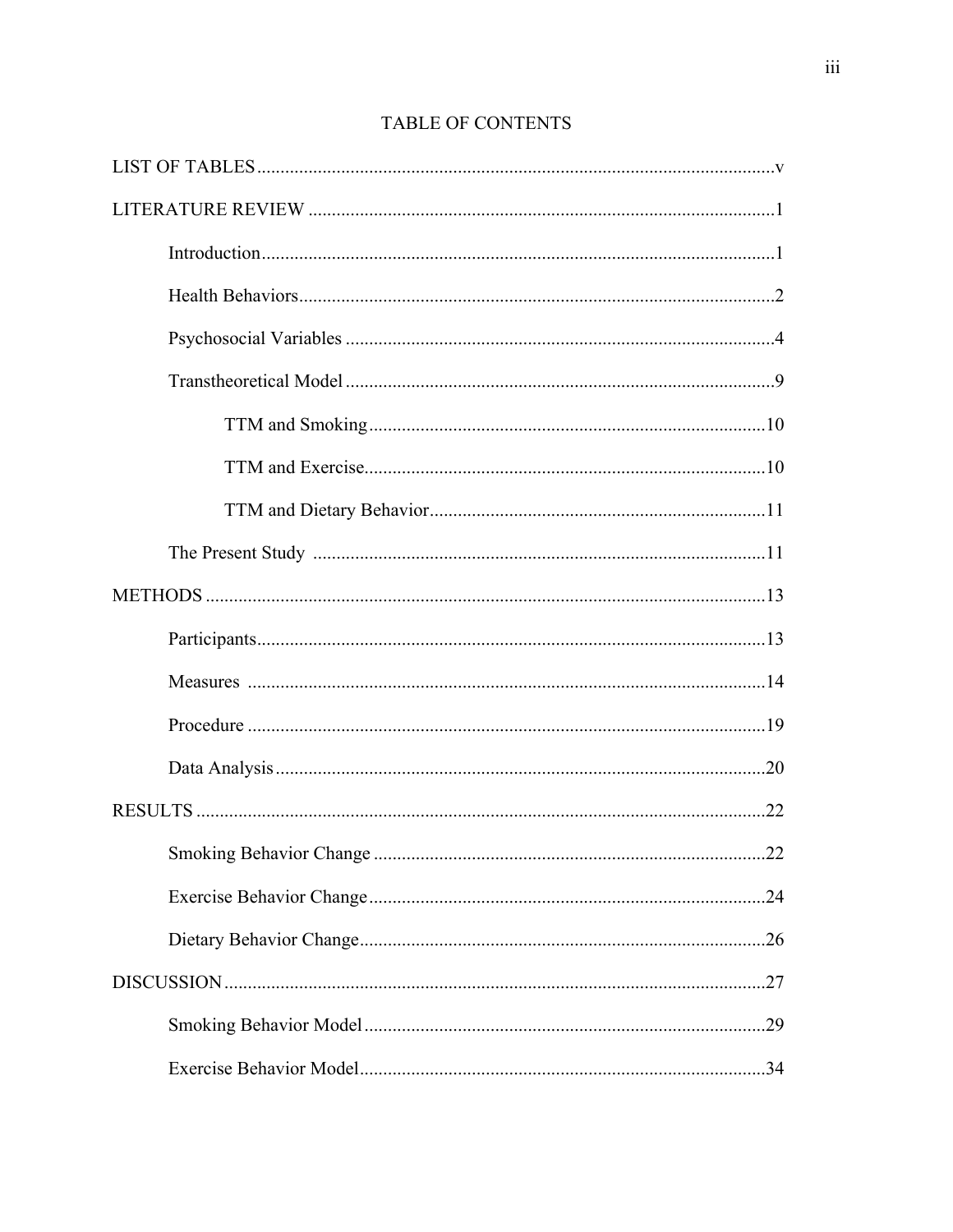# TABLE OF CONTENTS

LIST OF TABLES ........................................................................................................v

LITERATURE REVIEW ...............................................................................................1

- Introduction ..........................................................................................................1
- Health Behaviors ..................................................................................................2
- Psychosocial Variables .........................................................................................4
- Transtheoretical Model .........................................................................................9
  - TTM and Smoking ....................................................................................10
  - TTM and Exercise .....................................................................................10
  - TTM and Dietary Behavior .......................................................................11
- The Present Study ...............................................................................................11

METHODS ....................................................................................................................13

- Participants ..........................................................................................................13
- Measures .............................................................................................................14
- Procedure ............................................................................................................19
- Data Analysis .......................................................................................................20

RESULTS ......................................................................................................................22

- Smoking Behavior Change ...................................................................................22
- Exercise Behavior Change ...................................................................................24
- Dietary Behavior Change .....................................................................................26

DISCUSSION .................................................................................................................27

- Smoking Behavior Model ....................................................................................29
- Exercise Behavior Model .....................................................................................34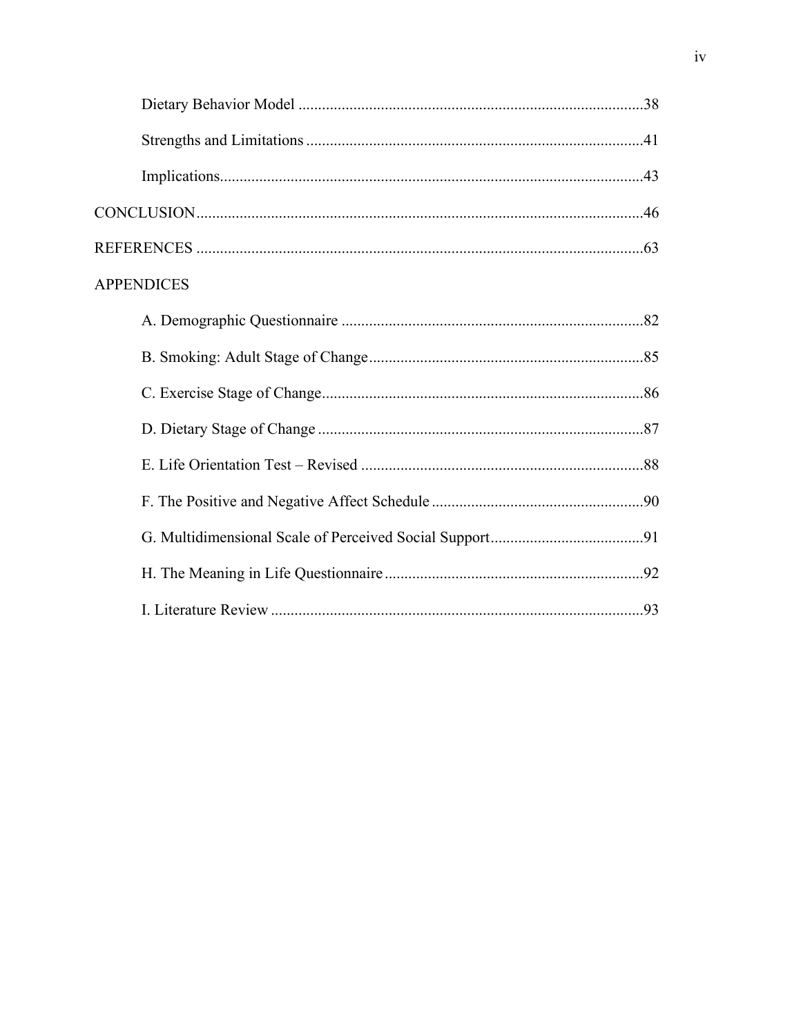Dietary Behavior Model .......................................................................................38

Strengths and Limitations .....................................................................................41

Implications...........................................................................................................43

CONCLUSION.................................................................................................................46

REFERENCES .................................................................................................................63

APPENDICES

A. Demographic Questionnaire ............................................................................82

B. Smoking: Adult Stage of Change......................................................................85

C. Exercise Stage of Change.................................................................................86

D. Dietary Stage of Change ..................................................................................87

E. Life Orientation Test – Revised .......................................................................88

F. The Positive and Negative Affect Schedule .....................................................90

G. Multidimensional Scale of Perceived Social Support......................................91

H. The Meaning in Life Questionnaire .................................................................92

I. Literature Review ..............................................................................................93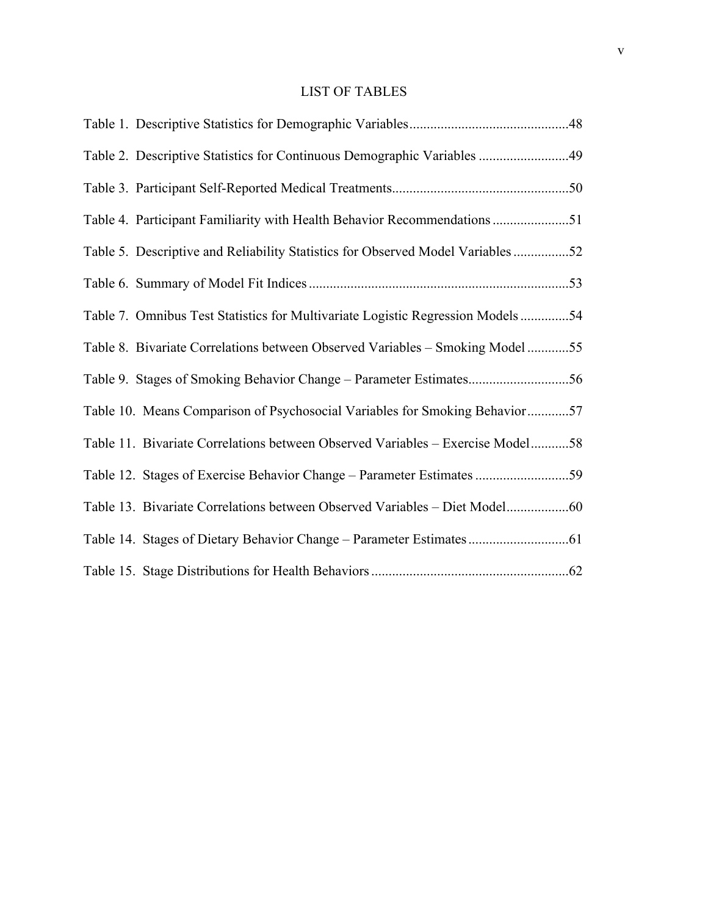# LIST OF TABLES

Table 1. Descriptive Statistics for Demographic Variables.............................................48

Table 2. Descriptive Statistics for Continuous Demographic Variables ..........................49

Table 3. Participant Self-Reported Medical Treatments..................................................50

Table 4. Participant Familiarity with Health Behavior Recommendations ......................51

Table 5. Descriptive and Reliability Statistics for Observed Model Variables ................52

Table 6. Summary of Model Fit Indices ..........................................................................53

Table 7. Omnibus Test Statistics for Multivariate Logistic Regression Models ..............54

Table 8. Bivariate Correlations between Observed Variables – Smoking Model ............55

Table 9. Stages of Smoking Behavior Change – Parameter Estimates.............................56

Table 10. Means Comparison of Psychosocial Variables for Smoking Behavior ............57

Table 11. Bivariate Correlations between Observed Variables – Exercise Model...........58

Table 12. Stages of Exercise Behavior Change – Parameter Estimates ...........................59

Table 13. Bivariate Correlations between Observed Variables – Diet Model..................60

Table 14. Stages of Dietary Behavior Change – Parameter Estimates .............................61

Table 15. Stage Distributions for Health Behaviors .........................................................62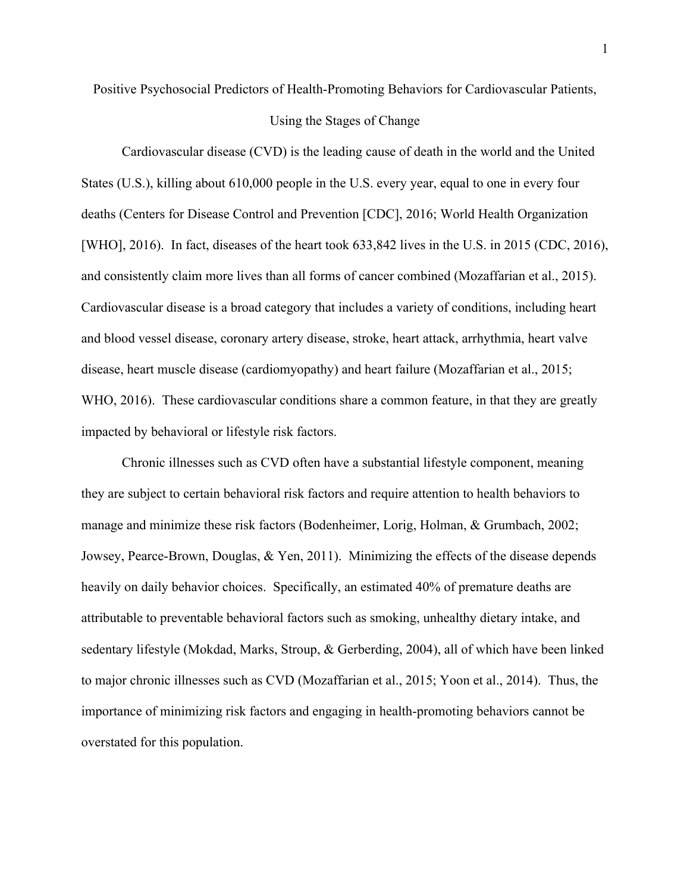# Positive Psychosocial Predictors of Health-Promoting Behaviors for Cardiovascular Patients, Using the Stages of Change

Cardiovascular disease (CVD) is the leading cause of death in the world and the United States (U.S.), killing about 610,000 people in the U.S. every year, equal to one in every four deaths (Centers for Disease Control and Prevention [CDC], 2016; World Health Organization [WHO], 2016). In fact, diseases of the heart took 633,842 lives in the U.S. in 2015 (CDC, 2016), and consistently claim more lives than all forms of cancer combined (Mozaffarian et al., 2015). Cardiovascular disease is a broad category that includes a variety of conditions, including heart and blood vessel disease, coronary artery disease, stroke, heart attack, arrhythmia, heart valve disease, heart muscle disease (cardiomyopathy) and heart failure (Mozaffarian et al., 2015; WHO, 2016). These cardiovascular conditions share a common feature, in that they are greatly impacted by behavioral or lifestyle risk factors.

Chronic illnesses such as CVD often have a substantial lifestyle component, meaning they are subject to certain behavioral risk factors and require attention to health behaviors to manage and minimize these risk factors (Bodenheimer, Lorig, Holman, & Grumbach, 2002; Jowsey, Pearce-Brown, Douglas, & Yen, 2011). Minimizing the effects of the disease depends heavily on daily behavior choices. Specifically, an estimated 40% of premature deaths are attributable to preventable behavioral factors such as smoking, unhealthy dietary intake, and sedentary lifestyle (Mokdad, Marks, Stroup, & Gerberding, 2004), all of which have been linked to major chronic illnesses such as CVD (Mozaffarian et al., 2015; Yoon et al., 2014). Thus, the importance of minimizing risk factors and engaging in health-promoting behaviors cannot be overstated for this population.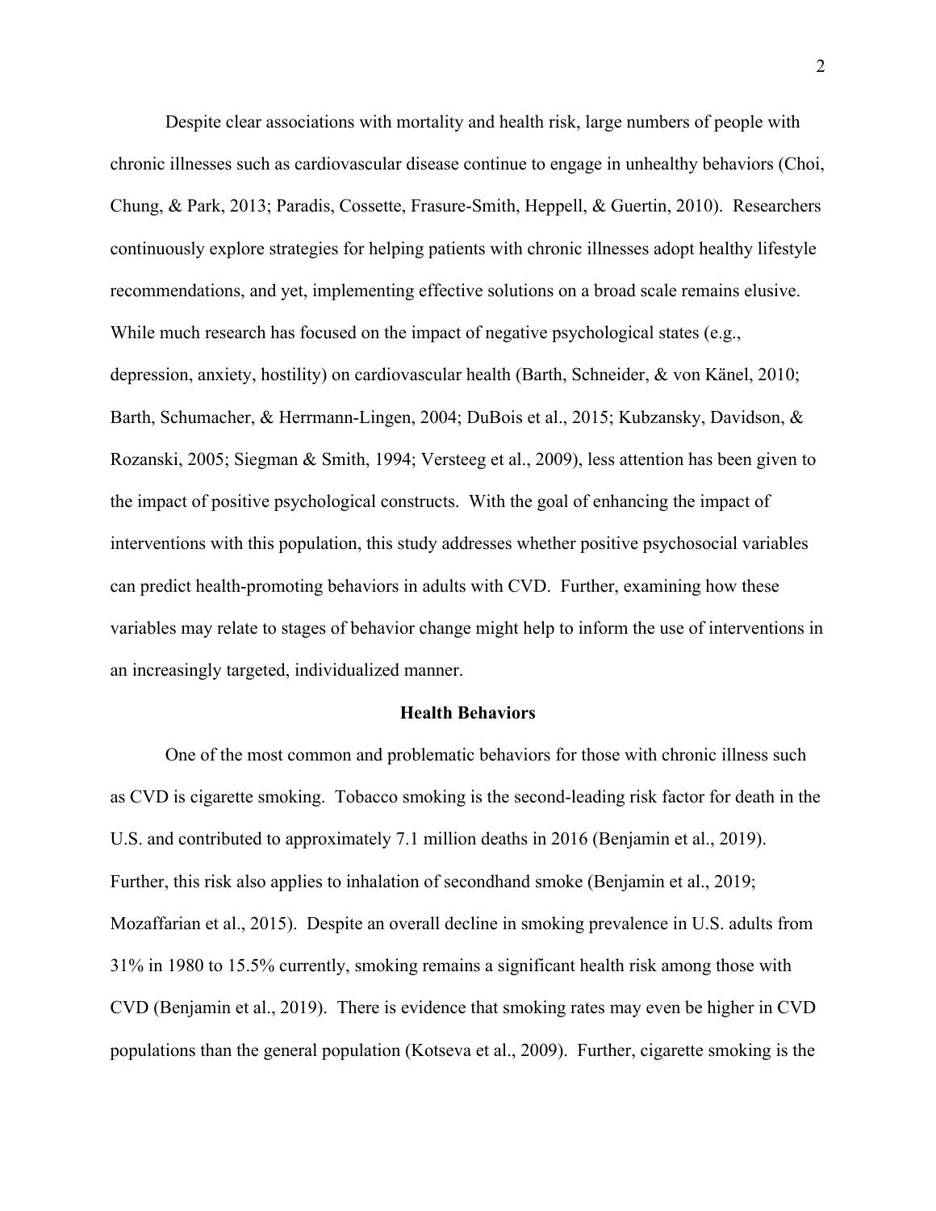Despite clear associations with mortality and health risk, large numbers of people with chronic illnesses such as cardiovascular disease continue to engage in unhealthy behaviors (Choi, Chung, & Park, 2013; Paradis, Cossette, Frasure-Smith, Heppell, & Guertin, 2010). Researchers continuously explore strategies for helping patients with chronic illnesses adopt healthy lifestyle recommendations, and yet, implementing effective solutions on a broad scale remains elusive. While much research has focused on the impact of negative psychological states (e.g., depression, anxiety, hostility) on cardiovascular health (Barth, Schneider, & von Känel, 2010; Barth, Schumacher, & Herrmann-Lingen, 2004; DuBois et al., 2015; Kubzansky, Davidson, & Rozanski, 2005; Siegman & Smith, 1994; Versteeg et al., 2009), less attention has been given to the impact of positive psychological constructs. With the goal of enhancing the impact of interventions with this population, this study addresses whether positive psychosocial variables can predict health-promoting behaviors in adults with CVD. Further, examining how these variables may relate to stages of behavior change might help to inform the use of interventions in an increasingly targeted, individualized manner.

## Health Behaviors

One of the most common and problematic behaviors for those with chronic illness such as CVD is cigarette smoking. Tobacco smoking is the second-leading risk factor for death in the U.S. and contributed to approximately 7.1 million deaths in 2016 (Benjamin et al., 2019). Further, this risk also applies to inhalation of secondhand smoke (Benjamin et al., 2019; Mozaffarian et al., 2015). Despite an overall decline in smoking prevalence in U.S. adults from 31% in 1980 to 15.5% currently, smoking remains a significant health risk among those with CVD (Benjamin et al., 2019). There is evidence that smoking rates may even be higher in CVD populations than the general population (Kotseva et al., 2009). Further, cigarette smoking is the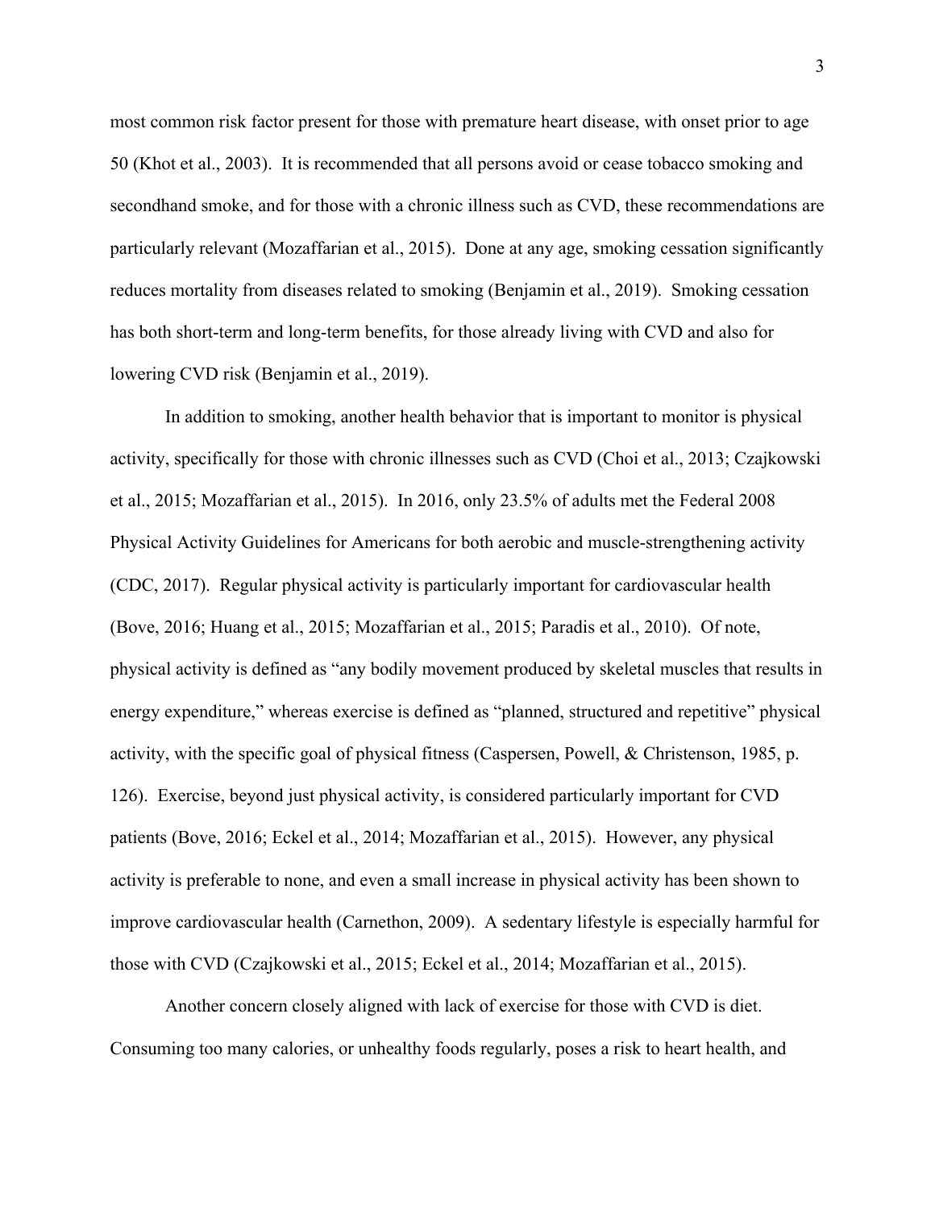most common risk factor present for those with premature heart disease, with onset prior to age 50 (Khot et al., 2003). It is recommended that all persons avoid or cease tobacco smoking and secondhand smoke, and for those with a chronic illness such as CVD, these recommendations are particularly relevant (Mozaffarian et al., 2015). Done at any age, smoking cessation significantly reduces mortality from diseases related to smoking (Benjamin et al., 2019). Smoking cessation has both short-term and long-term benefits, for those already living with CVD and also for lowering CVD risk (Benjamin et al., 2019).

In addition to smoking, another health behavior that is important to monitor is physical activity, specifically for those with chronic illnesses such as CVD (Choi et al., 2013; Czajkowski et al., 2015; Mozaffarian et al., 2015). In 2016, only 23.5% of adults met the Federal 2008 Physical Activity Guidelines for Americans for both aerobic and muscle-strengthening activity (CDC, 2017). Regular physical activity is particularly important for cardiovascular health (Bove, 2016; Huang et al., 2015; Mozaffarian et al., 2015; Paradis et al., 2010). Of note, physical activity is defined as "any bodily movement produced by skeletal muscles that results in energy expenditure," whereas exercise is defined as "planned, structured and repetitive" physical activity, with the specific goal of physical fitness (Caspersen, Powell, & Christenson, 1985, p. 126). Exercise, beyond just physical activity, is considered particularly important for CVD patients (Bove, 2016; Eckel et al., 2014; Mozaffarian et al., 2015). However, any physical activity is preferable to none, and even a small increase in physical activity has been shown to improve cardiovascular health (Carnethon, 2009). A sedentary lifestyle is especially harmful for those with CVD (Czajkowski et al., 2015; Eckel et al., 2014; Mozaffarian et al., 2015).

Another concern closely aligned with lack of exercise for those with CVD is diet. Consuming too many calories, or unhealthy foods regularly, poses a risk to heart health, and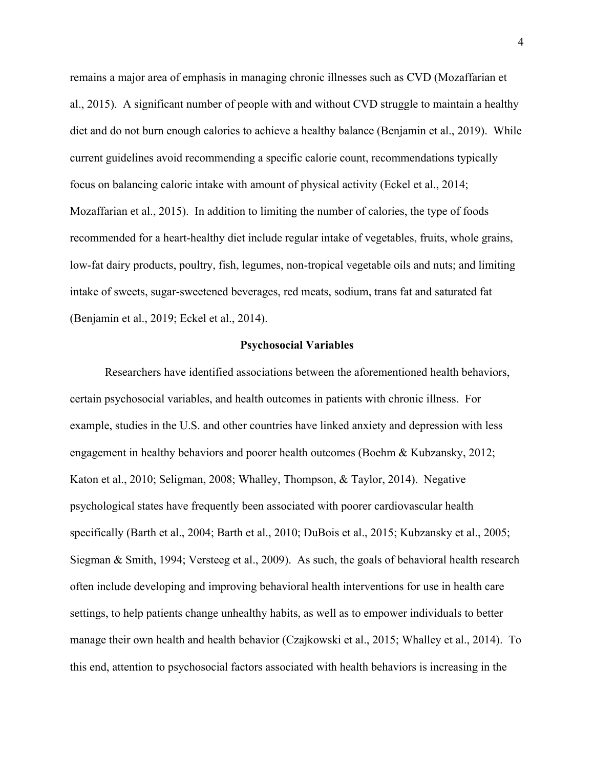remains a major area of emphasis in managing chronic illnesses such as CVD (Mozaffarian et al., 2015). A significant number of people with and without CVD struggle to maintain a healthy diet and do not burn enough calories to achieve a healthy balance (Benjamin et al., 2019). While current guidelines avoid recommending a specific calorie count, recommendations typically focus on balancing caloric intake with amount of physical activity (Eckel et al., 2014; Mozaffarian et al., 2015). In addition to limiting the number of calories, the type of foods recommended for a heart-healthy diet include regular intake of vegetables, fruits, whole grains, low-fat dairy products, poultry, fish, legumes, non-tropical vegetable oils and nuts; and limiting intake of sweets, sugar-sweetened beverages, red meats, sodium, trans fat and saturated fat (Benjamin et al., 2019; Eckel et al., 2014).

## Psychosocial Variables

Researchers have identified associations between the aforementioned health behaviors, certain psychosocial variables, and health outcomes in patients with chronic illness. For example, studies in the U.S. and other countries have linked anxiety and depression with less engagement in healthy behaviors and poorer health outcomes (Boehm & Kubzansky, 2012; Katon et al., 2010; Seligman, 2008; Whalley, Thompson, & Taylor, 2014). Negative psychological states have frequently been associated with poorer cardiovascular health specifically (Barth et al., 2004; Barth et al., 2010; DuBois et al., 2015; Kubzansky et al., 2005; Siegman & Smith, 1994; Versteeg et al., 2009). As such, the goals of behavioral health research often include developing and improving behavioral health interventions for use in health care settings, to help patients change unhealthy habits, as well as to empower individuals to better manage their own health and health behavior (Czajkowski et al., 2015; Whalley et al., 2014). To this end, attention to psychosocial factors associated with health behaviors is increasing in the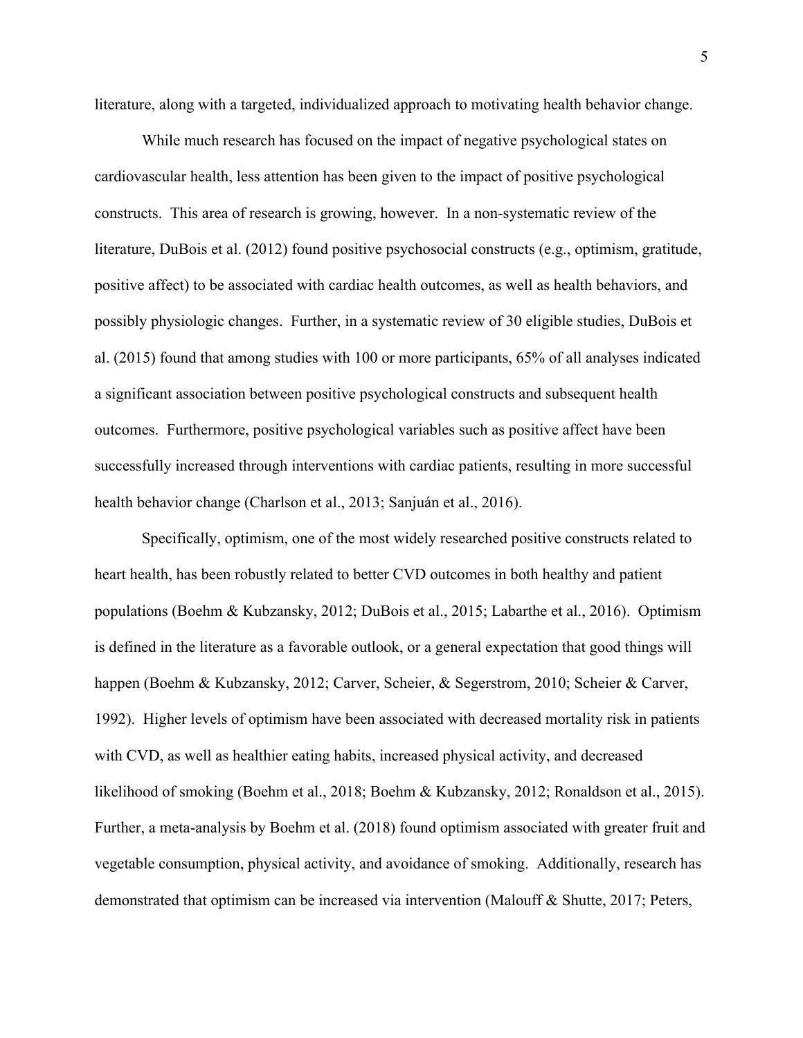literature, along with a targeted, individualized approach to motivating health behavior change.

While much research has focused on the impact of negative psychological states on cardiovascular health, less attention has been given to the impact of positive psychological constructs. This area of research is growing, however. In a non-systematic review of the literature, DuBois et al. (2012) found positive psychosocial constructs (e.g., optimism, gratitude, positive affect) to be associated with cardiac health outcomes, as well as health behaviors, and possibly physiologic changes. Further, in a systematic review of 30 eligible studies, DuBois et al. (2015) found that among studies with 100 or more participants, 65% of all analyses indicated a significant association between positive psychological constructs and subsequent health outcomes. Furthermore, positive psychological variables such as positive affect have been successfully increased through interventions with cardiac patients, resulting in more successful health behavior change (Charlson et al., 2013; Sanjuán et al., 2016).

Specifically, optimism, one of the most widely researched positive constructs related to heart health, has been robustly related to better CVD outcomes in both healthy and patient populations (Boehm & Kubzansky, 2012; DuBois et al., 2015; Labarthe et al., 2016). Optimism is defined in the literature as a favorable outlook, or a general expectation that good things will happen (Boehm & Kubzansky, 2012; Carver, Scheier, & Segerstrom, 2010; Scheier & Carver, 1992). Higher levels of optimism have been associated with decreased mortality risk in patients with CVD, as well as healthier eating habits, increased physical activity, and decreased likelihood of smoking (Boehm et al., 2018; Boehm & Kubzansky, 2012; Ronaldson et al., 2015). Further, a meta-analysis by Boehm et al. (2018) found optimism associated with greater fruit and vegetable consumption, physical activity, and avoidance of smoking. Additionally, research has demonstrated that optimism can be increased via intervention (Malouff & Shutte, 2017; Peters,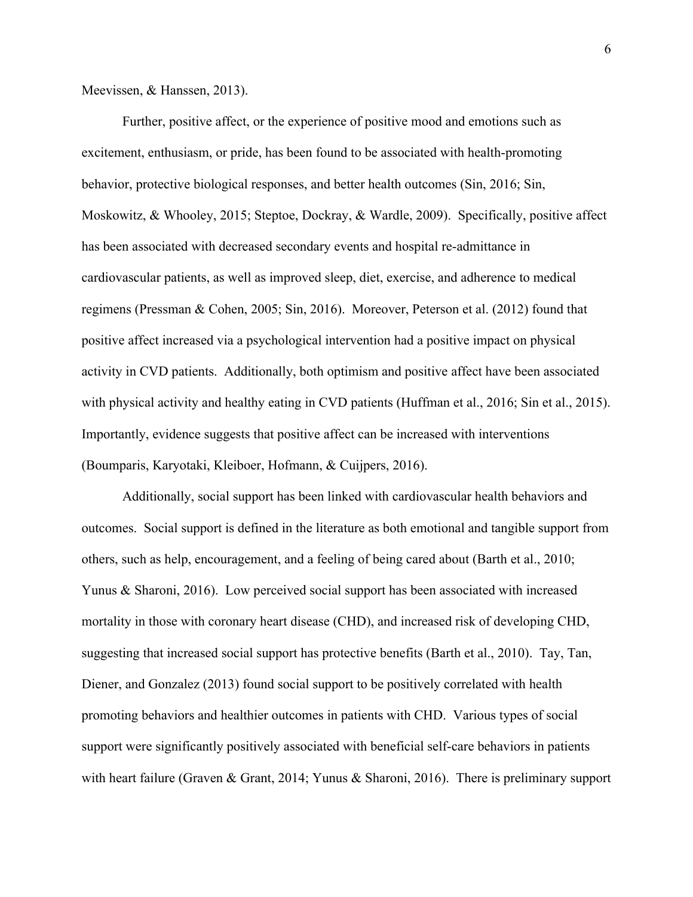Meevissen, & Hanssen, 2013).

Further, positive affect, or the experience of positive mood and emotions such as excitement, enthusiasm, or pride, has been found to be associated with health-promoting behavior, protective biological responses, and better health outcomes (Sin, 2016; Sin, Moskowitz, & Whooley, 2015; Steptoe, Dockray, & Wardle, 2009). Specifically, positive affect has been associated with decreased secondary events and hospital re-admittance in cardiovascular patients, as well as improved sleep, diet, exercise, and adherence to medical regimens (Pressman & Cohen, 2005; Sin, 2016). Moreover, Peterson et al. (2012) found that positive affect increased via a psychological intervention had a positive impact on physical activity in CVD patients. Additionally, both optimism and positive affect have been associated with physical activity and healthy eating in CVD patients (Huffman et al., 2016; Sin et al., 2015). Importantly, evidence suggests that positive affect can be increased with interventions (Boumparis, Karyotaki, Kleiboer, Hofmann, & Cuijpers, 2016).

Additionally, social support has been linked with cardiovascular health behaviors and outcomes. Social support is defined in the literature as both emotional and tangible support from others, such as help, encouragement, and a feeling of being cared about (Barth et al., 2010; Yunus & Sharoni, 2016). Low perceived social support has been associated with increased mortality in those with coronary heart disease (CHD), and increased risk of developing CHD, suggesting that increased social support has protective benefits (Barth et al., 2010). Tay, Tan, Diener, and Gonzalez (2013) found social support to be positively correlated with health promoting behaviors and healthier outcomes in patients with CHD. Various types of social support were significantly positively associated with beneficial self-care behaviors in patients with heart failure (Graven & Grant, 2014; Yunus & Sharoni, 2016). There is preliminary support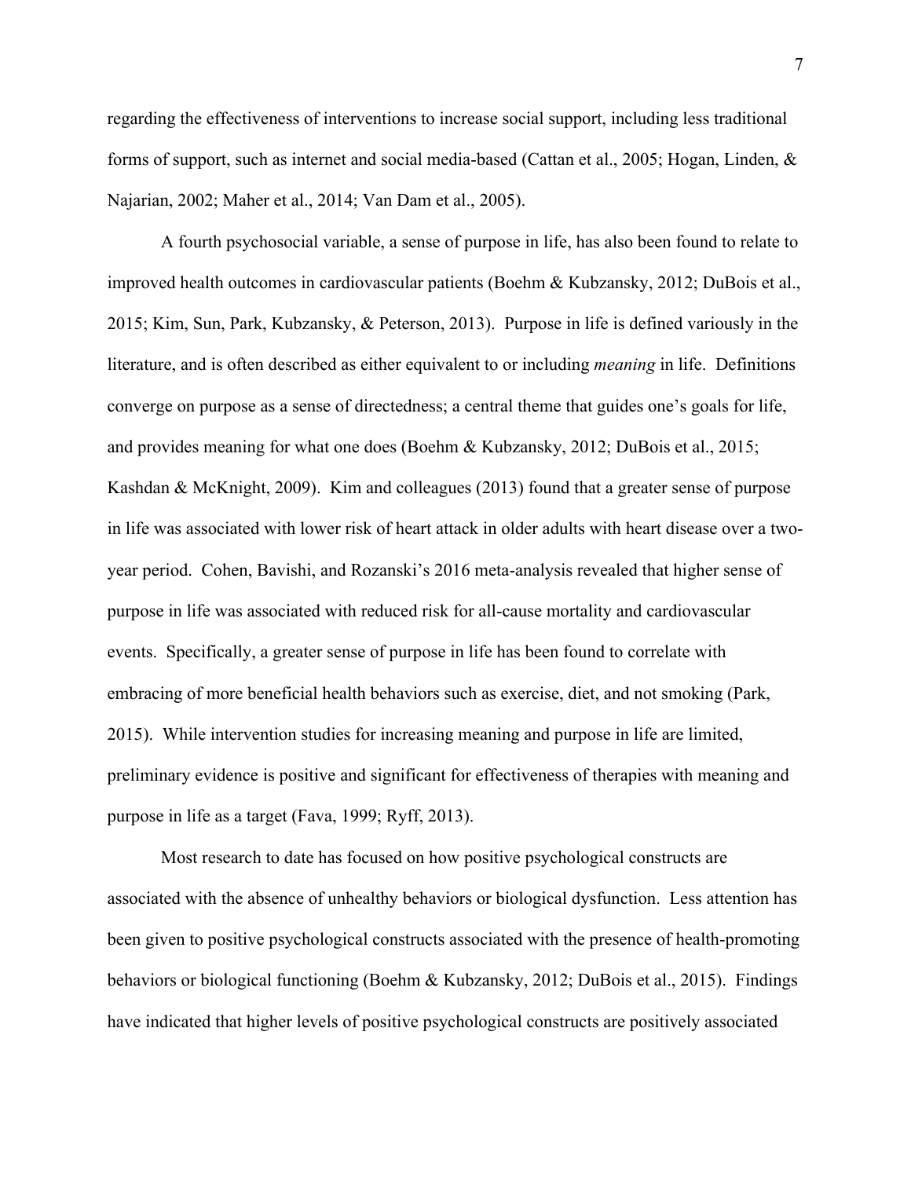regarding the effectiveness of interventions to increase social support, including less traditional forms of support, such as internet and social media-based (Cattan et al., 2005; Hogan, Linden, & Najarian, 2002; Maher et al., 2014; Van Dam et al., 2005).

A fourth psychosocial variable, a sense of purpose in life, has also been found to relate to improved health outcomes in cardiovascular patients (Boehm & Kubzansky, 2012; DuBois et al., 2015; Kim, Sun, Park, Kubzansky, & Peterson, 2013). Purpose in life is defined variously in the literature, and is often described as either equivalent to or including *meaning* in life. Definitions converge on purpose as a sense of directedness; a central theme that guides one's goals for life, and provides meaning for what one does (Boehm & Kubzansky, 2012; DuBois et al., 2015; Kashdan & McKnight, 2009). Kim and colleagues (2013) found that a greater sense of purpose in life was associated with lower risk of heart attack in older adults with heart disease over a two-year period. Cohen, Bavishi, and Rozanski's 2016 meta-analysis revealed that higher sense of purpose in life was associated with reduced risk for all-cause mortality and cardiovascular events. Specifically, a greater sense of purpose in life has been found to correlate with embracing of more beneficial health behaviors such as exercise, diet, and not smoking (Park, 2015). While intervention studies for increasing meaning and purpose in life are limited, preliminary evidence is positive and significant for effectiveness of therapies with meaning and purpose in life as a target (Fava, 1999; Ryff, 2013).

Most research to date has focused on how positive psychological constructs are associated with the absence of unhealthy behaviors or biological dysfunction. Less attention has been given to positive psychological constructs associated with the presence of health-promoting behaviors or biological functioning (Boehm & Kubzansky, 2012; DuBois et al., 2015). Findings have indicated that higher levels of positive psychological constructs are positively associated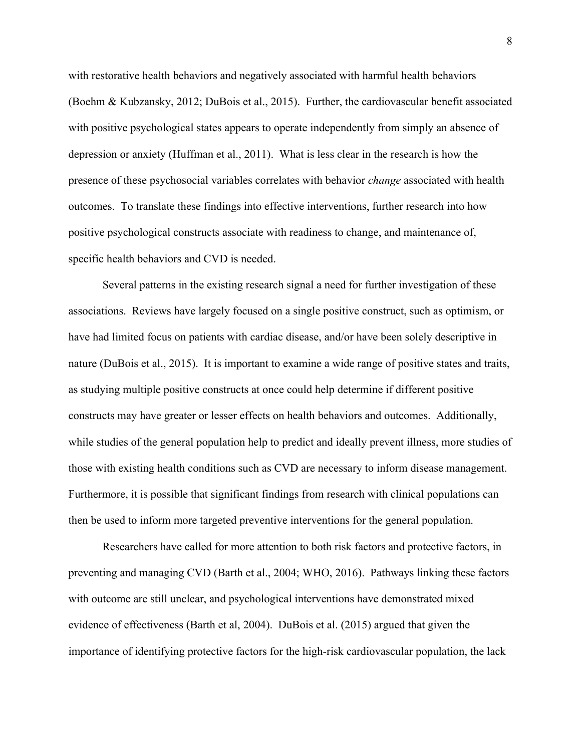with restorative health behaviors and negatively associated with harmful health behaviors (Boehm & Kubzansky, 2012; DuBois et al., 2015). Further, the cardiovascular benefit associated with positive psychological states appears to operate independently from simply an absence of depression or anxiety (Huffman et al., 2011). What is less clear in the research is how the presence of these psychosocial variables correlates with behavior *change* associated with health outcomes. To translate these findings into effective interventions, further research into how positive psychological constructs associate with readiness to change, and maintenance of, specific health behaviors and CVD is needed.

Several patterns in the existing research signal a need for further investigation of these associations. Reviews have largely focused on a single positive construct, such as optimism, or have had limited focus on patients with cardiac disease, and/or have been solely descriptive in nature (DuBois et al., 2015). It is important to examine a wide range of positive states and traits, as studying multiple positive constructs at once could help determine if different positive constructs may have greater or lesser effects on health behaviors and outcomes. Additionally, while studies of the general population help to predict and ideally prevent illness, more studies of those with existing health conditions such as CVD are necessary to inform disease management. Furthermore, it is possible that significant findings from research with clinical populations can then be used to inform more targeted preventive interventions for the general population.

Researchers have called for more attention to both risk factors and protective factors, in preventing and managing CVD (Barth et al., 2004; WHO, 2016). Pathways linking these factors with outcome are still unclear, and psychological interventions have demonstrated mixed evidence of effectiveness (Barth et al, 2004). DuBois et al. (2015) argued that given the importance of identifying protective factors for the high-risk cardiovascular population, the lack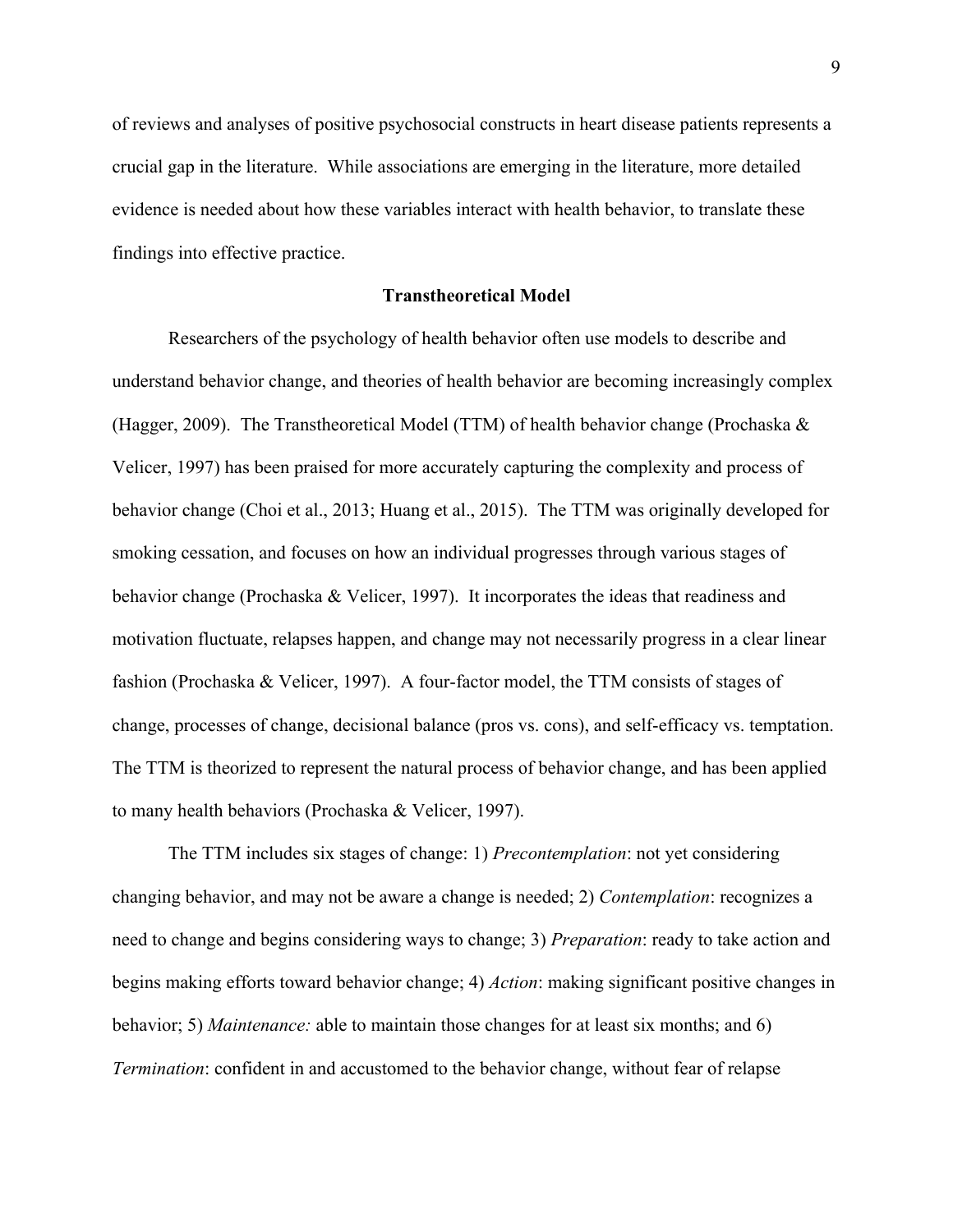of reviews and analyses of positive psychosocial constructs in heart disease patients represents a crucial gap in the literature. While associations are emerging in the literature, more detailed evidence is needed about how these variables interact with health behavior, to translate these findings into effective practice.

## Transtheoretical Model

Researchers of the psychology of health behavior often use models to describe and understand behavior change, and theories of health behavior are becoming increasingly complex (Hagger, 2009). The Transtheoretical Model (TTM) of health behavior change (Prochaska & Velicer, 1997) has been praised for more accurately capturing the complexity and process of behavior change (Choi et al., 2013; Huang et al., 2015). The TTM was originally developed for smoking cessation, and focuses on how an individual progresses through various stages of behavior change (Prochaska & Velicer, 1997). It incorporates the ideas that readiness and motivation fluctuate, relapses happen, and change may not necessarily progress in a clear linear fashion (Prochaska & Velicer, 1997). A four-factor model, the TTM consists of stages of change, processes of change, decisional balance (pros vs. cons), and self-efficacy vs. temptation. The TTM is theorized to represent the natural process of behavior change, and has been applied to many health behaviors (Prochaska & Velicer, 1997).

The TTM includes six stages of change: 1) *Precontemplation*: not yet considering changing behavior, and may not be aware a change is needed; 2) *Contemplation*: recognizes a need to change and begins considering ways to change; 3) *Preparation*: ready to take action and begins making efforts toward behavior change; 4) *Action*: making significant positive changes in behavior; 5) *Maintenance:* able to maintain those changes for at least six months; and 6) *Termination*: confident in and accustomed to the behavior change, without fear of relapse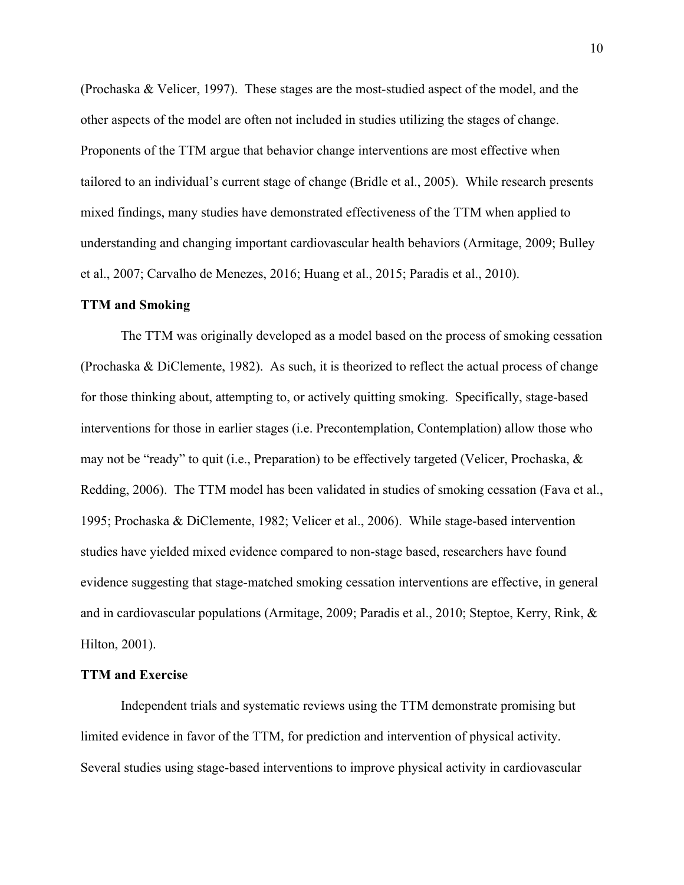(Prochaska & Velicer, 1997). These stages are the most-studied aspect of the model, and the other aspects of the model are often not included in studies utilizing the stages of change. Proponents of the TTM argue that behavior change interventions are most effective when tailored to an individual's current stage of change (Bridle et al., 2005). While research presents mixed findings, many studies have demonstrated effectiveness of the TTM when applied to understanding and changing important cardiovascular health behaviors (Armitage, 2009; Bulley et al., 2007; Carvalho de Menezes, 2016; Huang et al., 2015; Paradis et al., 2010).

**TTM and Smoking**

The TTM was originally developed as a model based on the process of smoking cessation (Prochaska & DiClemente, 1982). As such, it is theorized to reflect the actual process of change for those thinking about, attempting to, or actively quitting smoking. Specifically, stage-based interventions for those in earlier stages (i.e. Precontemplation, Contemplation) allow those who may not be "ready" to quit (i.e., Preparation) to be effectively targeted (Velicer, Prochaska, & Redding, 2006). The TTM model has been validated in studies of smoking cessation (Fava et al., 1995; Prochaska & DiClemente, 1982; Velicer et al., 2006). While stage-based intervention studies have yielded mixed evidence compared to non-stage based, researchers have found evidence suggesting that stage-matched smoking cessation interventions are effective, in general and in cardiovascular populations (Armitage, 2009; Paradis et al., 2010; Steptoe, Kerry, Rink, & Hilton, 2001).

**TTM and Exercise**

Independent trials and systematic reviews using the TTM demonstrate promising but limited evidence in favor of the TTM, for prediction and intervention of physical activity. Several studies using stage-based interventions to improve physical activity in cardiovascular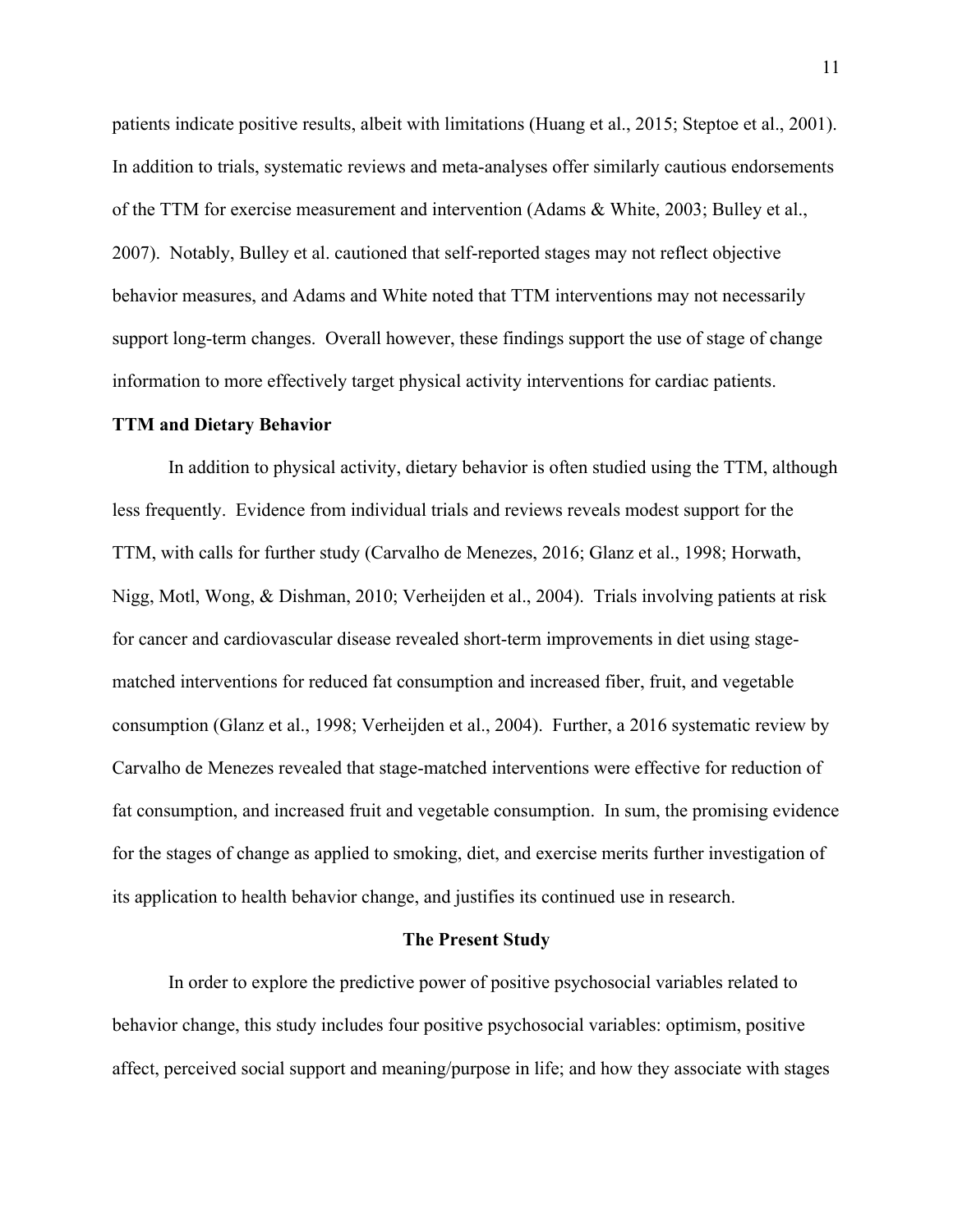patients indicate positive results, albeit with limitations (Huang et al., 2015; Steptoe et al., 2001). In addition to trials, systematic reviews and meta-analyses offer similarly cautious endorsements of the TTM for exercise measurement and intervention (Adams & White, 2003; Bulley et al., 2007). Notably, Bulley et al. cautioned that self-reported stages may not reflect objective behavior measures, and Adams and White noted that TTM interventions may not necessarily support long-term changes. Overall however, these findings support the use of stage of change information to more effectively target physical activity interventions for cardiac patients.

### TTM and Dietary Behavior

In addition to physical activity, dietary behavior is often studied using the TTM, although less frequently. Evidence from individual trials and reviews reveals modest support for the TTM, with calls for further study (Carvalho de Menezes, 2016; Glanz et al., 1998; Horwath, Nigg, Motl, Wong, & Dishman, 2010; Verheijden et al., 2004). Trials involving patients at risk for cancer and cardiovascular disease revealed short-term improvements in diet using stage-matched interventions for reduced fat consumption and increased fiber, fruit, and vegetable consumption (Glanz et al., 1998; Verheijden et al., 2004). Further, a 2016 systematic review by Carvalho de Menezes revealed that stage-matched interventions were effective for reduction of fat consumption, and increased fruit and vegetable consumption. In sum, the promising evidence for the stages of change as applied to smoking, diet, and exercise merits further investigation of its application to health behavior change, and justifies its continued use in research.

## The Present Study

In order to explore the predictive power of positive psychosocial variables related to behavior change, this study includes four positive psychosocial variables: optimism, positive affect, perceived social support and meaning/purpose in life; and how they associate with stages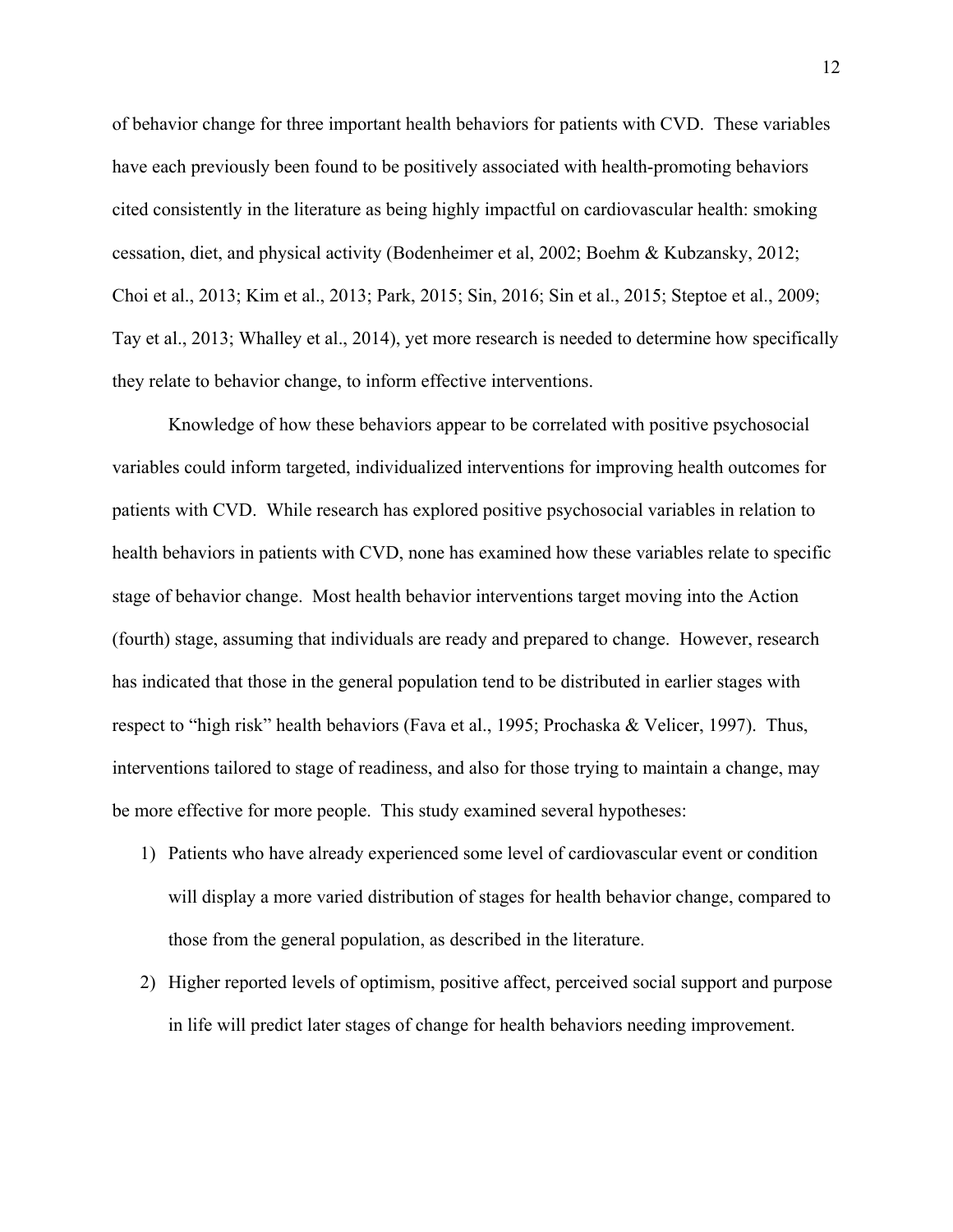of behavior change for three important health behaviors for patients with CVD. These variables have each previously been found to be positively associated with health-promoting behaviors cited consistently in the literature as being highly impactful on cardiovascular health: smoking cessation, diet, and physical activity (Bodenheimer et al, 2002; Boehm & Kubzansky, 2012; Choi et al., 2013; Kim et al., 2013; Park, 2015; Sin, 2016; Sin et al., 2015; Steptoe et al., 2009; Tay et al., 2013; Whalley et al., 2014), yet more research is needed to determine how specifically they relate to behavior change, to inform effective interventions.

Knowledge of how these behaviors appear to be correlated with positive psychosocial variables could inform targeted, individualized interventions for improving health outcomes for patients with CVD. While research has explored positive psychosocial variables in relation to health behaviors in patients with CVD, none has examined how these variables relate to specific stage of behavior change. Most health behavior interventions target moving into the Action (fourth) stage, assuming that individuals are ready and prepared to change. However, research has indicated that those in the general population tend to be distributed in earlier stages with respect to "high risk" health behaviors (Fava et al., 1995; Prochaska & Velicer, 1997). Thus, interventions tailored to stage of readiness, and also for those trying to maintain a change, may be more effective for more people. This study examined several hypotheses:

1) Patients who have already experienced some level of cardiovascular event or condition will display a more varied distribution of stages for health behavior change, compared to those from the general population, as described in the literature.
2) Higher reported levels of optimism, positive affect, perceived social support and purpose in life will predict later stages of change for health behaviors needing improvement.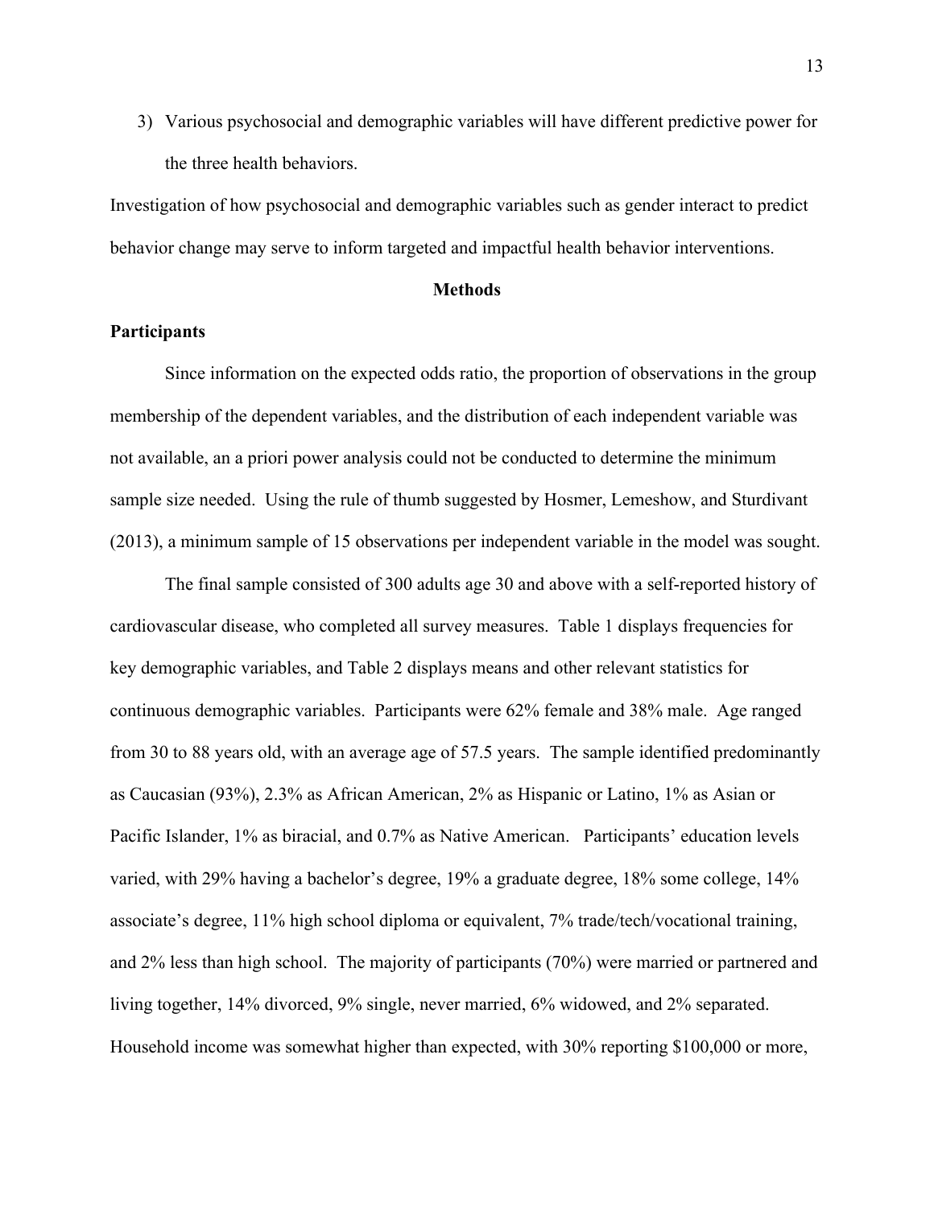3) Various psychosocial and demographic variables will have different predictive power for the three health behaviors.

Investigation of how psychosocial and demographic variables such as gender interact to predict behavior change may serve to inform targeted and impactful health behavior interventions.

## Methods

### Participants

Since information on the expected odds ratio, the proportion of observations in the group membership of the dependent variables, and the distribution of each independent variable was not available, an a priori power analysis could not be conducted to determine the minimum sample size needed. Using the rule of thumb suggested by Hosmer, Lemeshow, and Sturdivant (2013), a minimum sample of 15 observations per independent variable in the model was sought.

The final sample consisted of 300 adults age 30 and above with a self-reported history of cardiovascular disease, who completed all survey measures. Table 1 displays frequencies for key demographic variables, and Table 2 displays means and other relevant statistics for continuous demographic variables. Participants were 62% female and 38% male. Age ranged from 30 to 88 years old, with an average age of 57.5 years. The sample identified predominantly as Caucasian (93%), 2.3% as African American, 2% as Hispanic or Latino, 1% as Asian or Pacific Islander, 1% as biracial, and 0.7% as Native American. Participants' education levels varied, with 29% having a bachelor's degree, 19% a graduate degree, 18% some college, 14% associate's degree, 11% high school diploma or equivalent, 7% trade/tech/vocational training, and 2% less than high school. The majority of participants (70%) were married or partnered and living together, 14% divorced, 9% single, never married, 6% widowed, and 2% separated. Household income was somewhat higher than expected, with 30% reporting $100,000 or more,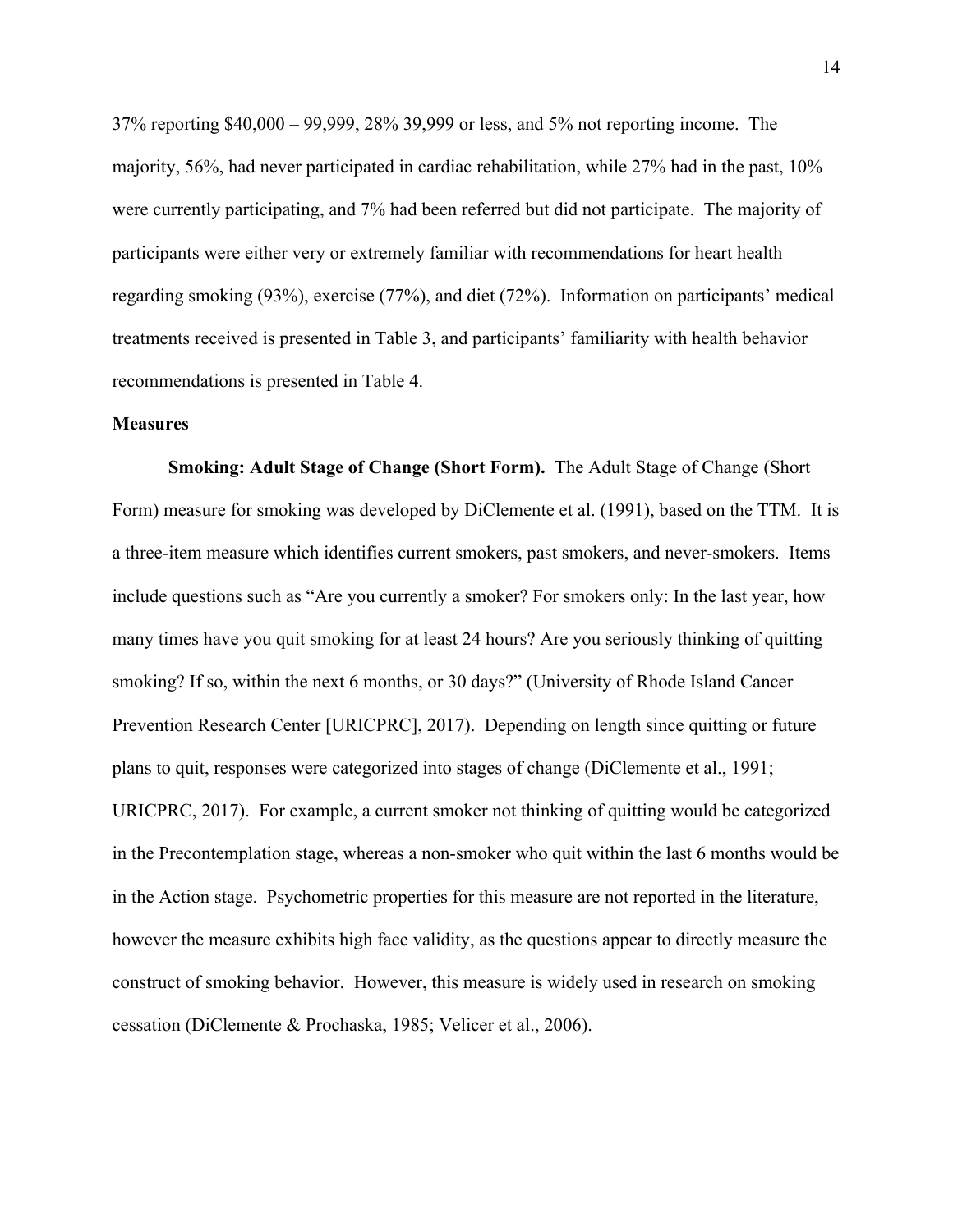37% reporting $40,000 – 99,999, 28% 39,999 or less, and 5% not reporting income. The majority, 56%, had never participated in cardiac rehabilitation, while 27% had in the past, 10% were currently participating, and 7% had been referred but did not participate. The majority of participants were either very or extremely familiar with recommendations for heart health regarding smoking (93%), exercise (77%), and diet (72%). Information on participants' medical treatments received is presented in Table 3, and participants' familiarity with health behavior recommendations is presented in Table 4.

## Measures

**Smoking: Adult Stage of Change (Short Form).** The Adult Stage of Change (Short Form) measure for smoking was developed by DiClemente et al. (1991), based on the TTM. It is a three-item measure which identifies current smokers, past smokers, and never-smokers. Items include questions such as "Are you currently a smoker? For smokers only: In the last year, how many times have you quit smoking for at least 24 hours? Are you seriously thinking of quitting smoking? If so, within the next 6 months, or 30 days?" (University of Rhode Island Cancer Prevention Research Center [URICPRC], 2017). Depending on length since quitting or future plans to quit, responses were categorized into stages of change (DiClemente et al., 1991; URICPRC, 2017). For example, a current smoker not thinking of quitting would be categorized in the Precontemplation stage, whereas a non-smoker who quit within the last 6 months would be in the Action stage. Psychometric properties for this measure are not reported in the literature, however the measure exhibits high face validity, as the questions appear to directly measure the construct of smoking behavior. However, this measure is widely used in research on smoking cessation (DiClemente & Prochaska, 1985; Velicer et al., 2006).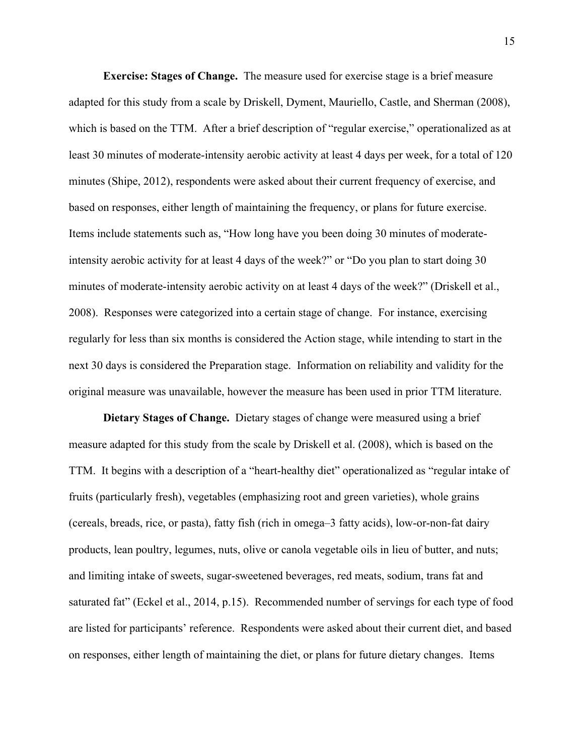**Exercise: Stages of Change.** The measure used for exercise stage is a brief measure adapted for this study from a scale by Driskell, Dyment, Mauriello, Castle, and Sherman (2008), which is based on the TTM. After a brief description of "regular exercise," operationalized as at least 30 minutes of moderate-intensity aerobic activity at least 4 days per week, for a total of 120 minutes (Shipe, 2012), respondents were asked about their current frequency of exercise, and based on responses, either length of maintaining the frequency, or plans for future exercise. Items include statements such as, "How long have you been doing 30 minutes of moderate-intensity aerobic activity for at least 4 days of the week?" or "Do you plan to start doing 30 minutes of moderate-intensity aerobic activity on at least 4 days of the week?" (Driskell et al., 2008). Responses were categorized into a certain stage of change. For instance, exercising regularly for less than six months is considered the Action stage, while intending to start in the next 30 days is considered the Preparation stage. Information on reliability and validity for the original measure was unavailable, however the measure has been used in prior TTM literature.

**Dietary Stages of Change.** Dietary stages of change were measured using a brief measure adapted for this study from the scale by Driskell et al. (2008), which is based on the TTM. It begins with a description of a "heart-healthy diet" operationalized as "regular intake of fruits (particularly fresh), vegetables (emphasizing root and green varieties), whole grains (cereals, breads, rice, or pasta), fatty fish (rich in omega–3 fatty acids), low-or-non-fat dairy products, lean poultry, legumes, nuts, olive or canola vegetable oils in lieu of butter, and nuts; and limiting intake of sweets, sugar-sweetened beverages, red meats, sodium, trans fat and saturated fat" (Eckel et al., 2014, p.15). Recommended number of servings for each type of food are listed for participants' reference. Respondents were asked about their current diet, and based on responses, either length of maintaining the diet, or plans for future dietary changes. Items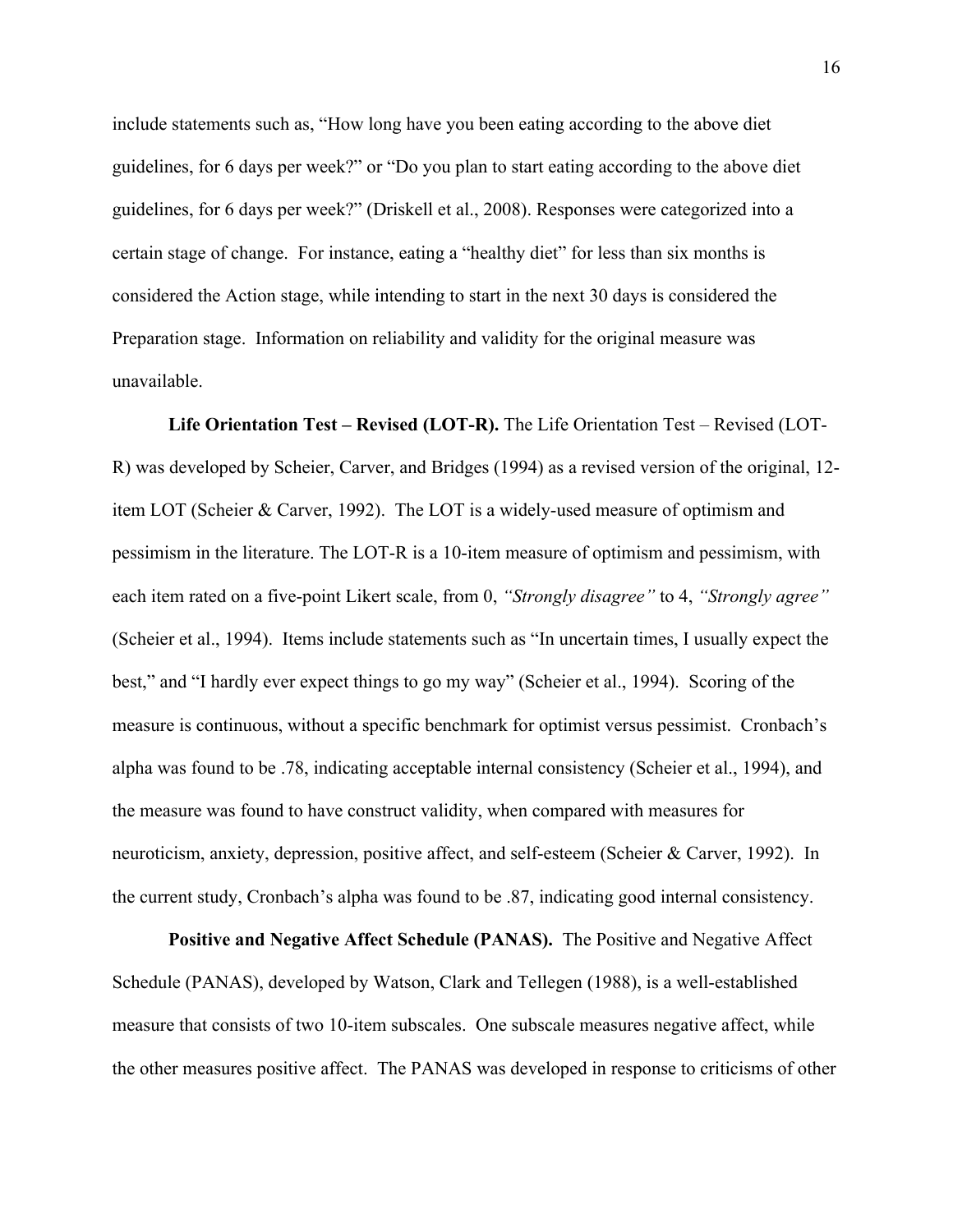include statements such as, "How long have you been eating according to the above diet guidelines, for 6 days per week?" or "Do you plan to start eating according to the above diet guidelines, for 6 days per week?" (Driskell et al., 2008). Responses were categorized into a certain stage of change. For instance, eating a "healthy diet" for less than six months is considered the Action stage, while intending to start in the next 30 days is considered the Preparation stage. Information on reliability and validity for the original measure was unavailable.

**Life Orientation Test – Revised (LOT-R).** The Life Orientation Test – Revised (LOT-R) was developed by Scheier, Carver, and Bridges (1994) as a revised version of the original, 12-item LOT (Scheier & Carver, 1992). The LOT is a widely-used measure of optimism and pessimism in the literature. The LOT-R is a 10-item measure of optimism and pessimism, with each item rated on a five-point Likert scale, from 0, *"Strongly disagree"* to 4, *"Strongly agree"* (Scheier et al., 1994). Items include statements such as "In uncertain times, I usually expect the best," and "I hardly ever expect things to go my way" (Scheier et al., 1994). Scoring of the measure is continuous, without a specific benchmark for optimist versus pessimist. Cronbach's alpha was found to be .78, indicating acceptable internal consistency (Scheier et al., 1994), and the measure was found to have construct validity, when compared with measures for neuroticism, anxiety, depression, positive affect, and self-esteem (Scheier & Carver, 1992). In the current study, Cronbach's alpha was found to be .87, indicating good internal consistency.

**Positive and Negative Affect Schedule (PANAS).** The Positive and Negative Affect Schedule (PANAS), developed by Watson, Clark and Tellegen (1988), is a well-established measure that consists of two 10-item subscales. One subscale measures negative affect, while the other measures positive affect. The PANAS was developed in response to criticisms of other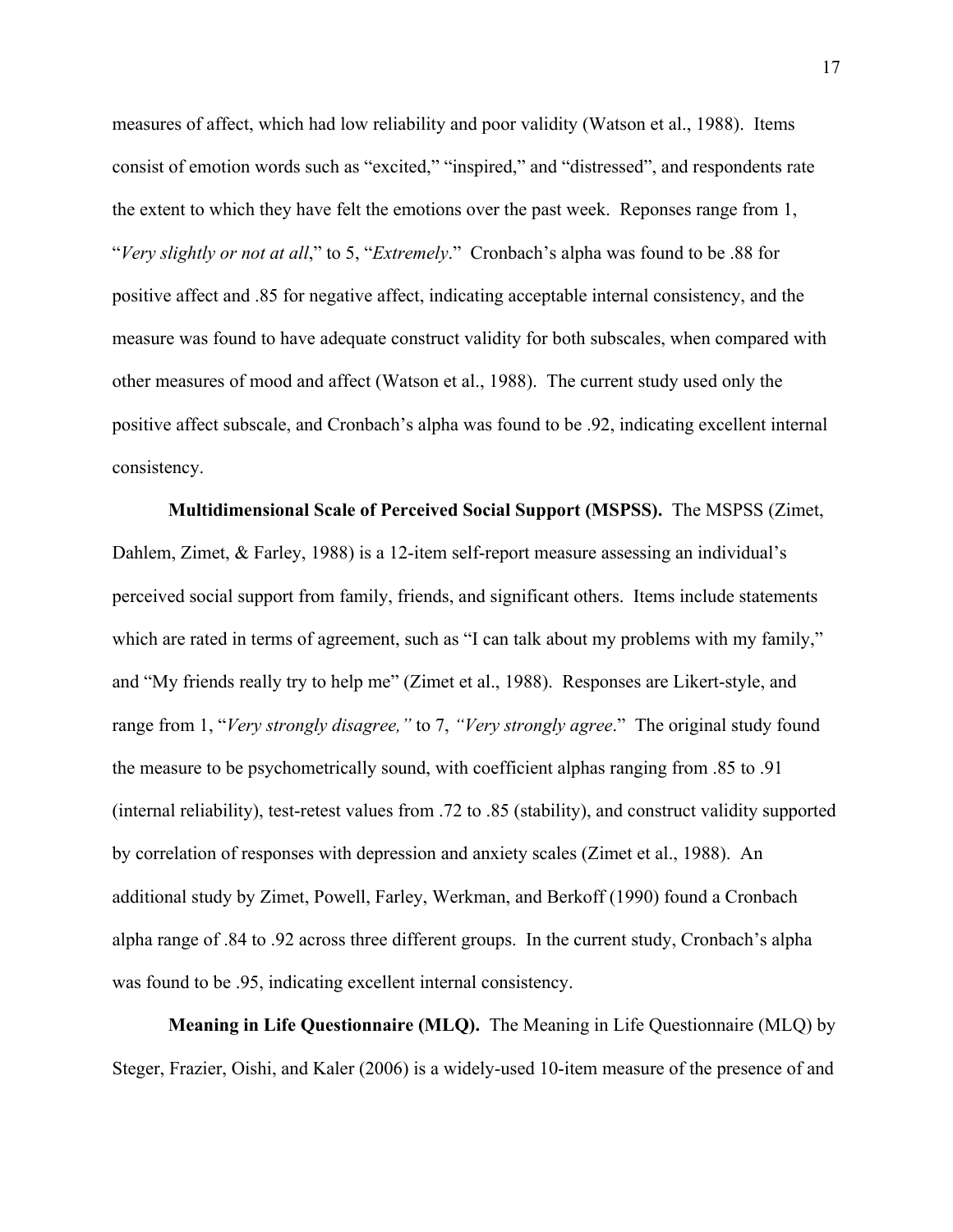measures of affect, which had low reliability and poor validity (Watson et al., 1988). Items consist of emotion words such as "excited," "inspired," and "distressed", and respondents rate the extent to which they have felt the emotions over the past week. Reponses range from 1, "*Very slightly or not at all*," to 5, "*Extremely*." Cronbach's alpha was found to be .88 for positive affect and .85 for negative affect, indicating acceptable internal consistency, and the measure was found to have adequate construct validity for both subscales, when compared with other measures of mood and affect (Watson et al., 1988). The current study used only the positive affect subscale, and Cronbach's alpha was found to be .92, indicating excellent internal consistency.

**Multidimensional Scale of Perceived Social Support (MSPSS).** The MSPSS (Zimet, Dahlem, Zimet, & Farley, 1988) is a 12-item self-report measure assessing an individual's perceived social support from family, friends, and significant others. Items include statements which are rated in terms of agreement, such as "I can talk about my problems with my family," and "My friends really try to help me" (Zimet et al., 1988). Responses are Likert-style, and range from 1, "*Very strongly disagree,*" to 7, *"Very strongly agree*." The original study found the measure to be psychometrically sound, with coefficient alphas ranging from .85 to .91 (internal reliability), test-retest values from .72 to .85 (stability), and construct validity supported by correlation of responses with depression and anxiety scales (Zimet et al., 1988). An additional study by Zimet, Powell, Farley, Werkman, and Berkoff (1990) found a Cronbach alpha range of .84 to .92 across three different groups. In the current study, Cronbach's alpha was found to be .95, indicating excellent internal consistency.

**Meaning in Life Questionnaire (MLQ).** The Meaning in Life Questionnaire (MLQ) by Steger, Frazier, Oishi, and Kaler (2006) is a widely-used 10-item measure of the presence of and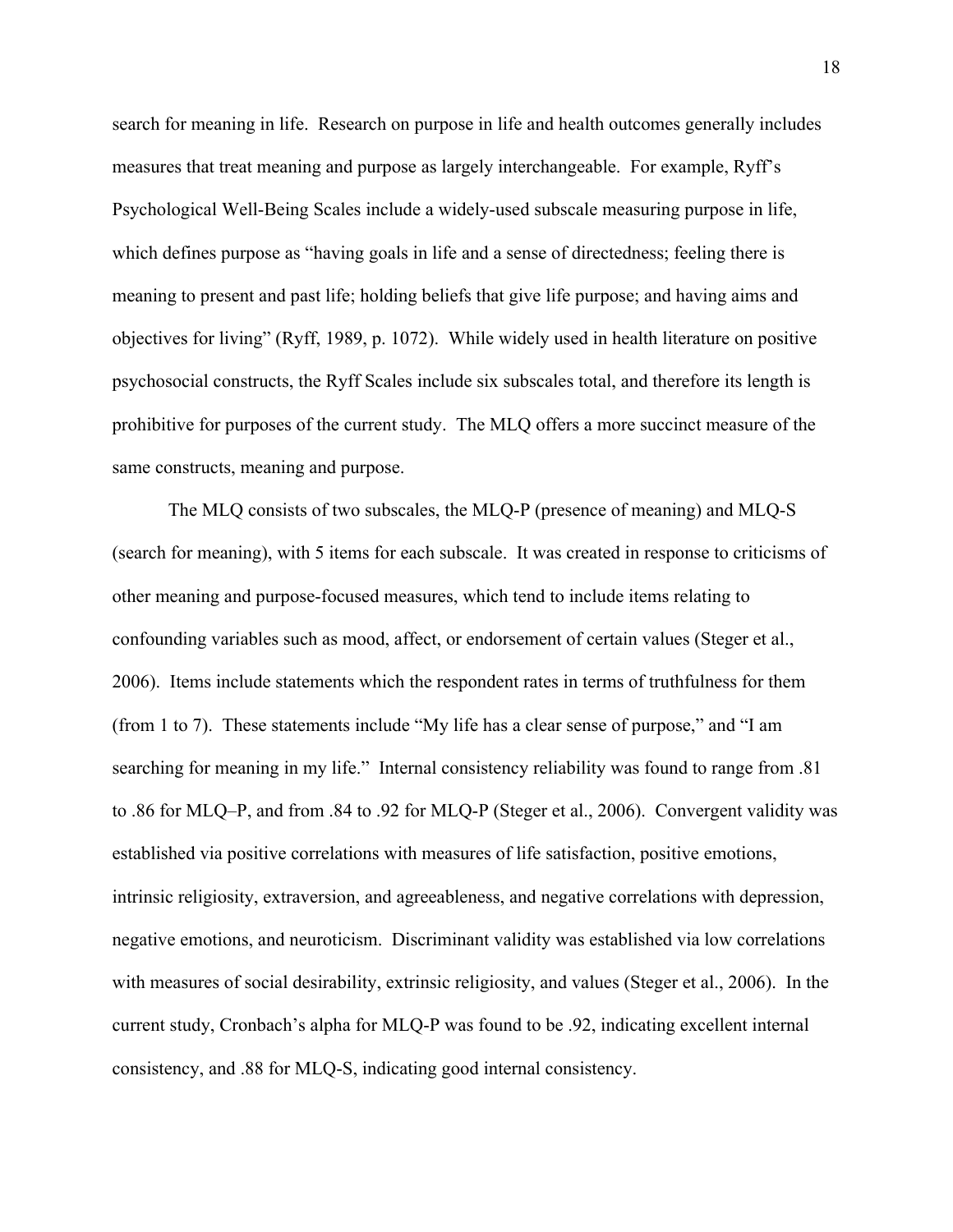search for meaning in life. Research on purpose in life and health outcomes generally includes measures that treat meaning and purpose as largely interchangeable. For example, Ryff's Psychological Well-Being Scales include a widely-used subscale measuring purpose in life, which defines purpose as "having goals in life and a sense of directedness; feeling there is meaning to present and past life; holding beliefs that give life purpose; and having aims and objectives for living" (Ryff, 1989, p. 1072). While widely used in health literature on positive psychosocial constructs, the Ryff Scales include six subscales total, and therefore its length is prohibitive for purposes of the current study. The MLQ offers a more succinct measure of the same constructs, meaning and purpose.

The MLQ consists of two subscales, the MLQ-P (presence of meaning) and MLQ-S (search for meaning), with 5 items for each subscale. It was created in response to criticisms of other meaning and purpose-focused measures, which tend to include items relating to confounding variables such as mood, affect, or endorsement of certain values (Steger et al., 2006). Items include statements which the respondent rates in terms of truthfulness for them (from 1 to 7). These statements include "My life has a clear sense of purpose," and "I am searching for meaning in my life." Internal consistency reliability was found to range from .81 to .86 for MLQ–P, and from .84 to .92 for MLQ-P (Steger et al., 2006). Convergent validity was established via positive correlations with measures of life satisfaction, positive emotions, intrinsic religiosity, extraversion, and agreeableness, and negative correlations with depression, negative emotions, and neuroticism. Discriminant validity was established via low correlations with measures of social desirability, extrinsic religiosity, and values (Steger et al., 2006). In the current study, Cronbach's alpha for MLQ-P was found to be .92, indicating excellent internal consistency, and .88 for MLQ-S, indicating good internal consistency.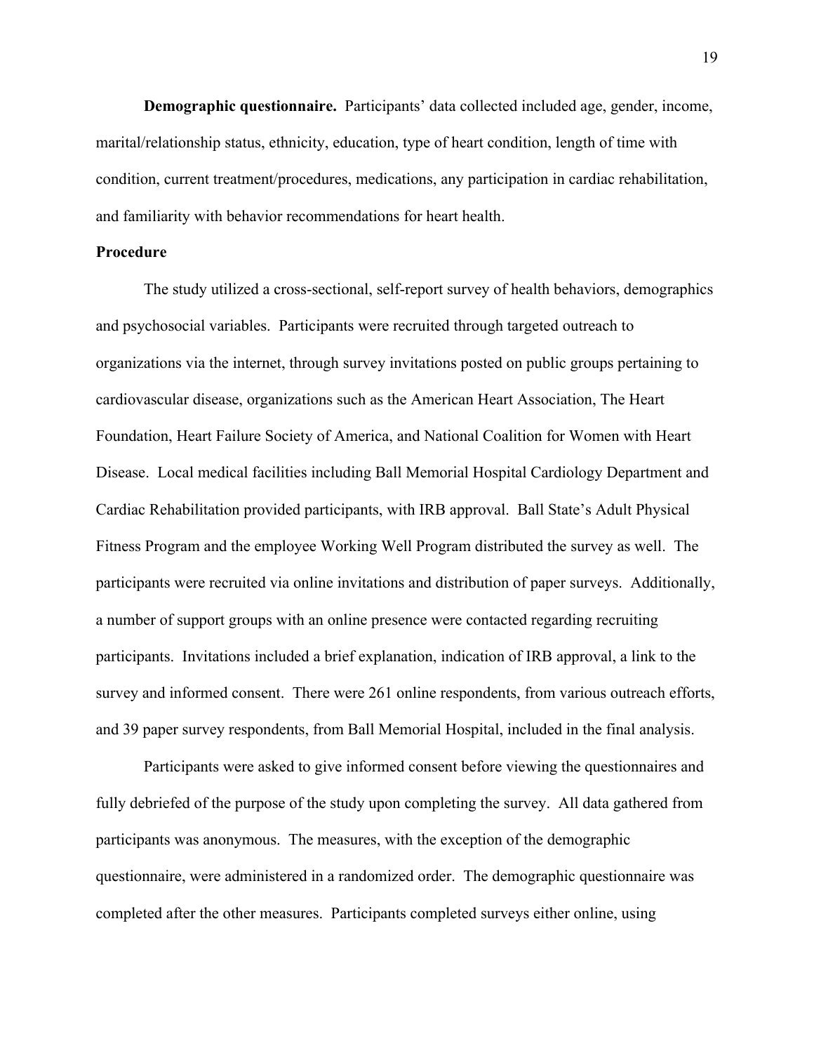**Demographic questionnaire.** Participants' data collected included age, gender, income, marital/relationship status, ethnicity, education, type of heart condition, length of time with condition, current treatment/procedures, medications, any participation in cardiac rehabilitation, and familiarity with behavior recommendations for heart health.

**Procedure**

The study utilized a cross-sectional, self-report survey of health behaviors, demographics and psychosocial variables. Participants were recruited through targeted outreach to organizations via the internet, through survey invitations posted on public groups pertaining to cardiovascular disease, organizations such as the American Heart Association, The Heart Foundation, Heart Failure Society of America, and National Coalition for Women with Heart Disease. Local medical facilities including Ball Memorial Hospital Cardiology Department and Cardiac Rehabilitation provided participants, with IRB approval. Ball State's Adult Physical Fitness Program and the employee Working Well Program distributed the survey as well. The participants were recruited via online invitations and distribution of paper surveys. Additionally, a number of support groups with an online presence were contacted regarding recruiting participants. Invitations included a brief explanation, indication of IRB approval, a link to the survey and informed consent. There were 261 online respondents, from various outreach efforts, and 39 paper survey respondents, from Ball Memorial Hospital, included in the final analysis.

Participants were asked to give informed consent before viewing the questionnaires and fully debriefed of the purpose of the study upon completing the survey. All data gathered from participants was anonymous. The measures, with the exception of the demographic questionnaire, were administered in a randomized order. The demographic questionnaire was completed after the other measures. Participants completed surveys either online, using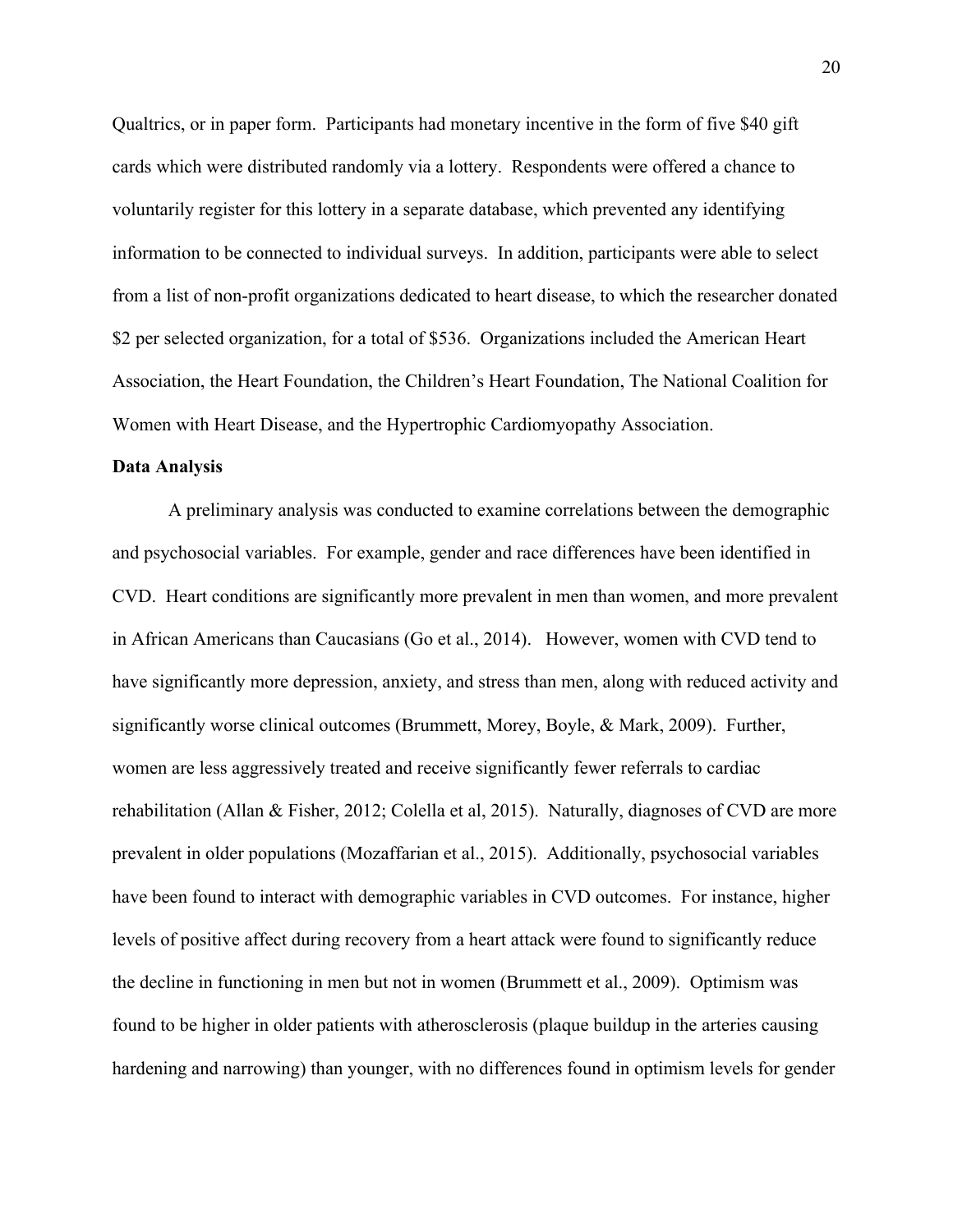Qualtrics, or in paper form. Participants had monetary incentive in the form of five $40 gift cards which were distributed randomly via a lottery. Respondents were offered a chance to voluntarily register for this lottery in a separate database, which prevented any identifying information to be connected to individual surveys. In addition, participants were able to select from a list of non-profit organizations dedicated to heart disease, to which the researcher donated $2 per selected organization, for a total of $536. Organizations included the American Heart Association, the Heart Foundation, the Children's Heart Foundation, The National Coalition for Women with Heart Disease, and the Hypertrophic Cardiomyopathy Association.

**Data Analysis**

A preliminary analysis was conducted to examine correlations between the demographic and psychosocial variables. For example, gender and race differences have been identified in CVD. Heart conditions are significantly more prevalent in men than women, and more prevalent in African Americans than Caucasians (Go et al., 2014). However, women with CVD tend to have significantly more depression, anxiety, and stress than men, along with reduced activity and significantly worse clinical outcomes (Brummett, Morey, Boyle, & Mark, 2009). Further, women are less aggressively treated and receive significantly fewer referrals to cardiac rehabilitation (Allan & Fisher, 2012; Colella et al, 2015). Naturally, diagnoses of CVD are more prevalent in older populations (Mozaffarian et al., 2015). Additionally, psychosocial variables have been found to interact with demographic variables in CVD outcomes. For instance, higher levels of positive affect during recovery from a heart attack were found to significantly reduce the decline in functioning in men but not in women (Brummett et al., 2009). Optimism was found to be higher in older patients with atherosclerosis (plaque buildup in the arteries causing hardening and narrowing) than younger, with no differences found in optimism levels for gender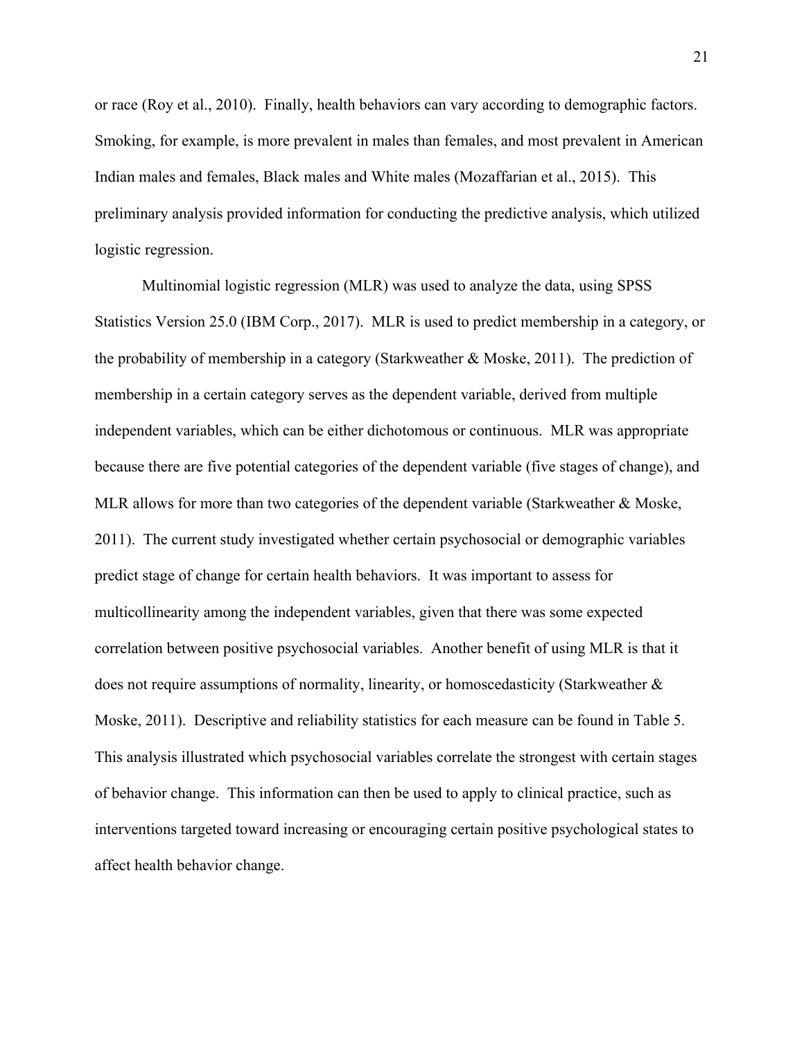or race (Roy et al., 2010). Finally, health behaviors can vary according to demographic factors. Smoking, for example, is more prevalent in males than females, and most prevalent in American Indian males and females, Black males and White males (Mozaffarian et al., 2015). This preliminary analysis provided information for conducting the predictive analysis, which utilized logistic regression.

Multinomial logistic regression (MLR) was used to analyze the data, using SPSS Statistics Version 25.0 (IBM Corp., 2017). MLR is used to predict membership in a category, or the probability of membership in a category (Starkweather & Moske, 2011). The prediction of membership in a certain category serves as the dependent variable, derived from multiple independent variables, which can be either dichotomous or continuous. MLR was appropriate because there are five potential categories of the dependent variable (five stages of change), and MLR allows for more than two categories of the dependent variable (Starkweather & Moske, 2011). The current study investigated whether certain psychosocial or demographic variables predict stage of change for certain health behaviors. It was important to assess for multicollinearity among the independent variables, given that there was some expected correlation between positive psychosocial variables. Another benefit of using MLR is that it does not require assumptions of normality, linearity, or homoscedasticity (Starkweather & Moske, 2011). Descriptive and reliability statistics for each measure can be found in Table 5. This analysis illustrated which psychosocial variables correlate the strongest with certain stages of behavior change. This information can then be used to apply to clinical practice, such as interventions targeted toward increasing or encouraging certain positive psychological states to affect health behavior change.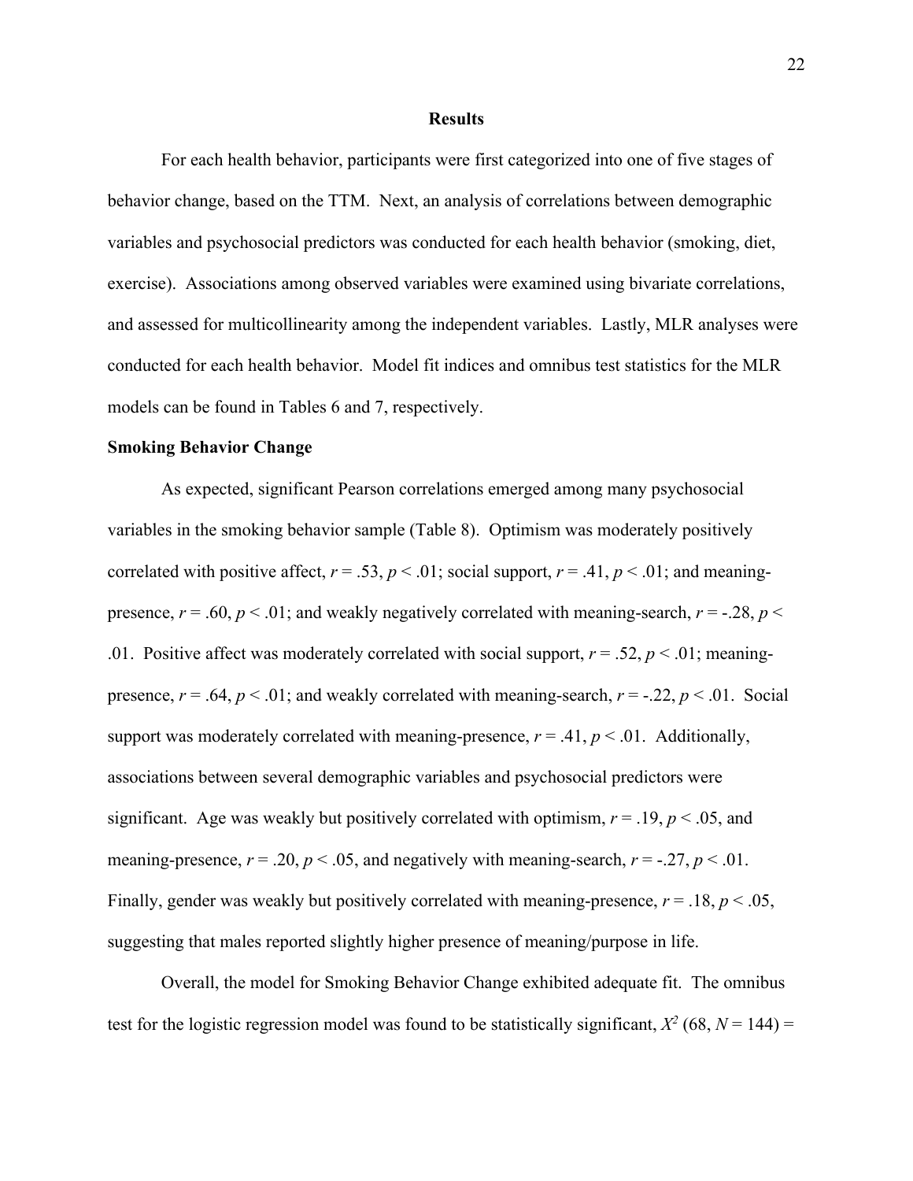# Results

For each health behavior, participants were first categorized into one of five stages of behavior change, based on the TTM. Next, an analysis of correlations between demographic variables and psychosocial predictors was conducted for each health behavior (smoking, diet, exercise). Associations among observed variables were examined using bivariate correlations, and assessed for multicollinearity among the independent variables. Lastly, MLR analyses were conducted for each health behavior. Model fit indices and omnibus test statistics for the MLR models can be found in Tables 6 and 7, respectively.

## Smoking Behavior Change

As expected, significant Pearson correlations emerged among many psychosocial variables in the smoking behavior sample (Table 8). Optimism was moderately positively correlated with positive affect, $r = .53$, $p < .01$; social support, $r = .41$, $p < .01$; and meaning-presence, $r = .60$, $p < .01$; and weakly negatively correlated with meaning-search, $r = -.28$, $p < .01$. Positive affect was moderately correlated with social support, $r = .52$, $p < .01$; meaning-presence, $r = .64$, $p < .01$; and weakly correlated with meaning-search, $r = -.22$, $p < .01$. Social support was moderately correlated with meaning-presence, $r = .41$, $p < .01$. Additionally, associations between several demographic variables and psychosocial predictors were significant. Age was weakly but positively correlated with optimism, $r = .19$, $p < .05$, and meaning-presence, $r = .20$, $p < .05$, and negatively with meaning-search, $r = -.27$, $p < .01$. Finally, gender was weakly but positively correlated with meaning-presence, $r = .18$, $p < .05$, suggesting that males reported slightly higher presence of meaning/purpose in life.

Overall, the model for Smoking Behavior Change exhibited adequate fit. The omnibus test for the logistic regression model was found to be statistically significant, $X^2$ $(68, N = 144) =$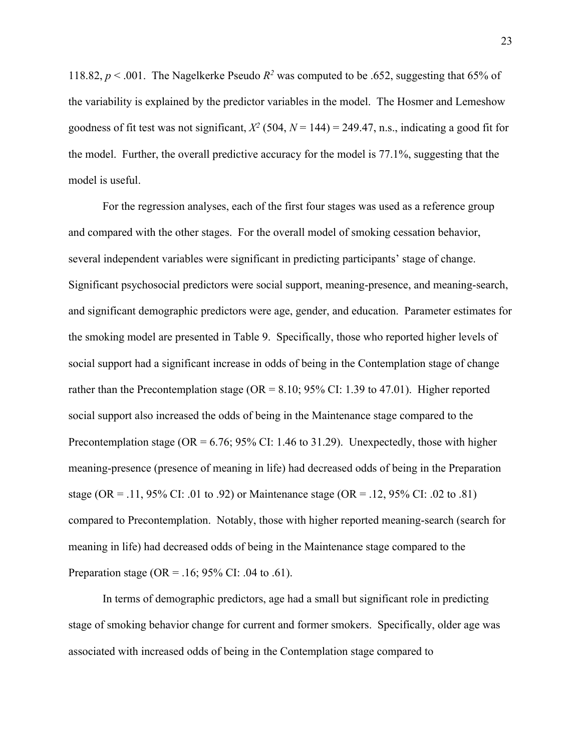118.82, $p < .001$. The Nagelkerke Pseudo $R^2$ was computed to be .652, suggesting that 65% of the variability is explained by the predictor variables in the model. The Hosmer and Lemeshow goodness of fit test was not significant, $X^2$ (504, $N = 144$) = 249.47, n.s., indicating a good fit for the model. Further, the overall predictive accuracy for the model is 77.1%, suggesting that the model is useful.

For the regression analyses, each of the first four stages was used as a reference group and compared with the other stages. For the overall model of smoking cessation behavior, several independent variables were significant in predicting participants' stage of change. Significant psychosocial predictors were social support, meaning-presence, and meaning-search, and significant demographic predictors were age, gender, and education. Parameter estimates for the smoking model are presented in Table 9. Specifically, those who reported higher levels of social support had a significant increase in odds of being in the Contemplation stage of change rather than the Precontemplation stage (OR = 8.10; 95% CI: 1.39 to 47.01). Higher reported social support also increased the odds of being in the Maintenance stage compared to the Precontemplation stage (OR = 6.76; 95% CI: 1.46 to 31.29). Unexpectedly, those with higher meaning-presence (presence of meaning in life) had decreased odds of being in the Preparation stage (OR = .11, 95% CI: .01 to .92) or Maintenance stage (OR = .12, 95% CI: .02 to .81) compared to Precontemplation. Notably, those with higher reported meaning-search (search for meaning in life) had decreased odds of being in the Maintenance stage compared to the Preparation stage (OR = .16; 95% CI: .04 to .61).

In terms of demographic predictors, age had a small but significant role in predicting stage of smoking behavior change for current and former smokers. Specifically, older age was associated with increased odds of being in the Contemplation stage compared to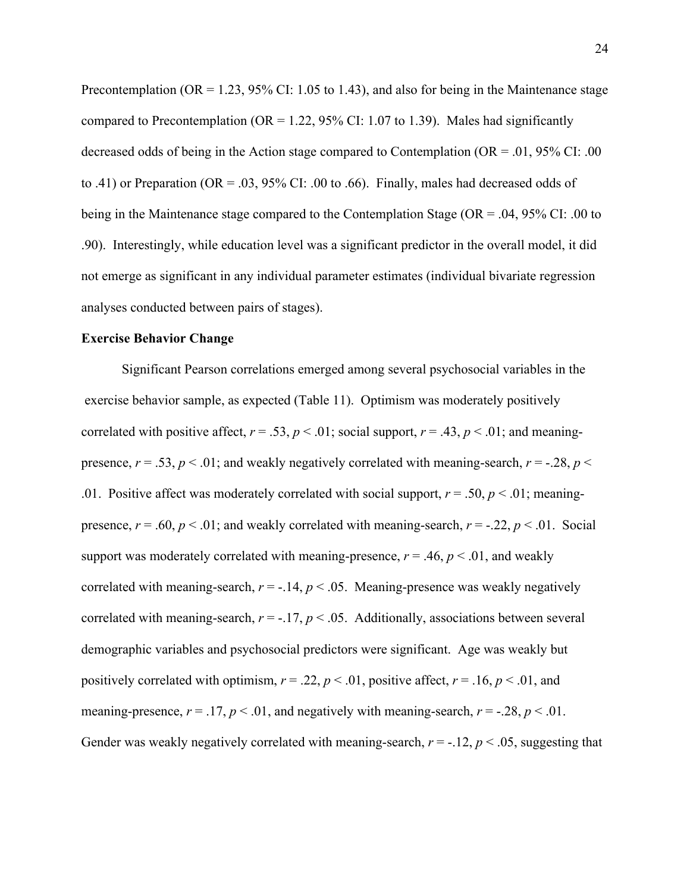Precontemplation (OR = 1.23, 95% CI: 1.05 to 1.43), and also for being in the Maintenance stage compared to Precontemplation (OR = 1.22, 95% CI: 1.07 to 1.39). Males had significantly decreased odds of being in the Action stage compared to Contemplation (OR = .01, 95% CI: .00 to .41) or Preparation (OR = .03, 95% CI: .00 to .66). Finally, males had decreased odds of being in the Maintenance stage compared to the Contemplation Stage (OR = .04, 95% CI: .00 to .90). Interestingly, while education level was a significant predictor in the overall model, it did not emerge as significant in any individual parameter estimates (individual bivariate regression analyses conducted between pairs of stages).

**Exercise Behavior Change**

Significant Pearson correlations emerged among several psychosocial variables in the exercise behavior sample, as expected (Table 11). Optimism was moderately positively correlated with positive affect, $r = .53$, $p < .01$; social support, $r = .43$, $p < .01$; and meaning-presence, $r = .53$, $p < .01$; and weakly negatively correlated with meaning-search, $r = -.28$, $p < .01$. Positive affect was moderately correlated with social support, $r = .50$, $p < .01$; meaning-presence, $r = .60$, $p < .01$; and weakly correlated with meaning-search, $r = -.22$, $p < .01$. Social support was moderately correlated with meaning-presence, $r = .46$, $p < .01$, and weakly correlated with meaning-search, $r = -.14$, $p < .05$. Meaning-presence was weakly negatively correlated with meaning-search, $r = -.17$, $p < .05$. Additionally, associations between several demographic variables and psychosocial predictors were significant. Age was weakly but positively correlated with optimism, $r = .22$, $p < .01$, positive affect, $r = .16$, $p < .01$, and meaning-presence, $r = .17$, $p < .01$, and negatively with meaning-search, $r = -.28$, $p < .01$. Gender was weakly negatively correlated with meaning-search, $r = -.12$, $p < .05$, suggesting that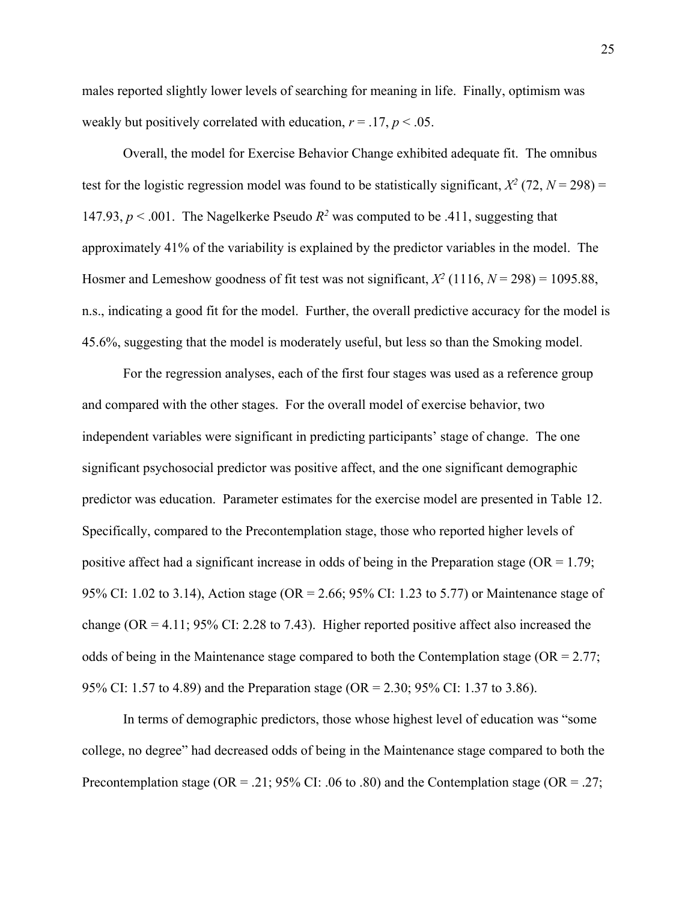males reported slightly lower levels of searching for meaning in life. Finally, optimism was weakly but positively correlated with education, $r = .17$, $p < .05$.

Overall, the model for Exercise Behavior Change exhibited adequate fit. The omnibus test for the logistic regression model was found to be statistically significant, $X^2$ (72, $N = 298$) = 147.93, $p < .001$. The Nagelkerke Pseudo $R^2$ was computed to be .411, suggesting that approximately 41% of the variability is explained by the predictor variables in the model. The Hosmer and Lemeshow goodness of fit test was not significant, $X^2$ (1116, $N = 298$) = 1095.88, n.s., indicating a good fit for the model. Further, the overall predictive accuracy for the model is 45.6%, suggesting that the model is moderately useful, but less so than the Smoking model.

For the regression analyses, each of the first four stages was used as a reference group and compared with the other stages. For the overall model of exercise behavior, two independent variables were significant in predicting participants' stage of change. The one significant psychosocial predictor was positive affect, and the one significant demographic predictor was education. Parameter estimates for the exercise model are presented in Table 12. Specifically, compared to the Precontemplation stage, those who reported higher levels of positive affect had a significant increase in odds of being in the Preparation stage (OR = 1.79; 95% CI: 1.02 to 3.14), Action stage (OR = 2.66; 95% CI: 1.23 to 5.77) or Maintenance stage of change (OR = 4.11; 95% CI: 2.28 to 7.43). Higher reported positive affect also increased the odds of being in the Maintenance stage compared to both the Contemplation stage (OR = 2.77; 95% CI: 1.57 to 4.89) and the Preparation stage (OR = 2.30; 95% CI: 1.37 to 3.86).

In terms of demographic predictors, those whose highest level of education was "some college, no degree" had decreased odds of being in the Maintenance stage compared to both the Precontemplation stage (OR = .21; 95% CI: .06 to .80) and the Contemplation stage (OR = .27;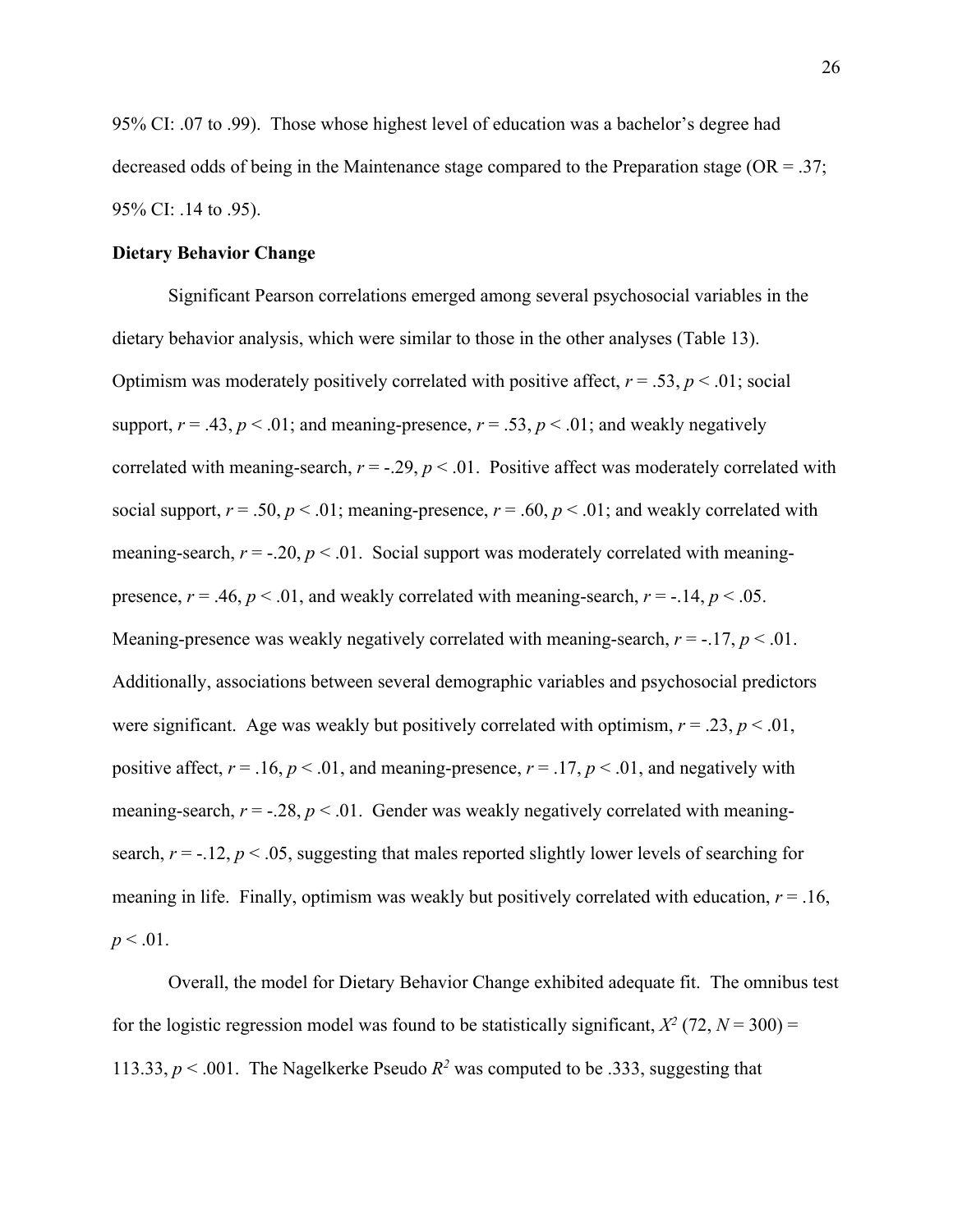95% CI: .07 to .99). Those whose highest level of education was a bachelor's degree had decreased odds of being in the Maintenance stage compared to the Preparation stage (OR = .37; 95% CI: .14 to .95).

**Dietary Behavior Change**

Significant Pearson correlations emerged among several psychosocial variables in the dietary behavior analysis, which were similar to those in the other analyses (Table 13). Optimism was moderately positively correlated with positive affect, $r = .53$, $p < .01$; social support, $r = .43$, $p < .01$; and meaning-presence, $r = .53$, $p < .01$; and weakly negatively correlated with meaning-search, $r = -.29$, $p < .01$. Positive affect was moderately correlated with social support, $r = .50$, $p < .01$; meaning-presence, $r = .60$, $p < .01$; and weakly correlated with meaning-search, $r = -.20$, $p < .01$. Social support was moderately correlated with meaning-presence, $r = .46$, $p < .01$, and weakly correlated with meaning-search, $r = -.14$, $p < .05$. Meaning-presence was weakly negatively correlated with meaning-search, $r = -.17$, $p < .01$. Additionally, associations between several demographic variables and psychosocial predictors were significant. Age was weakly but positively correlated with optimism, $r = .23$, $p < .01$, positive affect, $r = .16$, $p < .01$, and meaning-presence, $r = .17$, $p < .01$, and negatively with meaning-search, $r = -.28$, $p < .01$. Gender was weakly negatively correlated with meaning-search, $r = -.12$, $p < .05$, suggesting that males reported slightly lower levels of searching for meaning in life. Finally, optimism was weakly but positively correlated with education, $r = .16$, $p < .01$.

Overall, the model for Dietary Behavior Change exhibited adequate fit. The omnibus test for the logistic regression model was found to be statistically significant, $X^2$ (72, $N = 300$) = 113.33, $p < .001$. The Nagelkerke Pseudo $R^2$ was computed to be .333, suggesting that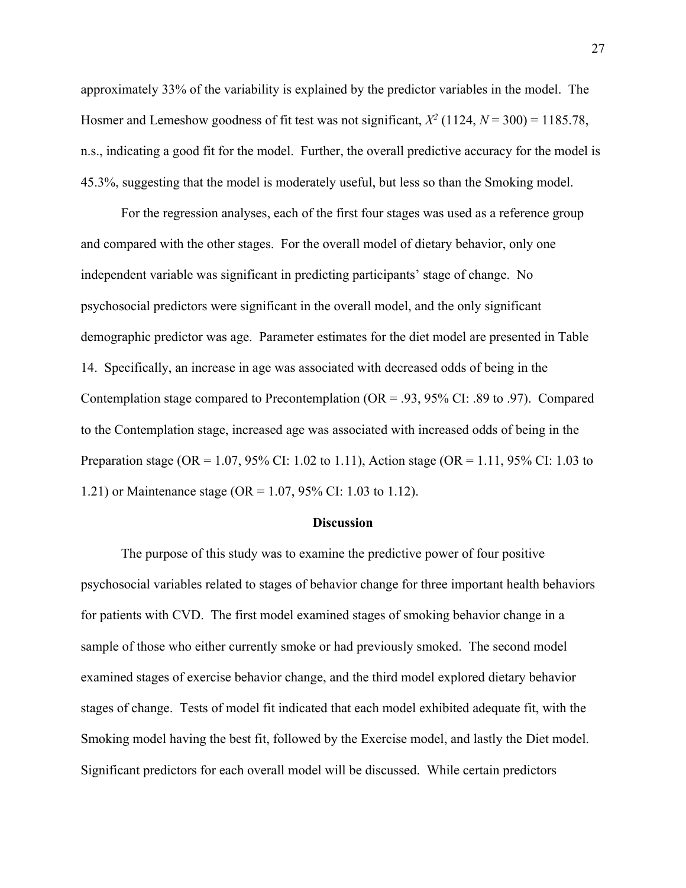approximately 33% of the variability is explained by the predictor variables in the model. The Hosmer and Lemeshow goodness of fit test was not significant, $X^2$ (1124, $N$ = 300) = 1185.78, n.s., indicating a good fit for the model. Further, the overall predictive accuracy for the model is 45.3%, suggesting that the model is moderately useful, but less so than the Smoking model.

For the regression analyses, each of the first four stages was used as a reference group and compared with the other stages. For the overall model of dietary behavior, only one independent variable was significant in predicting participants' stage of change. No psychosocial predictors were significant in the overall model, and the only significant demographic predictor was age. Parameter estimates for the diet model are presented in Table 14. Specifically, an increase in age was associated with decreased odds of being in the Contemplation stage compared to Precontemplation (OR = .93, 95% CI: .89 to .97). Compared to the Contemplation stage, increased age was associated with increased odds of being in the Preparation stage (OR = 1.07, 95% CI: 1.02 to 1.11), Action stage (OR = 1.11, 95% CI: 1.03 to 1.21) or Maintenance stage (OR = 1.07, 95% CI: 1.03 to 1.12).

## Discussion

The purpose of this study was to examine the predictive power of four positive psychosocial variables related to stages of behavior change for three important health behaviors for patients with CVD. The first model examined stages of smoking behavior change in a sample of those who either currently smoke or had previously smoked. The second model examined stages of exercise behavior change, and the third model explored dietary behavior stages of change. Tests of model fit indicated that each model exhibited adequate fit, with the Smoking model having the best fit, followed by the Exercise model, and lastly the Diet model. Significant predictors for each overall model will be discussed. While certain predictors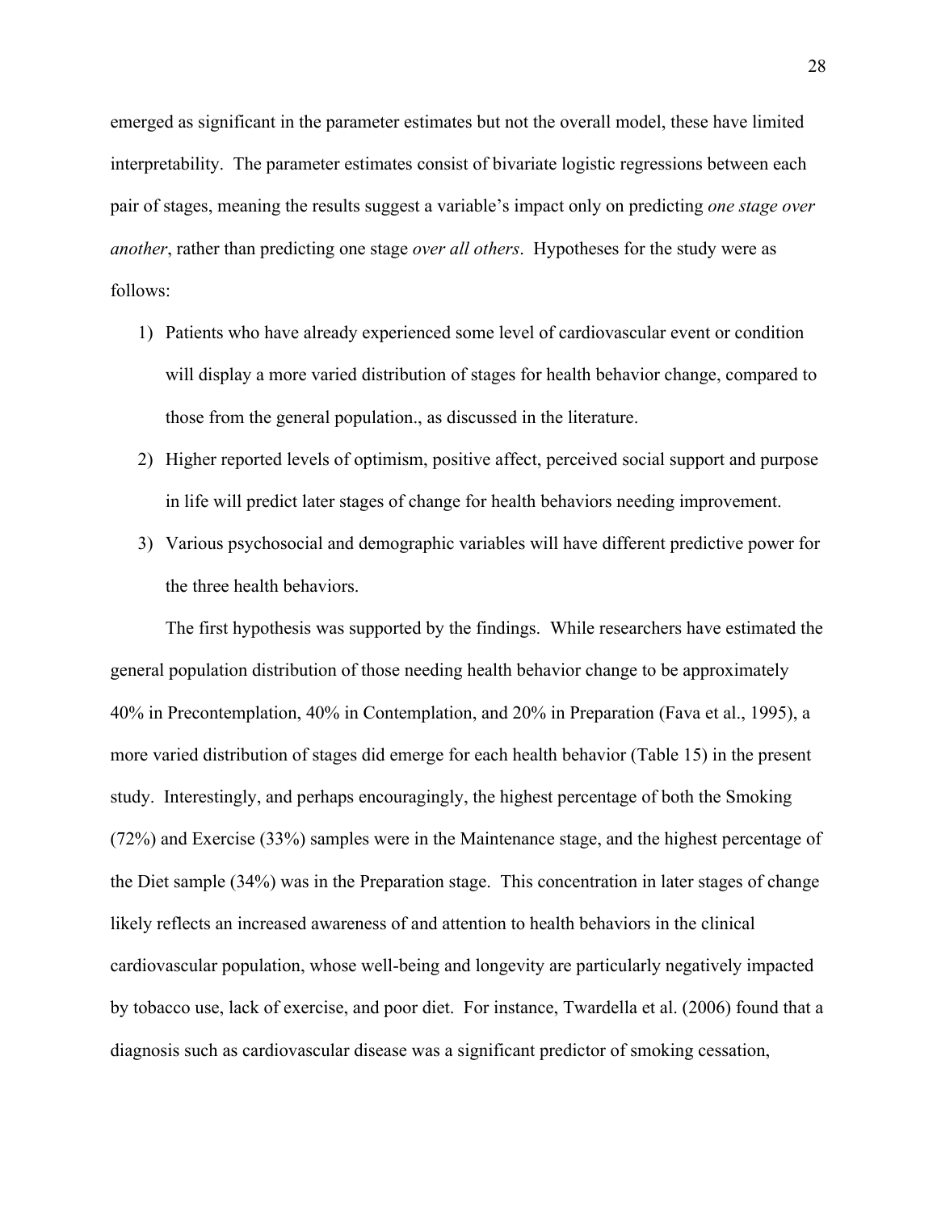emerged as significant in the parameter estimates but not the overall model, these have limited interpretability. The parameter estimates consist of bivariate logistic regressions between each pair of stages, meaning the results suggest a variable's impact only on predicting *one stage over another*, rather than predicting one stage *over all others*. Hypotheses for the study were as follows:

1) Patients who have already experienced some level of cardiovascular event or condition will display a more varied distribution of stages for health behavior change, compared to those from the general population., as discussed in the literature.
2) Higher reported levels of optimism, positive affect, perceived social support and purpose in life will predict later stages of change for health behaviors needing improvement.
3) Various psychosocial and demographic variables will have different predictive power for the three health behaviors.

The first hypothesis was supported by the findings. While researchers have estimated the general population distribution of those needing health behavior change to be approximately 40% in Precontemplation, 40% in Contemplation, and 20% in Preparation (Fava et al., 1995), a more varied distribution of stages did emerge for each health behavior (Table 15) in the present study. Interestingly, and perhaps encouragingly, the highest percentage of both the Smoking (72%) and Exercise (33%) samples were in the Maintenance stage, and the highest percentage of the Diet sample (34%) was in the Preparation stage. This concentration in later stages of change likely reflects an increased awareness of and attention to health behaviors in the clinical cardiovascular population, whose well-being and longevity are particularly negatively impacted by tobacco use, lack of exercise, and poor diet. For instance, Twardella et al. (2006) found that a diagnosis such as cardiovascular disease was a significant predictor of smoking cessation,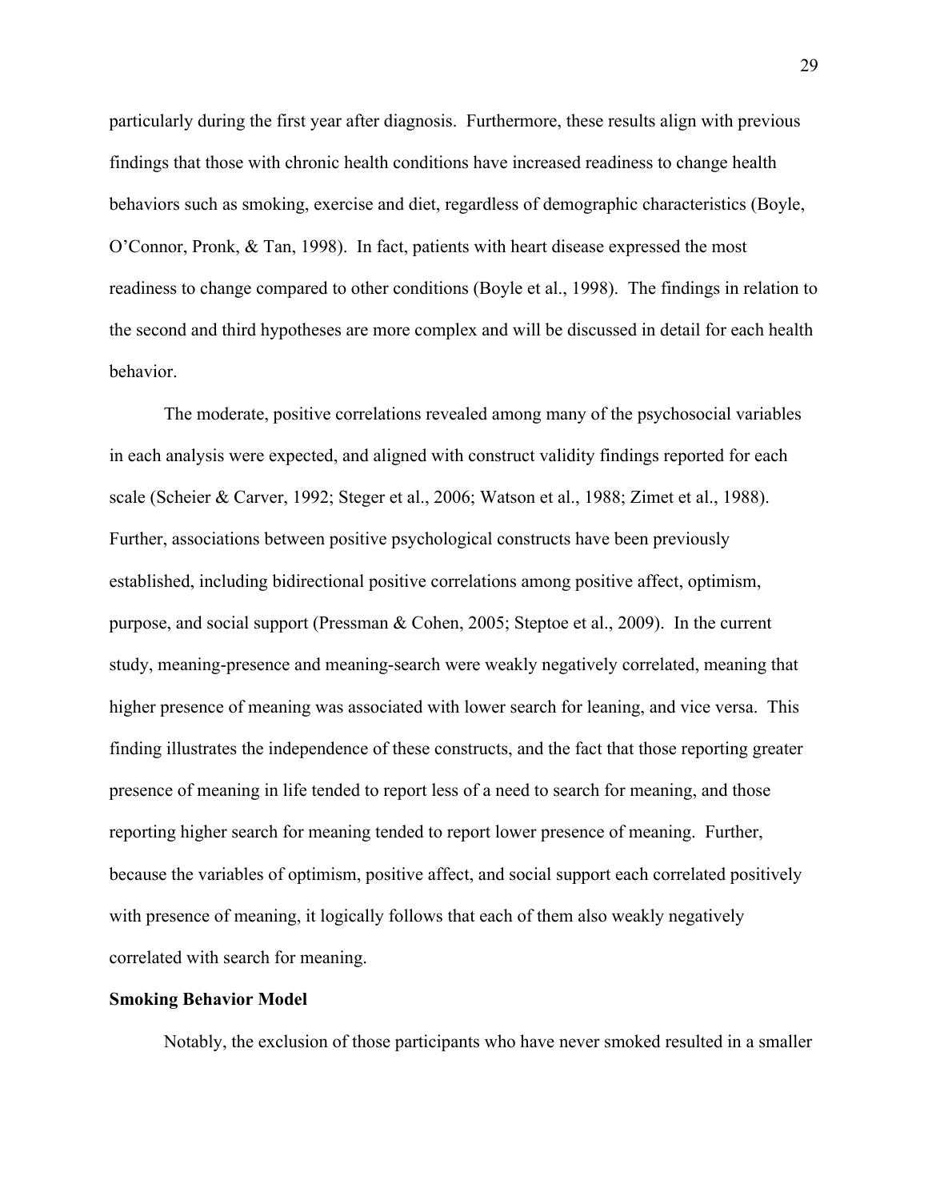particularly during the first year after diagnosis. Furthermore, these results align with previous findings that those with chronic health conditions have increased readiness to change health behaviors such as smoking, exercise and diet, regardless of demographic characteristics (Boyle, O'Connor, Pronk, & Tan, 1998). In fact, patients with heart disease expressed the most readiness to change compared to other conditions (Boyle et al., 1998). The findings in relation to the second and third hypotheses are more complex and will be discussed in detail for each health behavior.

The moderate, positive correlations revealed among many of the psychosocial variables in each analysis were expected, and aligned with construct validity findings reported for each scale (Scheier & Carver, 1992; Steger et al., 2006; Watson et al., 1988; Zimet et al., 1988). Further, associations between positive psychological constructs have been previously established, including bidirectional positive correlations among positive affect, optimism, purpose, and social support (Pressman & Cohen, 2005; Steptoe et al., 2009). In the current study, meaning-presence and meaning-search were weakly negatively correlated, meaning that higher presence of meaning was associated with lower search for leaning, and vice versa. This finding illustrates the independence of these constructs, and the fact that those reporting greater presence of meaning in life tended to report less of a need to search for meaning, and those reporting higher search for meaning tended to report lower presence of meaning. Further, because the variables of optimism, positive affect, and social support each correlated positively with presence of meaning, it logically follows that each of them also weakly negatively correlated with search for meaning.

**Smoking Behavior Model**

Notably, the exclusion of those participants who have never smoked resulted in a smaller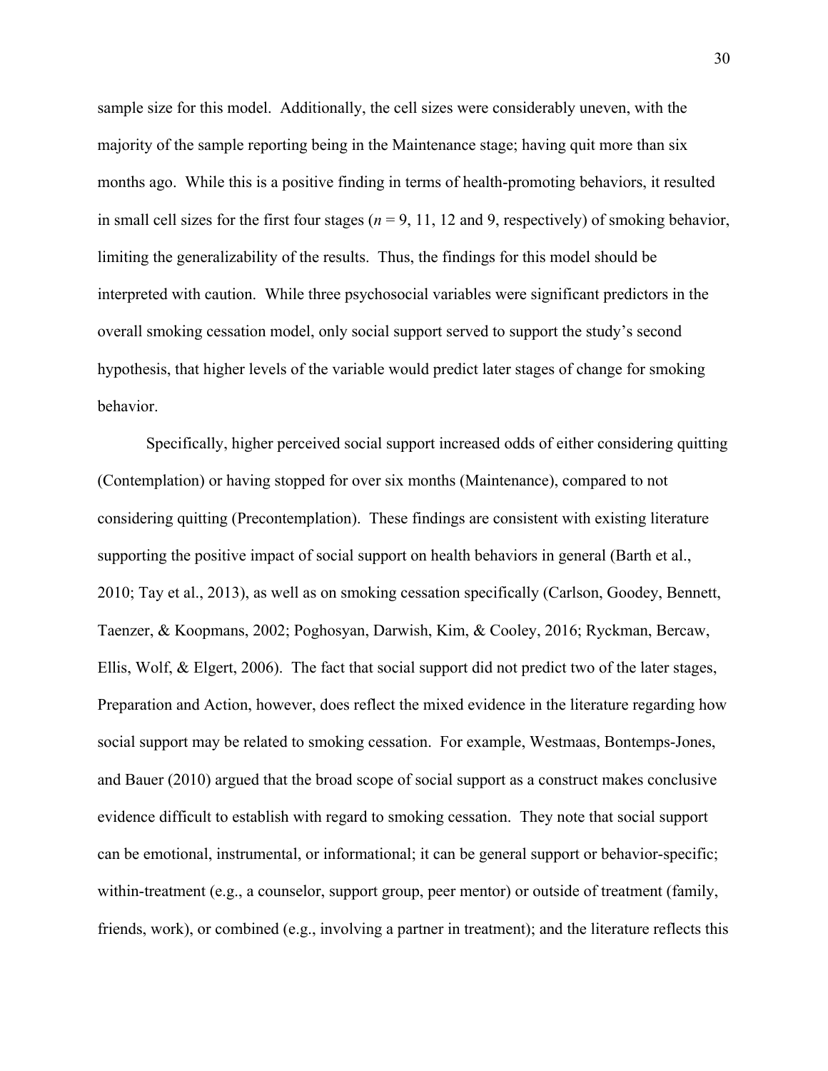sample size for this model. Additionally, the cell sizes were considerably uneven, with the majority of the sample reporting being in the Maintenance stage; having quit more than six months ago. While this is a positive finding in terms of health-promoting behaviors, it resulted in small cell sizes for the first four stages ($n$ = 9, 11, 12 and 9, respectively) of smoking behavior, limiting the generalizability of the results. Thus, the findings for this model should be interpreted with caution. While three psychosocial variables were significant predictors in the overall smoking cessation model, only social support served to support the study's second hypothesis, that higher levels of the variable would predict later stages of change for smoking behavior.

Specifically, higher perceived social support increased odds of either considering quitting (Contemplation) or having stopped for over six months (Maintenance), compared to not considering quitting (Precontemplation). These findings are consistent with existing literature supporting the positive impact of social support on health behaviors in general (Barth et al., 2010; Tay et al., 2013), as well as on smoking cessation specifically (Carlson, Goodey, Bennett, Taenzer, & Koopmans, 2002; Poghosyan, Darwish, Kim, & Cooley, 2016; Ryckman, Bercaw, Ellis, Wolf, & Elgert, 2006). The fact that social support did not predict two of the later stages, Preparation and Action, however, does reflect the mixed evidence in the literature regarding how social support may be related to smoking cessation. For example, Westmaas, Bontemps-Jones, and Bauer (2010) argued that the broad scope of social support as a construct makes conclusive evidence difficult to establish with regard to smoking cessation. They note that social support can be emotional, instrumental, or informational; it can be general support or behavior-specific; within-treatment (e.g., a counselor, support group, peer mentor) or outside of treatment (family, friends, work), or combined (e.g., involving a partner in treatment); and the literature reflects this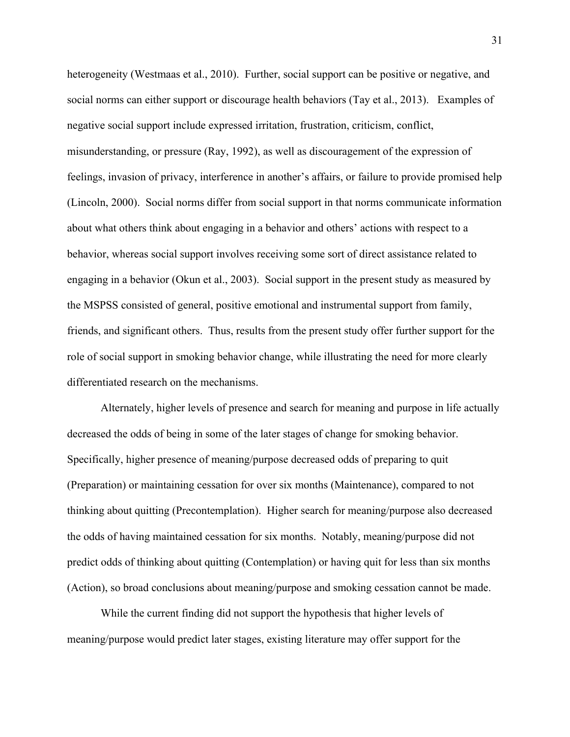heterogeneity (Westmaas et al., 2010). Further, social support can be positive or negative, and social norms can either support or discourage health behaviors (Tay et al., 2013). Examples of negative social support include expressed irritation, frustration, criticism, conflict, misunderstanding, or pressure (Ray, 1992), as well as discouragement of the expression of feelings, invasion of privacy, interference in another's affairs, or failure to provide promised help (Lincoln, 2000). Social norms differ from social support in that norms communicate information about what others think about engaging in a behavior and others' actions with respect to a behavior, whereas social support involves receiving some sort of direct assistance related to engaging in a behavior (Okun et al., 2003). Social support in the present study as measured by the MSPSS consisted of general, positive emotional and instrumental support from family, friends, and significant others. Thus, results from the present study offer further support for the role of social support in smoking behavior change, while illustrating the need for more clearly differentiated research on the mechanisms.

Alternately, higher levels of presence and search for meaning and purpose in life actually decreased the odds of being in some of the later stages of change for smoking behavior. Specifically, higher presence of meaning/purpose decreased odds of preparing to quit (Preparation) or maintaining cessation for over six months (Maintenance), compared to not thinking about quitting (Precontemplation). Higher search for meaning/purpose also decreased the odds of having maintained cessation for six months. Notably, meaning/purpose did not predict odds of thinking about quitting (Contemplation) or having quit for less than six months (Action), so broad conclusions about meaning/purpose and smoking cessation cannot be made.

While the current finding did not support the hypothesis that higher levels of meaning/purpose would predict later stages, existing literature may offer support for the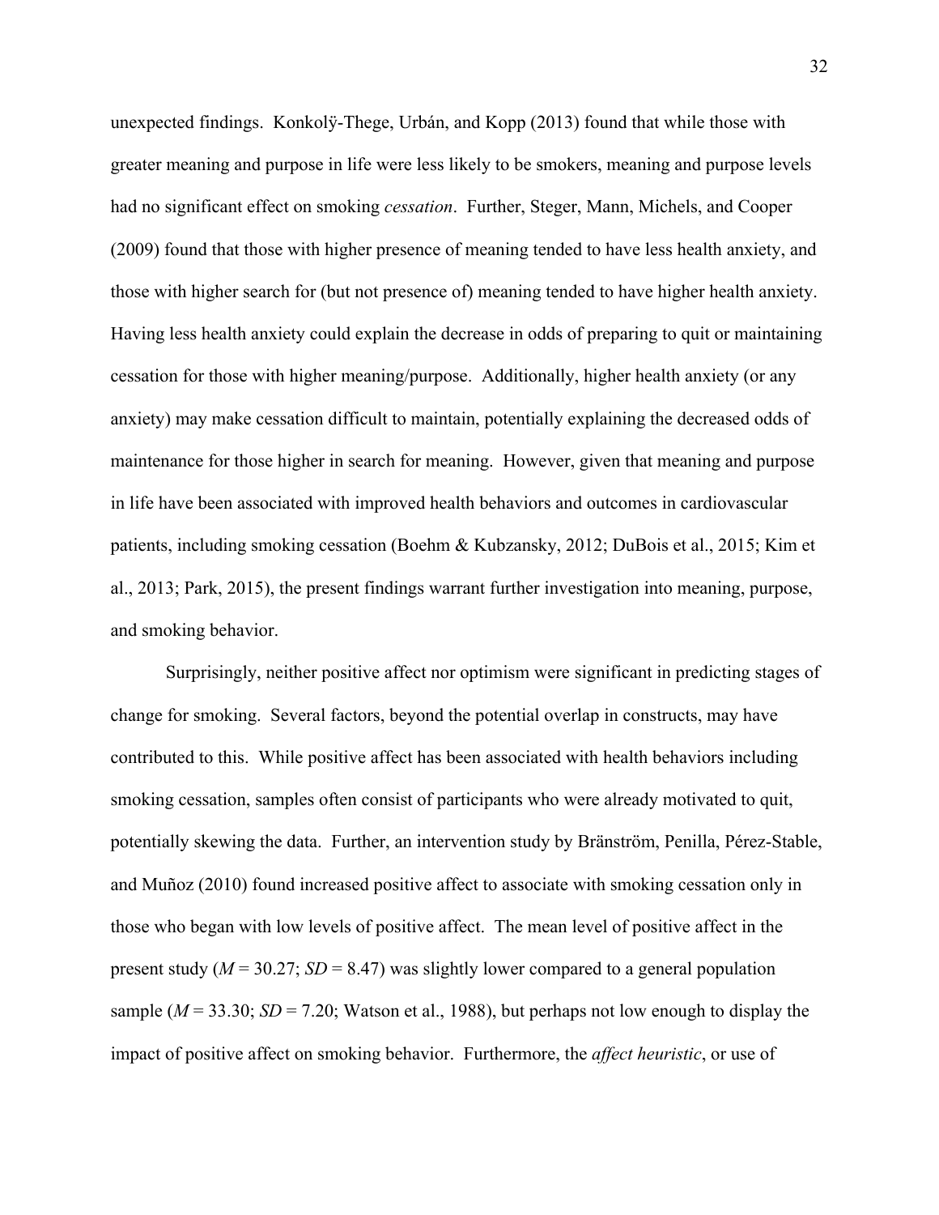unexpected findings. Konkolÿ-Thege, Urbán, and Kopp (2013) found that while those with greater meaning and purpose in life were less likely to be smokers, meaning and purpose levels had no significant effect on smoking *cessation*. Further, Steger, Mann, Michels, and Cooper (2009) found that those with higher presence of meaning tended to have less health anxiety, and those with higher search for (but not presence of) meaning tended to have higher health anxiety. Having less health anxiety could explain the decrease in odds of preparing to quit or maintaining cessation for those with higher meaning/purpose. Additionally, higher health anxiety (or any anxiety) may make cessation difficult to maintain, potentially explaining the decreased odds of maintenance for those higher in search for meaning. However, given that meaning and purpose in life have been associated with improved health behaviors and outcomes in cardiovascular patients, including smoking cessation (Boehm & Kubzansky, 2012; DuBois et al., 2015; Kim et al., 2013; Park, 2015), the present findings warrant further investigation into meaning, purpose, and smoking behavior.

Surprisingly, neither positive affect nor optimism were significant in predicting stages of change for smoking. Several factors, beyond the potential overlap in constructs, may have contributed to this. While positive affect has been associated with health behaviors including smoking cessation, samples often consist of participants who were already motivated to quit, potentially skewing the data. Further, an intervention study by Bränström, Penilla, Pérez-Stable, and Muñoz (2010) found increased positive affect to associate with smoking cessation only in those who began with low levels of positive affect. The mean level of positive affect in the present study ($M$ = 30.27; $SD$ = 8.47) was slightly lower compared to a general population sample ($M$ = 33.30; $SD$ = 7.20; Watson et al., 1988), but perhaps not low enough to display the impact of positive affect on smoking behavior. Furthermore, the *affect heuristic*, or use of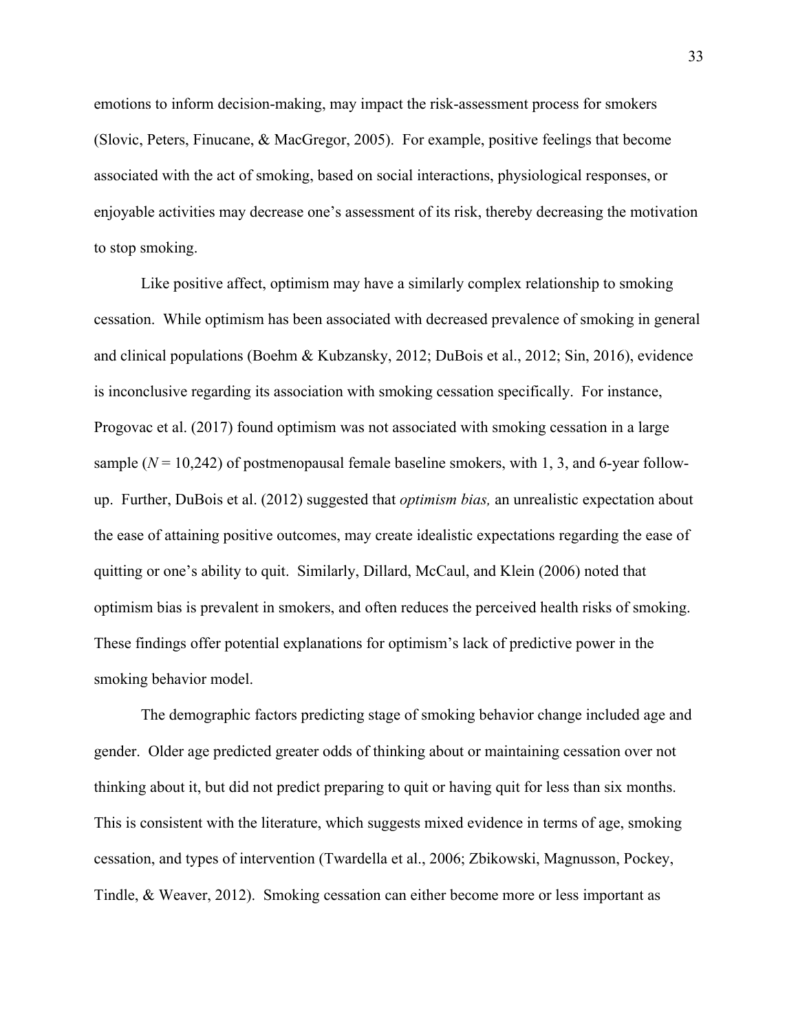emotions to inform decision-making, may impact the risk-assessment process for smokers (Slovic, Peters, Finucane, & MacGregor, 2005). For example, positive feelings that become associated with the act of smoking, based on social interactions, physiological responses, or enjoyable activities may decrease one's assessment of its risk, thereby decreasing the motivation to stop smoking.

Like positive affect, optimism may have a similarly complex relationship to smoking cessation. While optimism has been associated with decreased prevalence of smoking in general and clinical populations (Boehm & Kubzansky, 2012; DuBois et al., 2012; Sin, 2016), evidence is inconclusive regarding its association with smoking cessation specifically. For instance, Progovac et al. (2017) found optimism was not associated with smoking cessation in a large sample ($N = 10{,}242$) of postmenopausal female baseline smokers, with 1, 3, and 6-year follow-up. Further, DuBois et al. (2012) suggested that *optimism bias,* an unrealistic expectation about the ease of attaining positive outcomes, may create idealistic expectations regarding the ease of quitting or one's ability to quit. Similarly, Dillard, McCaul, and Klein (2006) noted that optimism bias is prevalent in smokers, and often reduces the perceived health risks of smoking. These findings offer potential explanations for optimism's lack of predictive power in the smoking behavior model.

The demographic factors predicting stage of smoking behavior change included age and gender. Older age predicted greater odds of thinking about or maintaining cessation over not thinking about it, but did not predict preparing to quit or having quit for less than six months. This is consistent with the literature, which suggests mixed evidence in terms of age, smoking cessation, and types of intervention (Twardella et al., 2006; Zbikowski, Magnusson, Pockey, Tindle, & Weaver, 2012). Smoking cessation can either become more or less important as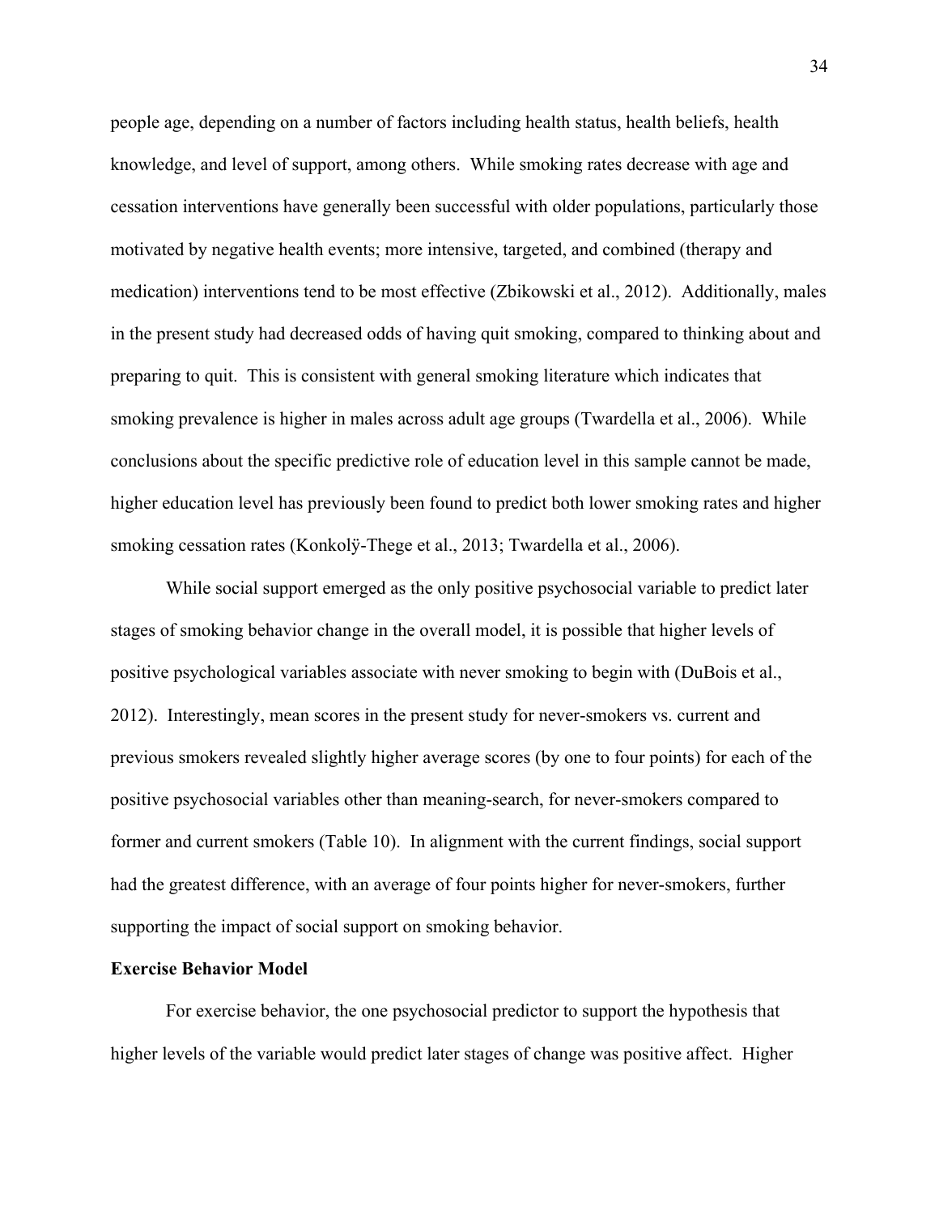people age, depending on a number of factors including health status, health beliefs, health knowledge, and level of support, among others. While smoking rates decrease with age and cessation interventions have generally been successful with older populations, particularly those motivated by negative health events; more intensive, targeted, and combined (therapy and medication) interventions tend to be most effective (Zbikowski et al., 2012). Additionally, males in the present study had decreased odds of having quit smoking, compared to thinking about and preparing to quit. This is consistent with general smoking literature which indicates that smoking prevalence is higher in males across adult age groups (Twardella et al., 2006). While conclusions about the specific predictive role of education level in this sample cannot be made, higher education level has previously been found to predict both lower smoking rates and higher smoking cessation rates (Konkolÿ-Thege et al., 2013; Twardella et al., 2006).

While social support emerged as the only positive psychosocial variable to predict later stages of smoking behavior change in the overall model, it is possible that higher levels of positive psychological variables associate with never smoking to begin with (DuBois et al., 2012). Interestingly, mean scores in the present study for never-smokers vs. current and previous smokers revealed slightly higher average scores (by one to four points) for each of the positive psychosocial variables other than meaning-search, for never-smokers compared to former and current smokers (Table 10). In alignment with the current findings, social support had the greatest difference, with an average of four points higher for never-smokers, further supporting the impact of social support on smoking behavior.

**Exercise Behavior Model**

For exercise behavior, the one psychosocial predictor to support the hypothesis that higher levels of the variable would predict later stages of change was positive affect. Higher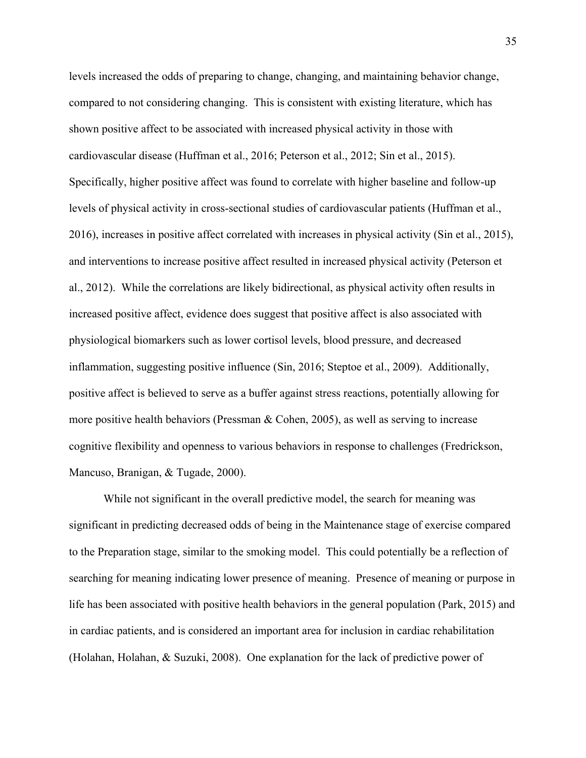levels increased the odds of preparing to change, changing, and maintaining behavior change, compared to not considering changing. This is consistent with existing literature, which has shown positive affect to be associated with increased physical activity in those with cardiovascular disease (Huffman et al., 2016; Peterson et al., 2012; Sin et al., 2015). Specifically, higher positive affect was found to correlate with higher baseline and follow-up levels of physical activity in cross-sectional studies of cardiovascular patients (Huffman et al., 2016), increases in positive affect correlated with increases in physical activity (Sin et al., 2015), and interventions to increase positive affect resulted in increased physical activity (Peterson et al., 2012). While the correlations are likely bidirectional, as physical activity often results in increased positive affect, evidence does suggest that positive affect is also associated with physiological biomarkers such as lower cortisol levels, blood pressure, and decreased inflammation, suggesting positive influence (Sin, 2016; Steptoe et al., 2009). Additionally, positive affect is believed to serve as a buffer against stress reactions, potentially allowing for more positive health behaviors (Pressman & Cohen, 2005), as well as serving to increase cognitive flexibility and openness to various behaviors in response to challenges (Fredrickson, Mancuso, Branigan, & Tugade, 2000).

While not significant in the overall predictive model, the search for meaning was significant in predicting decreased odds of being in the Maintenance stage of exercise compared to the Preparation stage, similar to the smoking model. This could potentially be a reflection of searching for meaning indicating lower presence of meaning. Presence of meaning or purpose in life has been associated with positive health behaviors in the general population (Park, 2015) and in cardiac patients, and is considered an important area for inclusion in cardiac rehabilitation (Holahan, Holahan, & Suzuki, 2008). One explanation for the lack of predictive power of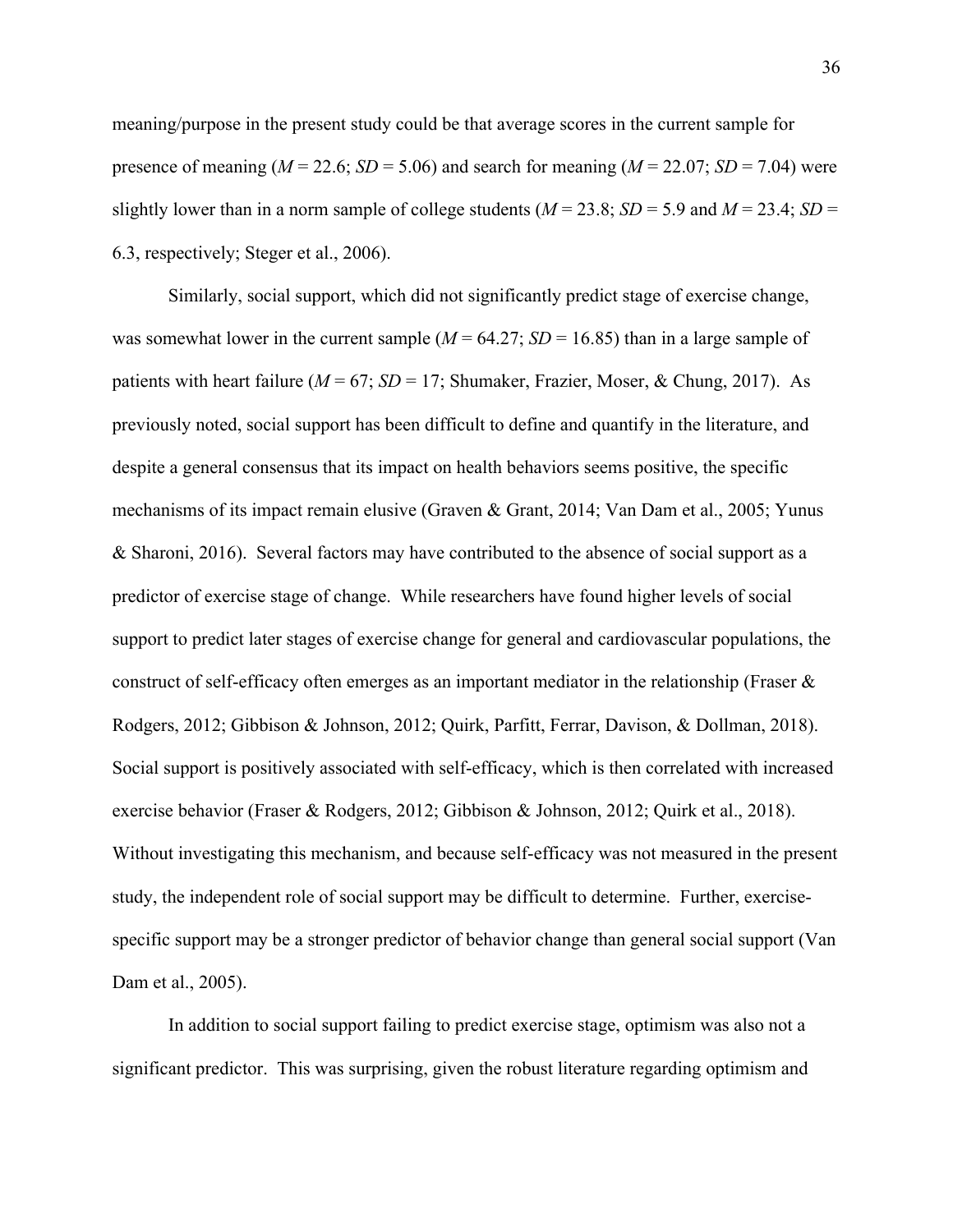meaning/purpose in the present study could be that average scores in the current sample for presence of meaning (*M* = 22.6; *SD* = 5.06) and search for meaning (*M* = 22.07; *SD* = 7.04) were slightly lower than in a norm sample of college students (*M* = 23.8; *SD* = 5.9 and *M* = 23.4; *SD* = 6.3, respectively; Steger et al., 2006).

Similarly, social support, which did not significantly predict stage of exercise change, was somewhat lower in the current sample (*M* = 64.27; *SD* = 16.85) than in a large sample of patients with heart failure (*M* = 67; *SD* = 17; Shumaker, Frazier, Moser, & Chung, 2017). As previously noted, social support has been difficult to define and quantify in the literature, and despite a general consensus that its impact on health behaviors seems positive, the specific mechanisms of its impact remain elusive (Graven & Grant, 2014; Van Dam et al., 2005; Yunus & Sharoni, 2016). Several factors may have contributed to the absence of social support as a predictor of exercise stage of change. While researchers have found higher levels of social support to predict later stages of exercise change for general and cardiovascular populations, the construct of self-efficacy often emerges as an important mediator in the relationship (Fraser & Rodgers, 2012; Gibbison & Johnson, 2012; Quirk, Parfitt, Ferrar, Davison, & Dollman, 2018). Social support is positively associated with self-efficacy, which is then correlated with increased exercise behavior (Fraser & Rodgers, 2012; Gibbison & Johnson, 2012; Quirk et al., 2018). Without investigating this mechanism, and because self-efficacy was not measured in the present study, the independent role of social support may be difficult to determine. Further, exercise-specific support may be a stronger predictor of behavior change than general social support (Van Dam et al., 2005).

In addition to social support failing to predict exercise stage, optimism was also not a significant predictor. This was surprising, given the robust literature regarding optimism and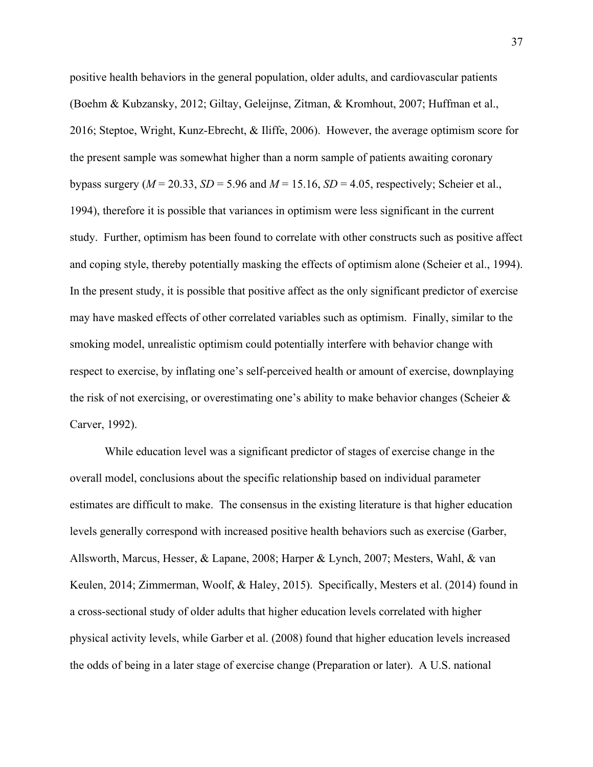positive health behaviors in the general population, older adults, and cardiovascular patients (Boehm & Kubzansky, 2012; Giltay, Geleijnse, Zitman, & Kromhout, 2007; Huffman et al., 2016; Steptoe, Wright, Kunz-Ebrecht, & Iliffe, 2006). However, the average optimism score for the present sample was somewhat higher than a norm sample of patients awaiting coronary bypass surgery ($M$ = 20.33, $SD$ = 5.96 and $M$ = 15.16, $SD$ = 4.05, respectively; Scheier et al., 1994), therefore it is possible that variances in optimism were less significant in the current study. Further, optimism has been found to correlate with other constructs such as positive affect and coping style, thereby potentially masking the effects of optimism alone (Scheier et al., 1994). In the present study, it is possible that positive affect as the only significant predictor of exercise may have masked effects of other correlated variables such as optimism. Finally, similar to the smoking model, unrealistic optimism could potentially interfere with behavior change with respect to exercise, by inflating one's self-perceived health or amount of exercise, downplaying the risk of not exercising, or overestimating one's ability to make behavior changes (Scheier & Carver, 1992).

While education level was a significant predictor of stages of exercise change in the overall model, conclusions about the specific relationship based on individual parameter estimates are difficult to make. The consensus in the existing literature is that higher education levels generally correspond with increased positive health behaviors such as exercise (Garber, Allsworth, Marcus, Hesser, & Lapane, 2008; Harper & Lynch, 2007; Mesters, Wahl, & van Keulen, 2014; Zimmerman, Woolf, & Haley, 2015). Specifically, Mesters et al. (2014) found in a cross-sectional study of older adults that higher education levels correlated with higher physical activity levels, while Garber et al. (2008) found that higher education levels increased the odds of being in a later stage of exercise change (Preparation or later). A U.S. national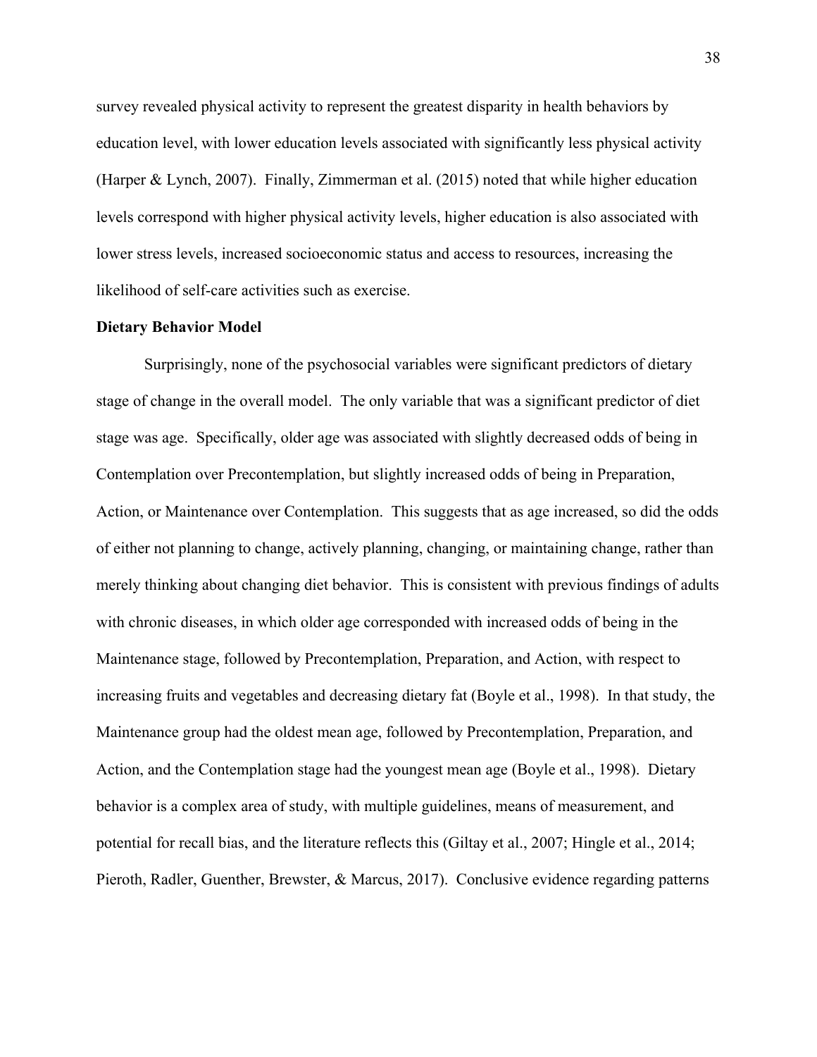survey revealed physical activity to represent the greatest disparity in health behaviors by education level, with lower education levels associated with significantly less physical activity (Harper & Lynch, 2007). Finally, Zimmerman et al. (2015) noted that while higher education levels correspond with higher physical activity levels, higher education is also associated with lower stress levels, increased socioeconomic status and access to resources, increasing the likelihood of self-care activities such as exercise.

**Dietary Behavior Model**

Surprisingly, none of the psychosocial variables were significant predictors of dietary stage of change in the overall model. The only variable that was a significant predictor of diet stage was age. Specifically, older age was associated with slightly decreased odds of being in Contemplation over Precontemplation, but slightly increased odds of being in Preparation, Action, or Maintenance over Contemplation. This suggests that as age increased, so did the odds of either not planning to change, actively planning, changing, or maintaining change, rather than merely thinking about changing diet behavior. This is consistent with previous findings of adults with chronic diseases, in which older age corresponded with increased odds of being in the Maintenance stage, followed by Precontemplation, Preparation, and Action, with respect to increasing fruits and vegetables and decreasing dietary fat (Boyle et al., 1998). In that study, the Maintenance group had the oldest mean age, followed by Precontemplation, Preparation, and Action, and the Contemplation stage had the youngest mean age (Boyle et al., 1998). Dietary behavior is a complex area of study, with multiple guidelines, means of measurement, and potential for recall bias, and the literature reflects this (Giltay et al., 2007; Hingle et al., 2014; Pieroth, Radler, Guenther, Brewster, & Marcus, 2017). Conclusive evidence regarding patterns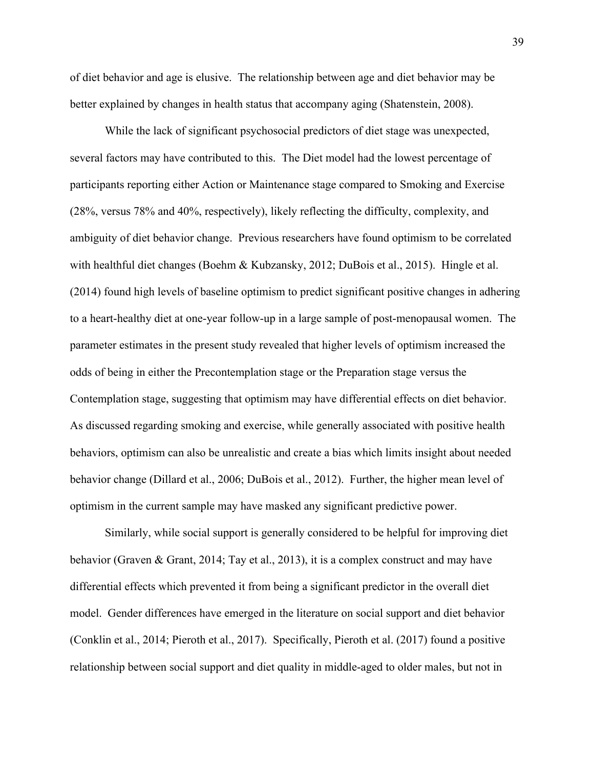of diet behavior and age is elusive. The relationship between age and diet behavior may be better explained by changes in health status that accompany aging (Shatenstein, 2008).

While the lack of significant psychosocial predictors of diet stage was unexpected, several factors may have contributed to this. The Diet model had the lowest percentage of participants reporting either Action or Maintenance stage compared to Smoking and Exercise (28%, versus 78% and 40%, respectively), likely reflecting the difficulty, complexity, and ambiguity of diet behavior change. Previous researchers have found optimism to be correlated with healthful diet changes (Boehm & Kubzansky, 2012; DuBois et al., 2015). Hingle et al. (2014) found high levels of baseline optimism to predict significant positive changes in adhering to a heart-healthy diet at one-year follow-up in a large sample of post-menopausal women. The parameter estimates in the present study revealed that higher levels of optimism increased the odds of being in either the Precontemplation stage or the Preparation stage versus the Contemplation stage, suggesting that optimism may have differential effects on diet behavior. As discussed regarding smoking and exercise, while generally associated with positive health behaviors, optimism can also be unrealistic and create a bias which limits insight about needed behavior change (Dillard et al., 2006; DuBois et al., 2012). Further, the higher mean level of optimism in the current sample may have masked any significant predictive power.

Similarly, while social support is generally considered to be helpful for improving diet behavior (Graven & Grant, 2014; Tay et al., 2013), it is a complex construct and may have differential effects which prevented it from being a significant predictor in the overall diet model. Gender differences have emerged in the literature on social support and diet behavior (Conklin et al., 2014; Pieroth et al., 2017). Specifically, Pieroth et al. (2017) found a positive relationship between social support and diet quality in middle-aged to older males, but not in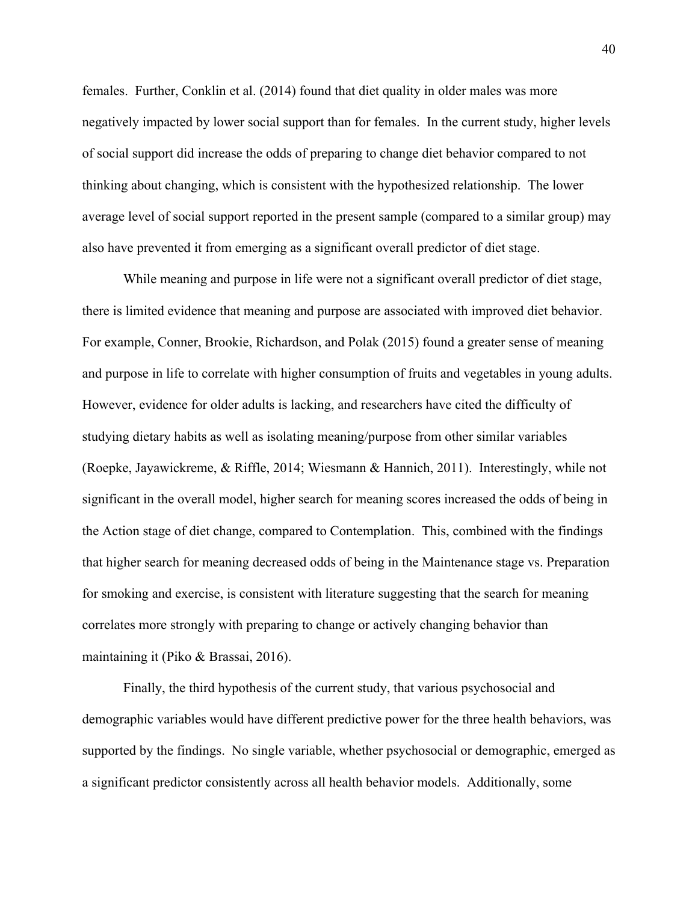females. Further, Conklin et al. (2014) found that diet quality in older males was more negatively impacted by lower social support than for females. In the current study, higher levels of social support did increase the odds of preparing to change diet behavior compared to not thinking about changing, which is consistent with the hypothesized relationship. The lower average level of social support reported in the present sample (compared to a similar group) may also have prevented it from emerging as a significant overall predictor of diet stage.

While meaning and purpose in life were not a significant overall predictor of diet stage, there is limited evidence that meaning and purpose are associated with improved diet behavior. For example, Conner, Brookie, Richardson, and Polak (2015) found a greater sense of meaning and purpose in life to correlate with higher consumption of fruits and vegetables in young adults. However, evidence for older adults is lacking, and researchers have cited the difficulty of studying dietary habits as well as isolating meaning/purpose from other similar variables (Roepke, Jayawickreme, & Riffle, 2014; Wiesmann & Hannich, 2011). Interestingly, while not significant in the overall model, higher search for meaning scores increased the odds of being in the Action stage of diet change, compared to Contemplation. This, combined with the findings that higher search for meaning decreased odds of being in the Maintenance stage vs. Preparation for smoking and exercise, is consistent with literature suggesting that the search for meaning correlates more strongly with preparing to change or actively changing behavior than maintaining it (Piko & Brassai, 2016).

Finally, the third hypothesis of the current study, that various psychosocial and demographic variables would have different predictive power for the three health behaviors, was supported by the findings. No single variable, whether psychosocial or demographic, emerged as a significant predictor consistently across all health behavior models. Additionally, some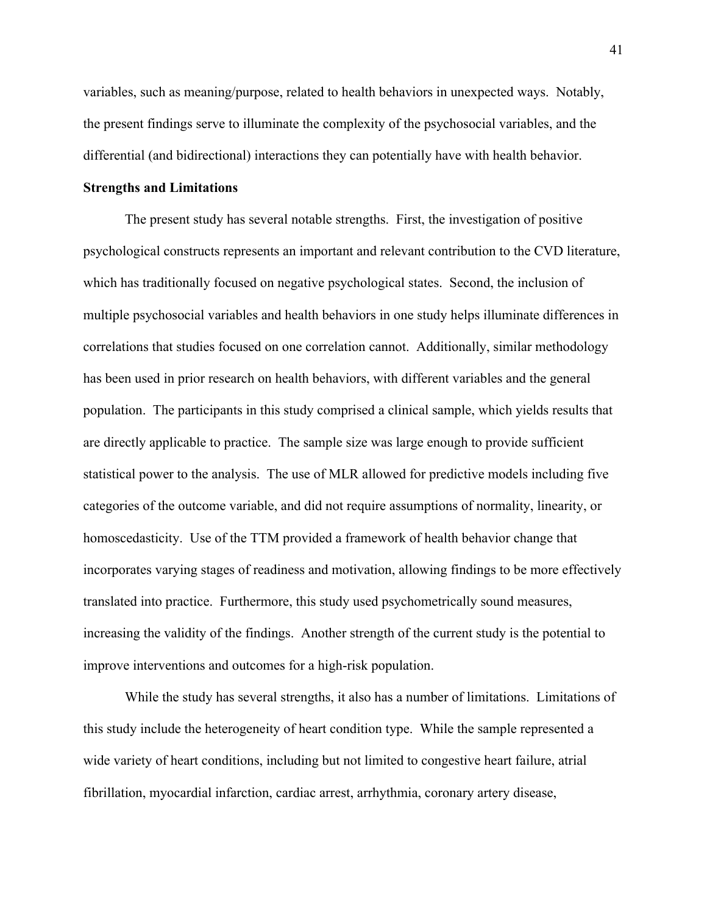variables, such as meaning/purpose, related to health behaviors in unexpected ways. Notably, the present findings serve to illuminate the complexity of the psychosocial variables, and the differential (and bidirectional) interactions they can potentially have with health behavior.

**Strengths and Limitations**

The present study has several notable strengths. First, the investigation of positive psychological constructs represents an important and relevant contribution to the CVD literature, which has traditionally focused on negative psychological states. Second, the inclusion of multiple psychosocial variables and health behaviors in one study helps illuminate differences in correlations that studies focused on one correlation cannot. Additionally, similar methodology has been used in prior research on health behaviors, with different variables and the general population. The participants in this study comprised a clinical sample, which yields results that are directly applicable to practice. The sample size was large enough to provide sufficient statistical power to the analysis. The use of MLR allowed for predictive models including five categories of the outcome variable, and did not require assumptions of normality, linearity, or homoscedasticity. Use of the TTM provided a framework of health behavior change that incorporates varying stages of readiness and motivation, allowing findings to be more effectively translated into practice. Furthermore, this study used psychometrically sound measures, increasing the validity of the findings. Another strength of the current study is the potential to improve interventions and outcomes for a high-risk population.

While the study has several strengths, it also has a number of limitations. Limitations of this study include the heterogeneity of heart condition type. While the sample represented a wide variety of heart conditions, including but not limited to congestive heart failure, atrial fibrillation, myocardial infarction, cardiac arrest, arrhythmia, coronary artery disease,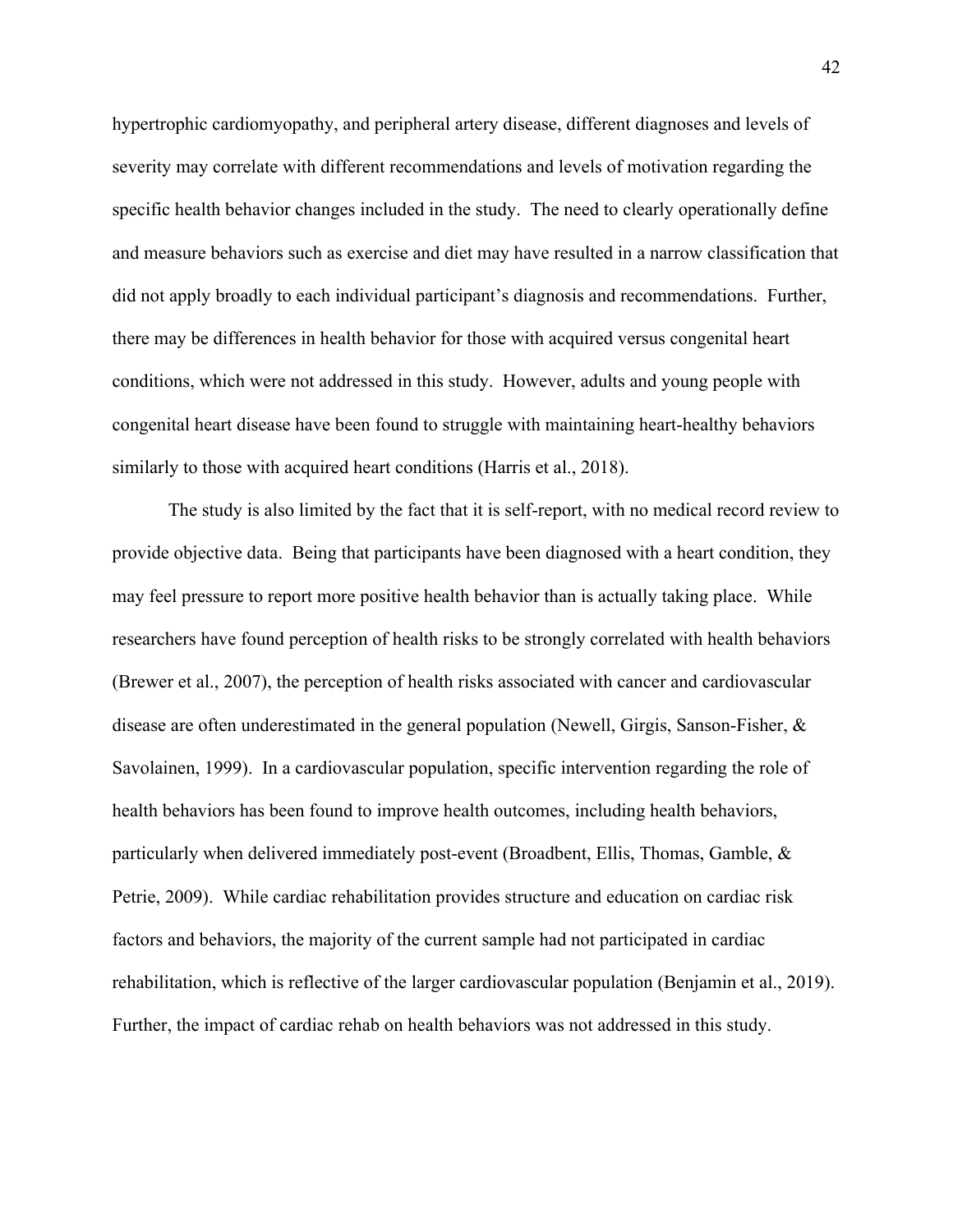hypertrophic cardiomyopathy, and peripheral artery disease, different diagnoses and levels of severity may correlate with different recommendations and levels of motivation regarding the specific health behavior changes included in the study. The need to clearly operationally define and measure behaviors such as exercise and diet may have resulted in a narrow classification that did not apply broadly to each individual participant's diagnosis and recommendations. Further, there may be differences in health behavior for those with acquired versus congenital heart conditions, which were not addressed in this study. However, adults and young people with congenital heart disease have been found to struggle with maintaining heart-healthy behaviors similarly to those with acquired heart conditions (Harris et al., 2018).

The study is also limited by the fact that it is self-report, with no medical record review to provide objective data. Being that participants have been diagnosed with a heart condition, they may feel pressure to report more positive health behavior than is actually taking place. While researchers have found perception of health risks to be strongly correlated with health behaviors (Brewer et al., 2007), the perception of health risks associated with cancer and cardiovascular disease are often underestimated in the general population (Newell, Girgis, Sanson-Fisher, & Savolainen, 1999). In a cardiovascular population, specific intervention regarding the role of health behaviors has been found to improve health outcomes, including health behaviors, particularly when delivered immediately post-event (Broadbent, Ellis, Thomas, Gamble, & Petrie, 2009). While cardiac rehabilitation provides structure and education on cardiac risk factors and behaviors, the majority of the current sample had not participated in cardiac rehabilitation, which is reflective of the larger cardiovascular population (Benjamin et al., 2019). Further, the impact of cardiac rehab on health behaviors was not addressed in this study.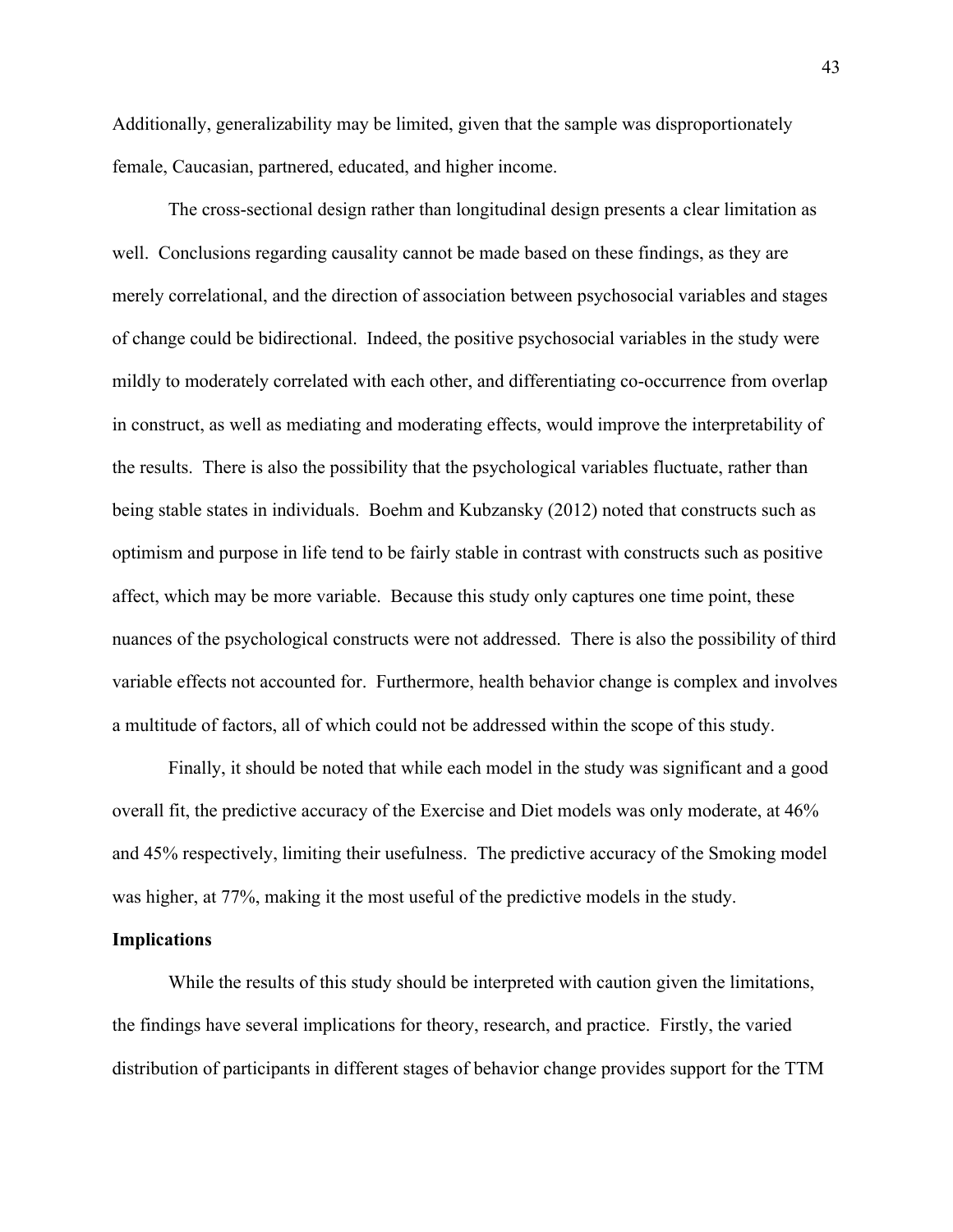Additionally, generalizability may be limited, given that the sample was disproportionately female, Caucasian, partnered, educated, and higher income.

The cross-sectional design rather than longitudinal design presents a clear limitation as well. Conclusions regarding causality cannot be made based on these findings, as they are merely correlational, and the direction of association between psychosocial variables and stages of change could be bidirectional. Indeed, the positive psychosocial variables in the study were mildly to moderately correlated with each other, and differentiating co-occurrence from overlap in construct, as well as mediating and moderating effects, would improve the interpretability of the results. There is also the possibility that the psychological variables fluctuate, rather than being stable states in individuals. Boehm and Kubzansky (2012) noted that constructs such as optimism and purpose in life tend to be fairly stable in contrast with constructs such as positive affect, which may be more variable. Because this study only captures one time point, these nuances of the psychological constructs were not addressed. There is also the possibility of third variable effects not accounted for. Furthermore, health behavior change is complex and involves a multitude of factors, all of which could not be addressed within the scope of this study.

Finally, it should be noted that while each model in the study was significant and a good overall fit, the predictive accuracy of the Exercise and Diet models was only moderate, at 46% and 45% respectively, limiting their usefulness. The predictive accuracy of the Smoking model was higher, at 77%, making it the most useful of the predictive models in the study.

**Implications**

While the results of this study should be interpreted with caution given the limitations, the findings have several implications for theory, research, and practice. Firstly, the varied distribution of participants in different stages of behavior change provides support for the TTM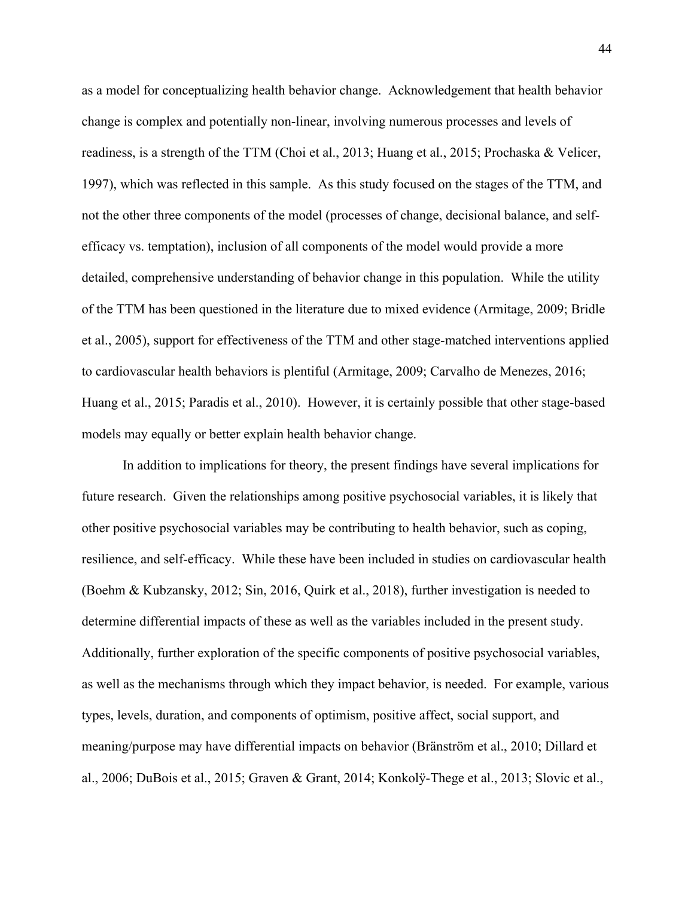as a model for conceptualizing health behavior change. Acknowledgement that health behavior change is complex and potentially non-linear, involving numerous processes and levels of readiness, is a strength of the TTM (Choi et al., 2013; Huang et al., 2015; Prochaska & Velicer, 1997), which was reflected in this sample. As this study focused on the stages of the TTM, and not the other three components of the model (processes of change, decisional balance, and self-efficacy vs. temptation), inclusion of all components of the model would provide a more detailed, comprehensive understanding of behavior change in this population. While the utility of the TTM has been questioned in the literature due to mixed evidence (Armitage, 2009; Bridle et al., 2005), support for effectiveness of the TTM and other stage-matched interventions applied to cardiovascular health behaviors is plentiful (Armitage, 2009; Carvalho de Menezes, 2016; Huang et al., 2015; Paradis et al., 2010). However, it is certainly possible that other stage-based models may equally or better explain health behavior change.

In addition to implications for theory, the present findings have several implications for future research. Given the relationships among positive psychosocial variables, it is likely that other positive psychosocial variables may be contributing to health behavior, such as coping, resilience, and self-efficacy. While these have been included in studies on cardiovascular health (Boehm & Kubzansky, 2012; Sin, 2016, Quirk et al., 2018), further investigation is needed to determine differential impacts of these as well as the variables included in the present study. Additionally, further exploration of the specific components of positive psychosocial variables, as well as the mechanisms through which they impact behavior, is needed. For example, various types, levels, duration, and components of optimism, positive affect, social support, and meaning/purpose may have differential impacts on behavior (Bränström et al., 2010; Dillard et al., 2006; DuBois et al., 2015; Graven & Grant, 2014; Konkolÿ-Thege et al., 2013; Slovic et al.,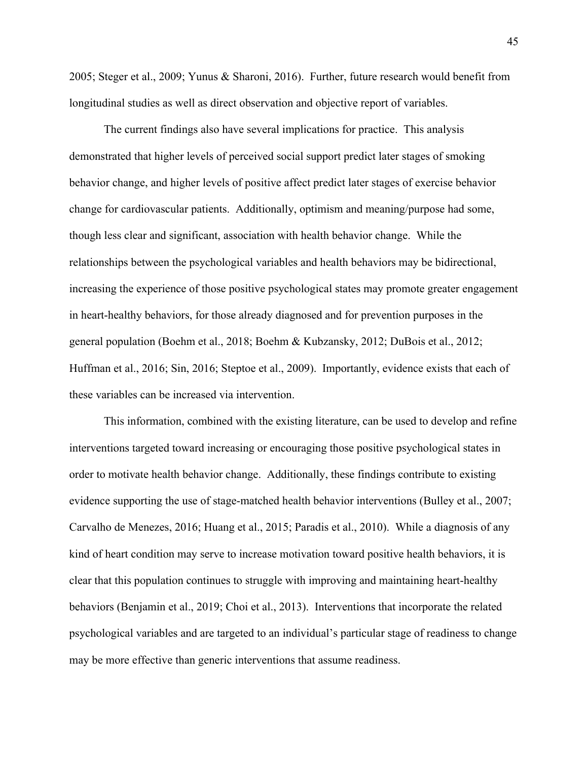2005; Steger et al., 2009; Yunus & Sharoni, 2016). Further, future research would benefit from longitudinal studies as well as direct observation and objective report of variables.

The current findings also have several implications for practice. This analysis demonstrated that higher levels of perceived social support predict later stages of smoking behavior change, and higher levels of positive affect predict later stages of exercise behavior change for cardiovascular patients. Additionally, optimism and meaning/purpose had some, though less clear and significant, association with health behavior change. While the relationships between the psychological variables and health behaviors may be bidirectional, increasing the experience of those positive psychological states may promote greater engagement in heart-healthy behaviors, for those already diagnosed and for prevention purposes in the general population (Boehm et al., 2018; Boehm & Kubzansky, 2012; DuBois et al., 2012; Huffman et al., 2016; Sin, 2016; Steptoe et al., 2009). Importantly, evidence exists that each of these variables can be increased via intervention.

This information, combined with the existing literature, can be used to develop and refine interventions targeted toward increasing or encouraging those positive psychological states in order to motivate health behavior change. Additionally, these findings contribute to existing evidence supporting the use of stage-matched health behavior interventions (Bulley et al., 2007; Carvalho de Menezes, 2016; Huang et al., 2015; Paradis et al., 2010). While a diagnosis of any kind of heart condition may serve to increase motivation toward positive health behaviors, it is clear that this population continues to struggle with improving and maintaining heart-healthy behaviors (Benjamin et al., 2019; Choi et al., 2013). Interventions that incorporate the related psychological variables and are targeted to an individual's particular stage of readiness to change may be more effective than generic interventions that assume readiness.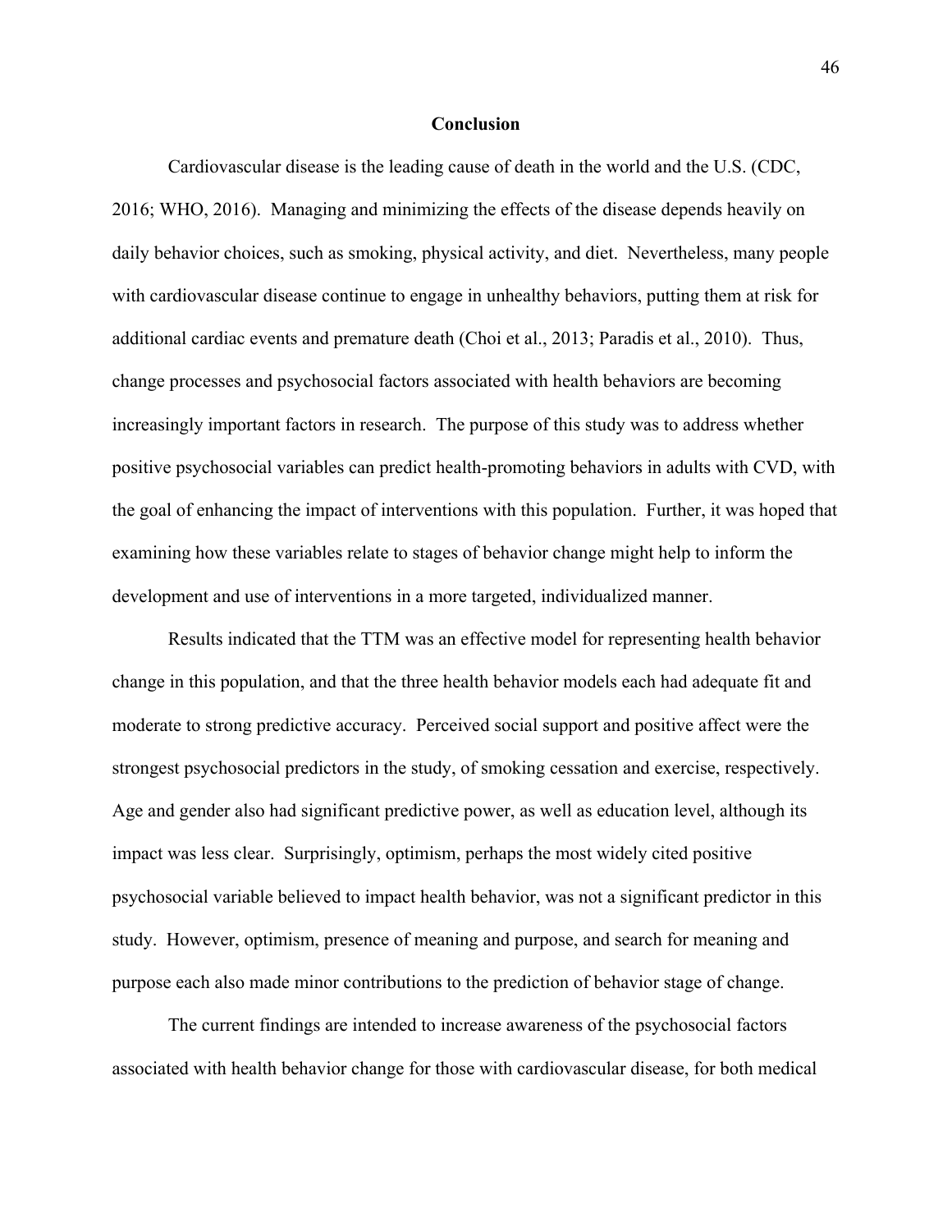## Conclusion

Cardiovascular disease is the leading cause of death in the world and the U.S. (CDC, 2016; WHO, 2016). Managing and minimizing the effects of the disease depends heavily on daily behavior choices, such as smoking, physical activity, and diet. Nevertheless, many people with cardiovascular disease continue to engage in unhealthy behaviors, putting them at risk for additional cardiac events and premature death (Choi et al., 2013; Paradis et al., 2010). Thus, change processes and psychosocial factors associated with health behaviors are becoming increasingly important factors in research. The purpose of this study was to address whether positive psychosocial variables can predict health-promoting behaviors in adults with CVD, with the goal of enhancing the impact of interventions with this population. Further, it was hoped that examining how these variables relate to stages of behavior change might help to inform the development and use of interventions in a more targeted, individualized manner.

Results indicated that the TTM was an effective model for representing health behavior change in this population, and that the three health behavior models each had adequate fit and moderate to strong predictive accuracy. Perceived social support and positive affect were the strongest psychosocial predictors in the study, of smoking cessation and exercise, respectively. Age and gender also had significant predictive power, as well as education level, although its impact was less clear. Surprisingly, optimism, perhaps the most widely cited positive psychosocial variable believed to impact health behavior, was not a significant predictor in this study. However, optimism, presence of meaning and purpose, and search for meaning and purpose each also made minor contributions to the prediction of behavior stage of change.

The current findings are intended to increase awareness of the psychosocial factors associated with health behavior change for those with cardiovascular disease, for both medical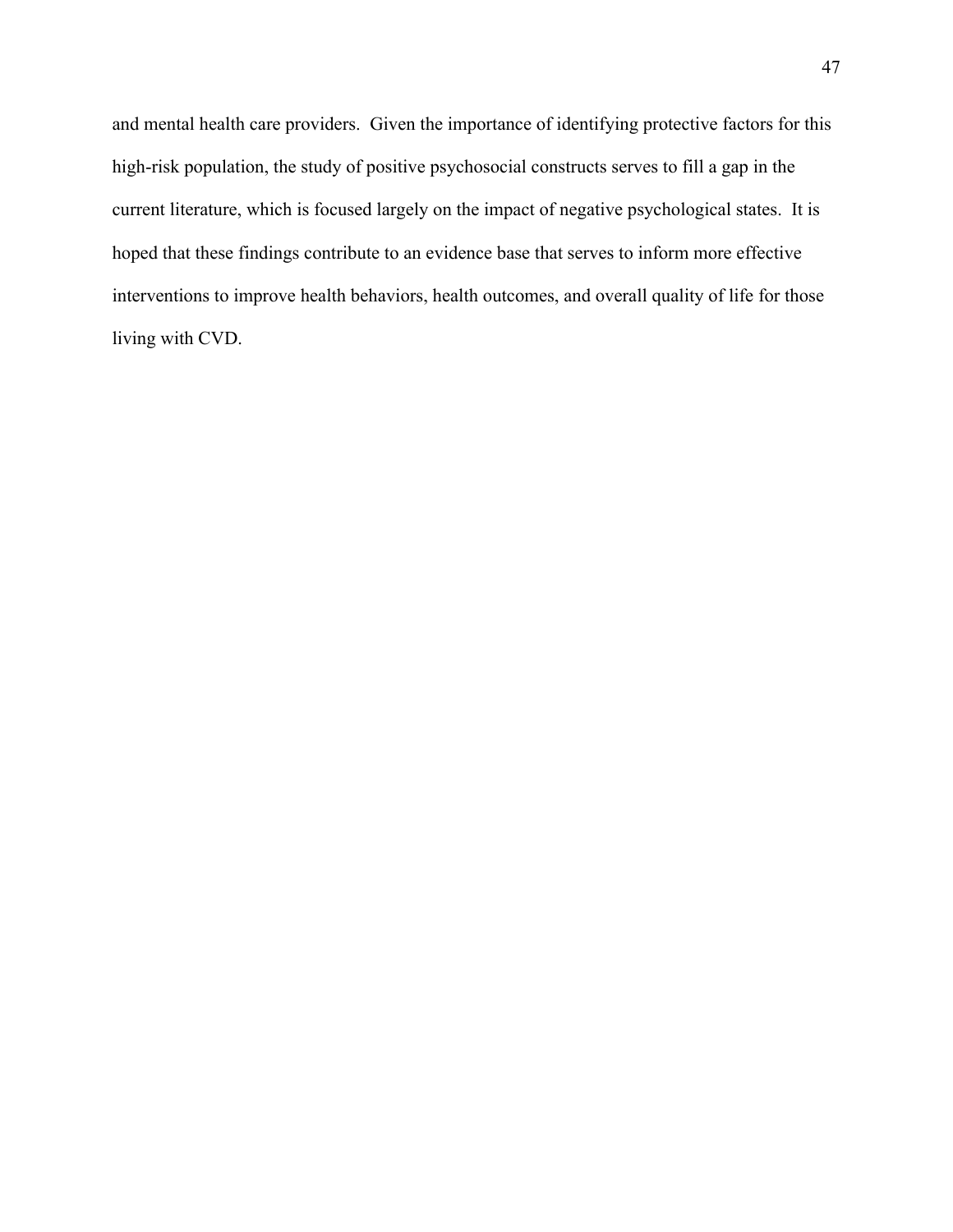and mental health care providers. Given the importance of identifying protective factors for this high-risk population, the study of positive psychosocial constructs serves to fill a gap in the current literature, which is focused largely on the impact of negative psychological states. It is hoped that these findings contribute to an evidence base that serves to inform more effective interventions to improve health behaviors, health outcomes, and overall quality of life for those living with CVD.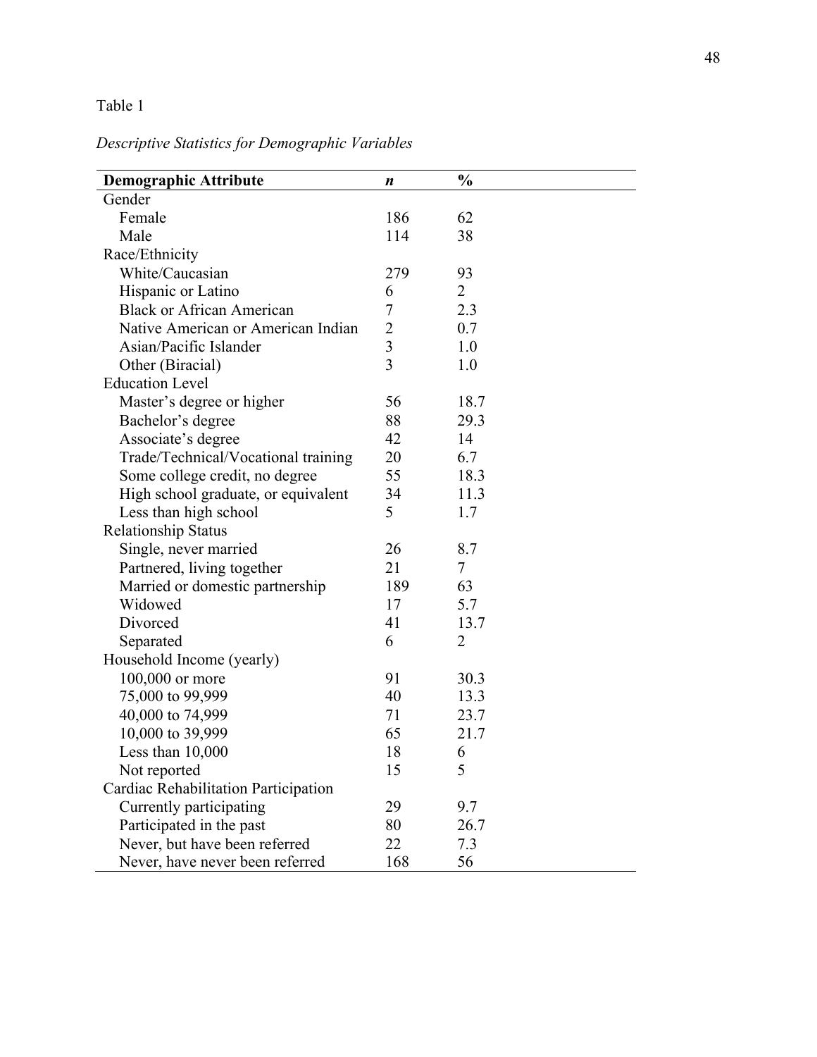Table 1

*Descriptive Statistics for Demographic Variables*

| **Demographic Attribute** | ***n*** | **%** |
|---|---|---|
| Gender | | |
| Female | 186 | 62 |
| Male | 114 | 38 |
| Race/Ethnicity | | |
| White/Caucasian | 279 | 93 |
| Hispanic or Latino | 6 | 2 |
| Black or African American | 7 | 2.3 |
| Native American or American Indian | 2 | 0.7 |
| Asian/Pacific Islander | 3 | 1.0 |
| Other (Biracial) | 3 | 1.0 |
| Education Level | | |
| Master's degree or higher | 56 | 18.7 |
| Bachelor's degree | 88 | 29.3 |
| Associate's degree | 42 | 14 |
| Trade/Technical/Vocational training | 20 | 6.7 |
| Some college credit, no degree | 55 | 18.3 |
| High school graduate, or equivalent | 34 | 11.3 |
| Less than high school | 5 | 1.7 |
| Relationship Status | | |
| Single, never married | 26 | 8.7 |
| Partnered, living together | 21 | 7 |
| Married or domestic partnership | 189 | 63 |
| Widowed | 17 | 5.7 |
| Divorced | 41 | 13.7 |
| Separated | 6 | 2 |
| Household Income (yearly) | | |
| 100,000 or more | 91 | 30.3 |
| 75,000 to 99,999 | 40 | 13.3 |
| 40,000 to 74,999 | 71 | 23.7 |
| 10,000 to 39,999 | 65 | 21.7 |
| Less than 10,000 | 18 | 6 |
| Not reported | 15 | 5 |
| Cardiac Rehabilitation Participation | | |
| Currently participating | 29 | 9.7 |
| Participated in the past | 80 | 26.7 |
| Never, but have been referred | 22 | 7.3 |
| Never, have never been referred | 168 | 56 |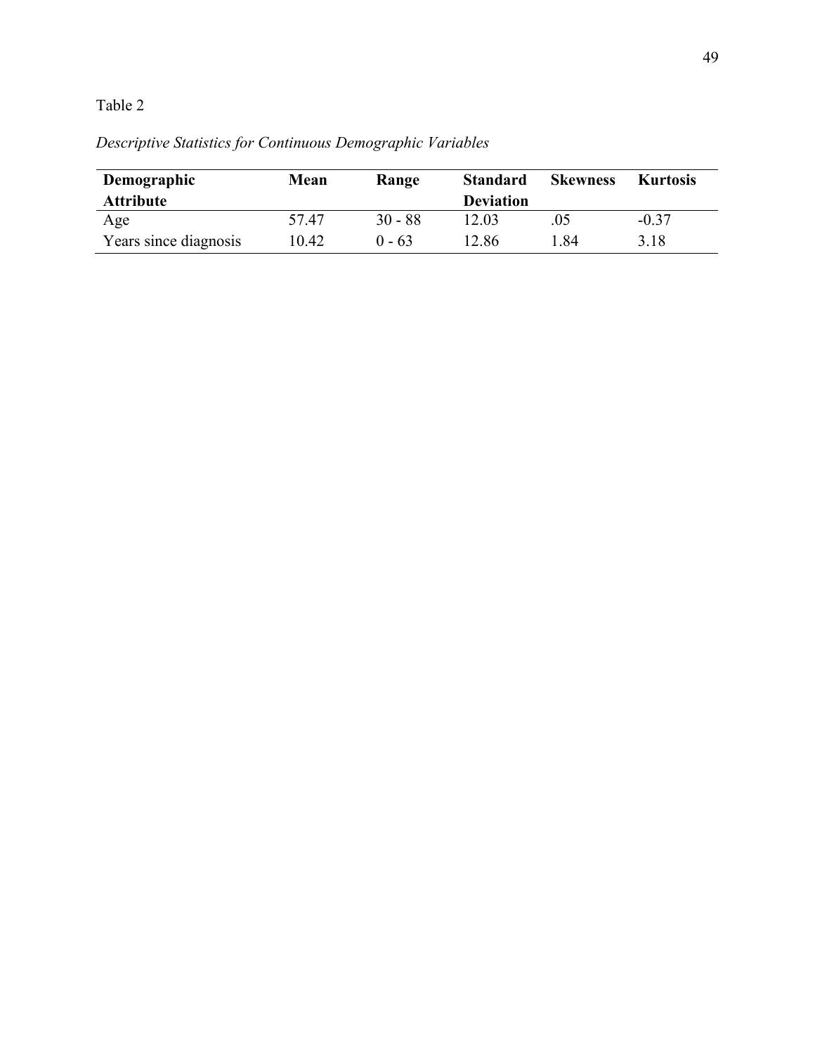Table 2

*Descriptive Statistics for Continuous Demographic Variables*

| **Demographic Attribute** | **Mean** | **Range** | **Standard Deviation** | **Skewness** | **Kurtosis** |
|---|---|---|---|---|---|
| Age | 57.47 | 30 - 88 | 12.03 | .05 | -0.37 |
| Years since diagnosis | 10.42 | 0 - 63 | 12.86 | 1.84 | 3.18 |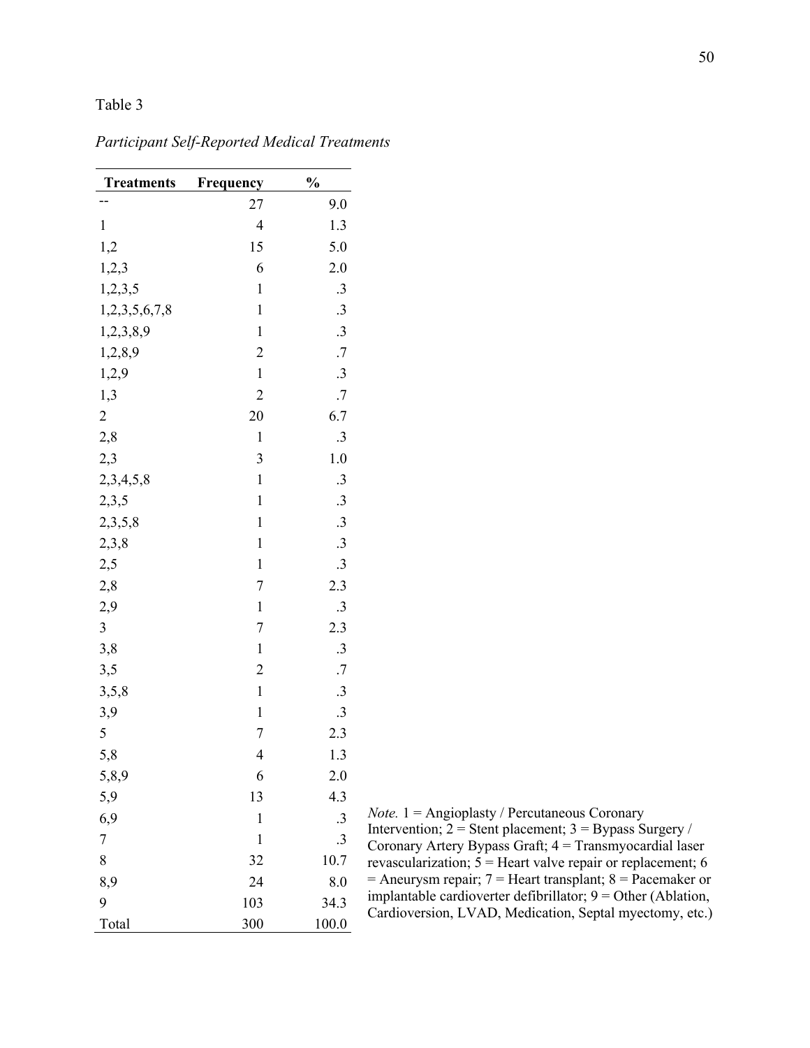Table 3

*Participant Self-Reported Medical Treatments*

| Treatments | Frequency | % |
|---|---|---|
| -- | 27 | 9.0 |
| 1 | 4 | 1.3 |
| 1,2 | 15 | 5.0 |
| 1,2,3 | 6 | 2.0 |
| 1,2,3,5 | 1 | .3 |
| 1,2,3,5,6,7,8 | 1 | .3 |
| 1,2,3,8,9 | 1 | .3 |
| 1,2,8,9 | 2 | .7 |
| 1,2,9 | 1 | .3 |
| 1,3 | 2 | .7 |
| 2 | 20 | 6.7 |
| 2,8 | 1 | .3 |
| 2,3 | 3 | 1.0 |
| 2,3,4,5,8 | 1 | .3 |
| 2,3,5 | 1 | .3 |
| 2,3,5,8 | 1 | .3 |
| 2,3,8 | 1 | .3 |
| 2,5 | 1 | .3 |
| 2,8 | 7 | 2.3 |
| 2,9 | 1 | .3 |
| 3 | 7 | 2.3 |
| 3,8 | 1 | .3 |
| 3,5 | 2 | .7 |
| 3,5,8 | 1 | .3 |
| 3,9 | 1 | .3 |
| 5 | 7 | 2.3 |
| 5,8 | 4 | 1.3 |
| 5,8,9 | 6 | 2.0 |
| 5,9 | 13 | 4.3 |
| 6,9 | 1 | .3 |
| 7 | 1 | .3 |
| 8 | 32 | 10.7 |
| 8,9 | 24 | 8.0 |
| 9 | 103 | 34.3 |
| Total | 300 | 100.0 |

*Note.* 1 = Angioplasty / Percutaneous Coronary Intervention; 2 = Stent placement; 3 = Bypass Surgery / Coronary Artery Bypass Graft; 4 = Transmyocardial laser revascularization; 5 = Heart valve repair or replacement; 6 = Aneurysm repair; 7 = Heart transplant; 8 = Pacemaker or implantable cardioverter defibrillator; 9 = Other (Ablation, Cardioversion, LVAD, Medication, Septal myectomy, etc.)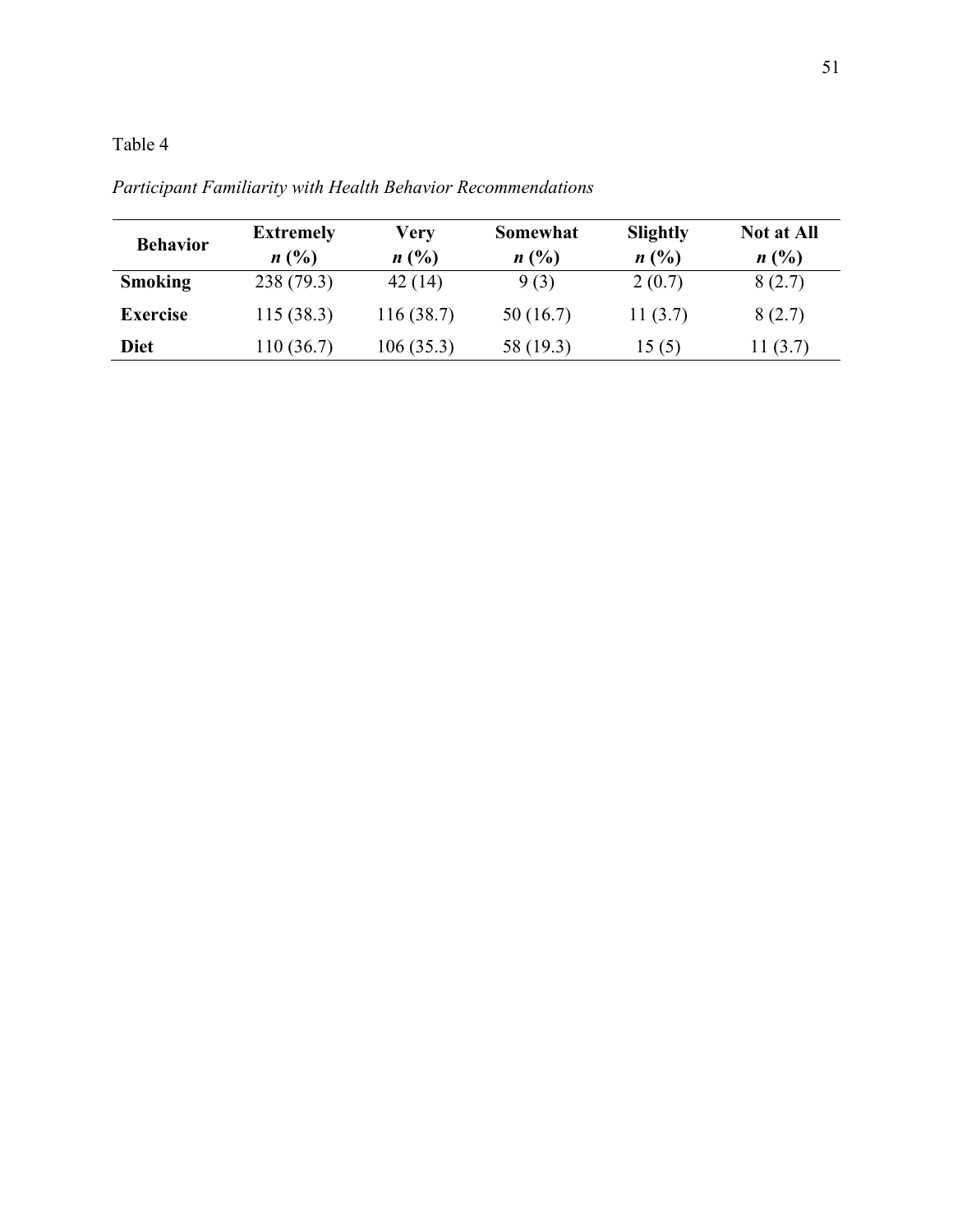Table 4

*Participant Familiarity with Health Behavior Recommendations*

| Behavior | Extremely *n* (%) | Very *n* (%) | Somewhat *n* (%) | Slightly *n* (%) | Not at All *n* (%) |
|---|---|---|---|---|---|
| **Smoking** | 238 (79.3) | 42 (14) | 9 (3) | 2 (0.7) | 8 (2.7) |
| **Exercise** | 115 (38.3) | 116 (38.7) | 50 (16.7) | 11 (3.7) | 8 (2.7) |
| **Diet** | 110 (36.7) | 106 (35.3) | 58 (19.3) | 15 (5) | 11 (3.7) |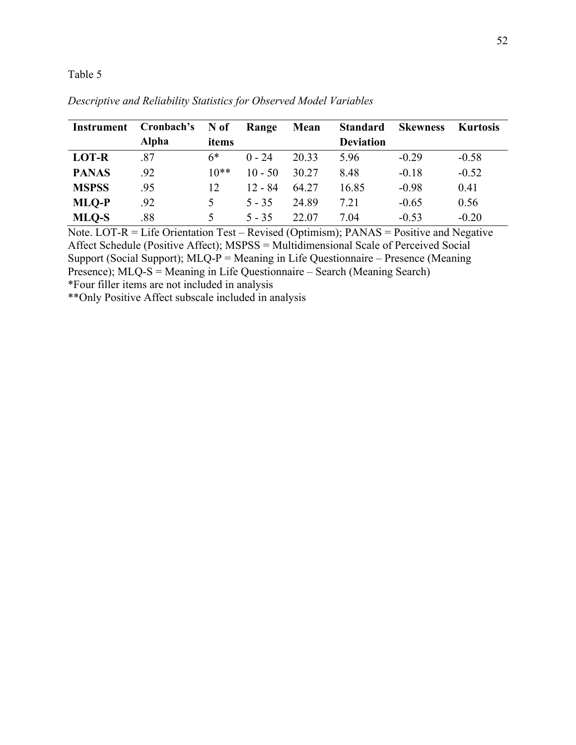Table 5

*Descriptive and Reliability Statistics for Observed Model Variables*

| Instrument | Cronbach's Alpha | N of items | Range | Mean | Standard Deviation | Skewness | Kurtosis |
|---|---|---|---|---|---|---|---|
| **LOT-R** | .87 | 6* | 0 - 24 | 20.33 | 5.96 | -0.29 | -0.58 |
| **PANAS** | .92 | 10** | 10 - 50 | 30.27 | 8.48 | -0.18 | -0.52 |
| **MSPSS** | .95 | 12 | 12 - 84 | 64.27 | 16.85 | -0.98 | 0.41 |
| **MLQ-P** | .92 | 5 | 5 - 35 | 24.89 | 7.21 | -0.65 | 0.56 |
| **MLQ-S** | .88 | 5 | 5 - 35 | 22.07 | 7.04 | -0.53 | -0.20 |

Note. LOT-R = Life Orientation Test – Revised (Optimism); PANAS = Positive and Negative Affect Schedule (Positive Affect); MSPSS = Multidimensional Scale of Perceived Social Support (Social Support); MLQ-P = Meaning in Life Questionnaire – Presence (Meaning Presence); MLQ-S = Meaning in Life Questionnaire – Search (Meaning Search)

*Four filler items are not included in analysis

**Only Positive Affect subscale included in analysis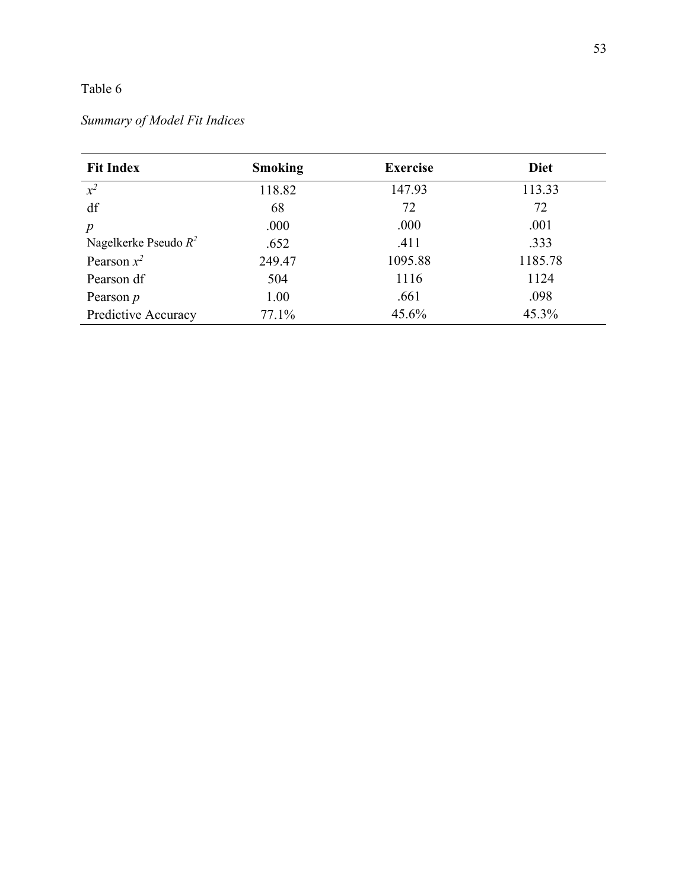Table 6

*Summary of Model Fit Indices*

| Fit Index | Smoking | Exercise | Diet |
|---|---|---|---|
| $x^2$ | 118.82 | 147.93 | 113.33 |
| df | 68 | 72 | 72 |
| $p$ | .000 | .000 | .001 |
| Nagelkerke Pseudo $R^2$ | .652 | .411 | .333 |
| Pearson $x^2$ | 249.47 | 1095.88 | 1185.78 |
| Pearson df | 504 | 1116 | 1124 |
| Pearson $p$ | 1.00 | .661 | .098 |
| Predictive Accuracy | 77.1% | 45.6% | 45.3% |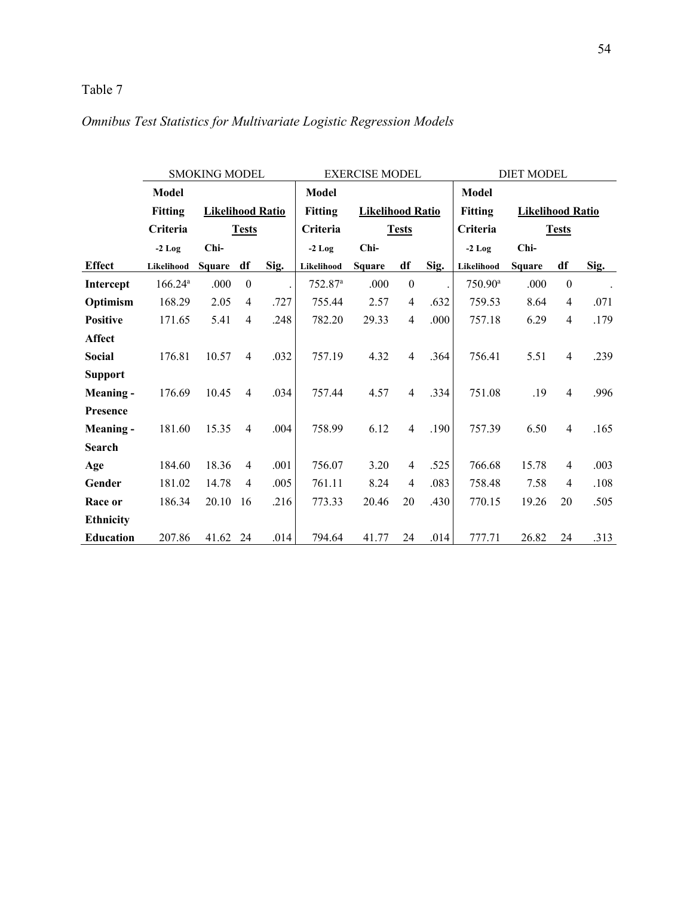Table 7

*Omnibus Test Statistics for Multivariate Logistic Regression Models*

| | SMOKING MODEL | | | | EXERCISE MODEL | | | | DIET MODEL | | | |
|---|---|---|---|---|---|---|---|---|---|---|---|---|
| | **Model Fitting Criteria** | **Likelihood Ratio Tests** | | | **Model Fitting Criteria** | **Likelihood Ratio Tests** | | | **Model Fitting Criteria** | **Likelihood Ratio Tests** | | |
| **Effect** | **-2 Log Likelihood** | **Chi-Square** | **df** | **Sig.** | **-2 Log Likelihood** | **Chi-Square** | **df** | **Sig.** | **-2 Log Likelihood** | **Chi-Square** | **df** | **Sig.** |
| **Intercept** | 166.24[a] | .000 | 0 | . | 752.87[a] | .000 | 0 | . | 750.90[a] | .000 | 0 | . |
| **Optimism** | 168.29 | 2.05 | 4 | .727 | 755.44 | 2.57 | 4 | .632 | 759.53 | 8.64 | 4 | .071 |
| **Positive Affect** | 171.65 | 5.41 | 4 | .248 | 782.20 | 29.33 | 4 | .000 | 757.18 | 6.29 | 4 | .179 |
| **Social Support** | 176.81 | 10.57 | 4 | .032 | 757.19 | 4.32 | 4 | .364 | 756.41 | 5.51 | 4 | .239 |
| **Meaning - Presence** | 176.69 | 10.45 | 4 | .034 | 757.44 | 4.57 | 4 | .334 | 751.08 | .19 | 4 | .996 |
| **Meaning - Search** | 181.60 | 15.35 | 4 | .004 | 758.99 | 6.12 | 4 | .190 | 757.39 | 6.50 | 4 | .165 |
| **Age** | 184.60 | 18.36 | 4 | .001 | 756.07 | 3.20 | 4 | .525 | 766.68 | 15.78 | 4 | .003 |
| **Gender** | 181.02 | 14.78 | 4 | .005 | 761.11 | 8.24 | 4 | .083 | 758.48 | 7.58 | 4 | .108 |
| **Race or Ethnicity** | 186.34 | 20.10 | 16 | .216 | 773.33 | 20.46 | 20 | .430 | 770.15 | 19.26 | 20 | .505 |
| **Education** | 207.86 | 41.62 | 24 | .014 | 794.64 | 41.77 | 24 | .014 | 777.71 | 26.82 | 24 | .313 |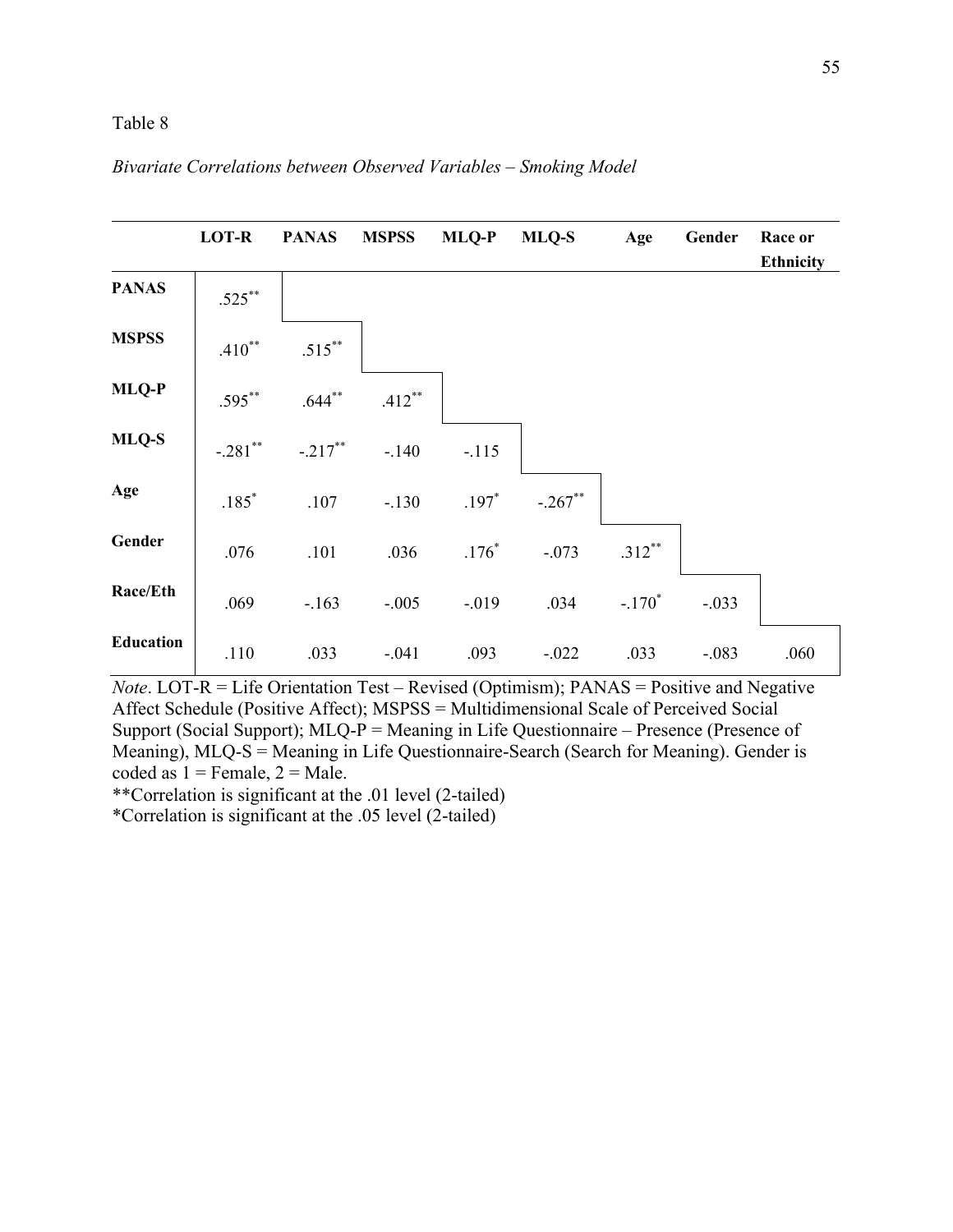Table 8

*Bivariate Correlations between Observed Variables – Smoking Model*

| | LOT-R | PANAS | MSPSS | MLQ-P | MLQ-S | Age | Gender | Race or Ethnicity |
|---|---|---|---|---|---|---|---|---|
| **PANAS** | .525** | | | | | | | |
| **MSPSS** | .410** | .515** | | | | | | |
| **MLQ-P** | .595** | .644** | .412** | | | | | |
| **MLQ-S** | -.281** | -.217** | -.140 | -.115 | | | | |
| **Age** | .185* | .107 | -.130 | .197* | -.267** | | | |
| **Gender** | .076 | .101 | .036 | .176* | -.073 | .312** | | |
| **Race/Eth** | .069 | -.163 | -.005 | -.019 | .034 | -.170* | -.033 | |
| **Education** | .110 | .033 | -.041 | .093 | -.022 | .033 | -.083 | .060 |

*Note*. LOT-R = Life Orientation Test – Revised (Optimism); PANAS = Positive and Negative Affect Schedule (Positive Affect); MSPSS = Multidimensional Scale of Perceived Social Support (Social Support); MLQ-P = Meaning in Life Questionnaire – Presence (Presence of Meaning), MLQ-S = Meaning in Life Questionnaire-Search (Search for Meaning). Gender is coded as 1 = Female, 2 = Male.
**Correlation is significant at the .01 level (2-tailed)
*Correlation is significant at the .05 level (2-tailed)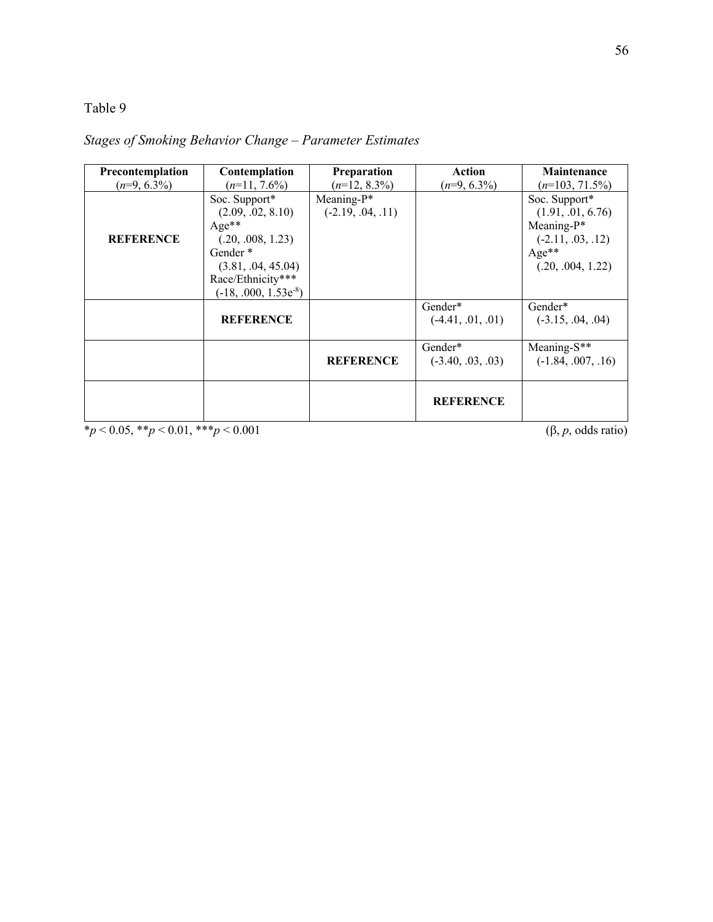Table 9

*Stages of Smoking Behavior Change – Parameter Estimates*

| **Precontemplation** ($n$=9, 6.3%) | **Contemplation** ($n$=11, 7.6%) | **Preparation** ($n$=12, 8.3%) | **Action** ($n$=9, 6.3%) | **Maintenance** ($n$=103, 71.5%) |
|---|---|---|---|---|
| **REFERENCE** | Soc. Support* (2.09, .02, 8.10) Age** (.20, .008, 1.23) Gender * (3.81, .04, 45.04) Race/Ethnicity*** (-18, .000, 1.53e$^{-8}$) | Meaning-P* (-2.19, .04, .11) | | Soc. Support* (1.91, .01, 6.76) Meaning-P* (-2.11, .03, .12) Age** (.20, .004, 1.22) |
| | **REFERENCE** | | Gender* (-4.41, .01, .01) | Gender* (-3.15, .04, .04) |
| | | **REFERENCE** | Gender* (-3.40, .03, .03) | Meaning-S** (-1.84, .007, .16) |
| | | | **REFERENCE** | |

*$p < 0.05$, **$p < 0.01$, ***$p < 0.001$ (β, $p$, odds ratio)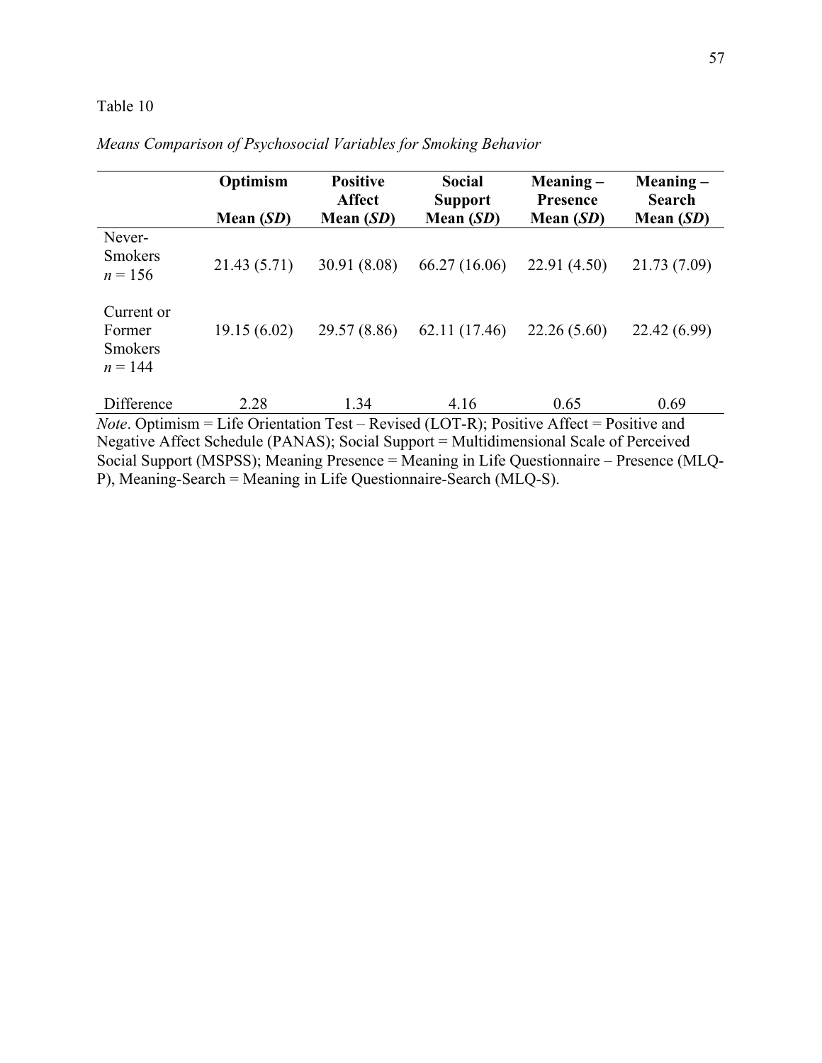Table 10

*Means Comparison of Psychosocial Variables for Smoking Behavior*

| | **Optimism** **Mean (*SD*)** | **Positive Affect Mean (*SD*)** | **Social Support Mean (*SD*)** | **Meaning – Presence Mean (*SD*)** | **Meaning – Search Mean (*SD*)** |
|---|---|---|---|---|---|
| Never-Smokers *n* = 156 | 21.43 (5.71) | 30.91 (8.08) | 66.27 (16.06) | 22.91 (4.50) | 21.73 (7.09) |
| Current or Former Smokers *n* = 144 | 19.15 (6.02) | 29.57 (8.86) | 62.11 (17.46) | 22.26 (5.60) | 22.42 (6.99) |
| Difference | 2.28 | 1.34 | 4.16 | 0.65 | 0.69 |

*Note*. Optimism = Life Orientation Test – Revised (LOT-R); Positive Affect = Positive and Negative Affect Schedule (PANAS); Social Support = Multidimensional Scale of Perceived Social Support (MSPSS); Meaning Presence = Meaning in Life Questionnaire – Presence (MLQ-P), Meaning-Search = Meaning in Life Questionnaire-Search (MLQ-S).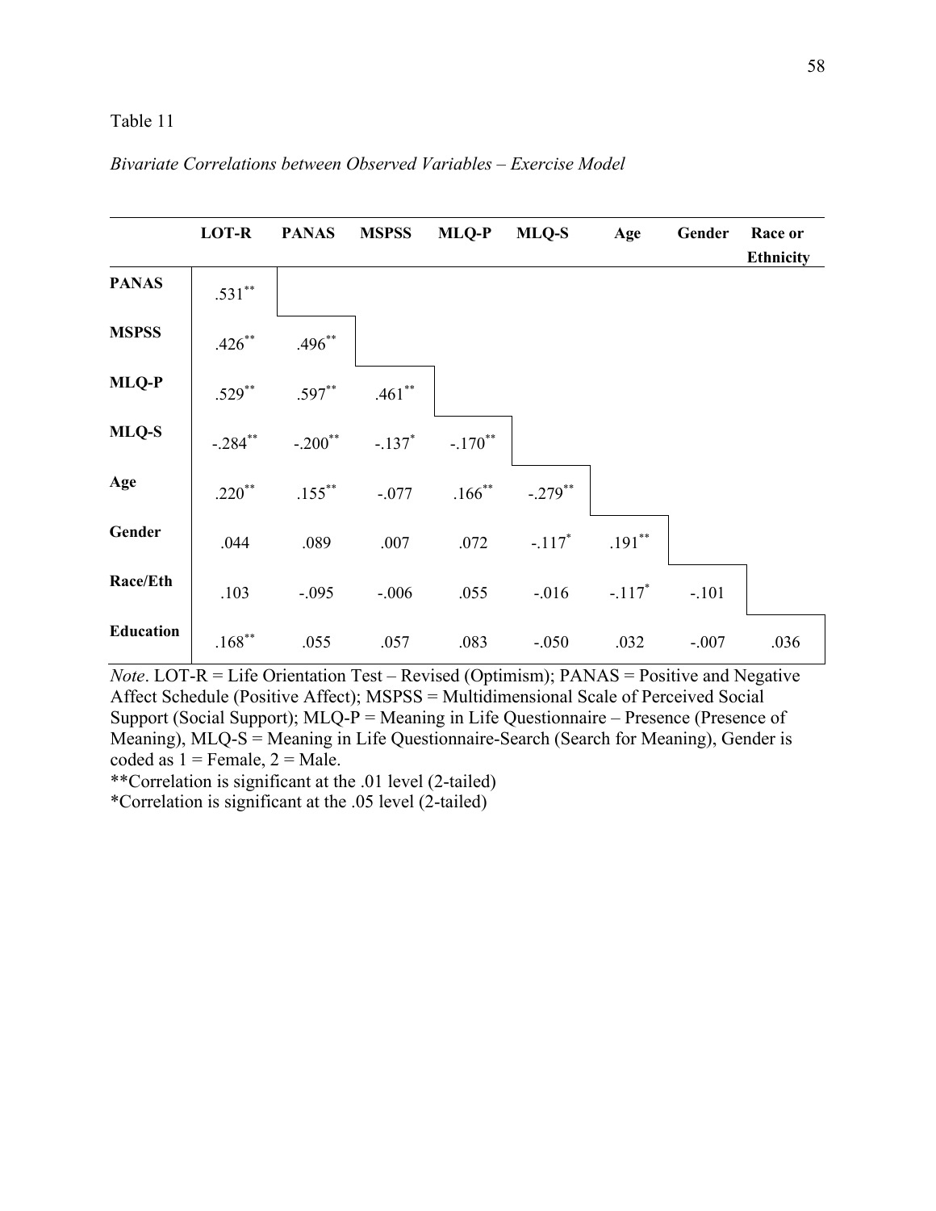Table 11

*Bivariate Correlations between Observed Variables – Exercise Model*

| | LOT-R | PANAS | MSPSS | MLQ-P | MLQ-S | Age | Gender | Race or Ethnicity |
|---|---|---|---|---|---|---|---|---|
| **PANAS** | .531** | | | | | | | |
| **MSPSS** | .426** | .496** | | | | | | |
| **MLQ-P** | .529** | .597** | .461** | | | | | |
| **MLQ-S** | -.284** | -.200** | -.137* | -.170** | | | | |
| **Age** | .220** | .155** | -.077 | .166** | -.279** | | | |
| **Gender** | .044 | .089 | .007 | .072 | -.117* | .191** | | |
| **Race/Eth** | .103 | -.095 | -.006 | .055 | -.016 | -.117* | -.101 | |
| **Education** | .168** | .055 | .057 | .083 | -.050 | .032 | -.007 | .036 |

*Note*. LOT-R = Life Orientation Test – Revised (Optimism); PANAS = Positive and Negative Affect Schedule (Positive Affect); MSPSS = Multidimensional Scale of Perceived Social Support (Social Support); MLQ-P = Meaning in Life Questionnaire – Presence (Presence of Meaning), MLQ-S = Meaning in Life Questionnaire-Search (Search for Meaning), Gender is coded as 1 = Female, 2 = Male.

**Correlation is significant at the .01 level (2-tailed)

*Correlation is significant at the .05 level (2-tailed)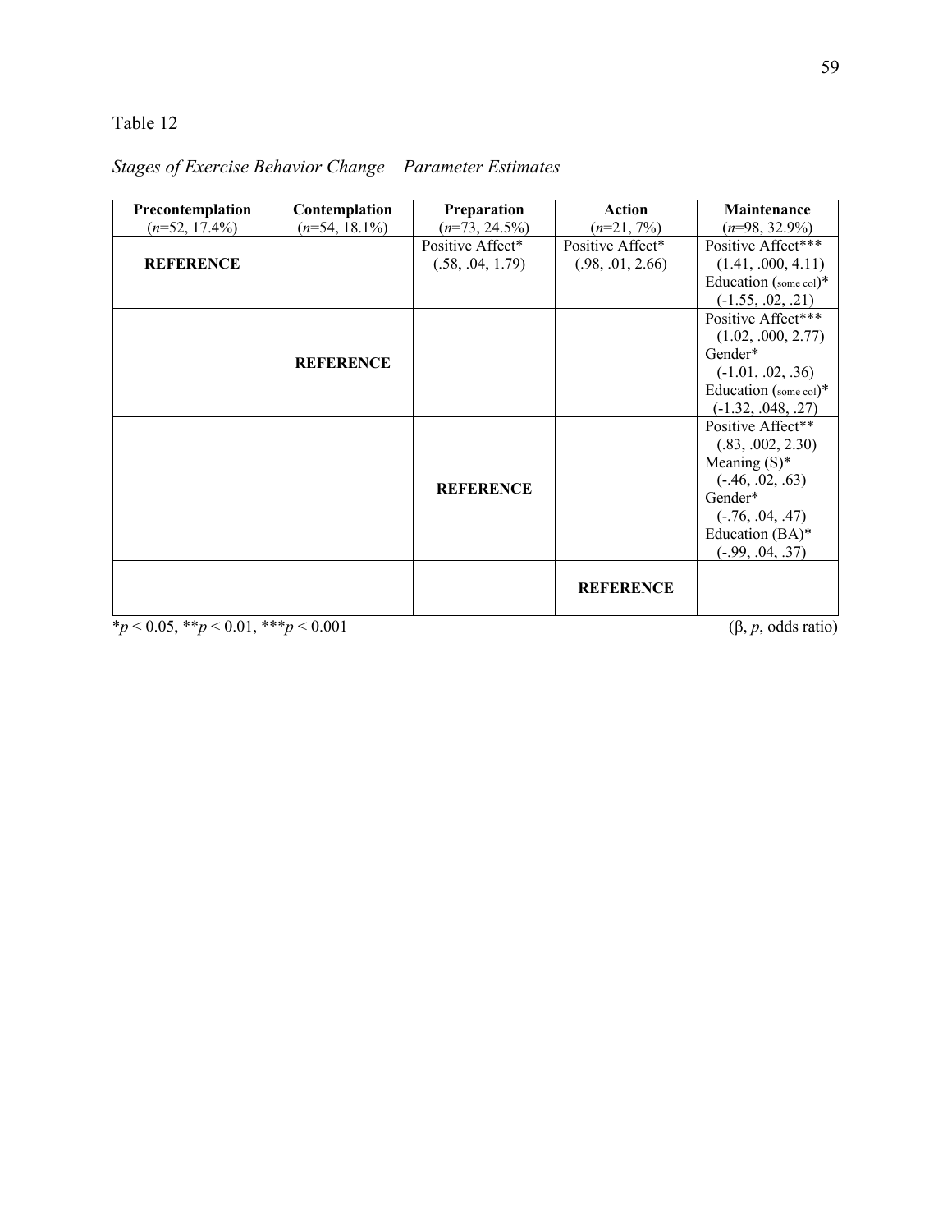Table 12

*Stages of Exercise Behavior Change – Parameter Estimates*

| **Precontemplation** (*n*=52, 17.4%) | **Contemplation** (*n*=54, 18.1%) | **Preparation** (*n*=73, 24.5%) | **Action** (*n*=21, 7%) | **Maintenance** (*n*=98, 32.9%) |
|---|---|---|---|---|
| **REFERENCE** | | Positive Affect* (.58, .04, 1.79) | Positive Affect* (.98, .01, 2.66) | Positive Affect*** (1.41, .000, 4.11) Education (some col)* (-1.55, .02, .21) |
| | **REFERENCE** | | | Positive Affect*** (1.02, .000, 2.77) Gender* (-1.01, .02, .36) Education (some col)* (-1.32, .048, .27) |
| | | **REFERENCE** | | Positive Affect** (.83, .002, 2.30) Meaning (S)* (-.46, .02, .63) Gender* (-.76, .04, .47) Education (BA)* (-.99, .04, .37) |
| | | | **REFERENCE** | |

*$p < 0.05$, **$p < 0.01$, ***$p < 0.001$ (β, *p*, odds ratio)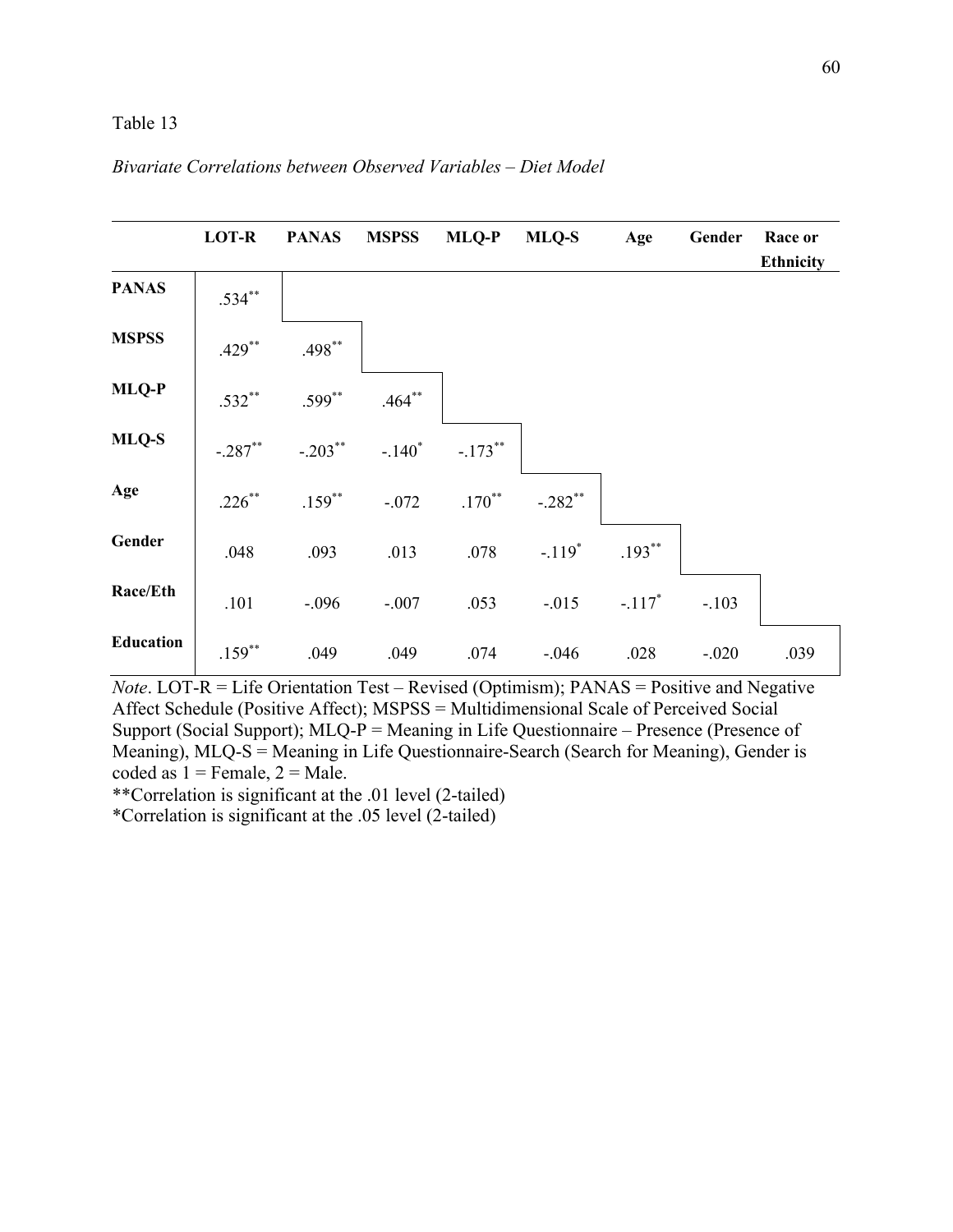Table 13

*Bivariate Correlations between Observed Variables – Diet Model*

| | LOT-R | PANAS | MSPSS | MLQ-P | MLQ-S | Age | Gender | Race or Ethnicity |
|---|---|---|---|---|---|---|---|---|
| **PANAS** | .534** | | | | | | | |
| **MSPSS** | .429** | .498** | | | | | | |
| **MLQ-P** | .532** | .599** | .464** | | | | | |
| **MLQ-S** | -.287** | -.203** | -.140* | -.173** | | | | |
| **Age** | .226** | .159** | -.072 | .170** | -.282** | | | |
| **Gender** | .048 | .093 | .013 | .078 | -.119* | .193** | | |
| **Race/Eth** | .101 | -.096 | -.007 | .053 | -.015 | -.117* | -.103 | |
| **Education** | .159** | .049 | .049 | .074 | -.046 | .028 | -.020 | .039 |

*Note*. LOT-R = Life Orientation Test – Revised (Optimism); PANAS = Positive and Negative Affect Schedule (Positive Affect); MSPSS = Multidimensional Scale of Perceived Social Support (Social Support); MLQ-P = Meaning in Life Questionnaire – Presence (Presence of Meaning), MLQ-S = Meaning in Life Questionnaire-Search (Search for Meaning), Gender is coded as 1 = Female, 2 = Male.

**Correlation is significant at the .01 level (2-tailed)

*Correlation is significant at the .05 level (2-tailed)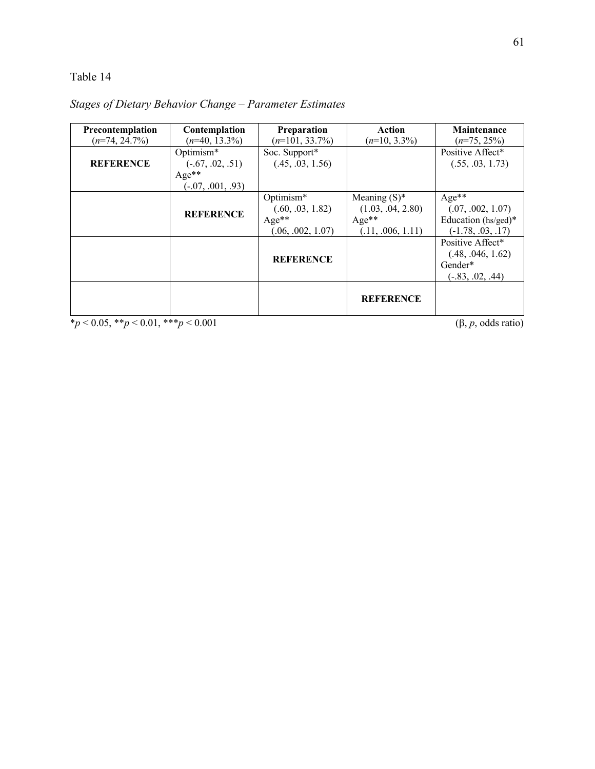Table 14

*Stages of Dietary Behavior Change – Parameter Estimates*

| Precontemplation ($n$=74, 24.7%) | Contemplation ($n$=40, 13.3%) | Preparation ($n$=101, 33.7%) | Action ($n$=10, 3.3%) | Maintenance ($n$=75, 25%) |
|---|---|---|---|---|
| **REFERENCE** | Optimism* (-.67, .02, .51) Age** (-.07, .001, .93) | Soc. Support* (.45, .03, 1.56) | | Positive Affect* (.55, .03, 1.73) |
| | **REFERENCE** | Optimism* (.60, .03, 1.82) Age** (.06, .002, 1.07) | Meaning (S)* (1.03, .04, 2.80) Age** (.11, .006, 1.11) | Age** (.07, .002, 1.07) Education (hs/ged)* (-1.78, .03, .17) |
| | | **REFERENCE** | | Positive Affect* (.48, .046, 1.62) Gender* (-.83, .02, .44) |
| | | | **REFERENCE** | |

*$p < 0.05$, **$p < 0.01$, ***$p < 0.001$ (β, $p$, odds ratio)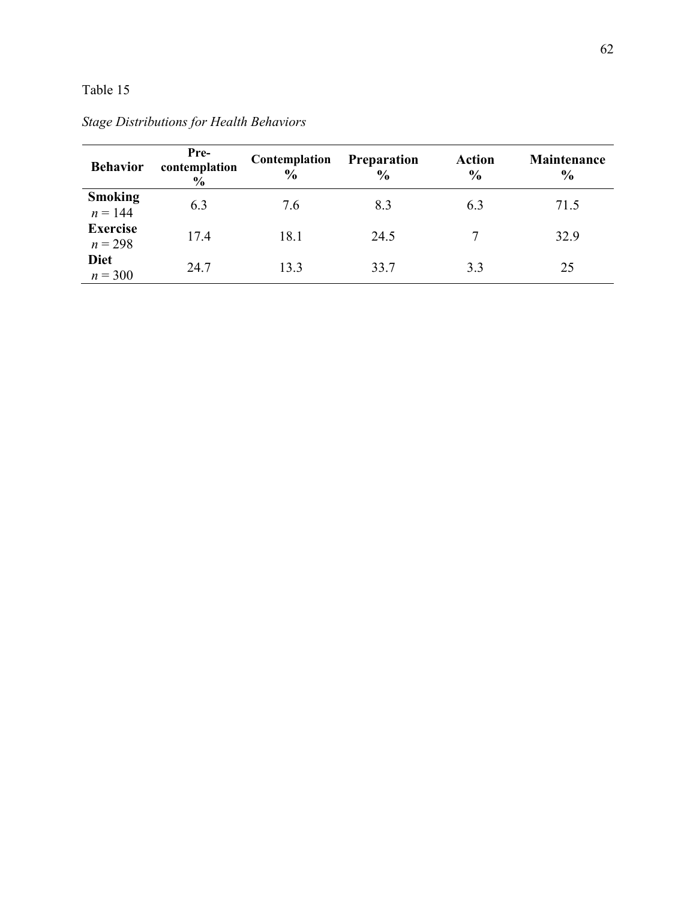Table 15

*Stage Distributions for Health Behaviors*

| Behavior | Pre-contemplation % | Contemplation % | Preparation % | Action % | Maintenance % |
|---|---|---|---|---|---|
| **Smoking** *n* = 144 | 6.3 | 7.6 | 8.3 | 6.3 | 71.5 |
| **Exercise** *n* = 298 | 17.4 | 18.1 | 24.5 | 7 | 32.9 |
| **Diet** *n* = 300 | 24.7 | 13.3 | 33.7 | 3.3 | 25 |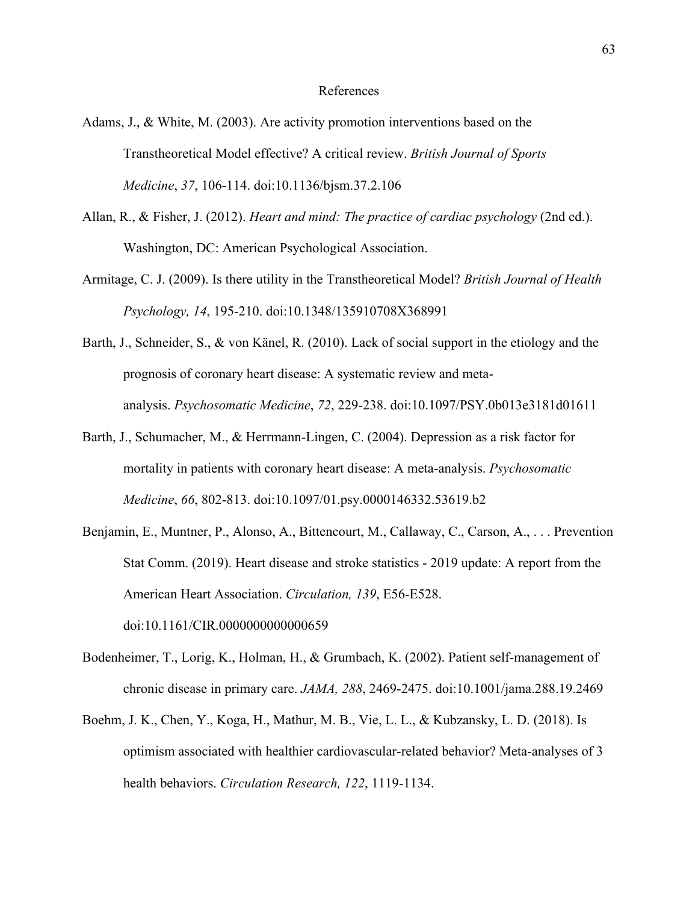# References

Adams, J., & White, M. (2003). Are activity promotion interventions based on the Transtheoretical Model effective? A critical review. *British Journal of Sports Medicine*, *37*, 106-114. doi:10.1136/bjsm.37.2.106

Allan, R., & Fisher, J. (2012). *Heart and mind: The practice of cardiac psychology* (2nd ed.). Washington, DC: American Psychological Association.

Armitage, C. J. (2009). Is there utility in the Transtheoretical Model? *British Journal of Health Psychology, 14*, 195-210. doi:10.1348/135910708X368991

Barth, J., Schneider, S., & von Känel, R. (2010). Lack of social support in the etiology and the prognosis of coronary heart disease: A systematic review and meta-analysis. *Psychosomatic Medicine*, *72*, 229-238. doi:10.1097/PSY.0b013e3181d01611

Barth, J., Schumacher, M., & Herrmann-Lingen, C. (2004). Depression as a risk factor for mortality in patients with coronary heart disease: A meta-analysis. *Psychosomatic Medicine*, *66*, 802-813. doi:10.1097/01.psy.0000146332.53619.b2

Benjamin, E., Muntner, P., Alonso, A., Bittencourt, M., Callaway, C., Carson, A., . . . Prevention Stat Comm. (2019). Heart disease and stroke statistics - 2019 update: A report from the American Heart Association. *Circulation, 139*, E56-E528. doi:10.1161/CIR.0000000000000659

Bodenheimer, T., Lorig, K., Holman, H., & Grumbach, K. (2002). Patient self-management of chronic disease in primary care. *JAMA, 288*, 2469-2475. doi:10.1001/jama.288.19.2469

Boehm, J. K., Chen, Y., Koga, H., Mathur, M. B., Vie, L. L., & Kubzansky, L. D. (2018). Is optimism associated with healthier cardiovascular-related behavior? Meta-analyses of 3 health behaviors. *Circulation Research, 122*, 1119-1134.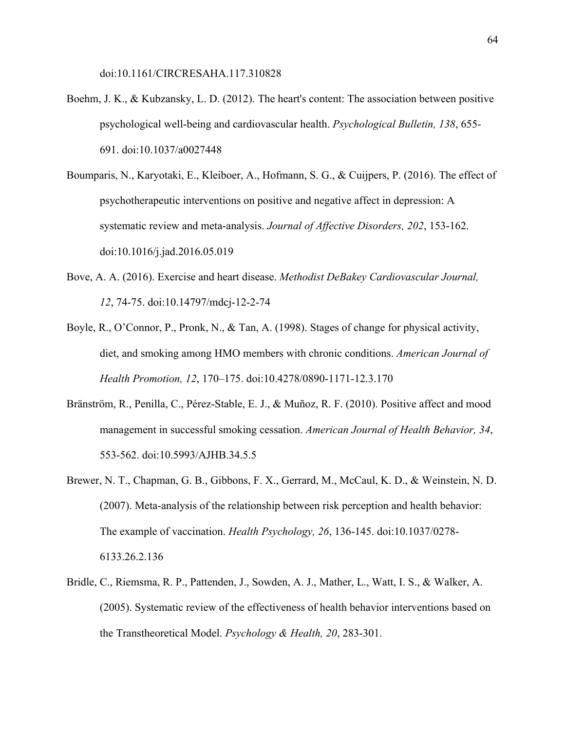doi:10.1161/CIRCRESAHA.117.310828

Boehm, J. K., & Kubzansky, L. D. (2012). The heart's content: The association between positive psychological well-being and cardiovascular health. *Psychological Bulletin, 138*, 655-691. doi:10.1037/a0027448

Boumparis, N., Karyotaki, E., Kleiboer, A., Hofmann, S. G., & Cuijpers, P. (2016). The effect of psychotherapeutic interventions on positive and negative affect in depression: A systematic review and meta-analysis. *Journal of Affective Disorders, 202*, 153-162. doi:10.1016/j.jad.2016.05.019

Bove, A. A. (2016). Exercise and heart disease. *Methodist DeBakey Cardiovascular Journal, 12*, 74-75. doi:10.14797/mdcj-12-2-74

Boyle, R., O'Connor, P., Pronk, N., & Tan, A. (1998). Stages of change for physical activity, diet, and smoking among HMO members with chronic conditions. *American Journal of Health Promotion, 12*, 170–175. doi:10.4278/0890-1171-12.3.170

Bränström, R., Penilla, C., Pérez-Stable, E. J., & Muñoz, R. F. (2010). Positive affect and mood management in successful smoking cessation. *American Journal of Health Behavior, 34*, 553-562. doi:10.5993/AJHB.34.5.5

Brewer, N. T., Chapman, G. B., Gibbons, F. X., Gerrard, M., McCaul, K. D., & Weinstein, N. D. (2007). Meta-analysis of the relationship between risk perception and health behavior: The example of vaccination. *Health Psychology, 26*, 136-145. doi:10.1037/0278-6133.26.2.136

Bridle, C., Riemsma, R. P., Pattenden, J., Sowden, A. J., Mather, L., Watt, I. S., & Walker, A. (2005). Systematic review of the effectiveness of health behavior interventions based on the Transtheoretical Model. *Psychology & Health, 20*, 283-301.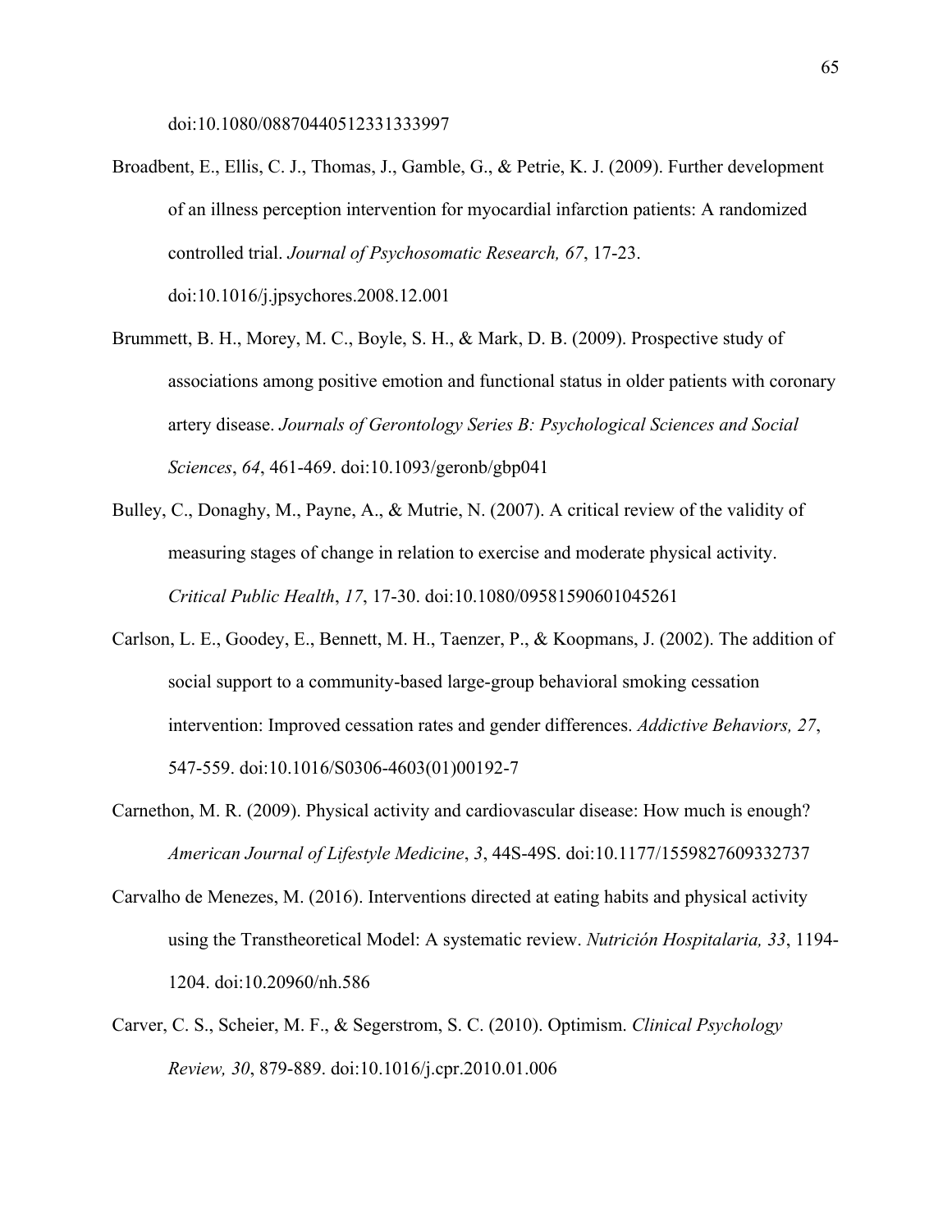doi:10.1080/08870440512331333997

Broadbent, E., Ellis, C. J., Thomas, J., Gamble, G., & Petrie, K. J. (2009). Further development of an illness perception intervention for myocardial infarction patients: A randomized controlled trial. *Journal of Psychosomatic Research, 67*, 17-23. doi:10.1016/j.jpsychores.2008.12.001

Brummett, B. H., Morey, M. C., Boyle, S. H., & Mark, D. B. (2009). Prospective study of associations among positive emotion and functional status in older patients with coronary artery disease. *Journals of Gerontology Series B: Psychological Sciences and Social Sciences*, *64*, 461-469. doi:10.1093/geronb/gbp041

Bulley, C., Donaghy, M., Payne, A., & Mutrie, N. (2007). A critical review of the validity of measuring stages of change in relation to exercise and moderate physical activity. *Critical Public Health*, *17*, 17-30. doi:10.1080/09581590601045261

Carlson, L. E., Goodey, E., Bennett, M. H., Taenzer, P., & Koopmans, J. (2002). The addition of social support to a community-based large-group behavioral smoking cessation intervention: Improved cessation rates and gender differences. *Addictive Behaviors, 27*, 547-559. doi:10.1016/S0306-4603(01)00192-7

Carnethon, M. R. (2009). Physical activity and cardiovascular disease: How much is enough? *American Journal of Lifestyle Medicine*, *3*, 44S-49S. doi:10.1177/1559827609332737

Carvalho de Menezes, M. (2016). Interventions directed at eating habits and physical activity using the Transtheoretical Model: A systematic review. *Nutrición Hospitalaria, 33*, 1194-1204. doi:10.20960/nh.586

Carver, C. S., Scheier, M. F., & Segerstrom, S. C. (2010). Optimism. *Clinical Psychology Review, 30*, 879-889. doi:10.1016/j.cpr.2010.01.006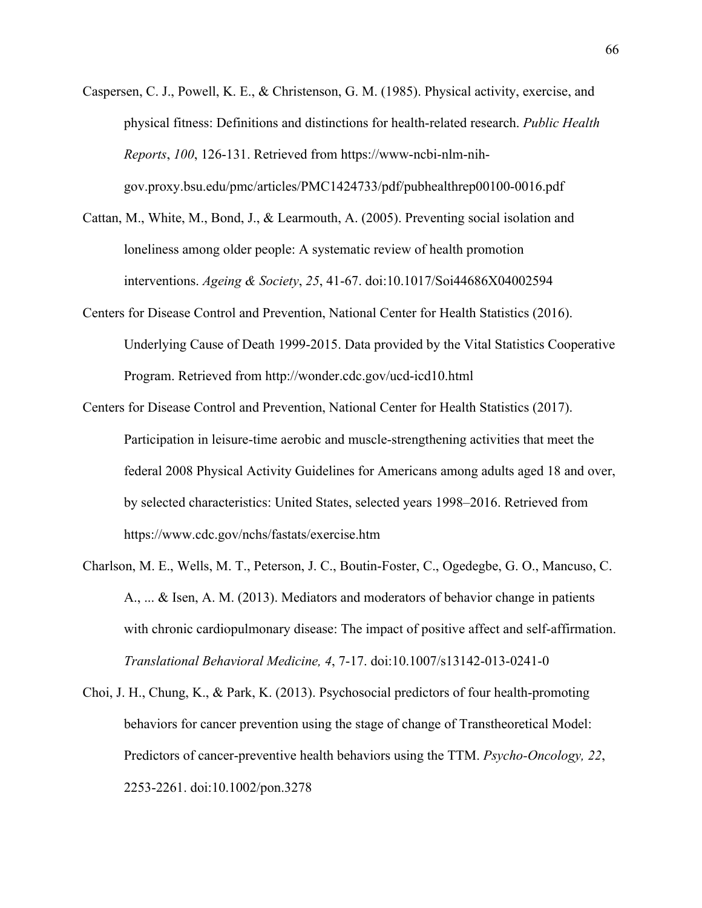Caspersen, C. J., Powell, K. E., & Christenson, G. M. (1985). Physical activity, exercise, and physical fitness: Definitions and distinctions for health-related research. *Public Health Reports*, *100*, 126-131. Retrieved from https://www-ncbi-nlm-nih-gov.proxy.bsu.edu/pmc/articles/PMC1424733/pdf/pubhealthrep00100-0016.pdf

Cattan, M., White, M., Bond, J., & Learmouth, A. (2005). Preventing social isolation and loneliness among older people: A systematic review of health promotion interventions. *Ageing & Society*, *25*, 41-67. doi:10.1017/Soi44686X04002594

Centers for Disease Control and Prevention, National Center for Health Statistics (2016). Underlying Cause of Death 1999-2015. Data provided by the Vital Statistics Cooperative Program. Retrieved from http://wonder.cdc.gov/ucd-icd10.html

Centers for Disease Control and Prevention, National Center for Health Statistics (2017). Participation in leisure-time aerobic and muscle-strengthening activities that meet the federal 2008 Physical Activity Guidelines for Americans among adults aged 18 and over, by selected characteristics: United States, selected years 1998–2016. Retrieved from https://www.cdc.gov/nchs/fastats/exercise.htm

Charlson, M. E., Wells, M. T., Peterson, J. C., Boutin-Foster, C., Ogedegbe, G. O., Mancuso, C. A., ... & Isen, A. M. (2013). Mediators and moderators of behavior change in patients with chronic cardiopulmonary disease: The impact of positive affect and self-affirmation. *Translational Behavioral Medicine, 4*, 7-17. doi:10.1007/s13142-013-0241-0

Choi, J. H., Chung, K., & Park, K. (2013). Psychosocial predictors of four health-promoting behaviors for cancer prevention using the stage of change of Transtheoretical Model: Predictors of cancer-preventive health behaviors using the TTM. *Psycho-Oncology, 22*, 2253-2261. doi:10.1002/pon.3278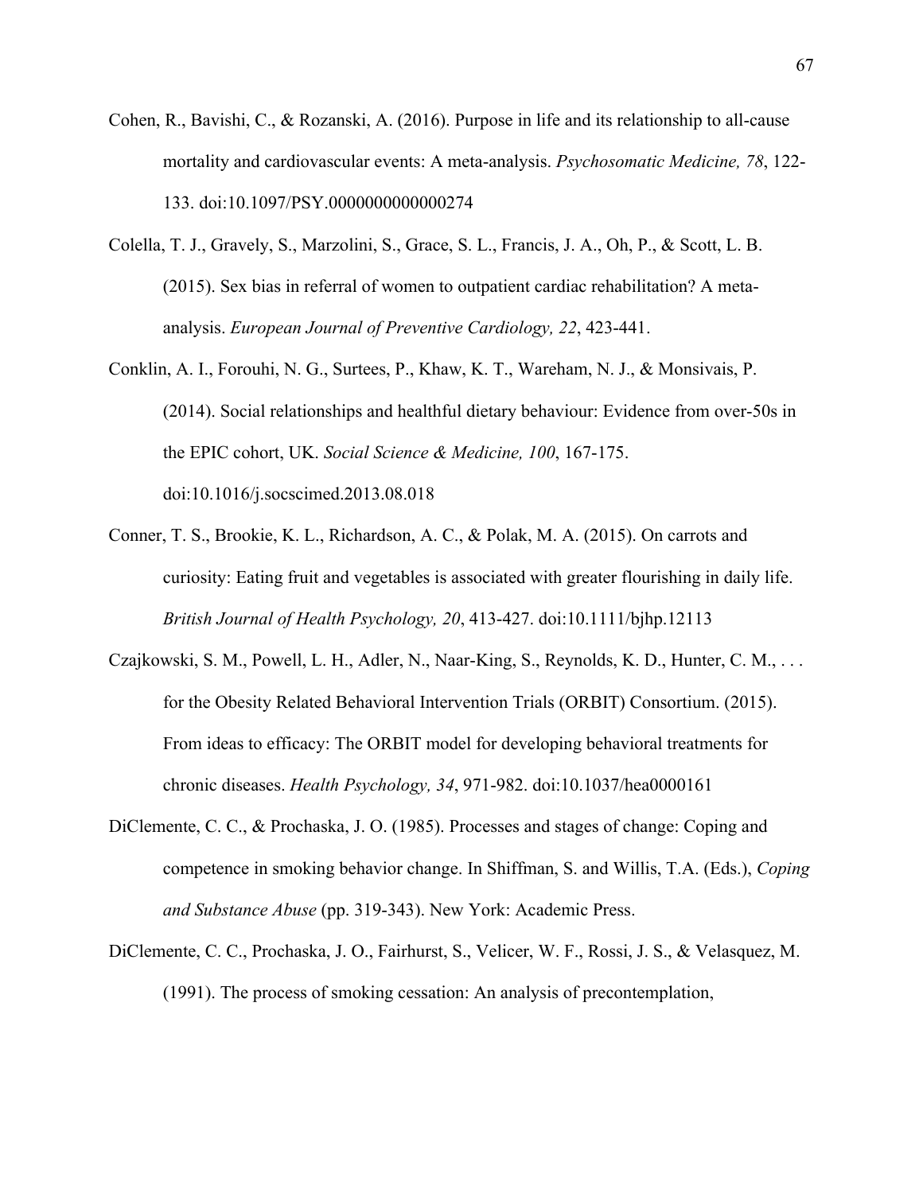Cohen, R., Bavishi, C., & Rozanski, A. (2016). Purpose in life and its relationship to all-cause mortality and cardiovascular events: A meta-analysis. *Psychosomatic Medicine, 78*, 122-133. doi:10.1097/PSY.0000000000000274

Colella, T. J., Gravely, S., Marzolini, S., Grace, S. L., Francis, J. A., Oh, P., & Scott, L. B. (2015). Sex bias in referral of women to outpatient cardiac rehabilitation? A meta-analysis. *European Journal of Preventive Cardiology, 22*, 423-441.

Conklin, A. I., Forouhi, N. G., Surtees, P., Khaw, K. T., Wareham, N. J., & Monsivais, P. (2014). Social relationships and healthful dietary behaviour: Evidence from over-50s in the EPIC cohort, UK. *Social Science & Medicine, 100*, 167-175. doi:10.1016/j.socscimed.2013.08.018

Conner, T. S., Brookie, K. L., Richardson, A. C., & Polak, M. A. (2015). On carrots and curiosity: Eating fruit and vegetables is associated with greater flourishing in daily life. *British Journal of Health Psychology, 20*, 413-427. doi:10.1111/bjhp.12113

Czajkowski, S. M., Powell, L. H., Adler, N., Naar-King, S., Reynolds, K. D., Hunter, C. M., . . . for the Obesity Related Behavioral Intervention Trials (ORBIT) Consortium. (2015). From ideas to efficacy: The ORBIT model for developing behavioral treatments for chronic diseases. *Health Psychology, 34*, 971-982. doi:10.1037/hea0000161

DiClemente, C. C., & Prochaska, J. O. (1985). Processes and stages of change: Coping and competence in smoking behavior change. In Shiffman, S. and Willis, T.A. (Eds.), *Coping and Substance Abuse* (pp. 319-343). New York: Academic Press.

DiClemente, C. C., Prochaska, J. O., Fairhurst, S., Velicer, W. F., Rossi, J. S., & Velasquez, M. (1991). The process of smoking cessation: An analysis of precontemplation,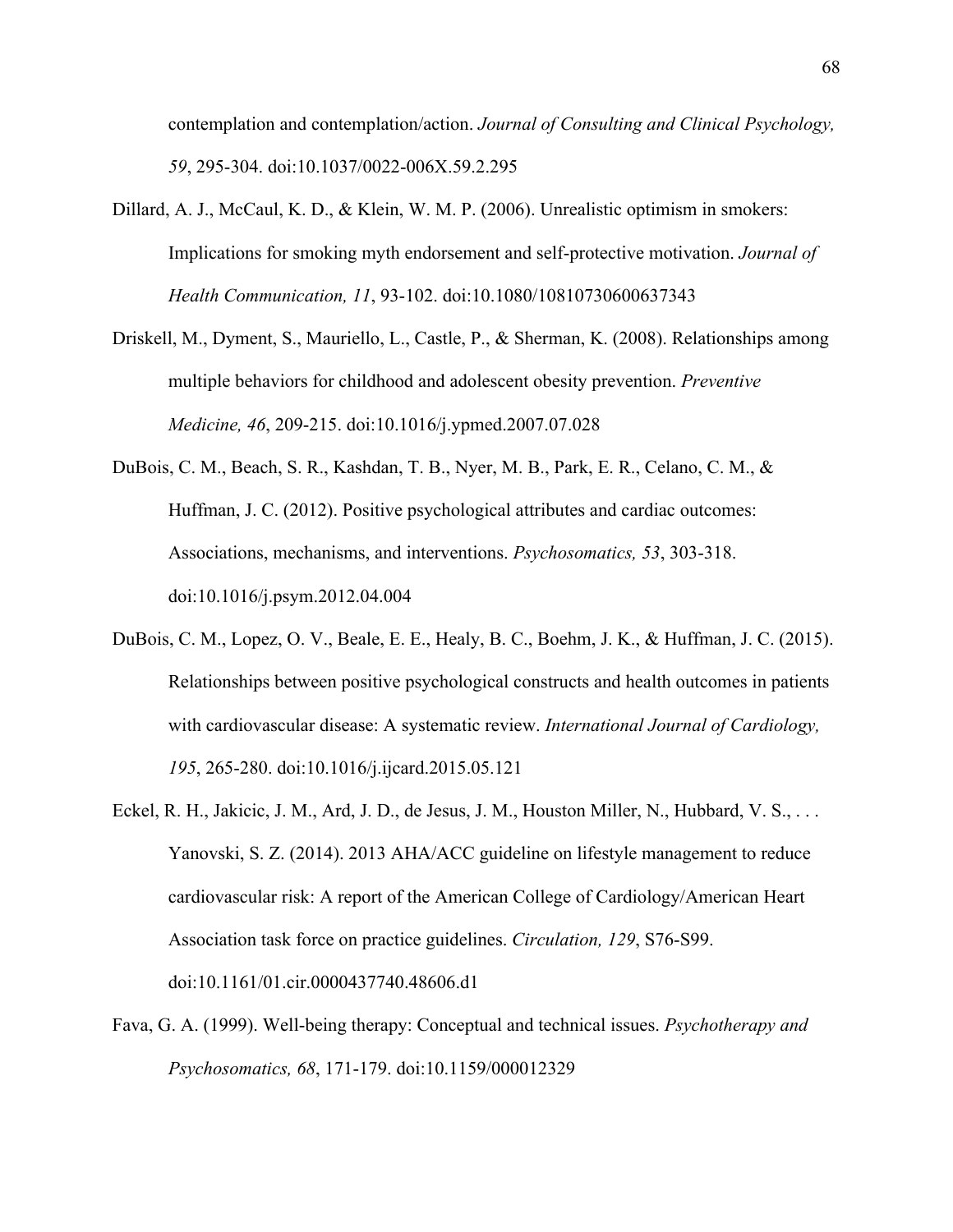contemplation and contemplation/action. *Journal of Consulting and Clinical Psychology, 59*, 295-304. doi:10.1037/0022-006X.59.2.295

Dillard, A. J., McCaul, K. D., & Klein, W. M. P. (2006). Unrealistic optimism in smokers: Implications for smoking myth endorsement and self-protective motivation. *Journal of Health Communication, 11*, 93-102. doi:10.1080/10810730600637343

Driskell, M., Dyment, S., Mauriello, L., Castle, P., & Sherman, K. (2008). Relationships among multiple behaviors for childhood and adolescent obesity prevention. *Preventive Medicine, 46*, 209-215. doi:10.1016/j.ypmed.2007.07.028

DuBois, C. M., Beach, S. R., Kashdan, T. B., Nyer, M. B., Park, E. R., Celano, C. M., & Huffman, J. C. (2012). Positive psychological attributes and cardiac outcomes: Associations, mechanisms, and interventions. *Psychosomatics, 53*, 303-318. doi:10.1016/j.psym.2012.04.004

DuBois, C. M., Lopez, O. V., Beale, E. E., Healy, B. C., Boehm, J. K., & Huffman, J. C. (2015). Relationships between positive psychological constructs and health outcomes in patients with cardiovascular disease: A systematic review. *International Journal of Cardiology, 195*, 265-280. doi:10.1016/j.ijcard.2015.05.121

Eckel, R. H., Jakicic, J. M., Ard, J. D., de Jesus, J. M., Houston Miller, N., Hubbard, V. S., . . . Yanovski, S. Z. (2014). 2013 AHA/ACC guideline on lifestyle management to reduce cardiovascular risk: A report of the American College of Cardiology/American Heart Association task force on practice guidelines. *Circulation, 129*, S76-S99. doi:10.1161/01.cir.0000437740.48606.d1

Fava, G. A. (1999). Well-being therapy: Conceptual and technical issues. *Psychotherapy and Psychosomatics, 68*, 171-179. doi:10.1159/000012329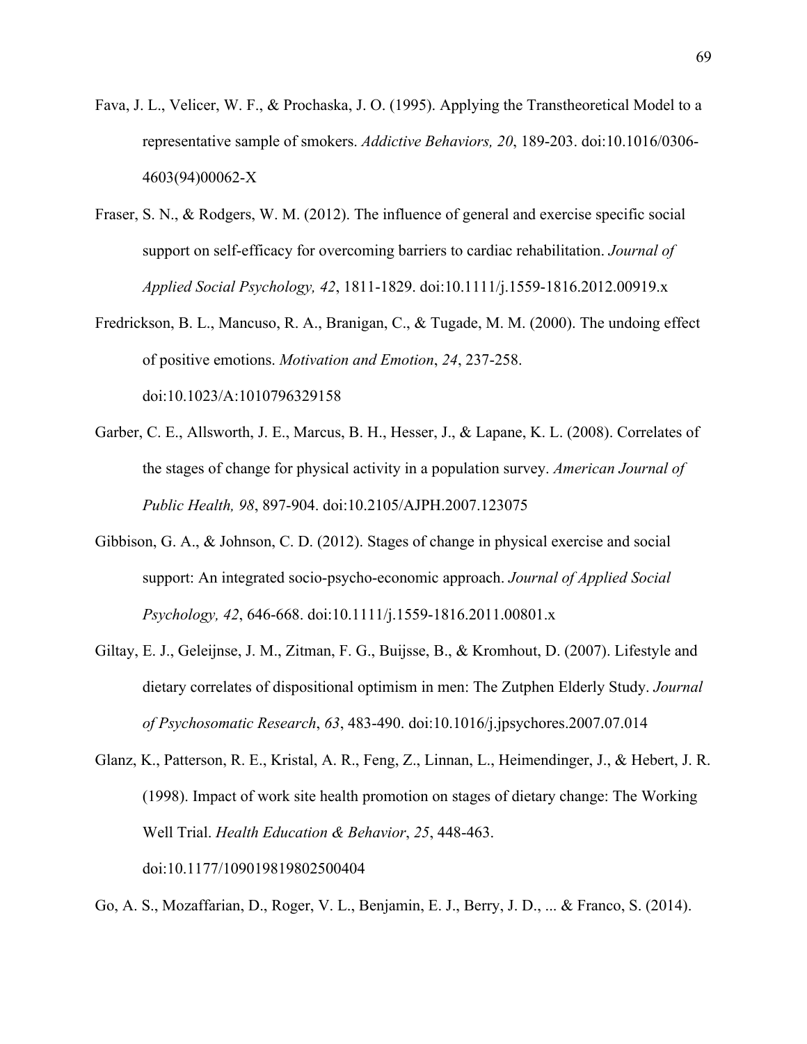Fava, J. L., Velicer, W. F., & Prochaska, J. O. (1995). Applying the Transtheoretical Model to a representative sample of smokers. *Addictive Behaviors, 20*, 189-203. doi:10.1016/0306-4603(94)00062-X

Fraser, S. N., & Rodgers, W. M. (2012). The influence of general and exercise specific social support on self-efficacy for overcoming barriers to cardiac rehabilitation. *Journal of Applied Social Psychology, 42*, 1811-1829. doi:10.1111/j.1559-1816.2012.00919.x

Fredrickson, B. L., Mancuso, R. A., Branigan, C., & Tugade, M. M. (2000). The undoing effect of positive emotions. *Motivation and Emotion*, *24*, 237-258. doi:10.1023/A:1010796329158

Garber, C. E., Allsworth, J. E., Marcus, B. H., Hesser, J., & Lapane, K. L. (2008). Correlates of the stages of change for physical activity in a population survey. *American Journal of Public Health, 98*, 897-904. doi:10.2105/AJPH.2007.123075

Gibbison, G. A., & Johnson, C. D. (2012). Stages of change in physical exercise and social support: An integrated socio-psycho-economic approach. *Journal of Applied Social Psychology, 42*, 646-668. doi:10.1111/j.1559-1816.2011.00801.x

Giltay, E. J., Geleijnse, J. M., Zitman, F. G., Buijsse, B., & Kromhout, D. (2007). Lifestyle and dietary correlates of dispositional optimism in men: The Zutphen Elderly Study. *Journal of Psychosomatic Research*, *63*, 483-490. doi:10.1016/j.jpsychores.2007.07.014

Glanz, K., Patterson, R. E., Kristal, A. R., Feng, Z., Linnan, L., Heimendinger, J., & Hebert, J. R. (1998). Impact of work site health promotion on stages of dietary change: The Working Well Trial. *Health Education & Behavior*, *25*, 448-463. doi:10.1177/109019819802500404

Go, A. S., Mozaffarian, D., Roger, V. L., Benjamin, E. J., Berry, J. D., ... & Franco, S. (2014).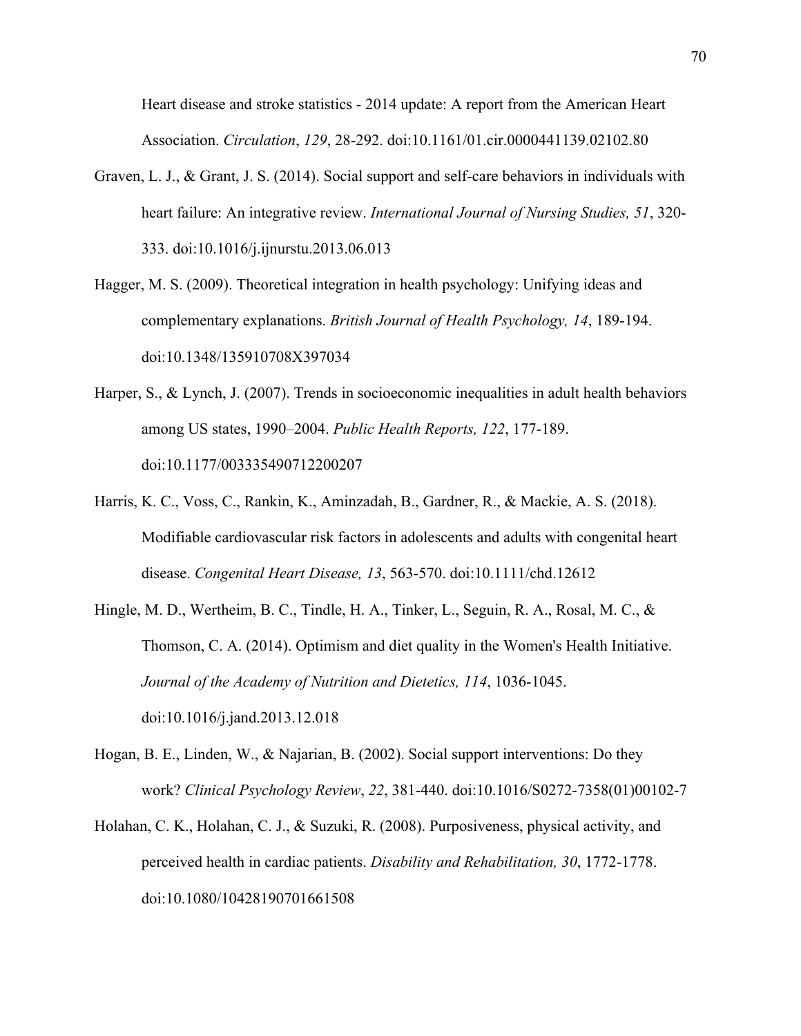Heart disease and stroke statistics - 2014 update: A report from the American Heart Association. *Circulation*, *129*, 28-292. doi:10.1161/01.cir.0000441139.02102.80

Graven, L. J., & Grant, J. S. (2014). Social support and self-care behaviors in individuals with heart failure: An integrative review. *International Journal of Nursing Studies, 51*, 320-333. doi:10.1016/j.ijnurstu.2013.06.013

Hagger, M. S. (2009). Theoretical integration in health psychology: Unifying ideas and complementary explanations. *British Journal of Health Psychology, 14*, 189-194. doi:10.1348/135910708X397034

Harper, S., & Lynch, J. (2007). Trends in socioeconomic inequalities in adult health behaviors among US states, 1990–2004. *Public Health Reports, 122*, 177-189. doi:10.1177/003335490712200207

Harris, K. C., Voss, C., Rankin, K., Aminzadah, B., Gardner, R., & Mackie, A. S. (2018). Modifiable cardiovascular risk factors in adolescents and adults with congenital heart disease. *Congenital Heart Disease, 13*, 563-570. doi:10.1111/chd.12612

Hingle, M. D., Wertheim, B. C., Tindle, H. A., Tinker, L., Seguin, R. A., Rosal, M. C., & Thomson, C. A. (2014). Optimism and diet quality in the Women's Health Initiative. *Journal of the Academy of Nutrition and Dietetics, 114*, 1036-1045. doi:10.1016/j.jand.2013.12.018

Hogan, B. E., Linden, W., & Najarian, B. (2002). Social support interventions: Do they work? *Clinical Psychology Review*, *22*, 381-440. doi:10.1016/S0272-7358(01)00102-7

Holahan, C. K., Holahan, C. J., & Suzuki, R. (2008). Purposiveness, physical activity, and perceived health in cardiac patients. *Disability and Rehabilitation, 30*, 1772-1778. doi:10.1080/10428190701661508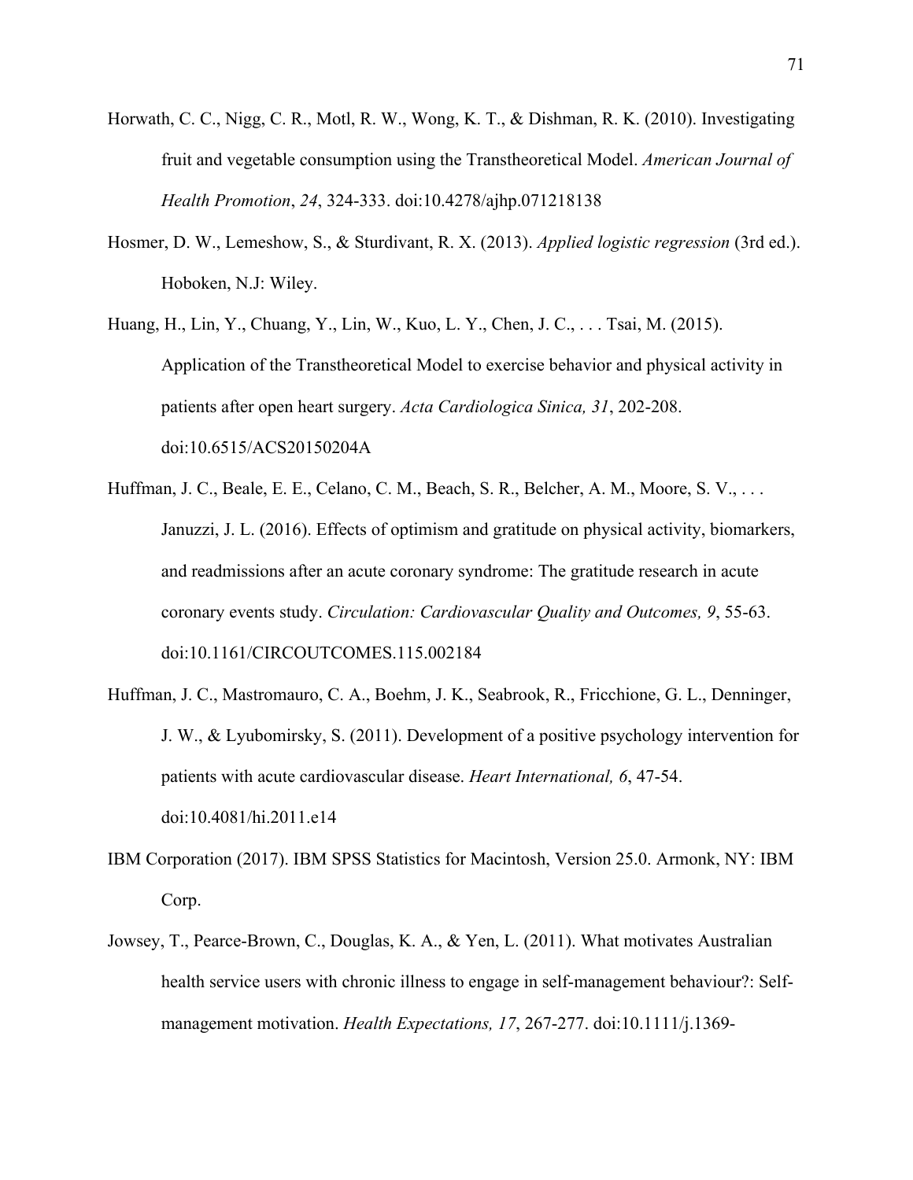Horwath, C. C., Nigg, C. R., Motl, R. W., Wong, K. T., & Dishman, R. K. (2010). Investigating fruit and vegetable consumption using the Transtheoretical Model. *American Journal of Health Promotion*, *24*, 324-333. doi:10.4278/ajhp.071218138

Hosmer, D. W., Lemeshow, S., & Sturdivant, R. X. (2013). *Applied logistic regression* (3rd ed.). Hoboken, N.J: Wiley.

Huang, H., Lin, Y., Chuang, Y., Lin, W., Kuo, L. Y., Chen, J. C., . . . Tsai, M. (2015). Application of the Transtheoretical Model to exercise behavior and physical activity in patients after open heart surgery. *Acta Cardiologica Sinica, 31*, 202-208. doi:10.6515/ACS20150204A

Huffman, J. C., Beale, E. E., Celano, C. M., Beach, S. R., Belcher, A. M., Moore, S. V., . . . Januzzi, J. L. (2016). Effects of optimism and gratitude on physical activity, biomarkers, and readmissions after an acute coronary syndrome: The gratitude research in acute coronary events study. *Circulation: Cardiovascular Quality and Outcomes, 9*, 55-63. doi:10.1161/CIRCOUTCOMES.115.002184

Huffman, J. C., Mastromauro, C. A., Boehm, J. K., Seabrook, R., Fricchione, G. L., Denninger, J. W., & Lyubomirsky, S. (2011). Development of a positive psychology intervention for patients with acute cardiovascular disease. *Heart International, 6*, 47-54. doi:10.4081/hi.2011.e14

IBM Corporation (2017). IBM SPSS Statistics for Macintosh, Version 25.0. Armonk, NY: IBM Corp.

Jowsey, T., Pearce-Brown, C., Douglas, K. A., & Yen, L. (2011). What motivates Australian health service users with chronic illness to engage in self-management behaviour?: Self-management motivation. *Health Expectations, 17*, 267-277. doi:10.1111/j.1369-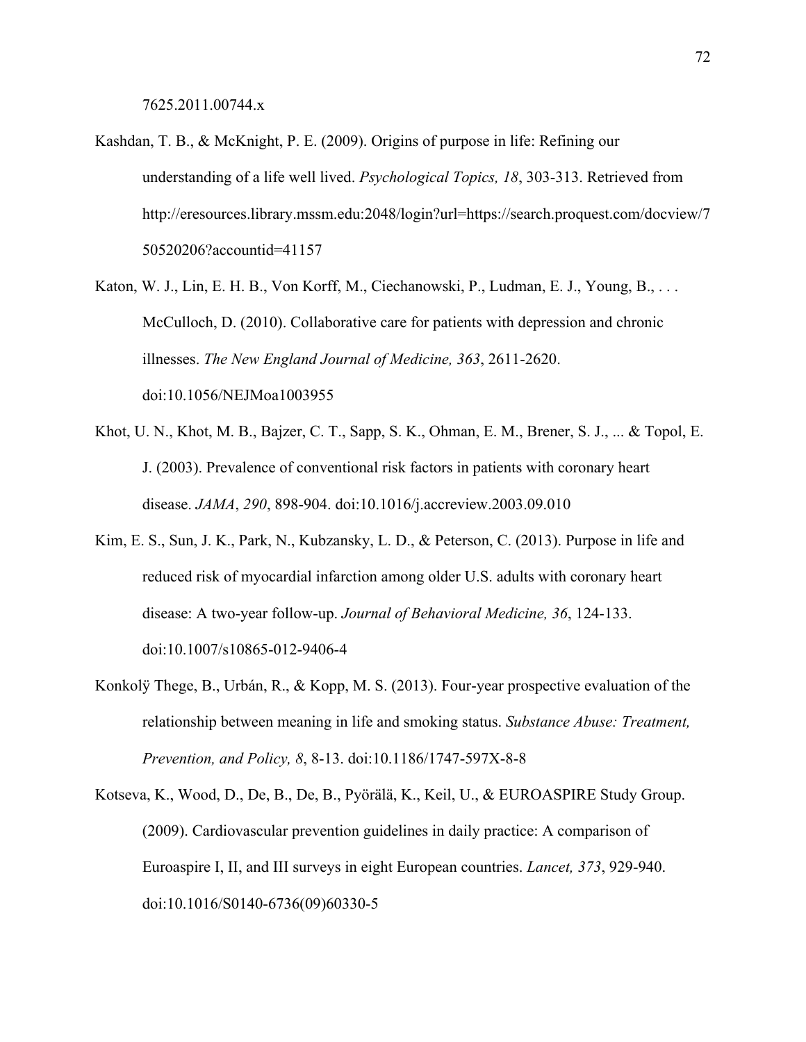7625.2011.00744.x

Kashdan, T. B., & McKnight, P. E. (2009). Origins of purpose in life: Refining our understanding of a life well lived. *Psychological Topics, 18*, 303-313. Retrieved from http://eresources.library.mssm.edu:2048/login?url=https://search.proquest.com/docview/750520206?accountid=41157

Katon, W. J., Lin, E. H. B., Von Korff, M., Ciechanowski, P., Ludman, E. J., Young, B., . . . McCulloch, D. (2010). Collaborative care for patients with depression and chronic illnesses. *The New England Journal of Medicine, 363*, 2611-2620. doi:10.1056/NEJMoa1003955

Khot, U. N., Khot, M. B., Bajzer, C. T., Sapp, S. K., Ohman, E. M., Brener, S. J., ... & Topol, E. J. (2003). Prevalence of conventional risk factors in patients with coronary heart disease. *JAMA*, *290*, 898-904. doi:10.1016/j.accreview.2003.09.010

Kim, E. S., Sun, J. K., Park, N., Kubzansky, L. D., & Peterson, C. (2013). Purpose in life and reduced risk of myocardial infarction among older U.S. adults with coronary heart disease: A two-year follow-up. *Journal of Behavioral Medicine, 36*, 124-133. doi:10.1007/s10865-012-9406-4

Konkolÿ Thege, B., Urbán, R., & Kopp, M. S. (2013). Four-year prospective evaluation of the relationship between meaning in life and smoking status. *Substance Abuse: Treatment, Prevention, and Policy, 8*, 8-13. doi:10.1186/1747-597X-8-8

Kotseva, K., Wood, D., De, B., De, B., Pyörälä, K., Keil, U., & EUROASPIRE Study Group. (2009). Cardiovascular prevention guidelines in daily practice: A comparison of Euroaspire I, II, and III surveys in eight European countries. *Lancet, 373*, 929-940. doi:10.1016/S0140-6736(09)60330-5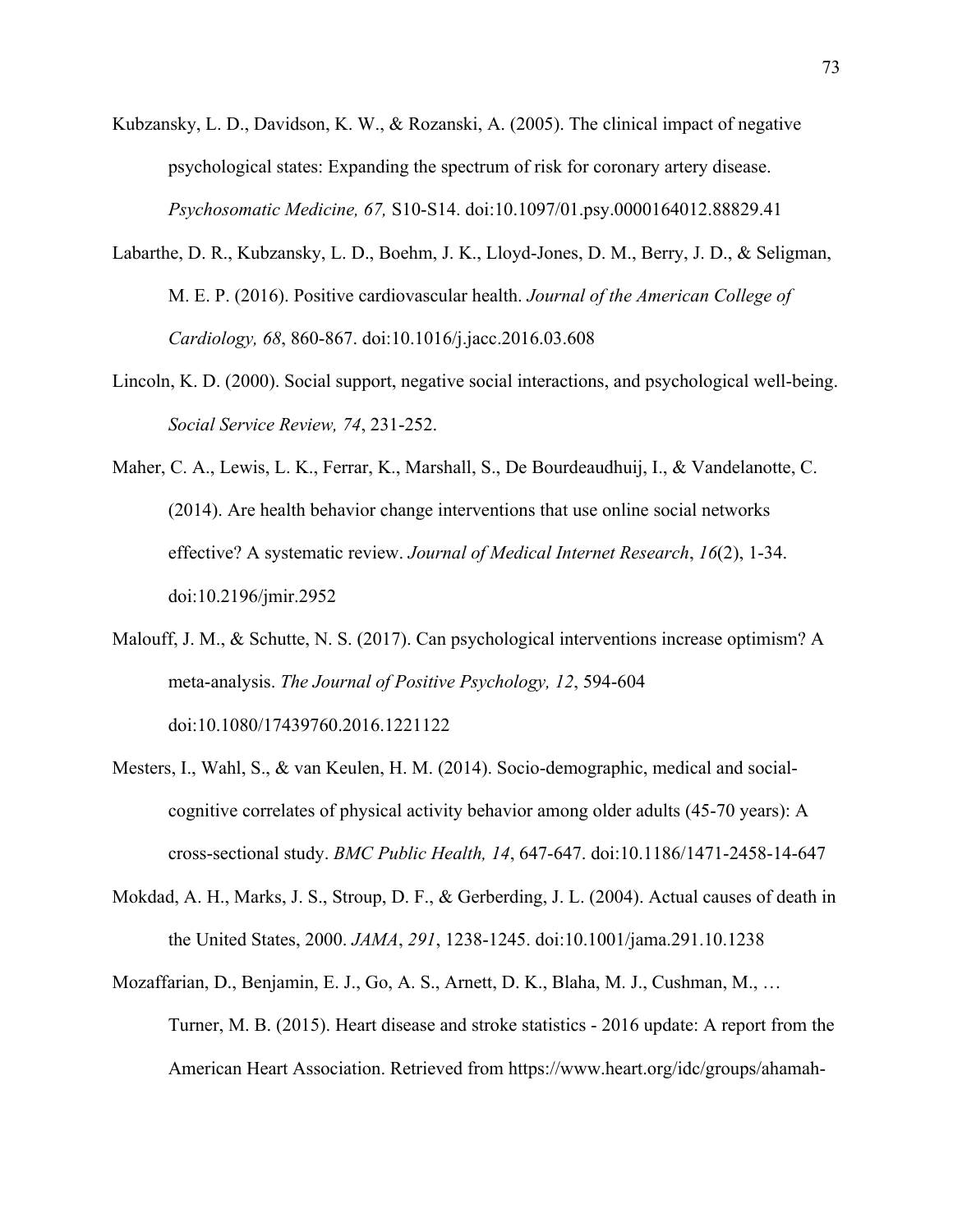Kubzansky, L. D., Davidson, K. W., & Rozanski, A. (2005). The clinical impact of negative psychological states: Expanding the spectrum of risk for coronary artery disease. *Psychosomatic Medicine, 67,* S10-S14. doi:10.1097/01.psy.0000164012.88829.41

Labarthe, D. R., Kubzansky, L. D., Boehm, J. K., Lloyd-Jones, D. M., Berry, J. D., & Seligman, M. E. P. (2016). Positive cardiovascular health. *Journal of the American College of Cardiology, 68*, 860-867. doi:10.1016/j.jacc.2016.03.608

Lincoln, K. D. (2000). Social support, negative social interactions, and psychological well-being. *Social Service Review, 74*, 231-252.

Maher, C. A., Lewis, L. K., Ferrar, K., Marshall, S., De Bourdeaudhuij, I., & Vandelanotte, C. (2014). Are health behavior change interventions that use online social networks effective? A systematic review. *Journal of Medical Internet Research*, *16*(2), 1-34. doi:10.2196/jmir.2952

Malouff, J. M., & Schutte, N. S. (2017). Can psychological interventions increase optimism? A meta-analysis. *The Journal of Positive Psychology, 12*, 594-604 doi:10.1080/17439760.2016.1221122

Mesters, I., Wahl, S., & van Keulen, H. M. (2014). Socio-demographic, medical and social-cognitive correlates of physical activity behavior among older adults (45-70 years): A cross-sectional study. *BMC Public Health, 14*, 647-647. doi:10.1186/1471-2458-14-647

Mokdad, A. H., Marks, J. S., Stroup, D. F., & Gerberding, J. L. (2004). Actual causes of death in the United States, 2000. *JAMA*, *291*, 1238-1245. doi:10.1001/jama.291.10.1238

Mozaffarian, D., Benjamin, E. J., Go, A. S., Arnett, D. K., Blaha, M. J., Cushman, M., … Turner, M. B. (2015). Heart disease and stroke statistics - 2016 update: A report from the American Heart Association. Retrieved from https://www.heart.org/idc/groups/ahamah-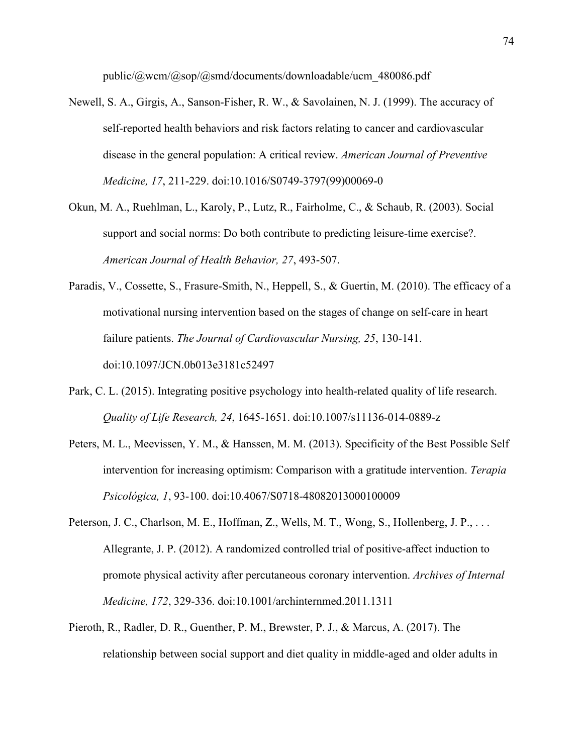public/@wcm/@sop/@smd/documents/downloadable/ucm_480086.pdf

Newell, S. A., Girgis, A., Sanson-Fisher, R. W., & Savolainen, N. J. (1999). The accuracy of self-reported health behaviors and risk factors relating to cancer and cardiovascular disease in the general population: A critical review. *American Journal of Preventive Medicine, 17*, 211-229. doi:10.1016/S0749-3797(99)00069-0

Okun, M. A., Ruehlman, L., Karoly, P., Lutz, R., Fairholme, C., & Schaub, R. (2003). Social support and social norms: Do both contribute to predicting leisure-time exercise?. *American Journal of Health Behavior, 27*, 493-507.

Paradis, V., Cossette, S., Frasure-Smith, N., Heppell, S., & Guertin, M. (2010). The efficacy of a motivational nursing intervention based on the stages of change on self-care in heart failure patients. *The Journal of Cardiovascular Nursing, 25*, 130-141. doi:10.1097/JCN.0b013e3181c52497

Park, C. L. (2015). Integrating positive psychology into health-related quality of life research. *Quality of Life Research, 24*, 1645-1651. doi:10.1007/s11136-014-0889-z

Peters, M. L., Meevissen, Y. M., & Hanssen, M. M. (2013). Specificity of the Best Possible Self intervention for increasing optimism: Comparison with a gratitude intervention. *Terapia Psicológica, 1*, 93-100. doi:10.4067/S0718-48082013000100009

Peterson, J. C., Charlson, M. E., Hoffman, Z., Wells, M. T., Wong, S., Hollenberg, J. P., . . . Allegrante, J. P. (2012). A randomized controlled trial of positive-affect induction to promote physical activity after percutaneous coronary intervention. *Archives of Internal Medicine, 172*, 329-336. doi:10.1001/archinternmed.2011.1311

Pieroth, R., Radler, D. R., Guenther, P. M., Brewster, P. J., & Marcus, A. (2017). The relationship between social support and diet quality in middle-aged and older adults in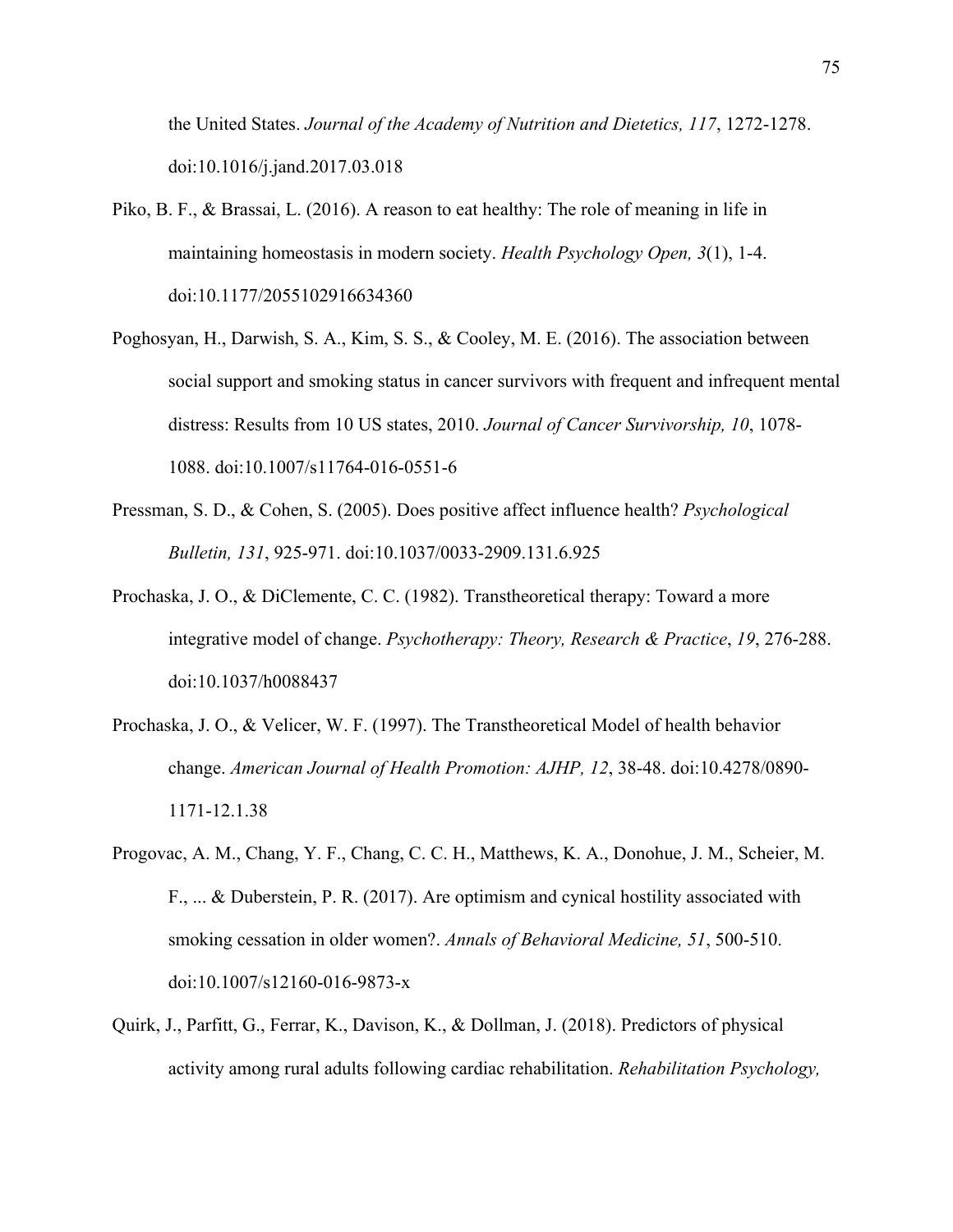the United States. *Journal of the Academy of Nutrition and Dietetics, 117*, 1272-1278. doi:10.1016/j.jand.2017.03.018

Piko, B. F., & Brassai, L. (2016). A reason to eat healthy: The role of meaning in life in maintaining homeostasis in modern society. *Health Psychology Open, 3*(1), 1-4. doi:10.1177/2055102916634360

Poghosyan, H., Darwish, S. A., Kim, S. S., & Cooley, M. E. (2016). The association between social support and smoking status in cancer survivors with frequent and infrequent mental distress: Results from 10 US states, 2010. *Journal of Cancer Survivorship, 10*, 1078-1088. doi:10.1007/s11764-016-0551-6

Pressman, S. D., & Cohen, S. (2005). Does positive affect influence health? *Psychological Bulletin, 131*, 925-971. doi:10.1037/0033-2909.131.6.925

Prochaska, J. O., & DiClemente, C. C. (1982). Transtheoretical therapy: Toward a more integrative model of change. *Psychotherapy: Theory, Research & Practice*, *19*, 276-288. doi:10.1037/h0088437

Prochaska, J. O., & Velicer, W. F. (1997). The Transtheoretical Model of health behavior change. *American Journal of Health Promotion: AJHP, 12*, 38-48. doi:10.4278/0890-1171-12.1.38

Progovac, A. M., Chang, Y. F., Chang, C. C. H., Matthews, K. A., Donohue, J. M., Scheier, M. F., ... & Duberstein, P. R. (2017). Are optimism and cynical hostility associated with smoking cessation in older women?. *Annals of Behavioral Medicine, 51*, 500-510. doi:10.1007/s12160-016-9873-x

Quirk, J., Parfitt, G., Ferrar, K., Davison, K., & Dollman, J. (2018). Predictors of physical activity among rural adults following cardiac rehabilitation. *Rehabilitation Psychology,*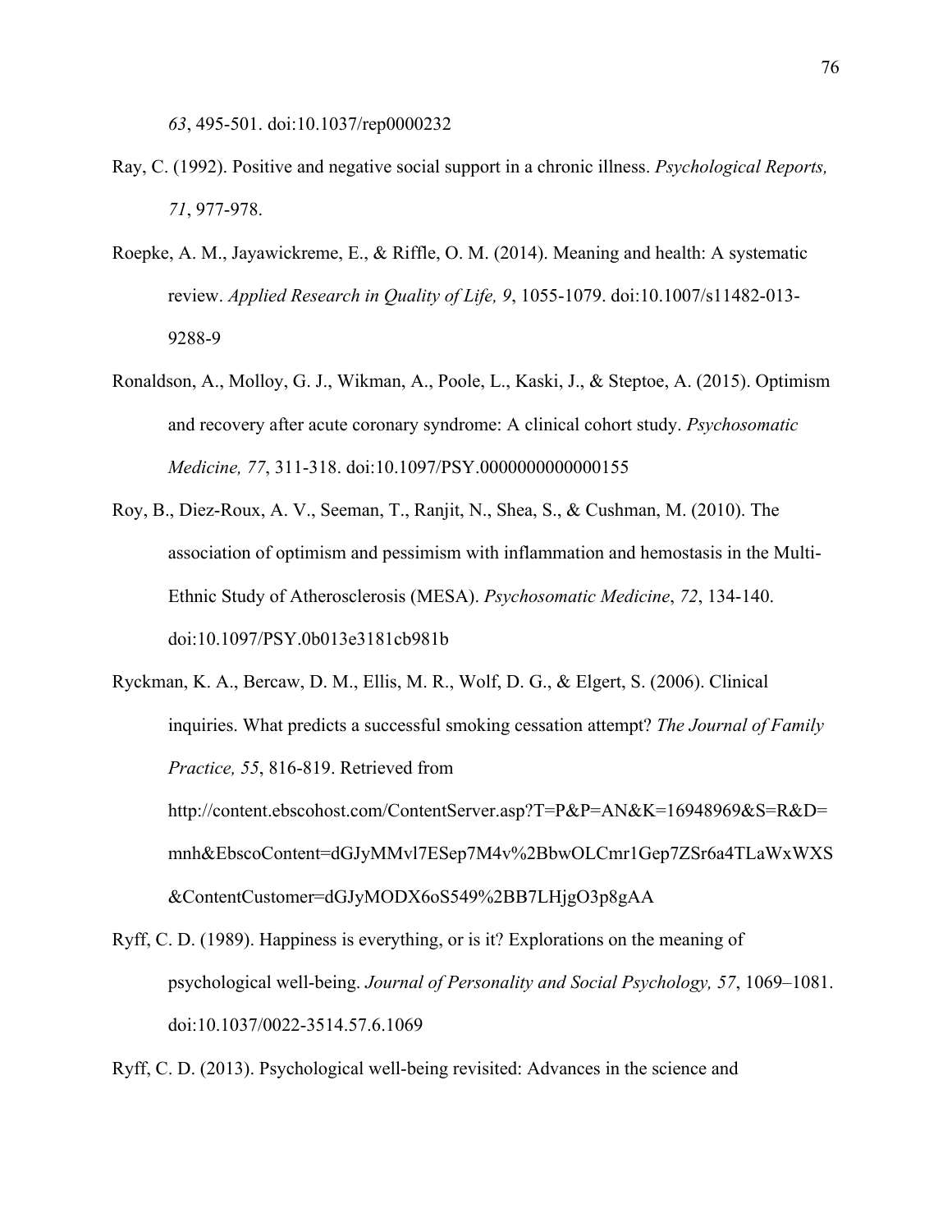*63*, 495-501. doi:10.1037/rep0000232

Ray, C. (1992). Positive and negative social support in a chronic illness. *Psychological Reports, 71*, 977-978.

Roepke, A. M., Jayawickreme, E., & Riffle, O. M. (2014). Meaning and health: A systematic review. *Applied Research in Quality of Life, 9*, 1055-1079. doi:10.1007/s11482-013-9288-9

Ronaldson, A., Molloy, G. J., Wikman, A., Poole, L., Kaski, J., & Steptoe, A. (2015). Optimism and recovery after acute coronary syndrome: A clinical cohort study. *Psychosomatic Medicine, 77*, 311-318. doi:10.1097/PSY.0000000000000155

Roy, B., Diez-Roux, A. V., Seeman, T., Ranjit, N., Shea, S., & Cushman, M. (2010). The association of optimism and pessimism with inflammation and hemostasis in the Multi-Ethnic Study of Atherosclerosis (MESA). *Psychosomatic Medicine*, *72*, 134-140. doi:10.1097/PSY.0b013e3181cb981b

Ryckman, K. A., Bercaw, D. M., Ellis, M. R., Wolf, D. G., & Elgert, S. (2006). Clinical inquiries. What predicts a successful smoking cessation attempt? *The Journal of Family Practice, 55*, 816-819. Retrieved from http://content.ebscohost.com/ContentServer.asp?T=P&P=AN&K=16948969&S=R&D=mnh&EbscoContent=dGJyMMvl7ESep7M4v%2BbwOLCmr1Gep7ZSr6a4TLaWxWXS&ContentCustomer=dGJyMODX6oS549%2BB7LHjgO3p8gAA

Ryff, C. D. (1989). Happiness is everything, or is it? Explorations on the meaning of psychological well-being. *Journal of Personality and Social Psychology, 57*, 1069–1081. doi:10.1037/0022-3514.57.6.1069

Ryff, C. D. (2013). Psychological well-being revisited: Advances in the science and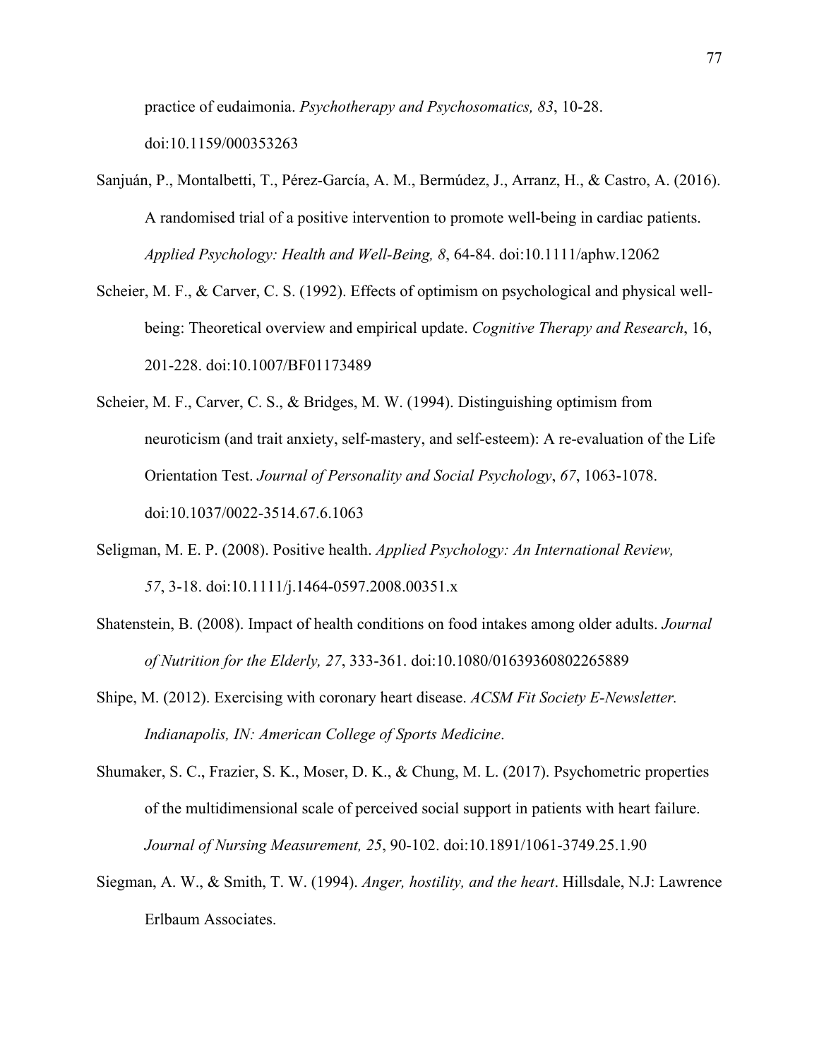practice of eudaimonia. *Psychotherapy and Psychosomatics, 83*, 10-28. doi:10.1159/000353263

Sanjuán, P., Montalbetti, T., Pérez-García, A. M., Bermúdez, J., Arranz, H., & Castro, A. (2016). A randomised trial of a positive intervention to promote well-being in cardiac patients. *Applied Psychology: Health and Well-Being, 8*, 64-84. doi:10.1111/aphw.12062

Scheier, M. F., & Carver, C. S. (1992). Effects of optimism on psychological and physical well-being: Theoretical overview and empirical update. *Cognitive Therapy and Research*, 16, 201-228. doi:10.1007/BF01173489

Scheier, M. F., Carver, C. S., & Bridges, M. W. (1994). Distinguishing optimism from neuroticism (and trait anxiety, self-mastery, and self-esteem): A re-evaluation of the Life Orientation Test. *Journal of Personality and Social Psychology*, *67*, 1063-1078. doi:10.1037/0022-3514.67.6.1063

Seligman, M. E. P. (2008). Positive health. *Applied Psychology: An International Review, 57*, 3-18. doi:10.1111/j.1464-0597.2008.00351.x

Shatenstein, B. (2008). Impact of health conditions on food intakes among older adults. *Journal of Nutrition for the Elderly, 27*, 333-361. doi:10.1080/01639360802265889

Shipe, M. (2012). Exercising with coronary heart disease. *ACSM Fit Society E-Newsletter. Indianapolis, IN: American College of Sports Medicine*.

Shumaker, S. C., Frazier, S. K., Moser, D. K., & Chung, M. L. (2017). Psychometric properties of the multidimensional scale of perceived social support in patients with heart failure. *Journal of Nursing Measurement, 25*, 90-102. doi:10.1891/1061-3749.25.1.90

Siegman, A. W., & Smith, T. W. (1994). *Anger, hostility, and the heart*. Hillsdale, N.J: Lawrence Erlbaum Associates.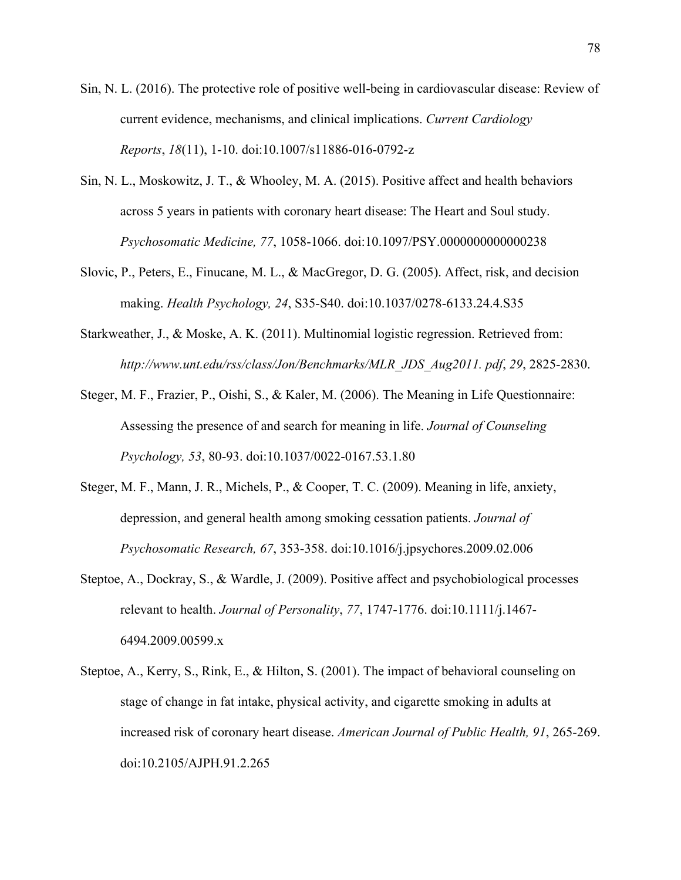Sin, N. L. (2016). The protective role of positive well-being in cardiovascular disease: Review of current evidence, mechanisms, and clinical implications. *Current Cardiology Reports*, *18*(11), 1-10. doi:10.1007/s11886-016-0792-z

Sin, N. L., Moskowitz, J. T., & Whooley, M. A. (2015). Positive affect and health behaviors across 5 years in patients with coronary heart disease: The Heart and Soul study. *Psychosomatic Medicine, 77*, 1058-1066. doi:10.1097/PSY.0000000000000238

Slovic, P., Peters, E., Finucane, M. L., & MacGregor, D. G. (2005). Affect, risk, and decision making. *Health Psychology, 24*, S35-S40. doi:10.1037/0278-6133.24.4.S35

Starkweather, J., & Moske, A. K. (2011). Multinomial logistic regression. Retrieved from: *http://www.unt.edu/rss/class/Jon/Benchmarks/MLR_JDS_Aug2011. pdf*, *29*, 2825-2830.

Steger, M. F., Frazier, P., Oishi, S., & Kaler, M. (2006). The Meaning in Life Questionnaire: Assessing the presence of and search for meaning in life. *Journal of Counseling Psychology, 53*, 80-93. doi:10.1037/0022-0167.53.1.80

Steger, M. F., Mann, J. R., Michels, P., & Cooper, T. C. (2009). Meaning in life, anxiety, depression, and general health among smoking cessation patients. *Journal of Psychosomatic Research, 67*, 353-358. doi:10.1016/j.jpsychores.2009.02.006

Steptoe, A., Dockray, S., & Wardle, J. (2009). Positive affect and psychobiological processes relevant to health. *Journal of Personality*, *77*, 1747-1776. doi:10.1111/j.1467-6494.2009.00599.x

Steptoe, A., Kerry, S., Rink, E., & Hilton, S. (2001). The impact of behavioral counseling on stage of change in fat intake, physical activity, and cigarette smoking in adults at increased risk of coronary heart disease. *American Journal of Public Health, 91*, 265-269. doi:10.2105/AJPH.91.2.265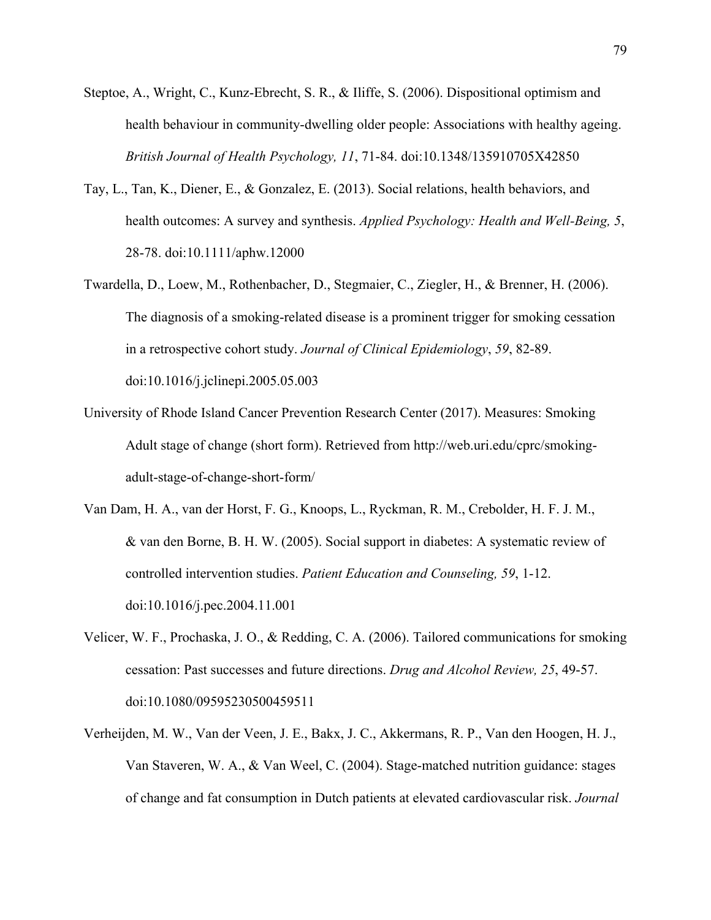Steptoe, A., Wright, C., Kunz-Ebrecht, S. R., & Iliffe, S. (2006). Dispositional optimism and health behaviour in community-dwelling older people: Associations with healthy ageing. *British Journal of Health Psychology, 11*, 71-84. doi:10.1348/135910705X42850

Tay, L., Tan, K., Diener, E., & Gonzalez, E. (2013). Social relations, health behaviors, and health outcomes: A survey and synthesis. *Applied Psychology: Health and Well-Being, 5*, 28-78. doi:10.1111/aphw.12000

Twardella, D., Loew, M., Rothenbacher, D., Stegmaier, C., Ziegler, H., & Brenner, H. (2006). The diagnosis of a smoking-related disease is a prominent trigger for smoking cessation in a retrospective cohort study. *Journal of Clinical Epidemiology*, *59*, 82-89. doi:10.1016/j.jclinepi.2005.05.003

University of Rhode Island Cancer Prevention Research Center (2017). Measures: Smoking Adult stage of change (short form). Retrieved from http://web.uri.edu/cprc/smoking-adult-stage-of-change-short-form/

Van Dam, H. A., van der Horst, F. G., Knoops, L., Ryckman, R. M., Crebolder, H. F. J. M., & van den Borne, B. H. W. (2005). Social support in diabetes: A systematic review of controlled intervention studies. *Patient Education and Counseling, 59*, 1-12. doi:10.1016/j.pec.2004.11.001

Velicer, W. F., Prochaska, J. O., & Redding, C. A. (2006). Tailored communications for smoking cessation: Past successes and future directions. *Drug and Alcohol Review, 25*, 49-57. doi:10.1080/09595230500459511

Verheijden, M. W., Van der Veen, J. E., Bakx, J. C., Akkermans, R. P., Van den Hoogen, H. J., Van Staveren, W. A., & Van Weel, C. (2004). Stage-matched nutrition guidance: stages of change and fat consumption in Dutch patients at elevated cardiovascular risk. *Journal*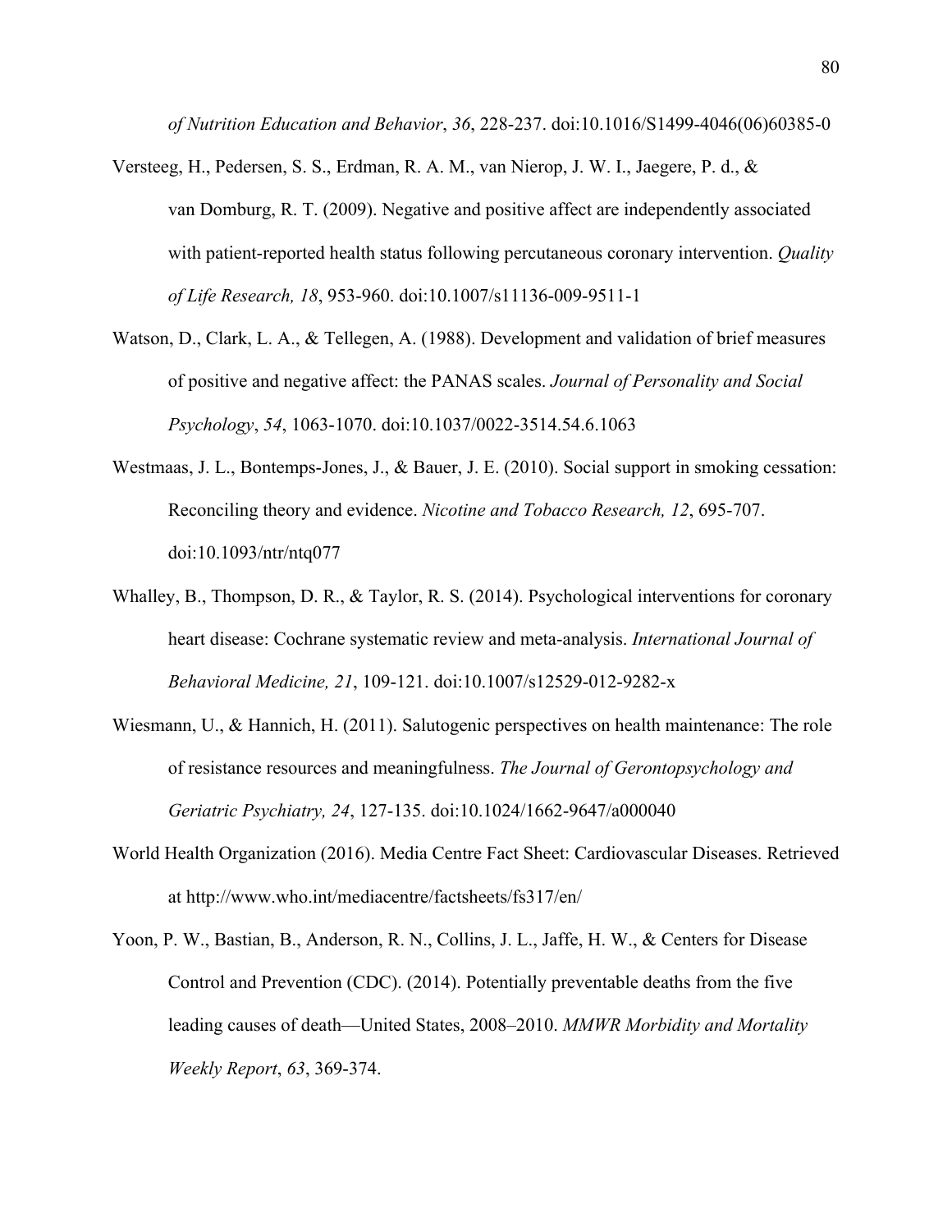*of Nutrition Education and Behavior*, *36*, 228-237. doi:10.1016/S1499-4046(06)60385-0

Versteeg, H., Pedersen, S. S., Erdman, R. A. M., van Nierop, J. W. I., Jaegere, P. d., & van Domburg, R. T. (2009). Negative and positive affect are independently associated with patient-reported health status following percutaneous coronary intervention. *Quality of Life Research, 18*, 953-960. doi:10.1007/s11136-009-9511-1

Watson, D., Clark, L. A., & Tellegen, A. (1988). Development and validation of brief measures of positive and negative affect: the PANAS scales. *Journal of Personality and Social Psychology*, *54*, 1063-1070. doi:10.1037/0022-3514.54.6.1063

Westmaas, J. L., Bontemps-Jones, J., & Bauer, J. E. (2010). Social support in smoking cessation: Reconciling theory and evidence. *Nicotine and Tobacco Research, 12*, 695-707. doi:10.1093/ntr/ntq077

Whalley, B., Thompson, D. R., & Taylor, R. S. (2014). Psychological interventions for coronary heart disease: Cochrane systematic review and meta-analysis. *International Journal of Behavioral Medicine, 21*, 109-121. doi:10.1007/s12529-012-9282-x

Wiesmann, U., & Hannich, H. (2011). Salutogenic perspectives on health maintenance: The role of resistance resources and meaningfulness. *The Journal of Gerontopsychology and Geriatric Psychiatry, 24*, 127-135. doi:10.1024/1662-9647/a000040

World Health Organization (2016). Media Centre Fact Sheet: Cardiovascular Diseases. Retrieved at http://www.who.int/mediacentre/factsheets/fs317/en/

Yoon, P. W., Bastian, B., Anderson, R. N., Collins, J. L., Jaffe, H. W., & Centers for Disease Control and Prevention (CDC). (2014). Potentially preventable deaths from the five leading causes of death—United States, 2008–2010. *MMWR Morbidity and Mortality Weekly Report*, *63*, 369-374.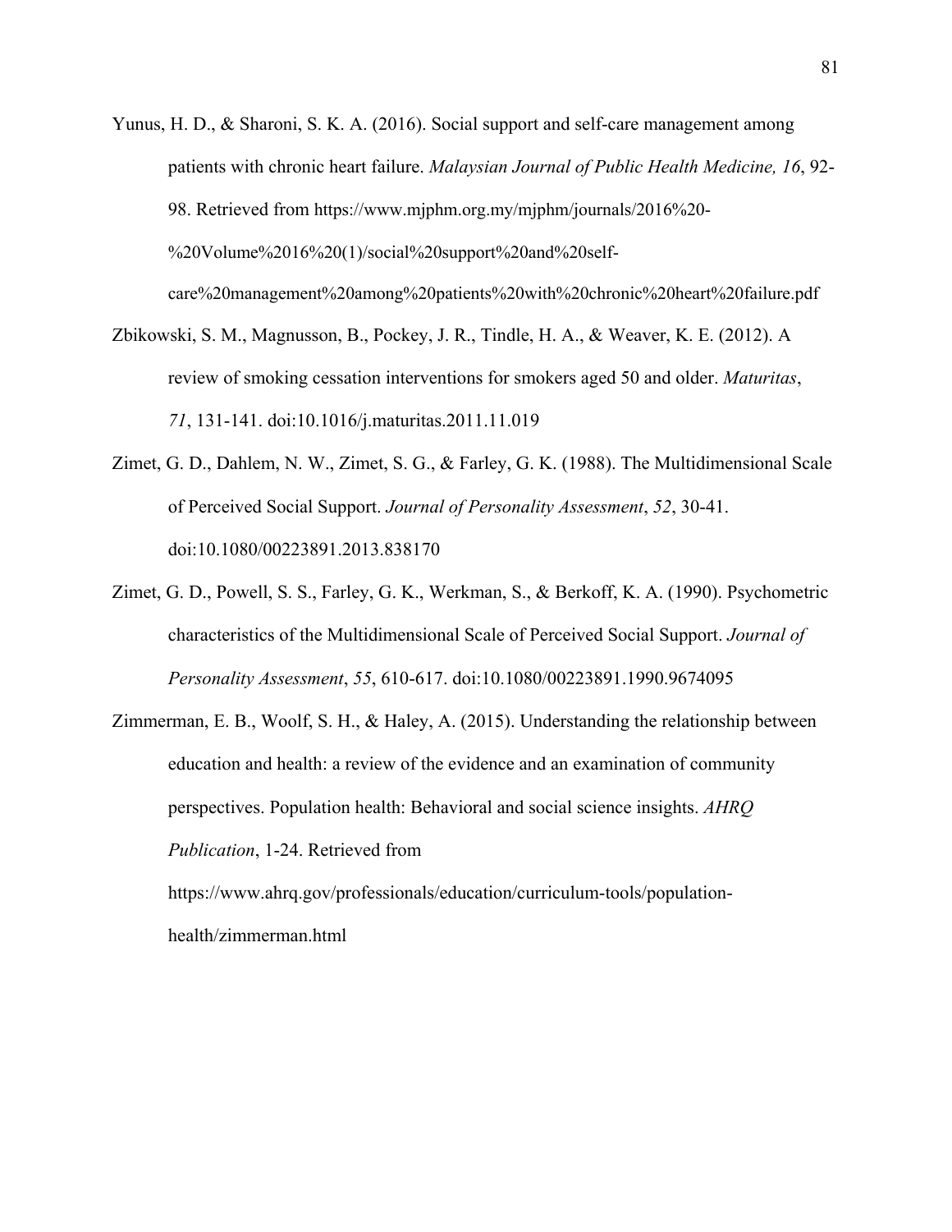Yunus, H. D., & Sharoni, S. K. A. (2016). Social support and self-care management among patients with chronic heart failure. *Malaysian Journal of Public Health Medicine, 16*, 92-98. Retrieved from https://www.mjphm.org.my/mjphm/journals/2016%20-%20Volume%2016%20(1)/social%20support%20and%20self-care%20management%20among%20patients%20with%20chronic%20heart%20failure.pdf

Zbikowski, S. M., Magnusson, B., Pockey, J. R., Tindle, H. A., & Weaver, K. E. (2012). A review of smoking cessation interventions for smokers aged 50 and older. *Maturitas*, *71*, 131-141. doi:10.1016/j.maturitas.2011.11.019

Zimet, G. D., Dahlem, N. W., Zimet, S. G., & Farley, G. K. (1988). The Multidimensional Scale of Perceived Social Support. *Journal of Personality Assessment*, *52*, 30-41. doi:10.1080/00223891.2013.838170

Zimet, G. D., Powell, S. S., Farley, G. K., Werkman, S., & Berkoff, K. A. (1990). Psychometric characteristics of the Multidimensional Scale of Perceived Social Support. *Journal of Personality Assessment*, *55*, 610-617. doi:10.1080/00223891.1990.9674095

Zimmerman, E. B., Woolf, S. H., & Haley, A. (2015). Understanding the relationship between education and health: a review of the evidence and an examination of community perspectives. Population health: Behavioral and social science insights. *AHRQ Publication*, 1-24. Retrieved from https://www.ahrq.gov/professionals/education/curriculum-tools/population-health/zimmerman.html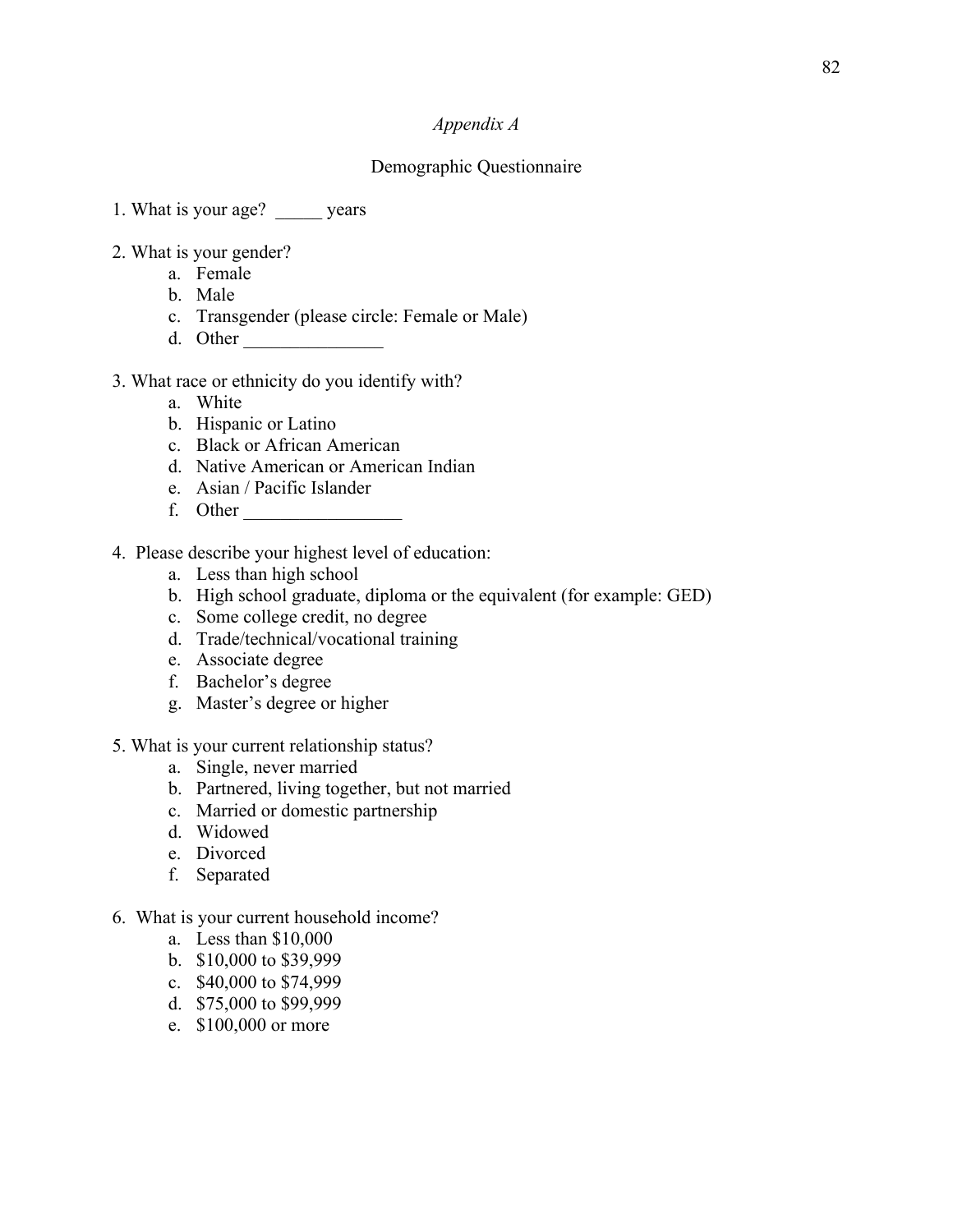*Appendix A*

Demographic Questionnaire

1. What is your age? _____ years

2. What is your gender?
    a. Female
    b. Male
    c. Transgender (please circle: Female or Male)
    d. Other _______________

3. What race or ethnicity do you identify with?
    a. White
    b. Hispanic or Latino
    c. Black or African American
    d. Native American or American Indian
    e. Asian / Pacific Islander
    f. Other _________________

4. Please describe your highest level of education:
    a. Less than high school
    b. High school graduate, diploma or the equivalent (for example: GED)
    c. Some college credit, no degree
    d. Trade/technical/vocational training
    e. Associate degree
    f. Bachelor's degree
    g. Master's degree or higher

5. What is your current relationship status?
    a. Single, never married
    b. Partnered, living together, but not married
    c. Married or domestic partnership
    d. Widowed
    e. Divorced
    f. Separated

6. What is your current household income?
    a. Less than $10,000
    b. $10,000 to $39,999
    c. $40,000 to $74,999
    d. $75,000 to $99,999
    e. $100,000 or more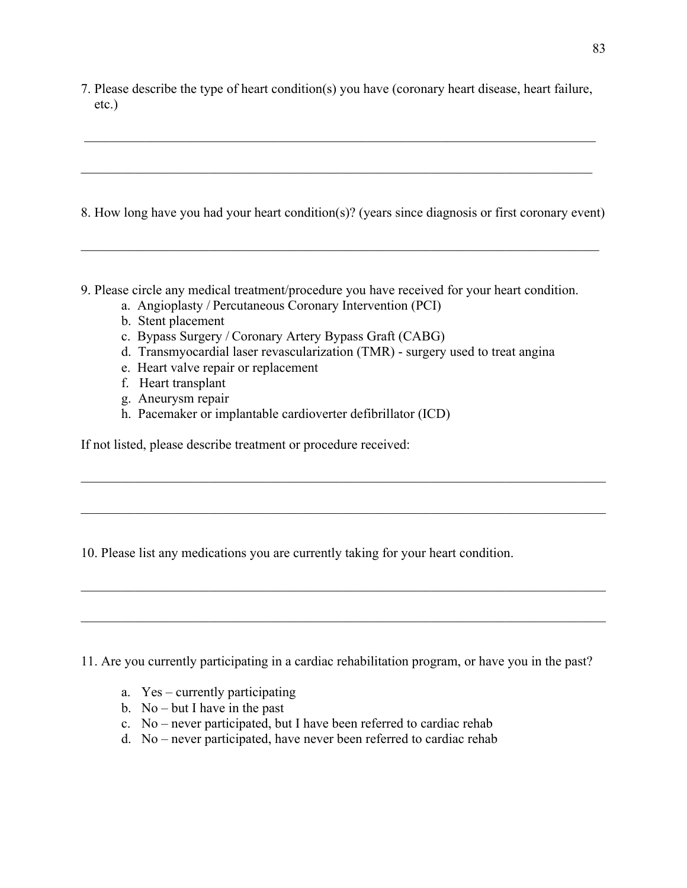7. Please describe the type of heart condition(s) you have (coronary heart disease, heart failure, etc.)

\_\_\_\_\_\_\_\_\_\_\_\_\_\_\_\_\_\_\_\_\_\_\_\_\_\_\_\_\_\_\_\_\_\_\_\_\_\_\_\_\_\_\_\_\_\_\_\_\_\_\_\_\_\_\_\_\_\_\_\_\_\_\_\_\_\_\_\_\_\_\_\_\_\_\_\_\_\_

\_\_\_\_\_\_\_\_\_\_\_\_\_\_\_\_\_\_\_\_\_\_\_\_\_\_\_\_\_\_\_\_\_\_\_\_\_\_\_\_\_\_\_\_\_\_\_\_\_\_\_\_\_\_\_\_\_\_\_\_\_\_\_\_\_\_\_\_\_\_\_\_\_\_\_\_\_\_

8. How long have you had your heart condition(s)? (years since diagnosis or first coronary event)

\_\_\_\_\_\_\_\_\_\_\_\_\_\_\_\_\_\_\_\_\_\_\_\_\_\_\_\_\_\_\_\_\_\_\_\_\_\_\_\_\_\_\_\_\_\_\_\_\_\_\_\_\_\_\_\_\_\_\_\_\_\_\_\_\_\_\_\_\_\_\_\_\_\_\_\_\_\_

9. Please circle any medical treatment/procedure you have received for your heart condition.

   a. Angioplasty / Percutaneous Coronary Intervention (PCI)
   b. Stent placement
   c. Bypass Surgery / Coronary Artery Bypass Graft (CABG)
   d. Transmyocardial laser revascularization (TMR) - surgery used to treat angina
   e. Heart valve repair or replacement
   f. Heart transplant
   g. Aneurysm repair
   h. Pacemaker or implantable cardioverter defibrillator (ICD)

If not listed, please describe treatment or procedure received:

\_\_\_\_\_\_\_\_\_\_\_\_\_\_\_\_\_\_\_\_\_\_\_\_\_\_\_\_\_\_\_\_\_\_\_\_\_\_\_\_\_\_\_\_\_\_\_\_\_\_\_\_\_\_\_\_\_\_\_\_\_\_\_\_\_\_\_\_\_\_\_\_\_\_\_\_\_\_

\_\_\_\_\_\_\_\_\_\_\_\_\_\_\_\_\_\_\_\_\_\_\_\_\_\_\_\_\_\_\_\_\_\_\_\_\_\_\_\_\_\_\_\_\_\_\_\_\_\_\_\_\_\_\_\_\_\_\_\_\_\_\_\_\_\_\_\_\_\_\_\_\_\_\_\_\_\_

10. Please list any medications you are currently taking for your heart condition.

\_\_\_\_\_\_\_\_\_\_\_\_\_\_\_\_\_\_\_\_\_\_\_\_\_\_\_\_\_\_\_\_\_\_\_\_\_\_\_\_\_\_\_\_\_\_\_\_\_\_\_\_\_\_\_\_\_\_\_\_\_\_\_\_\_\_\_\_\_\_\_\_\_\_\_\_\_\_

\_\_\_\_\_\_\_\_\_\_\_\_\_\_\_\_\_\_\_\_\_\_\_\_\_\_\_\_\_\_\_\_\_\_\_\_\_\_\_\_\_\_\_\_\_\_\_\_\_\_\_\_\_\_\_\_\_\_\_\_\_\_\_\_\_\_\_\_\_\_\_\_\_\_\_\_\_\_

11. Are you currently participating in a cardiac rehabilitation program, or have you in the past?

   a. Yes – currently participating
   b. No – but I have in the past
   c. No – never participated, but I have been referred to cardiac rehab
   d. No – never participated, have never been referred to cardiac rehab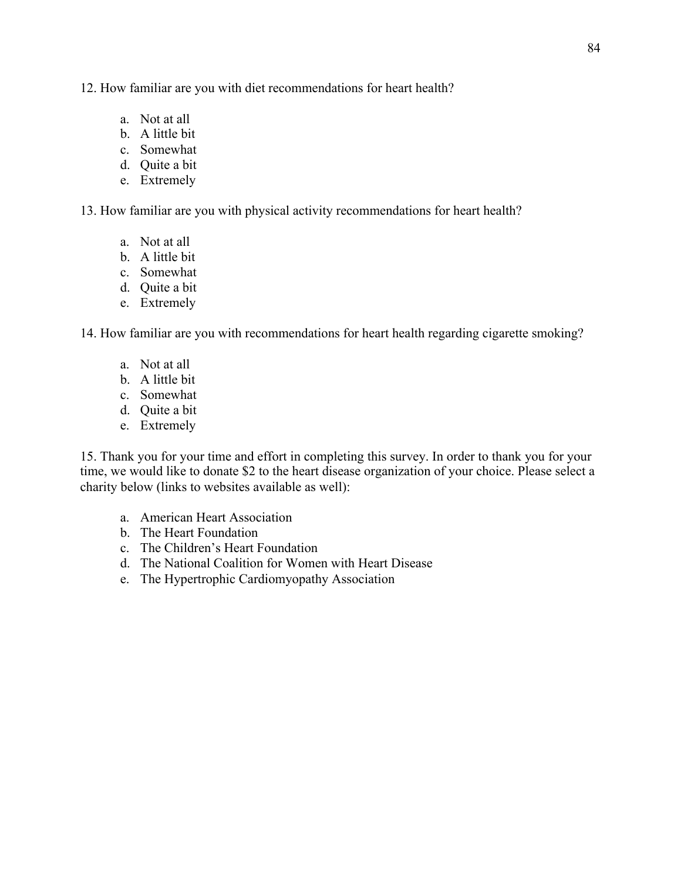12. How familiar are you with diet recommendations for heart health?

  a. Not at all
  b. A little bit
  c. Somewhat
  d. Quite a bit
  e. Extremely

13. How familiar are you with physical activity recommendations for heart health?

  a. Not at all
  b. A little bit
  c. Somewhat
  d. Quite a bit
  e. Extremely

14. How familiar are you with recommendations for heart health regarding cigarette smoking?

  a. Not at all
  b. A little bit
  c. Somewhat
  d. Quite a bit
  e. Extremely

15. Thank you for your time and effort in completing this survey. In order to thank you for your time, we would like to donate $2 to the heart disease organization of your choice. Please select a charity below (links to websites available as well):

  a. American Heart Association
  b. The Heart Foundation
  c. The Children's Heart Foundation
  d. The National Coalition for Women with Heart Disease
  e. The Hypertrophic Cardiomyopathy Association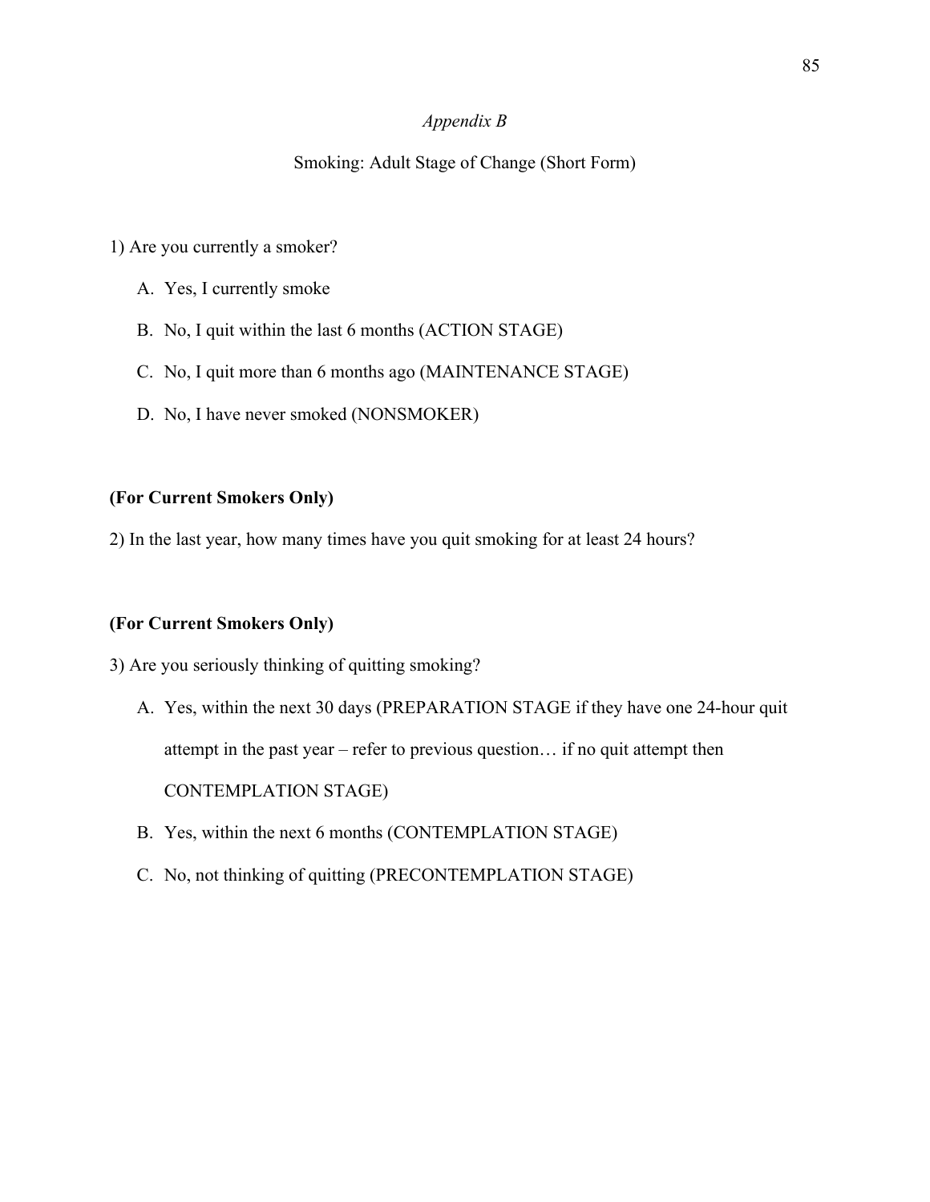*Appendix B*

Smoking: Adult Stage of Change (Short Form)

1) Are you currently a smoker?

A. Yes, I currently smoke

B. No, I quit within the last 6 months (ACTION STAGE)

C. No, I quit more than 6 months ago (MAINTENANCE STAGE)

D. No, I have never smoked (NONSMOKER)

**(For Current Smokers Only)**

2) In the last year, how many times have you quit smoking for at least 24 hours?

**(For Current Smokers Only)**

3) Are you seriously thinking of quitting smoking?

A. Yes, within the next 30 days (PREPARATION STAGE if they have one 24-hour quit attempt in the past year – refer to previous question… if no quit attempt then CONTEMPLATION STAGE)

B. Yes, within the next 6 months (CONTEMPLATION STAGE)

C. No, not thinking of quitting (PRECONTEMPLATION STAGE)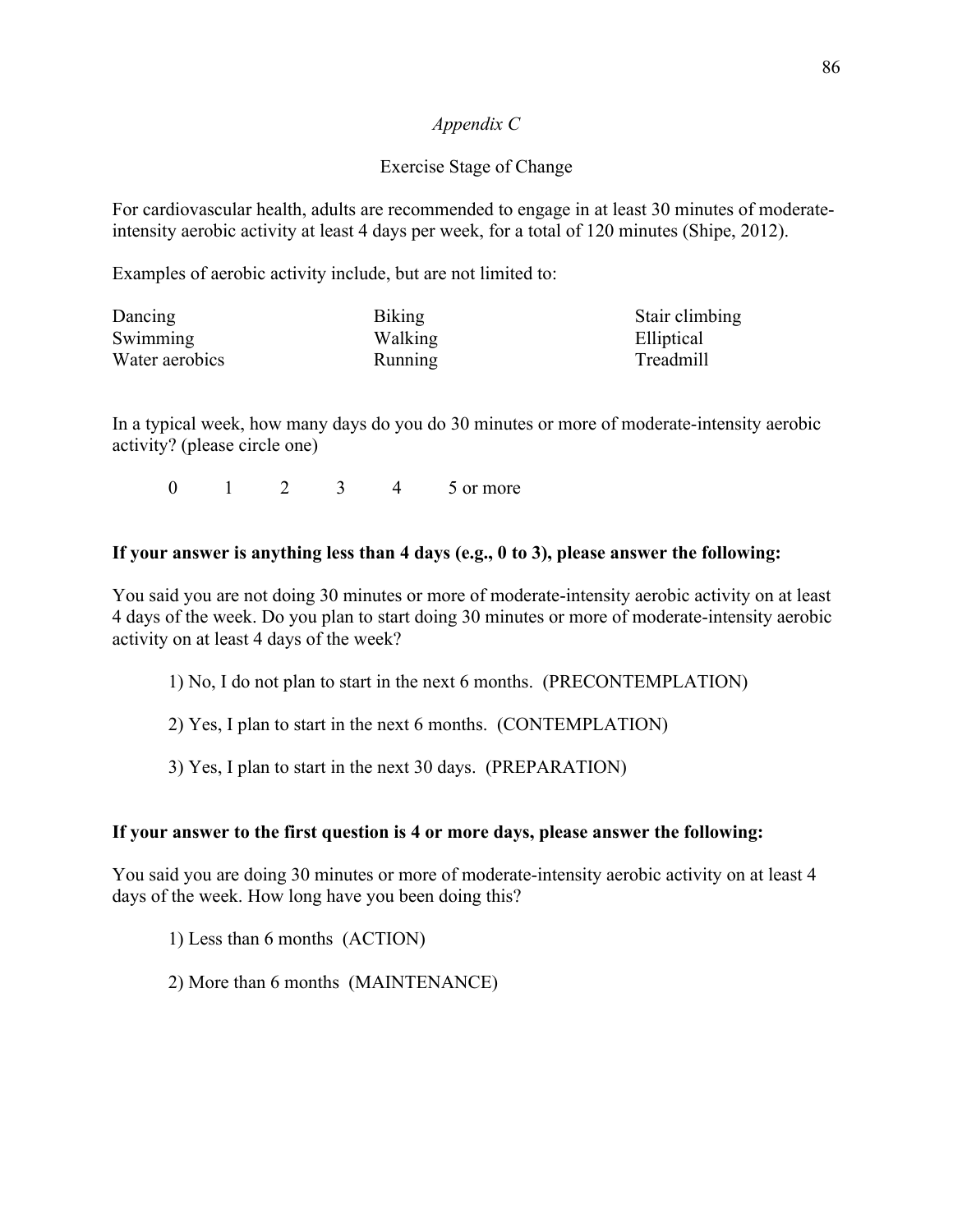*Appendix C*

Exercise Stage of Change

For cardiovascular health, adults are recommended to engage in at least 30 minutes of moderate-intensity aerobic activity at least 4 days per week, for a total of 120 minutes (Shipe, 2012).

Examples of aerobic activity include, but are not limited to:

| | | |
|---|---|---|
| Dancing | Biking | Stair climbing |
| Swimming | Walking | Elliptical |
| Water aerobics | Running | Treadmill |

In a typical week, how many days do you do 30 minutes or more of moderate-intensity aerobic activity? (please circle one)

0 1 2 3 4 5 or more

**If your answer is anything less than 4 days (e.g., 0 to 3), please answer the following:**

You said you are not doing 30 minutes or more of moderate-intensity aerobic activity on at least 4 days of the week. Do you plan to start doing 30 minutes or more of moderate-intensity aerobic activity on at least 4 days of the week?

1) No, I do not plan to start in the next 6 months. (PRECONTEMPLATION)

2) Yes, I plan to start in the next 6 months. (CONTEMPLATION)

3) Yes, I plan to start in the next 30 days. (PREPARATION)

**If your answer to the first question is 4 or more days, please answer the following:**

You said you are doing 30 minutes or more of moderate-intensity aerobic activity on at least 4 days of the week. How long have you been doing this?

1) Less than 6 months (ACTION)

2) More than 6 months (MAINTENANCE)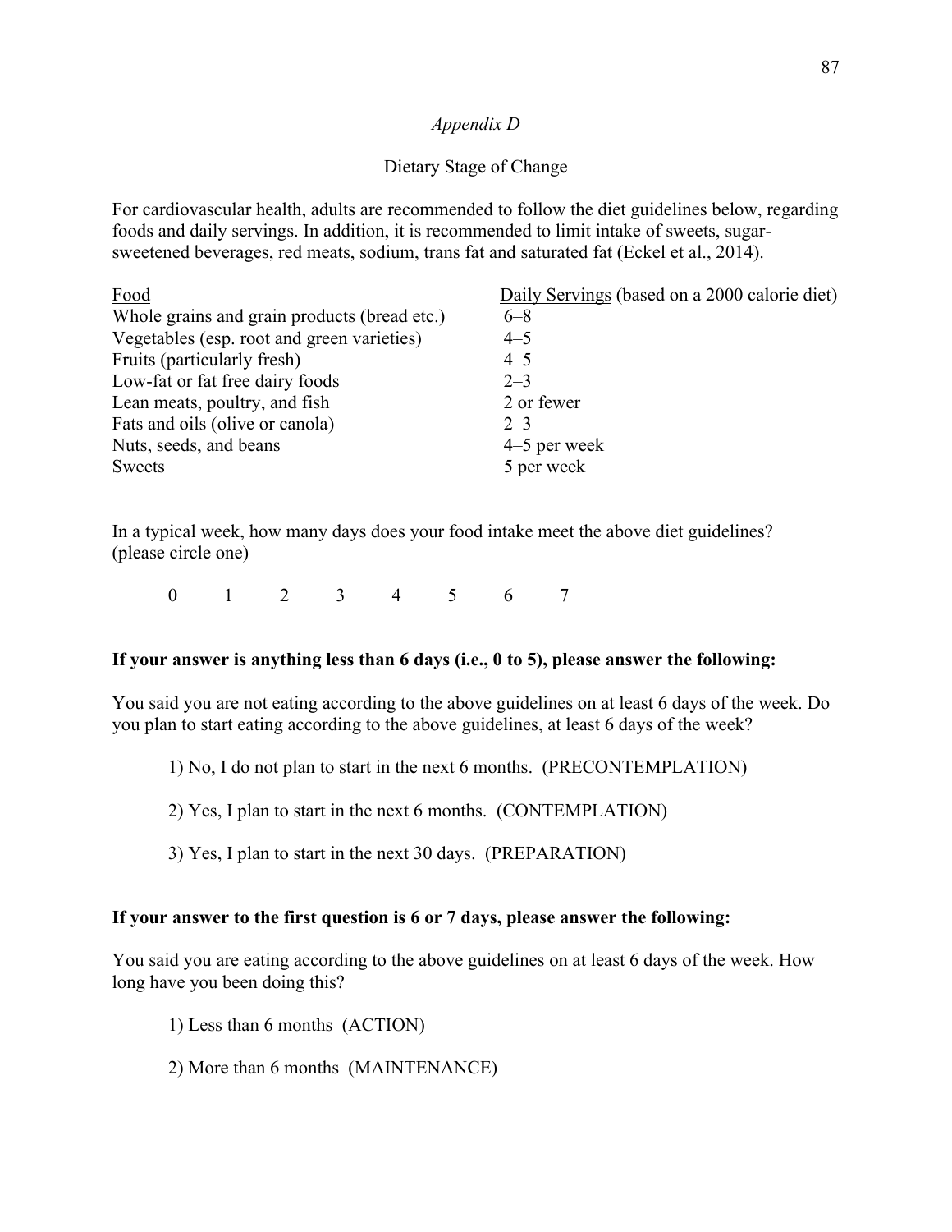*Appendix D*

Dietary Stage of Change

For cardiovascular health, adults are recommended to follow the diet guidelines below, regarding foods and daily servings. In addition, it is recommended to limit intake of sweets, sugar-sweetened beverages, red meats, sodium, trans fat and saturated fat (Eckel et al., 2014).

| Food | Daily Servings (based on a 2000 calorie diet) |
|---|---|
| Whole grains and grain products (bread etc.) | 6–8 |
| Vegetables (esp. root and green varieties) | 4–5 |
| Fruits (particularly fresh) | 4–5 |
| Low-fat or fat free dairy foods | 2–3 |
| Lean meats, poultry, and fish | 2 or fewer |
| Fats and oils (olive or canola) | 2–3 |
| Nuts, seeds, and beans | 4–5 per week |
| Sweets | 5 per week |

In a typical week, how many days does your food intake meet the above diet guidelines? (please circle one)

0 1 2 3 4 5 6 7

**If your answer is anything less than 6 days (i.e., 0 to 5), please answer the following:**

You said you are not eating according to the above guidelines on at least 6 days of the week. Do you plan to start eating according to the above guidelines, at least 6 days of the week?

1) No, I do not plan to start in the next 6 months. (PRECONTEMPLATION)

2) Yes, I plan to start in the next 6 months. (CONTEMPLATION)

3) Yes, I plan to start in the next 30 days. (PREPARATION)

**If your answer to the first question is 6 or 7 days, please answer the following:**

You said you are eating according to the above guidelines on at least 6 days of the week. How long have you been doing this?

1) Less than 6 months (ACTION)

2) More than 6 months (MAINTENANCE)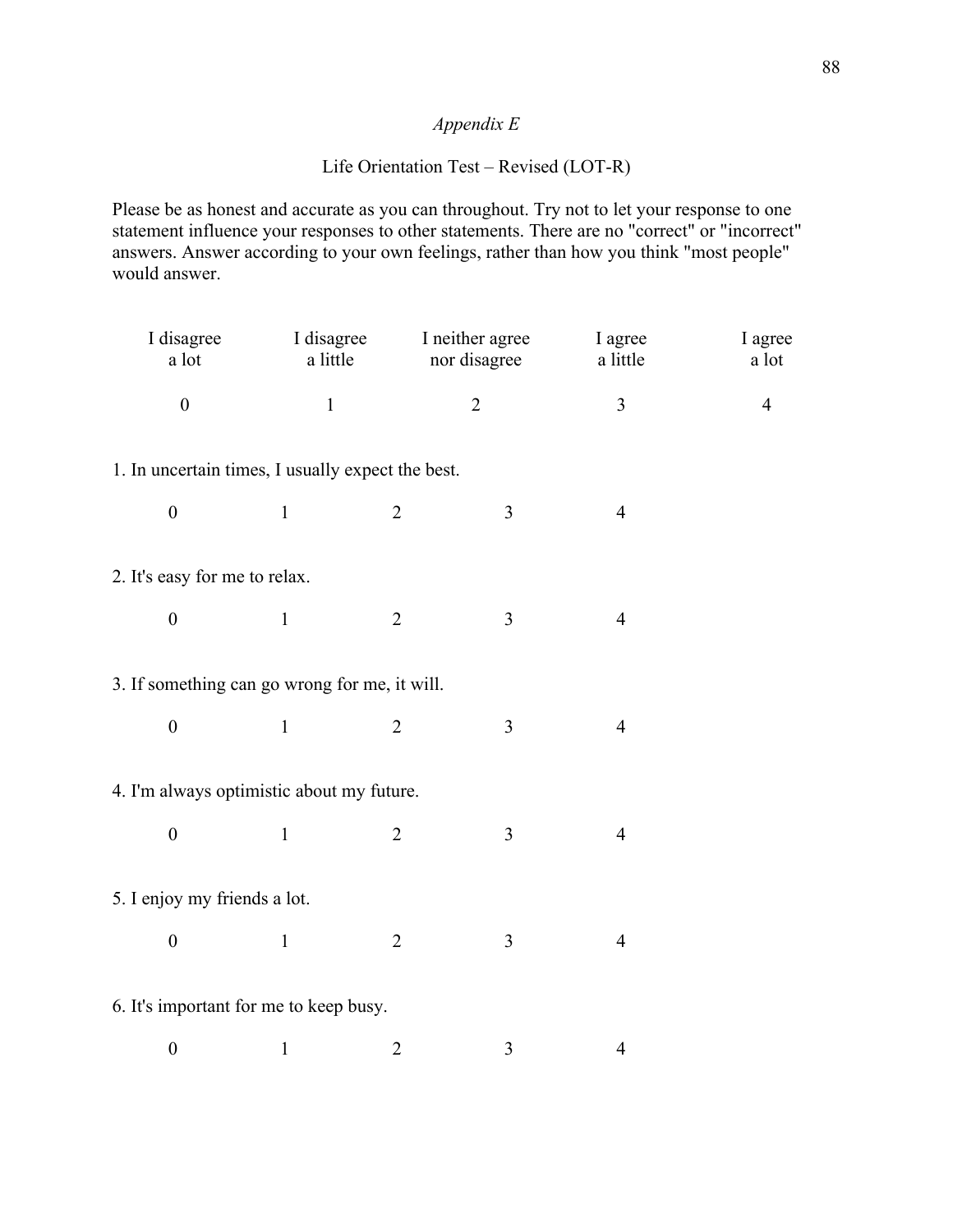*Appendix E*

Life Orientation Test – Revised (LOT-R)

Please be as honest and accurate as you can throughout. Try not to let your response to one statement influence your responses to other statements. There are no "correct" or "incorrect" answers. Answer according to your own feelings, rather than how you think "most people" would answer.

| I disagree a lot | I disagree a little | I neither agree nor disagree | I agree a little | I agree a lot |
|---|---|---|---|---|
| 0 | 1 | 2 | 3 | 4 |

1. In uncertain times, I usually expect the best.

   0 1 2 3 4

2. It's easy for me to relax.

   0 1 2 3 4

3. If something can go wrong for me, it will.

   0 1 2 3 4

4. I'm always optimistic about my future.

   0 1 2 3 4

5. I enjoy my friends a lot.

   0 1 2 3 4

6. It's important for me to keep busy.

   0 1 2 3 4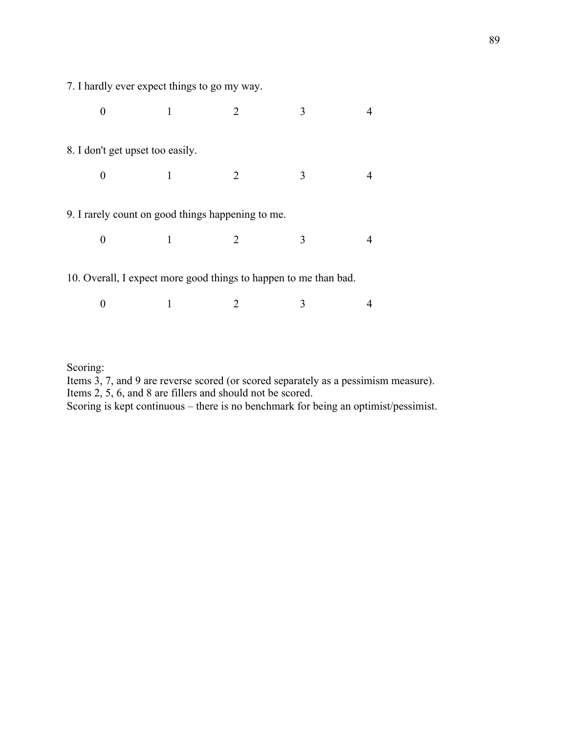7. I hardly ever expect things to go my way.

0 1 2 3 4

8. I don't get upset too easily.

0 1 2 3 4

9. I rarely count on good things happening to me.

0 1 2 3 4

10. Overall, I expect more good things to happen to me than bad.

0 1 2 3 4

Scoring:
Items 3, 7, and 9 are reverse scored (or scored separately as a pessimism measure).
Items 2, 5, 6, and 8 are fillers and should not be scored.
Scoring is kept continuous – there is no benchmark for being an optimist/pessimist.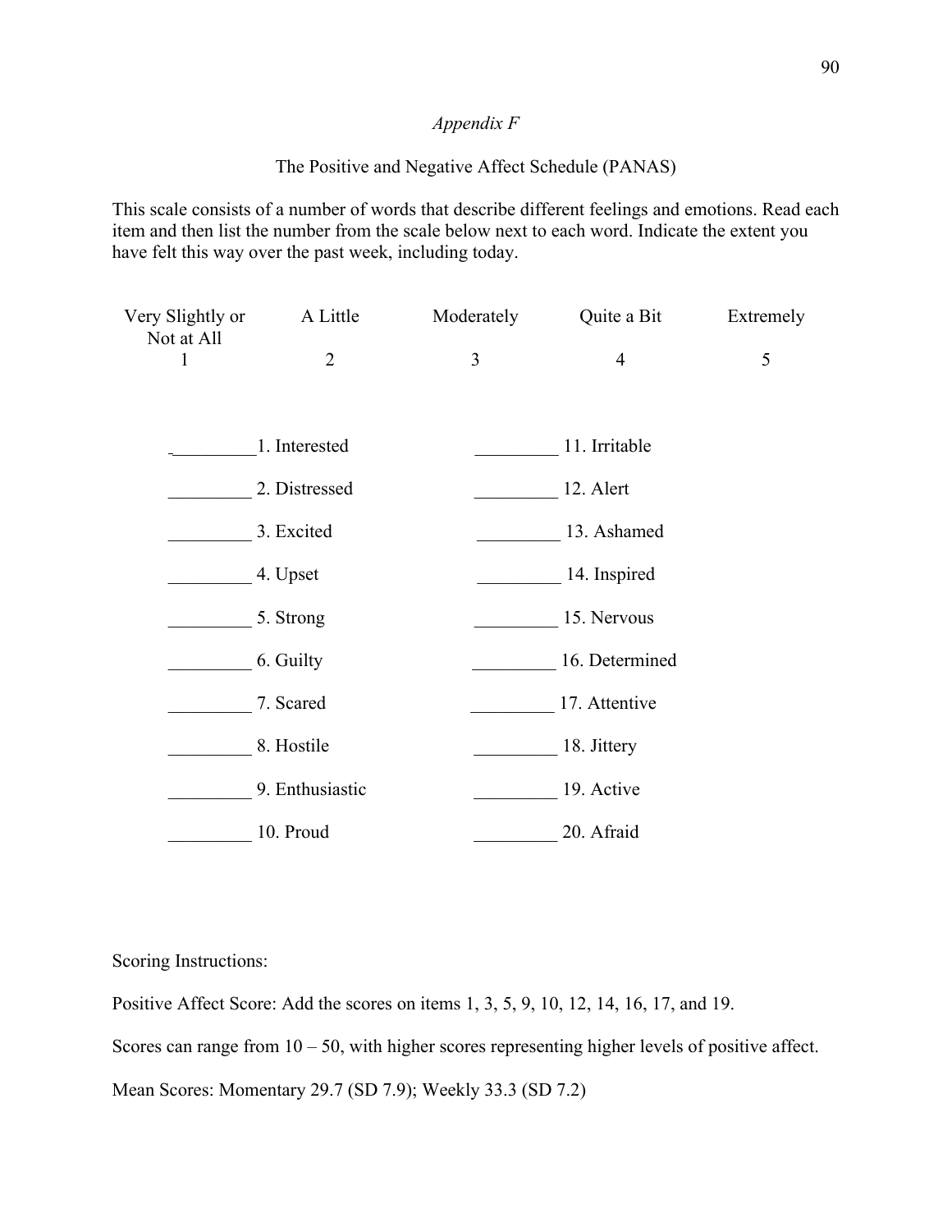*Appendix F*

The Positive and Negative Affect Schedule (PANAS)

This scale consists of a number of words that describe different feelings and emotions. Read each item and then list the number from the scale below next to each word. Indicate the extent you have felt this way over the past week, including today.

| Very Slightly or Not at All | A Little | Moderately | Quite a Bit | Extremely |
|---|---|---|---|---|
| 1 | 2 | 3 | 4 | 5 |

| | |
|---|---|
| _________ 1. Interested | _________ 11. Irritable |
| _________ 2. Distressed | _________ 12. Alert |
| _________ 3. Excited | _________ 13. Ashamed |
| _________ 4. Upset | _________ 14. Inspired |
| _________ 5. Strong | _________ 15. Nervous |
| _________ 6. Guilty | _________ 16. Determined |
| _________ 7. Scared | _________ 17. Attentive |
| _________ 8. Hostile | _________ 18. Jittery |
| _________ 9. Enthusiastic | _________ 19. Active |
| _________ 10. Proud | _________ 20. Afraid |

Scoring Instructions:

Positive Affect Score: Add the scores on items 1, 3, 5, 9, 10, 12, 14, 16, 17, and 19.

Scores can range from 10 – 50, with higher scores representing higher levels of positive affect.

Mean Scores: Momentary 29.7 (SD 7.9); Weekly 33.3 (SD 7.2)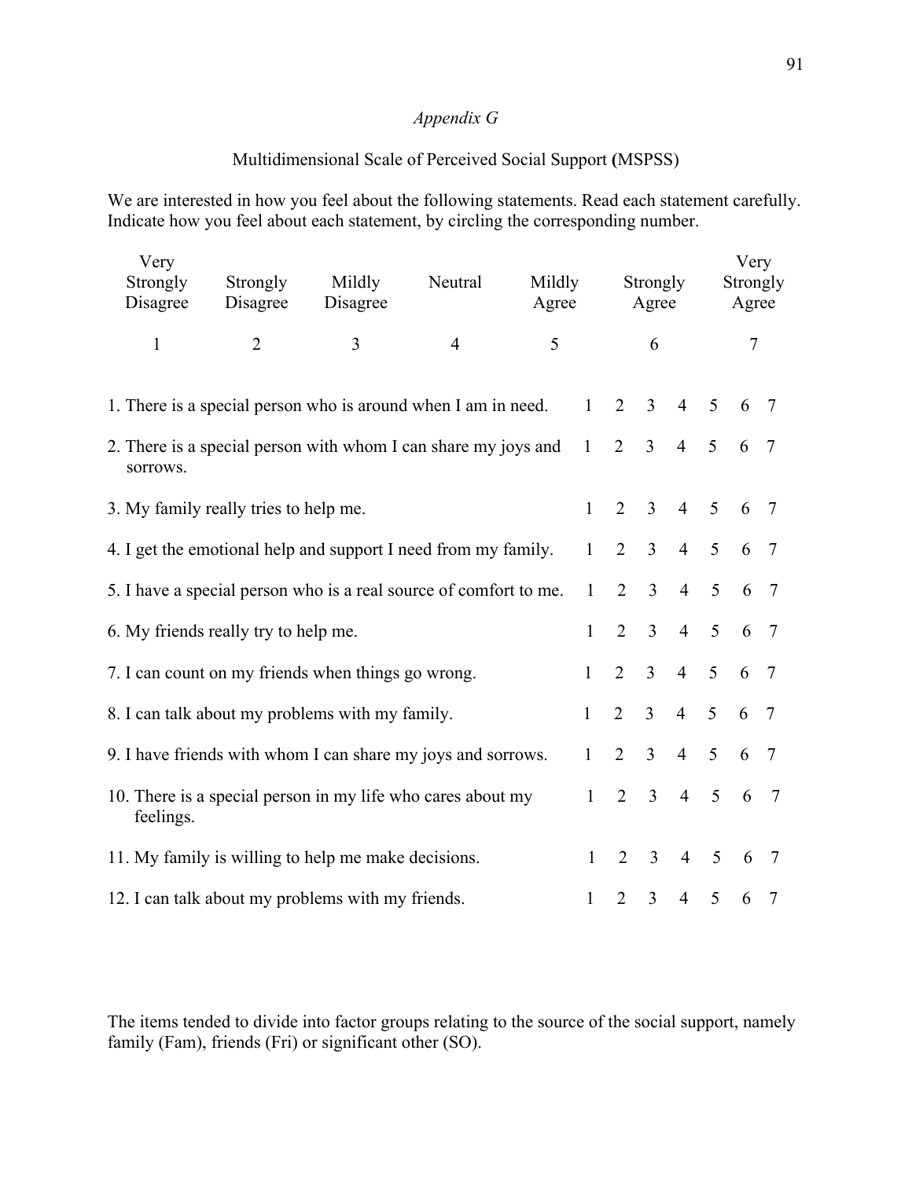*Appendix G*

Multidimensional Scale of Perceived Social Support (MSPSS)

We are interested in how you feel about the following statements. Read each statement carefully. Indicate how you feel about each statement, by circling the corresponding number.

| Very Strongly Disagree | Strongly Disagree | Mildly Disagree | Neutral | Mildly Agree | Strongly Agree | Very Strongly Agree |
|---|---|---|---|---|---|---|
| 1 | 2 | 3 | 4 | 5 | 6 | 7 |

| | | | | | | | |
|---|---|---|---|---|---|---|---|
| 1. There is a special person who is around when I am in need. | 1 | 2 | 3 | 4 | 5 | 6 | 7 |
| 2. There is a special person with whom I can share my joys and sorrows. | 1 | 2 | 3 | 4 | 5 | 6 | 7 |
| 3. My family really tries to help me. | 1 | 2 | 3 | 4 | 5 | 6 | 7 |
| 4. I get the emotional help and support I need from my family. | 1 | 2 | 3 | 4 | 5 | 6 | 7 |
| 5. I have a special person who is a real source of comfort to me. | 1 | 2 | 3 | 4 | 5 | 6 | 7 |
| 6. My friends really try to help me. | 1 | 2 | 3 | 4 | 5 | 6 | 7 |
| 7. I can count on my friends when things go wrong. | 1 | 2 | 3 | 4 | 5 | 6 | 7 |
| 8. I can talk about my problems with my family. | 1 | 2 | 3 | 4 | 5 | 6 | 7 |
| 9. I have friends with whom I can share my joys and sorrows. | 1 | 2 | 3 | 4 | 5 | 6 | 7 |
| 10. There is a special person in my life who cares about my feelings. | 1 | 2 | 3 | 4 | 5 | 6 | 7 |
| 11. My family is willing to help me make decisions. | 1 | 2 | 3 | 4 | 5 | 6 | 7 |
| 12. I can talk about my problems with my friends. | 1 | 2 | 3 | 4 | 5 | 6 | 7 |

The items tended to divide into factor groups relating to the source of the social support, namely family (Fam), friends (Fri) or significant other (SO).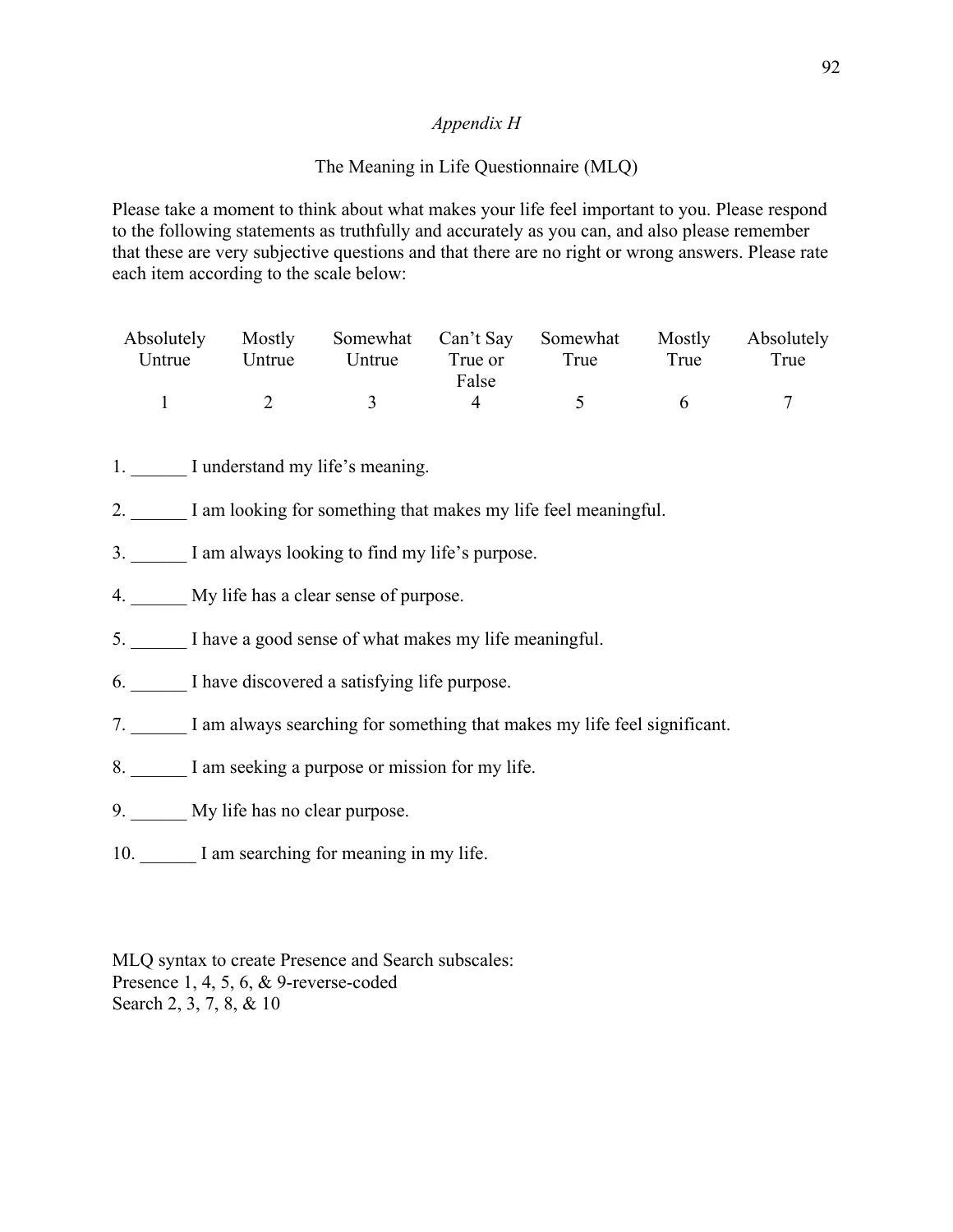*Appendix H*

The Meaning in Life Questionnaire (MLQ)

Please take a moment to think about what makes your life feel important to you. Please respond to the following statements as truthfully and accurately as you can, and also please remember that these are very subjective questions and that there are no right or wrong answers. Please rate each item according to the scale below:

| Absolutely Untrue | Mostly Untrue | Somewhat Untrue | Can't Say True or False | Somewhat True | Mostly True | Absolutely True |
|---|---|---|---|---|---|---|
| 1 | 2 | 3 | 4 | 5 | 6 | 7 |

1. ______ I understand my life's meaning.

2. ______ I am looking for something that makes my life feel meaningful.

3. ______ I am always looking to find my life's purpose.

4. ______ My life has a clear sense of purpose.

5. ______ I have a good sense of what makes my life meaningful.

6. ______ I have discovered a satisfying life purpose.

7. ______ I am always searching for something that makes my life feel significant.

8. ______ I am seeking a purpose or mission for my life.

9. ______ My life has no clear purpose.

10. ______ I am searching for meaning in my life.

MLQ syntax to create Presence and Search subscales:
Presence 1, 4, 5, 6, & 9-reverse-coded
Search 2, 3, 7, 8, & 10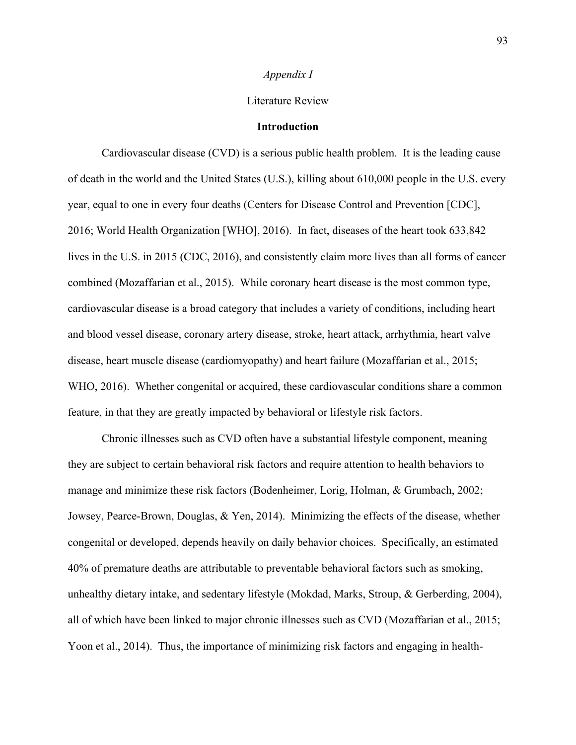*Appendix I*

Literature Review

## Introduction

Cardiovascular disease (CVD) is a serious public health problem. It is the leading cause of death in the world and the United States (U.S.), killing about 610,000 people in the U.S. every year, equal to one in every four deaths (Centers for Disease Control and Prevention [CDC], 2016; World Health Organization [WHO], 2016). In fact, diseases of the heart took 633,842 lives in the U.S. in 2015 (CDC, 2016), and consistently claim more lives than all forms of cancer combined (Mozaffarian et al., 2015). While coronary heart disease is the most common type, cardiovascular disease is a broad category that includes a variety of conditions, including heart and blood vessel disease, coronary artery disease, stroke, heart attack, arrhythmia, heart valve disease, heart muscle disease (cardiomyopathy) and heart failure (Mozaffarian et al., 2015; WHO, 2016). Whether congenital or acquired, these cardiovascular conditions share a common feature, in that they are greatly impacted by behavioral or lifestyle risk factors.

Chronic illnesses such as CVD often have a substantial lifestyle component, meaning they are subject to certain behavioral risk factors and require attention to health behaviors to manage and minimize these risk factors (Bodenheimer, Lorig, Holman, & Grumbach, 2002; Jowsey, Pearce-Brown, Douglas, & Yen, 2014). Minimizing the effects of the disease, whether congenital or developed, depends heavily on daily behavior choices. Specifically, an estimated 40% of premature deaths are attributable to preventable behavioral factors such as smoking, unhealthy dietary intake, and sedentary lifestyle (Mokdad, Marks, Stroup, & Gerberding, 2004), all of which have been linked to major chronic illnesses such as CVD (Mozaffarian et al., 2015; Yoon et al., 2014). Thus, the importance of minimizing risk factors and engaging in health-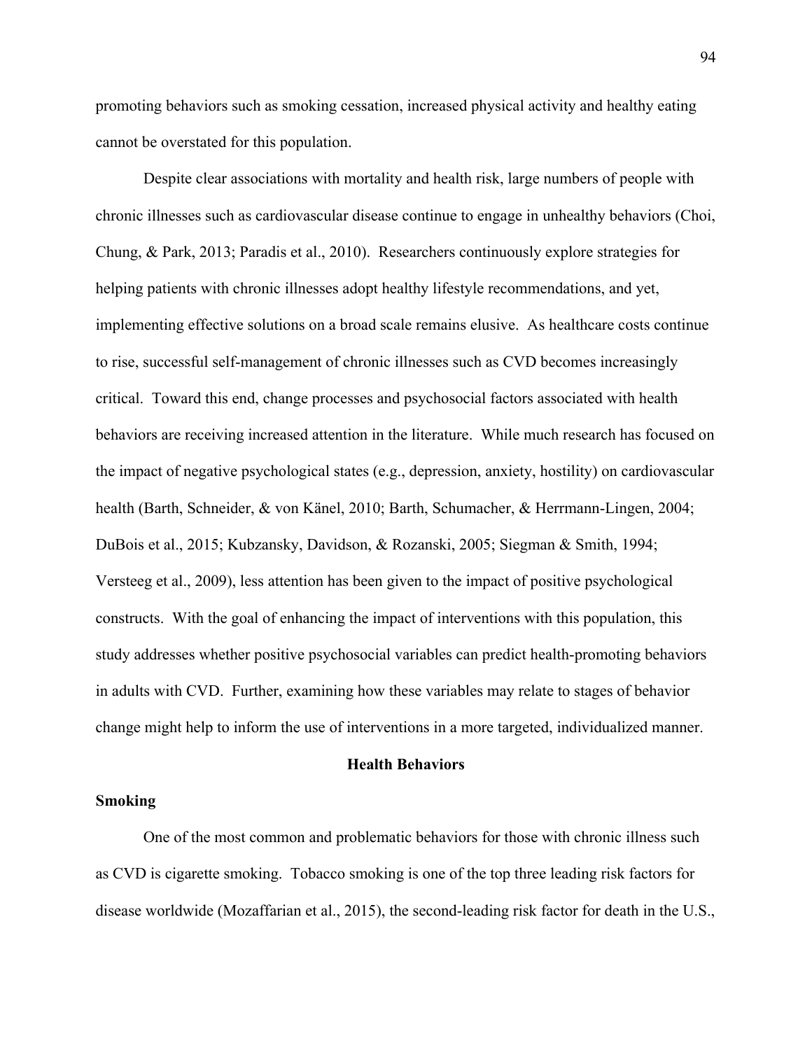promoting behaviors such as smoking cessation, increased physical activity and healthy eating cannot be overstated for this population.

Despite clear associations with mortality and health risk, large numbers of people with chronic illnesses such as cardiovascular disease continue to engage in unhealthy behaviors (Choi, Chung, & Park, 2013; Paradis et al., 2010). Researchers continuously explore strategies for helping patients with chronic illnesses adopt healthy lifestyle recommendations, and yet, implementing effective solutions on a broad scale remains elusive. As healthcare costs continue to rise, successful self-management of chronic illnesses such as CVD becomes increasingly critical. Toward this end, change processes and psychosocial factors associated with health behaviors are receiving increased attention in the literature. While much research has focused on the impact of negative psychological states (e.g., depression, anxiety, hostility) on cardiovascular health (Barth, Schneider, & von Känel, 2010; Barth, Schumacher, & Herrmann-Lingen, 2004; DuBois et al., 2015; Kubzansky, Davidson, & Rozanski, 2005; Siegman & Smith, 1994; Versteeg et al., 2009), less attention has been given to the impact of positive psychological constructs. With the goal of enhancing the impact of interventions with this population, this study addresses whether positive psychosocial variables can predict health-promoting behaviors in adults with CVD. Further, examining how these variables may relate to stages of behavior change might help to inform the use of interventions in a more targeted, individualized manner.

## Health Behaviors

### Smoking

One of the most common and problematic behaviors for those with chronic illness such as CVD is cigarette smoking. Tobacco smoking is one of the top three leading risk factors for disease worldwide (Mozaffarian et al., 2015), the second-leading risk factor for death in the U.S.,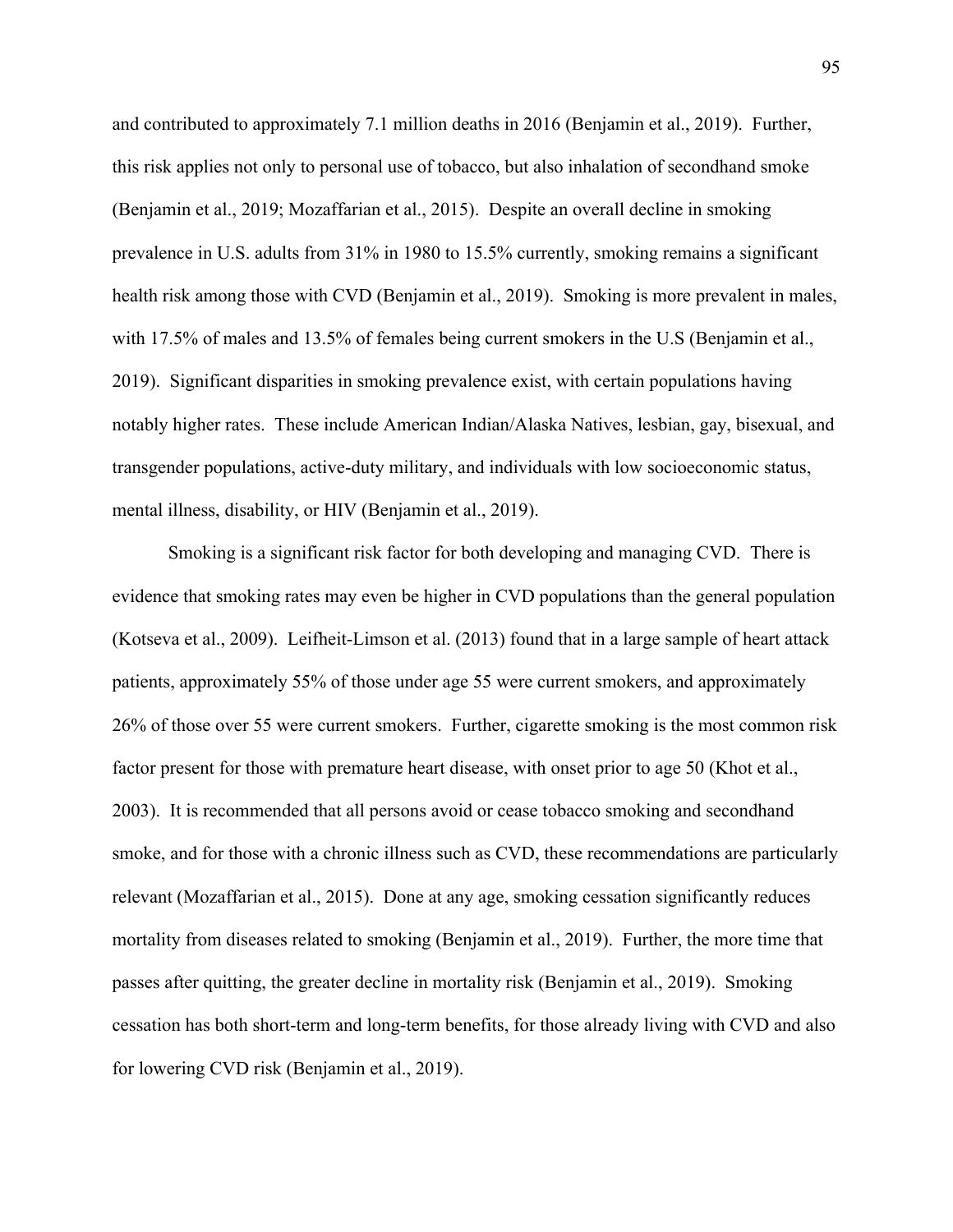and contributed to approximately 7.1 million deaths in 2016 (Benjamin et al., 2019). Further, this risk applies not only to personal use of tobacco, but also inhalation of secondhand smoke (Benjamin et al., 2019; Mozaffarian et al., 2015). Despite an overall decline in smoking prevalence in U.S. adults from 31% in 1980 to 15.5% currently, smoking remains a significant health risk among those with CVD (Benjamin et al., 2019). Smoking is more prevalent in males, with 17.5% of males and 13.5% of females being current smokers in the U.S (Benjamin et al., 2019). Significant disparities in smoking prevalence exist, with certain populations having notably higher rates. These include American Indian/Alaska Natives, lesbian, gay, bisexual, and transgender populations, active-duty military, and individuals with low socioeconomic status, mental illness, disability, or HIV (Benjamin et al., 2019).

Smoking is a significant risk factor for both developing and managing CVD. There is evidence that smoking rates may even be higher in CVD populations than the general population (Kotseva et al., 2009). Leifheit-Limson et al. (2013) found that in a large sample of heart attack patients, approximately 55% of those under age 55 were current smokers, and approximately 26% of those over 55 were current smokers. Further, cigarette smoking is the most common risk factor present for those with premature heart disease, with onset prior to age 50 (Khot et al., 2003). It is recommended that all persons avoid or cease tobacco smoking and secondhand smoke, and for those with a chronic illness such as CVD, these recommendations are particularly relevant (Mozaffarian et al., 2015). Done at any age, smoking cessation significantly reduces mortality from diseases related to smoking (Benjamin et al., 2019). Further, the more time that passes after quitting, the greater decline in mortality risk (Benjamin et al., 2019). Smoking cessation has both short-term and long-term benefits, for those already living with CVD and also for lowering CVD risk (Benjamin et al., 2019).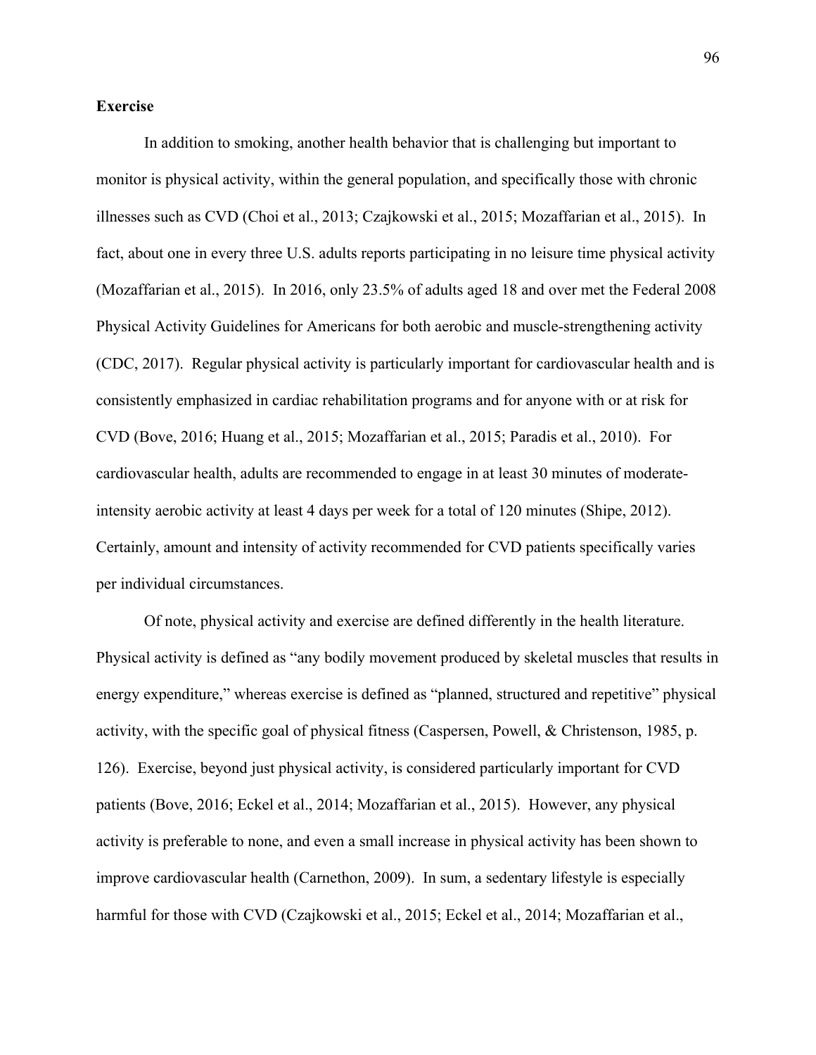**Exercise**

In addition to smoking, another health behavior that is challenging but important to monitor is physical activity, within the general population, and specifically those with chronic illnesses such as CVD (Choi et al., 2013; Czajkowski et al., 2015; Mozaffarian et al., 2015). In fact, about one in every three U.S. adults reports participating in no leisure time physical activity (Mozaffarian et al., 2015). In 2016, only 23.5% of adults aged 18 and over met the Federal 2008 Physical Activity Guidelines for Americans for both aerobic and muscle-strengthening activity (CDC, 2017). Regular physical activity is particularly important for cardiovascular health and is consistently emphasized in cardiac rehabilitation programs and for anyone with or at risk for CVD (Bove, 2016; Huang et al., 2015; Mozaffarian et al., 2015; Paradis et al., 2010). For cardiovascular health, adults are recommended to engage in at least 30 minutes of moderate-intensity aerobic activity at least 4 days per week for a total of 120 minutes (Shipe, 2012). Certainly, amount and intensity of activity recommended for CVD patients specifically varies per individual circumstances.

Of note, physical activity and exercise are defined differently in the health literature. Physical activity is defined as "any bodily movement produced by skeletal muscles that results in energy expenditure," whereas exercise is defined as "planned, structured and repetitive" physical activity, with the specific goal of physical fitness (Caspersen, Powell, & Christenson, 1985, p. 126). Exercise, beyond just physical activity, is considered particularly important for CVD patients (Bove, 2016; Eckel et al., 2014; Mozaffarian et al., 2015). However, any physical activity is preferable to none, and even a small increase in physical activity has been shown to improve cardiovascular health (Carnethon, 2009). In sum, a sedentary lifestyle is especially harmful for those with CVD (Czajkowski et al., 2015; Eckel et al., 2014; Mozaffarian et al.,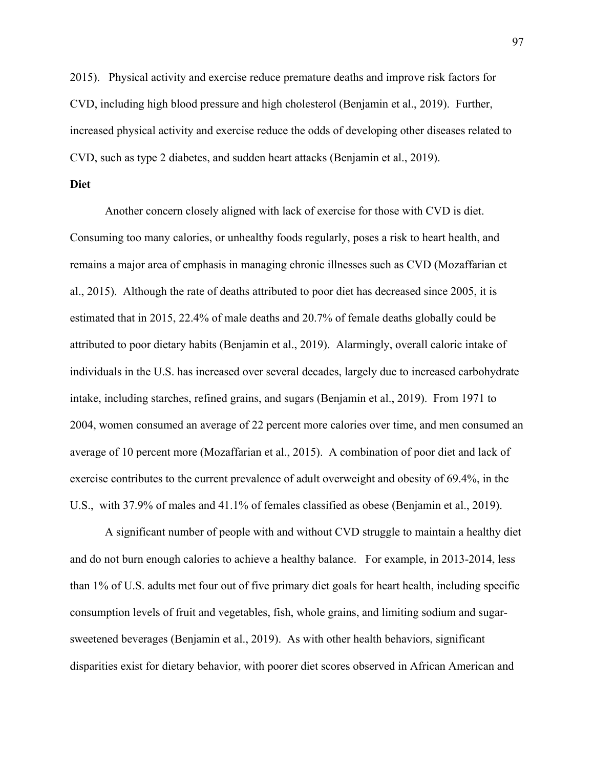2015). Physical activity and exercise reduce premature deaths and improve risk factors for CVD, including high blood pressure and high cholesterol (Benjamin et al., 2019). Further, increased physical activity and exercise reduce the odds of developing other diseases related to CVD, such as type 2 diabetes, and sudden heart attacks (Benjamin et al., 2019).

**Diet**

Another concern closely aligned with lack of exercise for those with CVD is diet. Consuming too many calories, or unhealthy foods regularly, poses a risk to heart health, and remains a major area of emphasis in managing chronic illnesses such as CVD (Mozaffarian et al., 2015). Although the rate of deaths attributed to poor diet has decreased since 2005, it is estimated that in 2015, 22.4% of male deaths and 20.7% of female deaths globally could be attributed to poor dietary habits (Benjamin et al., 2019). Alarmingly, overall caloric intake of individuals in the U.S. has increased over several decades, largely due to increased carbohydrate intake, including starches, refined grains, and sugars (Benjamin et al., 2019). From 1971 to 2004, women consumed an average of 22 percent more calories over time, and men consumed an average of 10 percent more (Mozaffarian et al., 2015). A combination of poor diet and lack of exercise contributes to the current prevalence of adult overweight and obesity of 69.4%, in the U.S., with 37.9% of males and 41.1% of females classified as obese (Benjamin et al., 2019).

A significant number of people with and without CVD struggle to maintain a healthy diet and do not burn enough calories to achieve a healthy balance. For example, in 2013-2014, less than 1% of U.S. adults met four out of five primary diet goals for heart health, including specific consumption levels of fruit and vegetables, fish, whole grains, and limiting sodium and sugar-sweetened beverages (Benjamin et al., 2019). As with other health behaviors, significant disparities exist for dietary behavior, with poorer diet scores observed in African American and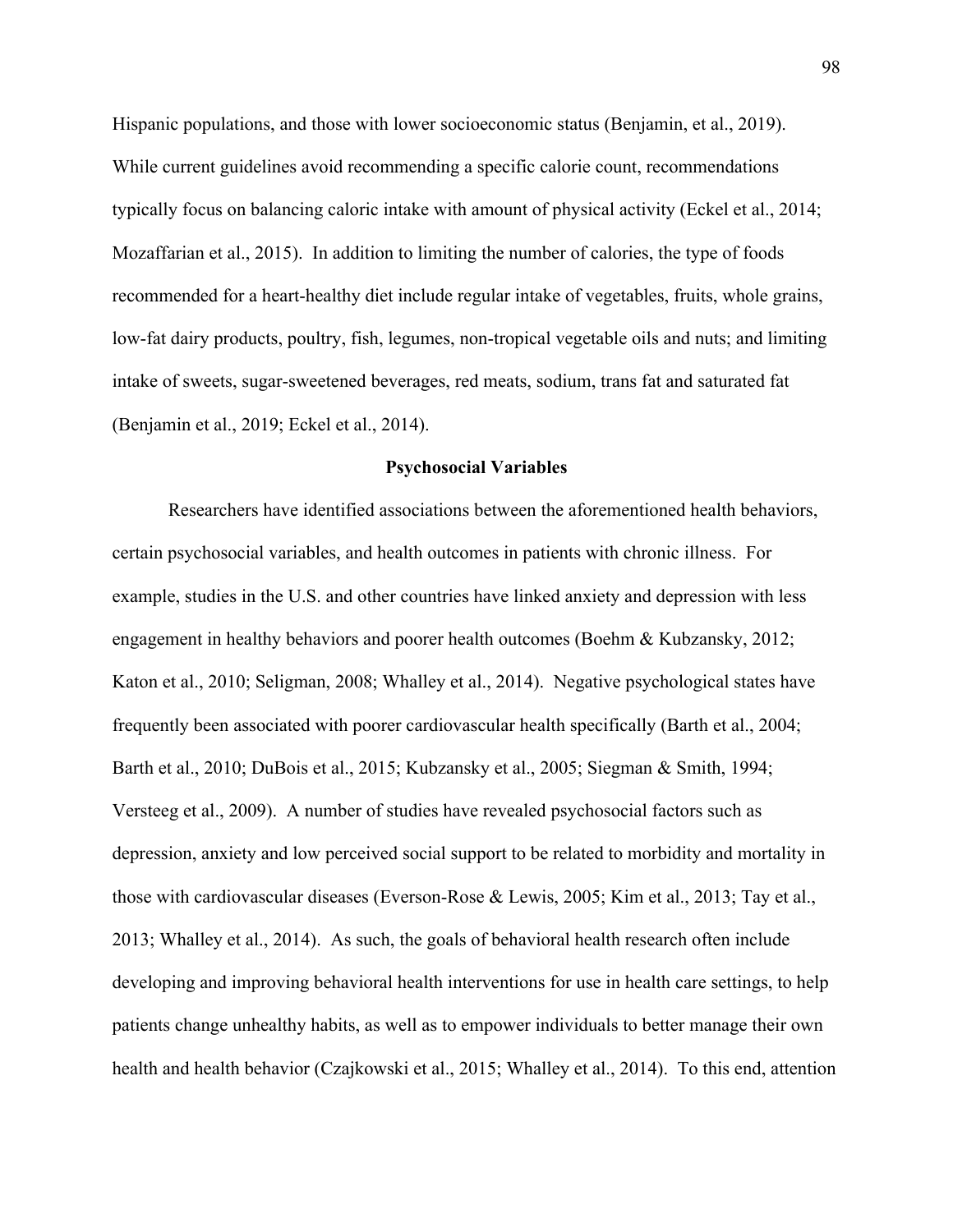Hispanic populations, and those with lower socioeconomic status (Benjamin, et al., 2019). While current guidelines avoid recommending a specific calorie count, recommendations typically focus on balancing caloric intake with amount of physical activity (Eckel et al., 2014; Mozaffarian et al., 2015). In addition to limiting the number of calories, the type of foods recommended for a heart-healthy diet include regular intake of vegetables, fruits, whole grains, low-fat dairy products, poultry, fish, legumes, non-tropical vegetable oils and nuts; and limiting intake of sweets, sugar-sweetened beverages, red meats, sodium, trans fat and saturated fat (Benjamin et al., 2019; Eckel et al., 2014).

## Psychosocial Variables

Researchers have identified associations between the aforementioned health behaviors, certain psychosocial variables, and health outcomes in patients with chronic illness. For example, studies in the U.S. and other countries have linked anxiety and depression with less engagement in healthy behaviors and poorer health outcomes (Boehm & Kubzansky, 2012; Katon et al., 2010; Seligman, 2008; Whalley et al., 2014). Negative psychological states have frequently been associated with poorer cardiovascular health specifically (Barth et al., 2004; Barth et al., 2010; DuBois et al., 2015; Kubzansky et al., 2005; Siegman & Smith, 1994; Versteeg et al., 2009). A number of studies have revealed psychosocial factors such as depression, anxiety and low perceived social support to be related to morbidity and mortality in those with cardiovascular diseases (Everson-Rose & Lewis, 2005; Kim et al., 2013; Tay et al., 2013; Whalley et al., 2014). As such, the goals of behavioral health research often include developing and improving behavioral health interventions for use in health care settings, to help patients change unhealthy habits, as well as to empower individuals to better manage their own health and health behavior (Czajkowski et al., 2015; Whalley et al., 2014). To this end, attention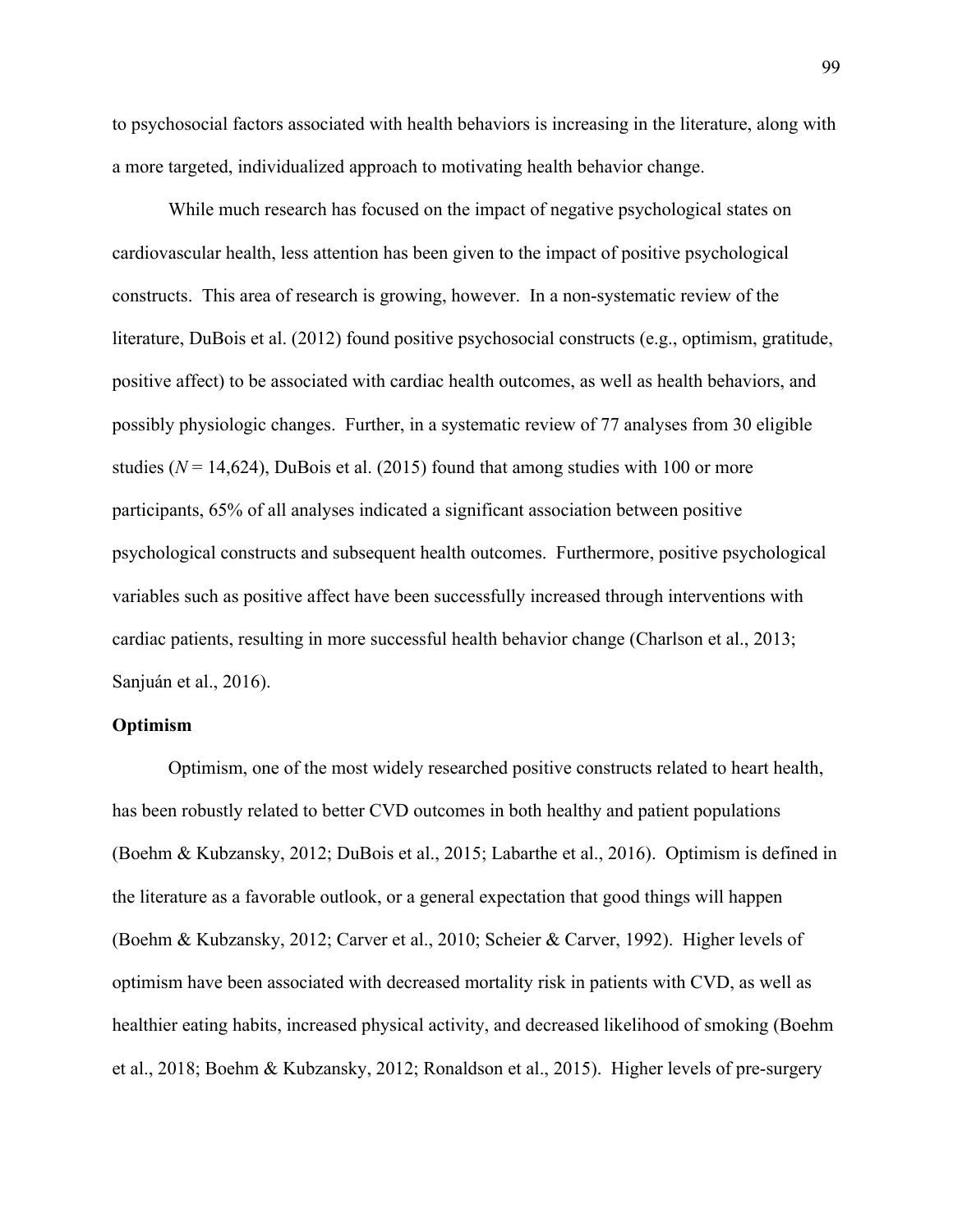to psychosocial factors associated with health behaviors is increasing in the literature, along with a more targeted, individualized approach to motivating health behavior change.

While much research has focused on the impact of negative psychological states on cardiovascular health, less attention has been given to the impact of positive psychological constructs. This area of research is growing, however. In a non-systematic review of the literature, DuBois et al. (2012) found positive psychosocial constructs (e.g., optimism, gratitude, positive affect) to be associated with cardiac health outcomes, as well as health behaviors, and possibly physiologic changes. Further, in a systematic review of 77 analyses from 30 eligible studies ($N$ = 14,624), DuBois et al. (2015) found that among studies with 100 or more participants, 65% of all analyses indicated a significant association between positive psychological constructs and subsequent health outcomes. Furthermore, positive psychological variables such as positive affect have been successfully increased through interventions with cardiac patients, resulting in more successful health behavior change (Charlson et al., 2013; Sanjuán et al., 2016).

**Optimism**

Optimism, one of the most widely researched positive constructs related to heart health, has been robustly related to better CVD outcomes in both healthy and patient populations (Boehm & Kubzansky, 2012; DuBois et al., 2015; Labarthe et al., 2016). Optimism is defined in the literature as a favorable outlook, or a general expectation that good things will happen (Boehm & Kubzansky, 2012; Carver et al., 2010; Scheier & Carver, 1992). Higher levels of optimism have been associated with decreased mortality risk in patients with CVD, as well as healthier eating habits, increased physical activity, and decreased likelihood of smoking (Boehm et al., 2018; Boehm & Kubzansky, 2012; Ronaldson et al., 2015). Higher levels of pre-surgery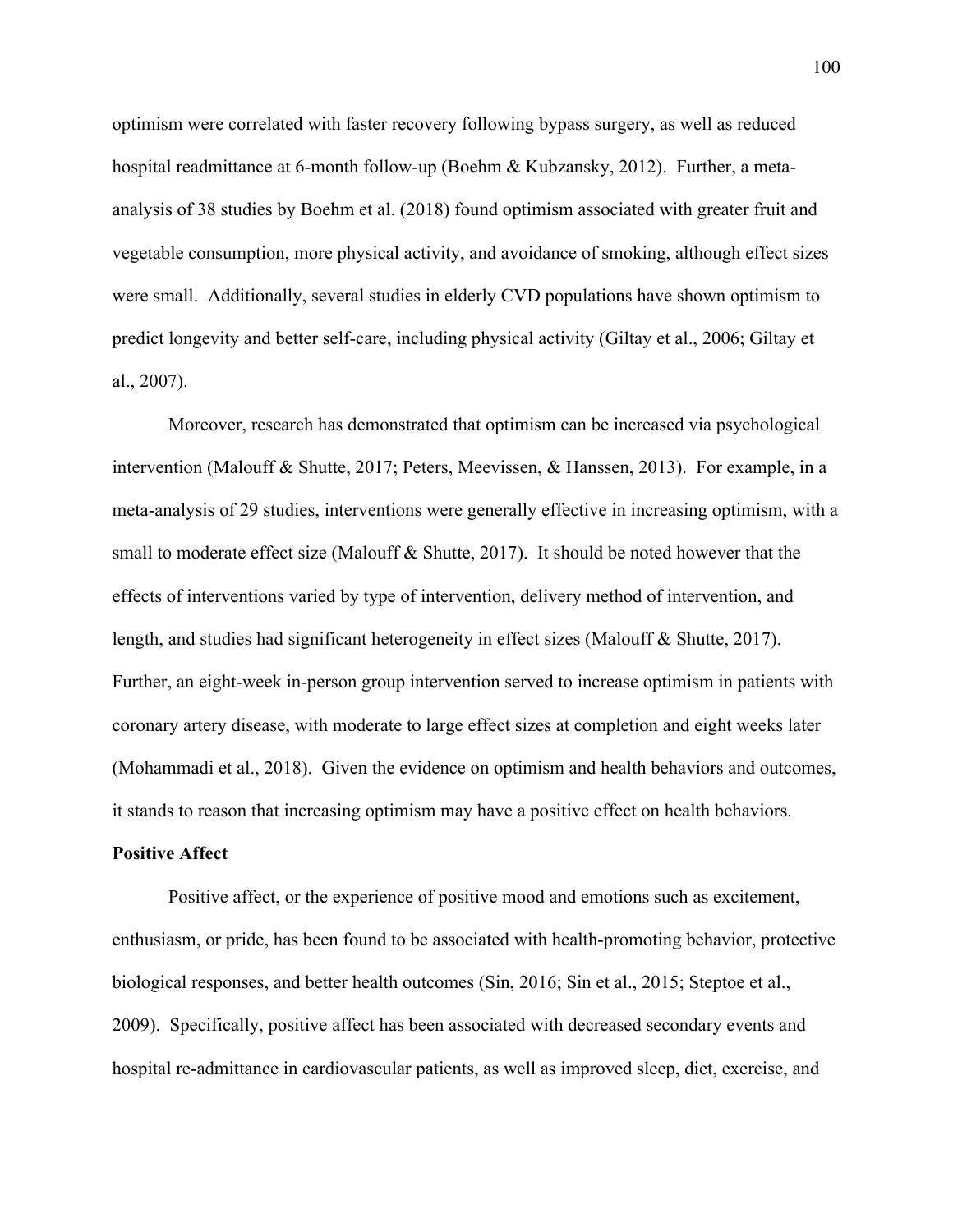optimism were correlated with faster recovery following bypass surgery, as well as reduced hospital readmittance at 6-month follow-up (Boehm & Kubzansky, 2012). Further, a meta-analysis of 38 studies by Boehm et al. (2018) found optimism associated with greater fruit and vegetable consumption, more physical activity, and avoidance of smoking, although effect sizes were small. Additionally, several studies in elderly CVD populations have shown optimism to predict longevity and better self-care, including physical activity (Giltay et al., 2006; Giltay et al., 2007).

Moreover, research has demonstrated that optimism can be increased via psychological intervention (Malouff & Shutte, 2017; Peters, Meevissen, & Hanssen, 2013). For example, in a meta-analysis of 29 studies, interventions were generally effective in increasing optimism, with a small to moderate effect size (Malouff & Shutte, 2017). It should be noted however that the effects of interventions varied by type of intervention, delivery method of intervention, and length, and studies had significant heterogeneity in effect sizes (Malouff & Shutte, 2017). Further, an eight-week in-person group intervention served to increase optimism in patients with coronary artery disease, with moderate to large effect sizes at completion and eight weeks later (Mohammadi et al., 2018). Given the evidence on optimism and health behaviors and outcomes, it stands to reason that increasing optimism may have a positive effect on health behaviors.

**Positive Affect**

Positive affect, or the experience of positive mood and emotions such as excitement, enthusiasm, or pride, has been found to be associated with health-promoting behavior, protective biological responses, and better health outcomes (Sin, 2016; Sin et al., 2015; Steptoe et al., 2009). Specifically, positive affect has been associated with decreased secondary events and hospital re-admittance in cardiovascular patients, as well as improved sleep, diet, exercise, and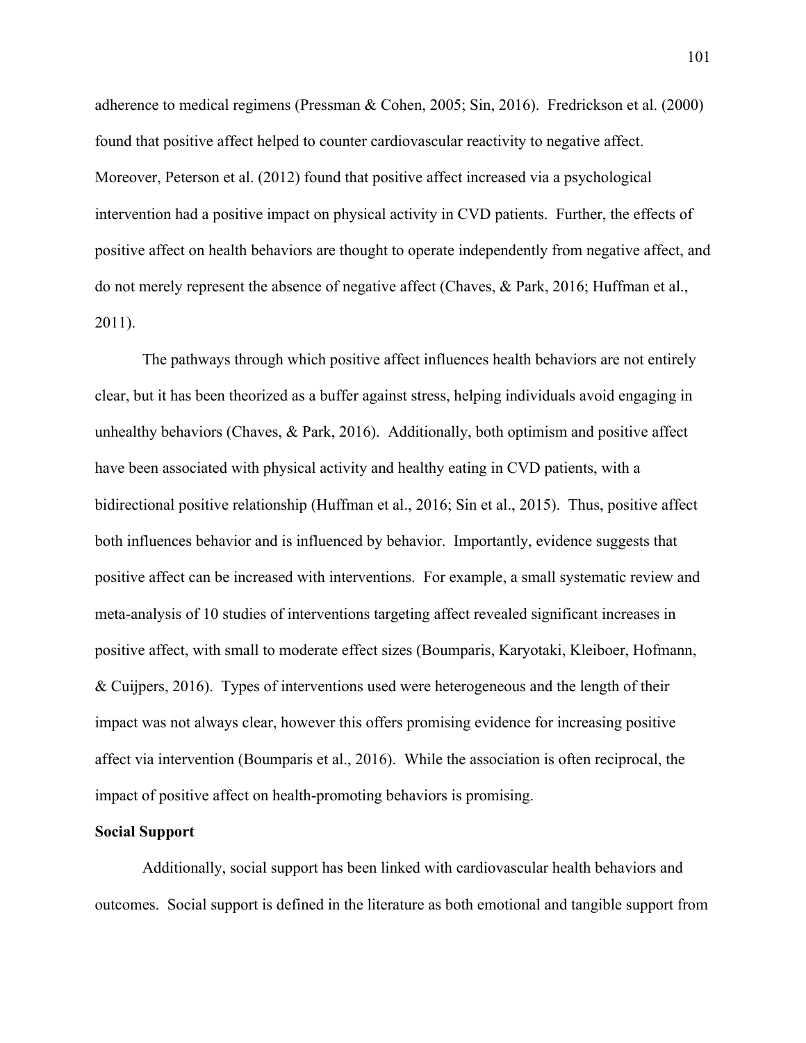adherence to medical regimens (Pressman & Cohen, 2005; Sin, 2016). Fredrickson et al. (2000) found that positive affect helped to counter cardiovascular reactivity to negative affect. Moreover, Peterson et al. (2012) found that positive affect increased via a psychological intervention had a positive impact on physical activity in CVD patients. Further, the effects of positive affect on health behaviors are thought to operate independently from negative affect, and do not merely represent the absence of negative affect (Chaves, & Park, 2016; Huffman et al., 2011).

The pathways through which positive affect influences health behaviors are not entirely clear, but it has been theorized as a buffer against stress, helping individuals avoid engaging in unhealthy behaviors (Chaves, & Park, 2016). Additionally, both optimism and positive affect have been associated with physical activity and healthy eating in CVD patients, with a bidirectional positive relationship (Huffman et al., 2016; Sin et al., 2015). Thus, positive affect both influences behavior and is influenced by behavior. Importantly, evidence suggests that positive affect can be increased with interventions. For example, a small systematic review and meta-analysis of 10 studies of interventions targeting affect revealed significant increases in positive affect, with small to moderate effect sizes (Boumparis, Karyotaki, Kleiboer, Hofmann, & Cuijpers, 2016). Types of interventions used were heterogeneous and the length of their impact was not always clear, however this offers promising evidence for increasing positive affect via intervention (Boumparis et al., 2016). While the association is often reciprocal, the impact of positive affect on health-promoting behaviors is promising.

**Social Support**

Additionally, social support has been linked with cardiovascular health behaviors and outcomes. Social support is defined in the literature as both emotional and tangible support from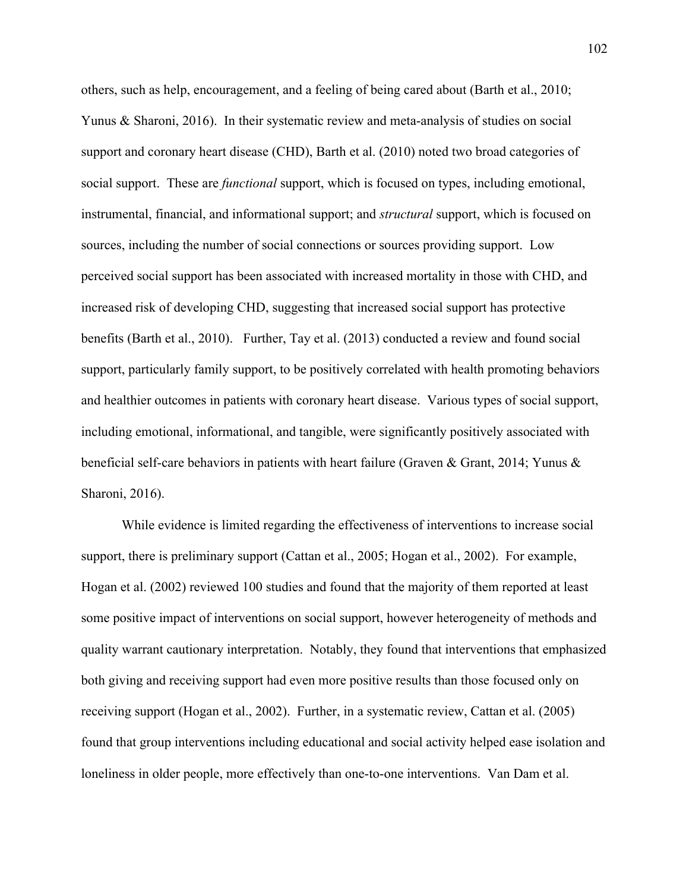others, such as help, encouragement, and a feeling of being cared about (Barth et al., 2010; Yunus & Sharoni, 2016). In their systematic review and meta-analysis of studies on social support and coronary heart disease (CHD), Barth et al. (2010) noted two broad categories of social support. These are *functional* support, which is focused on types, including emotional, instrumental, financial, and informational support; and *structural* support, which is focused on sources, including the number of social connections or sources providing support. Low perceived social support has been associated with increased mortality in those with CHD, and increased risk of developing CHD, suggesting that increased social support has protective benefits (Barth et al., 2010). Further, Tay et al. (2013) conducted a review and found social support, particularly family support, to be positively correlated with health promoting behaviors and healthier outcomes in patients with coronary heart disease. Various types of social support, including emotional, informational, and tangible, were significantly positively associated with beneficial self-care behaviors in patients with heart failure (Graven & Grant, 2014; Yunus & Sharoni, 2016).

While evidence is limited regarding the effectiveness of interventions to increase social support, there is preliminary support (Cattan et al., 2005; Hogan et al., 2002). For example, Hogan et al. (2002) reviewed 100 studies and found that the majority of them reported at least some positive impact of interventions on social support, however heterogeneity of methods and quality warrant cautionary interpretation. Notably, they found that interventions that emphasized both giving and receiving support had even more positive results than those focused only on receiving support (Hogan et al., 2002). Further, in a systematic review, Cattan et al. (2005) found that group interventions including educational and social activity helped ease isolation and loneliness in older people, more effectively than one-to-one interventions. Van Dam et al.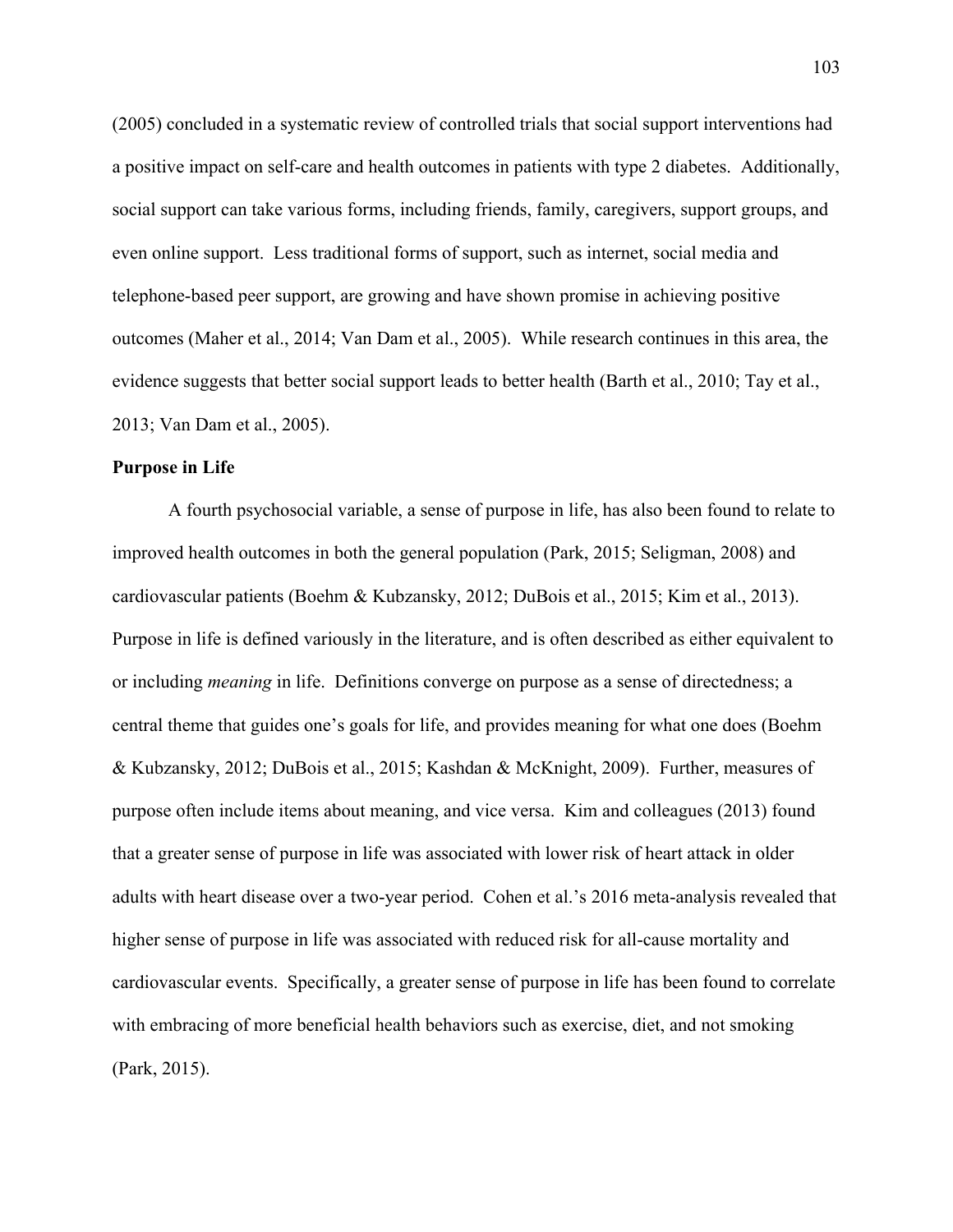(2005) concluded in a systematic review of controlled trials that social support interventions had a positive impact on self-care and health outcomes in patients with type 2 diabetes. Additionally, social support can take various forms, including friends, family, caregivers, support groups, and even online support. Less traditional forms of support, such as internet, social media and telephone-based peer support, are growing and have shown promise in achieving positive outcomes (Maher et al., 2014; Van Dam et al., 2005). While research continues in this area, the evidence suggests that better social support leads to better health (Barth et al., 2010; Tay et al., 2013; Van Dam et al., 2005).

**Purpose in Life**

A fourth psychosocial variable, a sense of purpose in life, has also been found to relate to improved health outcomes in both the general population (Park, 2015; Seligman, 2008) and cardiovascular patients (Boehm & Kubzansky, 2012; DuBois et al., 2015; Kim et al., 2013). Purpose in life is defined variously in the literature, and is often described as either equivalent to or including *meaning* in life. Definitions converge on purpose as a sense of directedness; a central theme that guides one's goals for life, and provides meaning for what one does (Boehm & Kubzansky, 2012; DuBois et al., 2015; Kashdan & McKnight, 2009). Further, measures of purpose often include items about meaning, and vice versa. Kim and colleagues (2013) found that a greater sense of purpose in life was associated with lower risk of heart attack in older adults with heart disease over a two-year period. Cohen et al.'s 2016 meta-analysis revealed that higher sense of purpose in life was associated with reduced risk for all-cause mortality and cardiovascular events. Specifically, a greater sense of purpose in life has been found to correlate with embracing of more beneficial health behaviors such as exercise, diet, and not smoking (Park, 2015).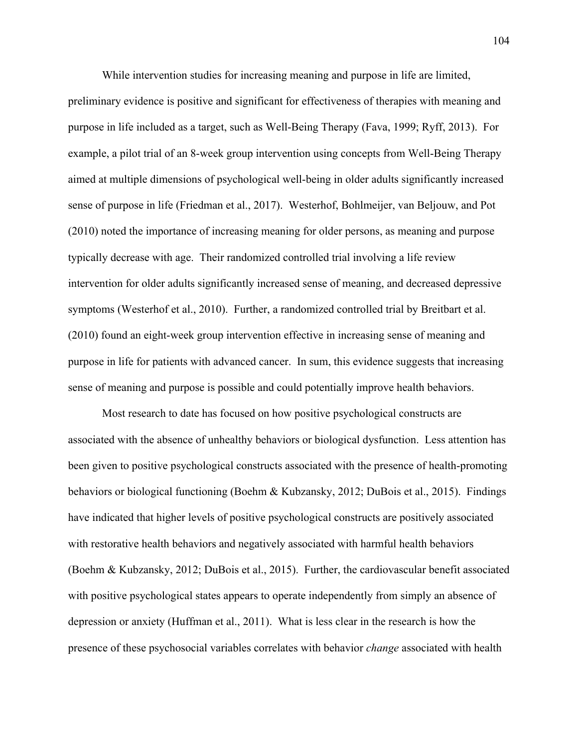While intervention studies for increasing meaning and purpose in life are limited, preliminary evidence is positive and significant for effectiveness of therapies with meaning and purpose in life included as a target, such as Well-Being Therapy (Fava, 1999; Ryff, 2013). For example, a pilot trial of an 8-week group intervention using concepts from Well-Being Therapy aimed at multiple dimensions of psychological well-being in older adults significantly increased sense of purpose in life (Friedman et al., 2017). Westerhof, Bohlmeijer, van Beljouw, and Pot (2010) noted the importance of increasing meaning for older persons, as meaning and purpose typically decrease with age. Their randomized controlled trial involving a life review intervention for older adults significantly increased sense of meaning, and decreased depressive symptoms (Westerhof et al., 2010). Further, a randomized controlled trial by Breitbart et al. (2010) found an eight-week group intervention effective in increasing sense of meaning and purpose in life for patients with advanced cancer. In sum, this evidence suggests that increasing sense of meaning and purpose is possible and could potentially improve health behaviors.

Most research to date has focused on how positive psychological constructs are associated with the absence of unhealthy behaviors or biological dysfunction. Less attention has been given to positive psychological constructs associated with the presence of health-promoting behaviors or biological functioning (Boehm & Kubzansky, 2012; DuBois et al., 2015). Findings have indicated that higher levels of positive psychological constructs are positively associated with restorative health behaviors and negatively associated with harmful health behaviors (Boehm & Kubzansky, 2012; DuBois et al., 2015). Further, the cardiovascular benefit associated with positive psychological states appears to operate independently from simply an absence of depression or anxiety (Huffman et al., 2011). What is less clear in the research is how the presence of these psychosocial variables correlates with behavior *change* associated with health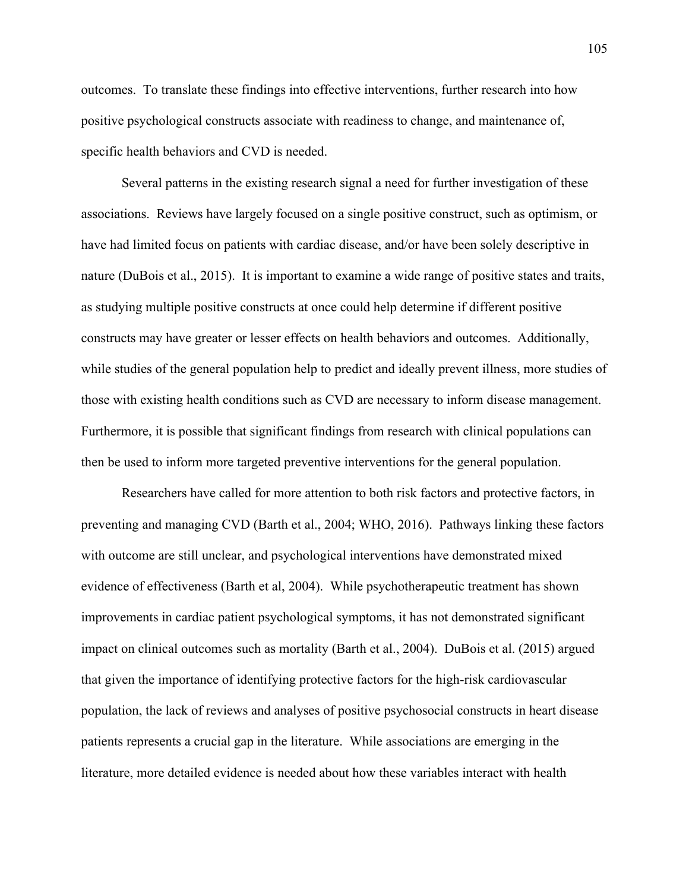outcomes. To translate these findings into effective interventions, further research into how positive psychological constructs associate with readiness to change, and maintenance of, specific health behaviors and CVD is needed.

Several patterns in the existing research signal a need for further investigation of these associations. Reviews have largely focused on a single positive construct, such as optimism, or have had limited focus on patients with cardiac disease, and/or have been solely descriptive in nature (DuBois et al., 2015). It is important to examine a wide range of positive states and traits, as studying multiple positive constructs at once could help determine if different positive constructs may have greater or lesser effects on health behaviors and outcomes. Additionally, while studies of the general population help to predict and ideally prevent illness, more studies of those with existing health conditions such as CVD are necessary to inform disease management. Furthermore, it is possible that significant findings from research with clinical populations can then be used to inform more targeted preventive interventions for the general population.

Researchers have called for more attention to both risk factors and protective factors, in preventing and managing CVD (Barth et al., 2004; WHO, 2016). Pathways linking these factors with outcome are still unclear, and psychological interventions have demonstrated mixed evidence of effectiveness (Barth et al, 2004). While psychotherapeutic treatment has shown improvements in cardiac patient psychological symptoms, it has not demonstrated significant impact on clinical outcomes such as mortality (Barth et al., 2004). DuBois et al. (2015) argued that given the importance of identifying protective factors for the high-risk cardiovascular population, the lack of reviews and analyses of positive psychosocial constructs in heart disease patients represents a crucial gap in the literature. While associations are emerging in the literature, more detailed evidence is needed about how these variables interact with health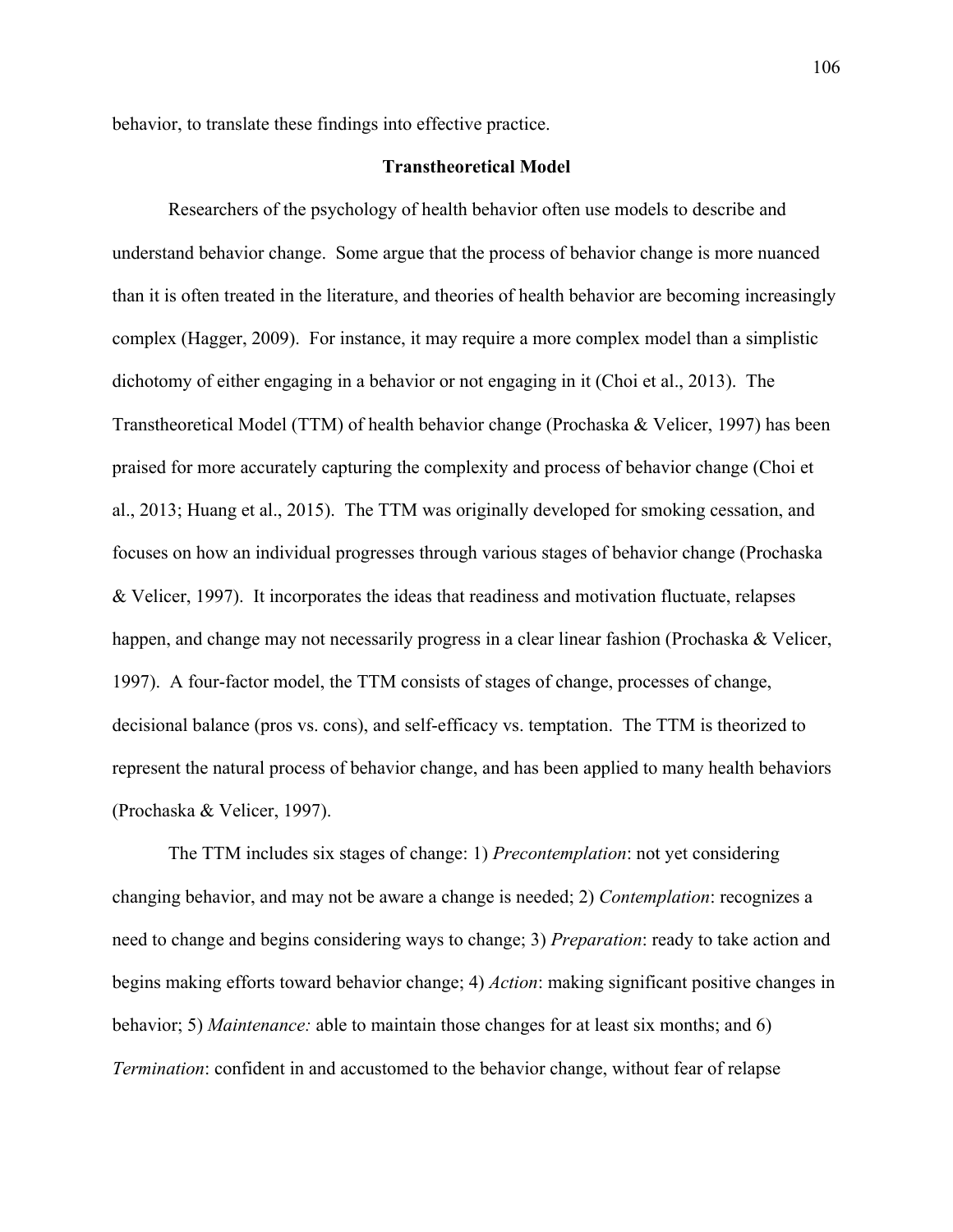behavior, to translate these findings into effective practice.

## Transtheoretical Model

Researchers of the psychology of health behavior often use models to describe and understand behavior change. Some argue that the process of behavior change is more nuanced than it is often treated in the literature, and theories of health behavior are becoming increasingly complex (Hagger, 2009). For instance, it may require a more complex model than a simplistic dichotomy of either engaging in a behavior or not engaging in it (Choi et al., 2013). The Transtheoretical Model (TTM) of health behavior change (Prochaska & Velicer, 1997) has been praised for more accurately capturing the complexity and process of behavior change (Choi et al., 2013; Huang et al., 2015). The TTM was originally developed for smoking cessation, and focuses on how an individual progresses through various stages of behavior change (Prochaska & Velicer, 1997). It incorporates the ideas that readiness and motivation fluctuate, relapses happen, and change may not necessarily progress in a clear linear fashion (Prochaska & Velicer, 1997). A four-factor model, the TTM consists of stages of change, processes of change, decisional balance (pros vs. cons), and self-efficacy vs. temptation. The TTM is theorized to represent the natural process of behavior change, and has been applied to many health behaviors (Prochaska & Velicer, 1997).

The TTM includes six stages of change: 1) *Precontemplation*: not yet considering changing behavior, and may not be aware a change is needed; 2) *Contemplation*: recognizes a need to change and begins considering ways to change; 3) *Preparation*: ready to take action and begins making efforts toward behavior change; 4) *Action*: making significant positive changes in behavior; 5) *Maintenance:* able to maintain those changes for at least six months; and 6) *Termination*: confident in and accustomed to the behavior change, without fear of relapse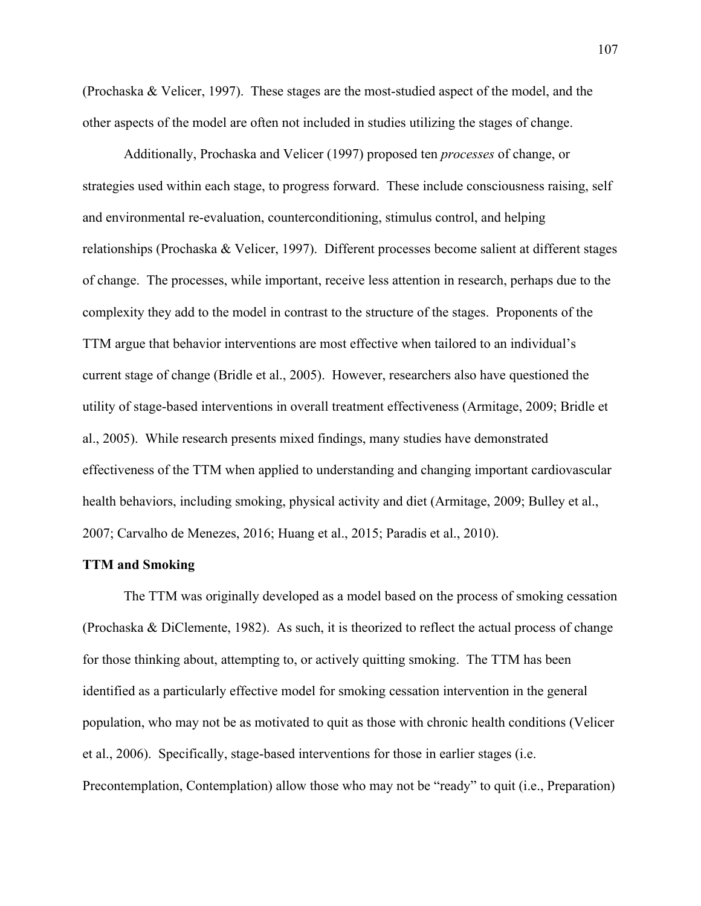(Prochaska & Velicer, 1997). These stages are the most-studied aspect of the model, and the other aspects of the model are often not included in studies utilizing the stages of change.

Additionally, Prochaska and Velicer (1997) proposed ten *processes* of change, or strategies used within each stage, to progress forward. These include consciousness raising, self and environmental re-evaluation, counterconditioning, stimulus control, and helping relationships (Prochaska & Velicer, 1997). Different processes become salient at different stages of change. The processes, while important, receive less attention in research, perhaps due to the complexity they add to the model in contrast to the structure of the stages. Proponents of the TTM argue that behavior interventions are most effective when tailored to an individual's current stage of change (Bridle et al., 2005). However, researchers also have questioned the utility of stage-based interventions in overall treatment effectiveness (Armitage, 2009; Bridle et al., 2005). While research presents mixed findings, many studies have demonstrated effectiveness of the TTM when applied to understanding and changing important cardiovascular health behaviors, including smoking, physical activity and diet (Armitage, 2009; Bulley et al., 2007; Carvalho de Menezes, 2016; Huang et al., 2015; Paradis et al., 2010).

**TTM and Smoking**

The TTM was originally developed as a model based on the process of smoking cessation (Prochaska & DiClemente, 1982). As such, it is theorized to reflect the actual process of change for those thinking about, attempting to, or actively quitting smoking. The TTM has been identified as a particularly effective model for smoking cessation intervention in the general population, who may not be as motivated to quit as those with chronic health conditions (Velicer et al., 2006). Specifically, stage-based interventions for those in earlier stages (i.e. Precontemplation, Contemplation) allow those who may not be "ready" to quit (i.e., Preparation)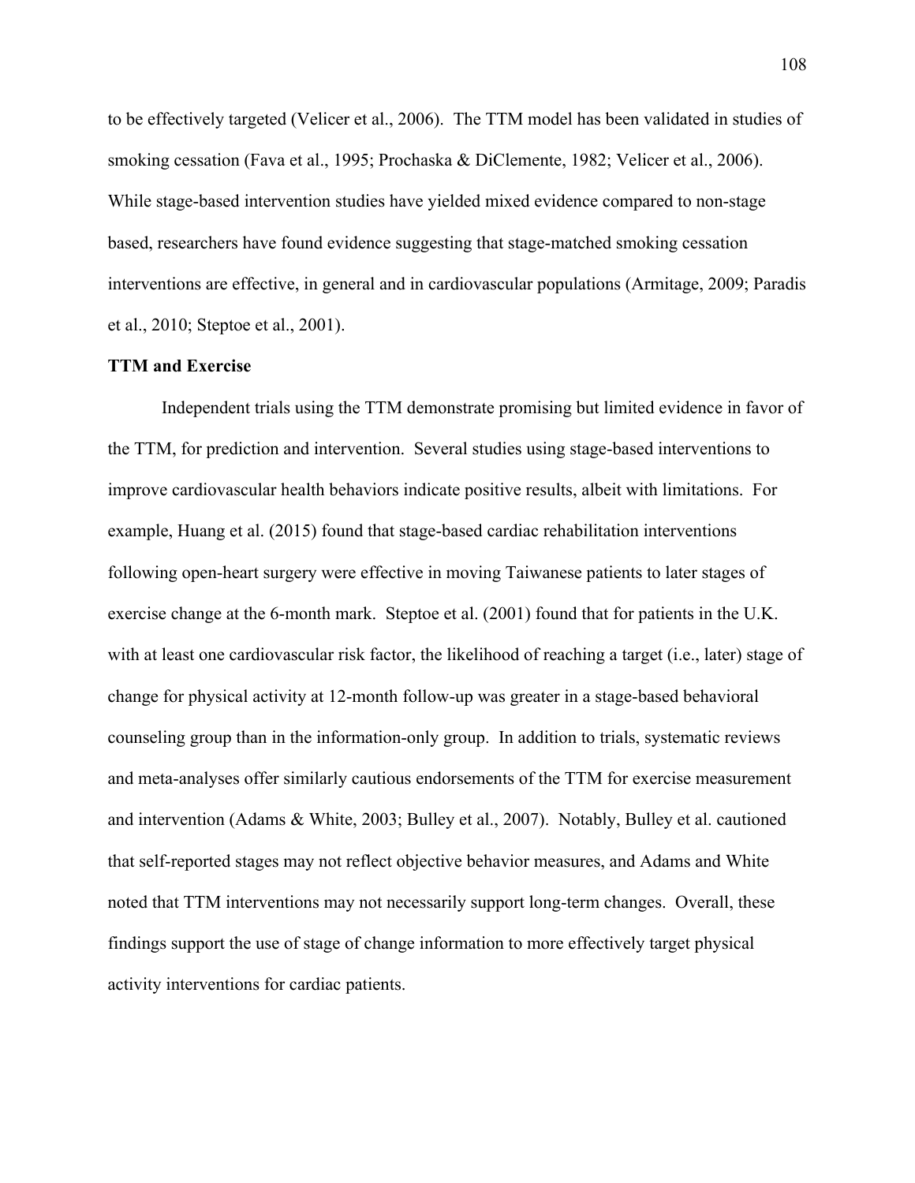to be effectively targeted (Velicer et al., 2006). The TTM model has been validated in studies of smoking cessation (Fava et al., 1995; Prochaska & DiClemente, 1982; Velicer et al., 2006). While stage-based intervention studies have yielded mixed evidence compared to non-stage based, researchers have found evidence suggesting that stage-matched smoking cessation interventions are effective, in general and in cardiovascular populations (Armitage, 2009; Paradis et al., 2010; Steptoe et al., 2001).

**TTM and Exercise**

Independent trials using the TTM demonstrate promising but limited evidence in favor of the TTM, for prediction and intervention. Several studies using stage-based interventions to improve cardiovascular health behaviors indicate positive results, albeit with limitations. For example, Huang et al. (2015) found that stage-based cardiac rehabilitation interventions following open-heart surgery were effective in moving Taiwanese patients to later stages of exercise change at the 6-month mark. Steptoe et al. (2001) found that for patients in the U.K. with at least one cardiovascular risk factor, the likelihood of reaching a target (i.e., later) stage of change for physical activity at 12-month follow-up was greater in a stage-based behavioral counseling group than in the information-only group. In addition to trials, systematic reviews and meta-analyses offer similarly cautious endorsements of the TTM for exercise measurement and intervention (Adams & White, 2003; Bulley et al., 2007). Notably, Bulley et al. cautioned that self-reported stages may not reflect objective behavior measures, and Adams and White noted that TTM interventions may not necessarily support long-term changes. Overall, these findings support the use of stage of change information to more effectively target physical activity interventions for cardiac patients.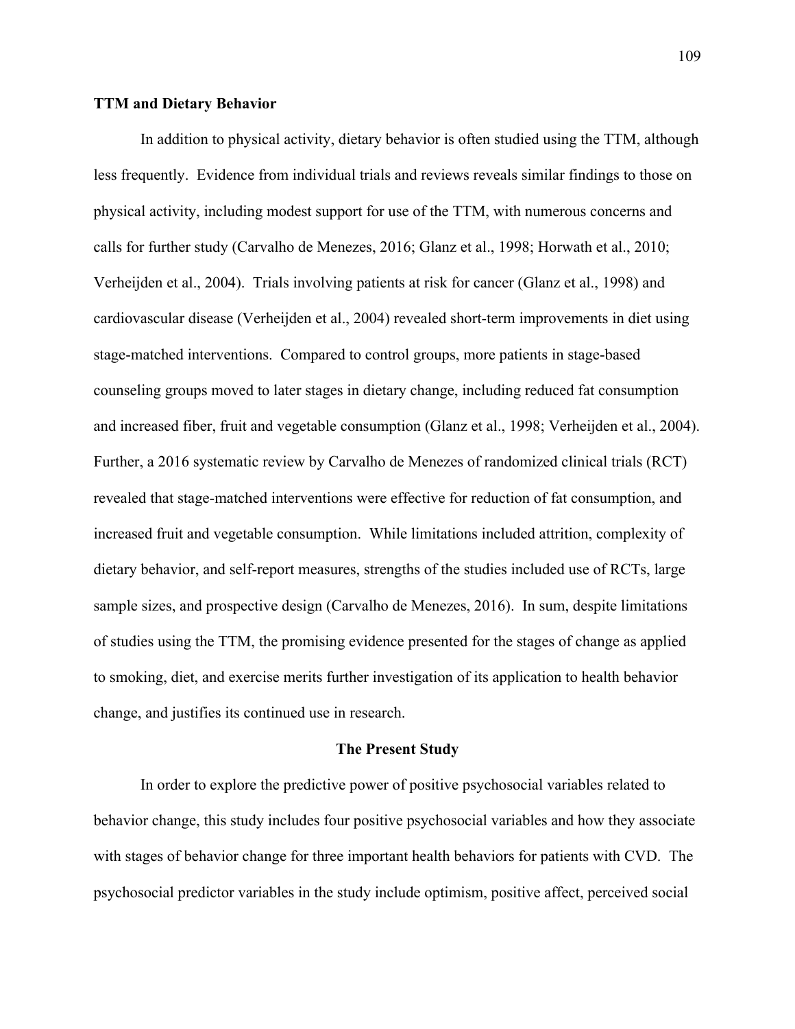**TTM and Dietary Behavior**

In addition to physical activity, dietary behavior is often studied using the TTM, although less frequently. Evidence from individual trials and reviews reveals similar findings to those on physical activity, including modest support for use of the TTM, with numerous concerns and calls for further study (Carvalho de Menezes, 2016; Glanz et al., 1998; Horwath et al., 2010; Verheijden et al., 2004). Trials involving patients at risk for cancer (Glanz et al., 1998) and cardiovascular disease (Verheijden et al., 2004) revealed short-term improvements in diet using stage-matched interventions. Compared to control groups, more patients in stage-based counseling groups moved to later stages in dietary change, including reduced fat consumption and increased fiber, fruit and vegetable consumption (Glanz et al., 1998; Verheijden et al., 2004). Further, a 2016 systematic review by Carvalho de Menezes of randomized clinical trials (RCT) revealed that stage-matched interventions were effective for reduction of fat consumption, and increased fruit and vegetable consumption. While limitations included attrition, complexity of dietary behavior, and self-report measures, strengths of the studies included use of RCTs, large sample sizes, and prospective design (Carvalho de Menezes, 2016). In sum, despite limitations of studies using the TTM, the promising evidence presented for the stages of change as applied to smoking, diet, and exercise merits further investigation of its application to health behavior change, and justifies its continued use in research.

## The Present Study

In order to explore the predictive power of positive psychosocial variables related to behavior change, this study includes four positive psychosocial variables and how they associate with stages of behavior change for three important health behaviors for patients with CVD. The psychosocial predictor variables in the study include optimism, positive affect, perceived social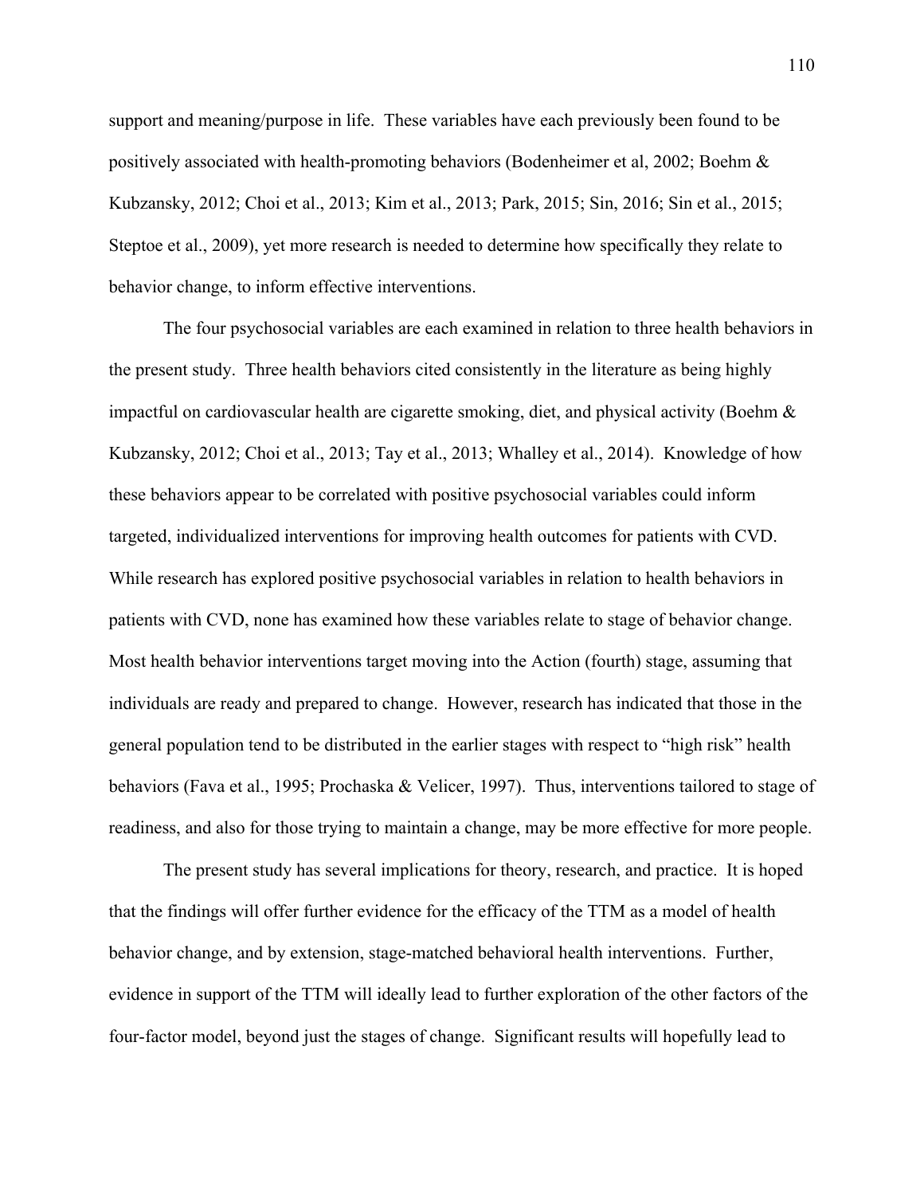support and meaning/purpose in life. These variables have each previously been found to be positively associated with health-promoting behaviors (Bodenheimer et al, 2002; Boehm & Kubzansky, 2012; Choi et al., 2013; Kim et al., 2013; Park, 2015; Sin, 2016; Sin et al., 2015; Steptoe et al., 2009), yet more research is needed to determine how specifically they relate to behavior change, to inform effective interventions.

The four psychosocial variables are each examined in relation to three health behaviors in the present study. Three health behaviors cited consistently in the literature as being highly impactful on cardiovascular health are cigarette smoking, diet, and physical activity (Boehm & Kubzansky, 2012; Choi et al., 2013; Tay et al., 2013; Whalley et al., 2014). Knowledge of how these behaviors appear to be correlated with positive psychosocial variables could inform targeted, individualized interventions for improving health outcomes for patients with CVD. While research has explored positive psychosocial variables in relation to health behaviors in patients with CVD, none has examined how these variables relate to stage of behavior change. Most health behavior interventions target moving into the Action (fourth) stage, assuming that individuals are ready and prepared to change. However, research has indicated that those in the general population tend to be distributed in the earlier stages with respect to "high risk" health behaviors (Fava et al., 1995; Prochaska & Velicer, 1997). Thus, interventions tailored to stage of readiness, and also for those trying to maintain a change, may be more effective for more people.

The present study has several implications for theory, research, and practice. It is hoped that the findings will offer further evidence for the efficacy of the TTM as a model of health behavior change, and by extension, stage-matched behavioral health interventions. Further, evidence in support of the TTM will ideally lead to further exploration of the other factors of the four-factor model, beyond just the stages of change. Significant results will hopefully lead to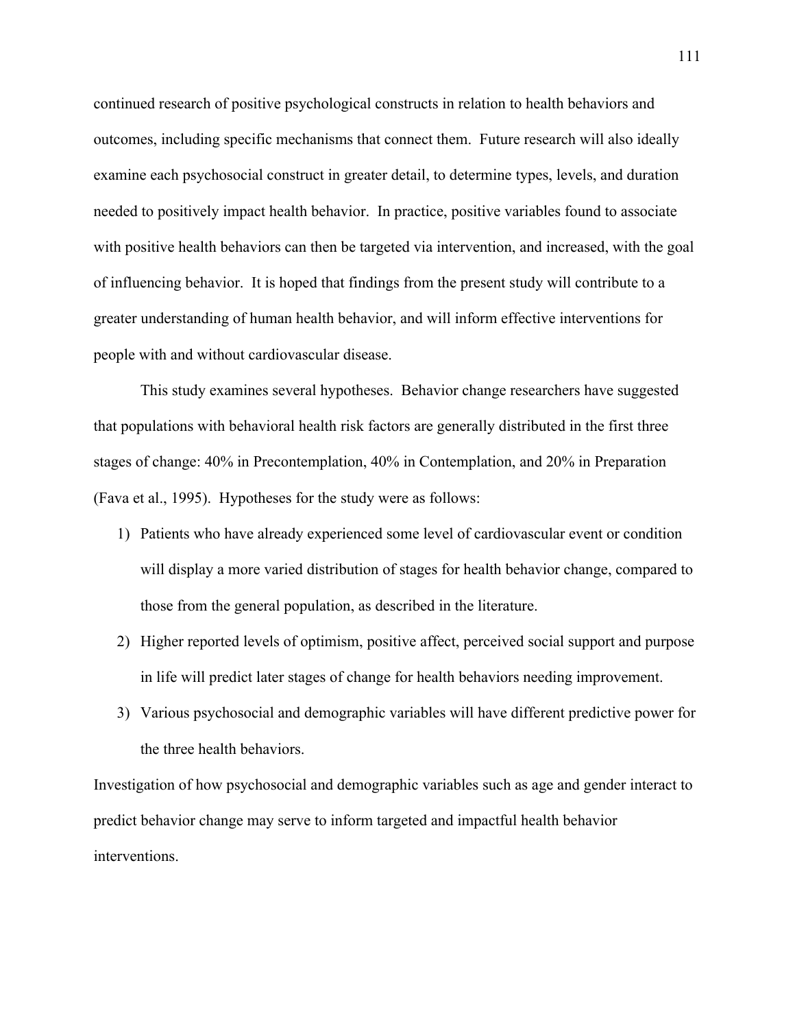continued research of positive psychological constructs in relation to health behaviors and outcomes, including specific mechanisms that connect them. Future research will also ideally examine each psychosocial construct in greater detail, to determine types, levels, and duration needed to positively impact health behavior. In practice, positive variables found to associate with positive health behaviors can then be targeted via intervention, and increased, with the goal of influencing behavior. It is hoped that findings from the present study will contribute to a greater understanding of human health behavior, and will inform effective interventions for people with and without cardiovascular disease.

This study examines several hypotheses. Behavior change researchers have suggested that populations with behavioral health risk factors are generally distributed in the first three stages of change: 40% in Precontemplation, 40% in Contemplation, and 20% in Preparation (Fava et al., 1995). Hypotheses for the study were as follows:

1) Patients who have already experienced some level of cardiovascular event or condition will display a more varied distribution of stages for health behavior change, compared to those from the general population, as described in the literature.
2) Higher reported levels of optimism, positive affect, perceived social support and purpose in life will predict later stages of change for health behaviors needing improvement.
3) Various psychosocial and demographic variables will have different predictive power for the three health behaviors.

Investigation of how psychosocial and demographic variables such as age and gender interact to predict behavior change may serve to inform targeted and impactful health behavior interventions.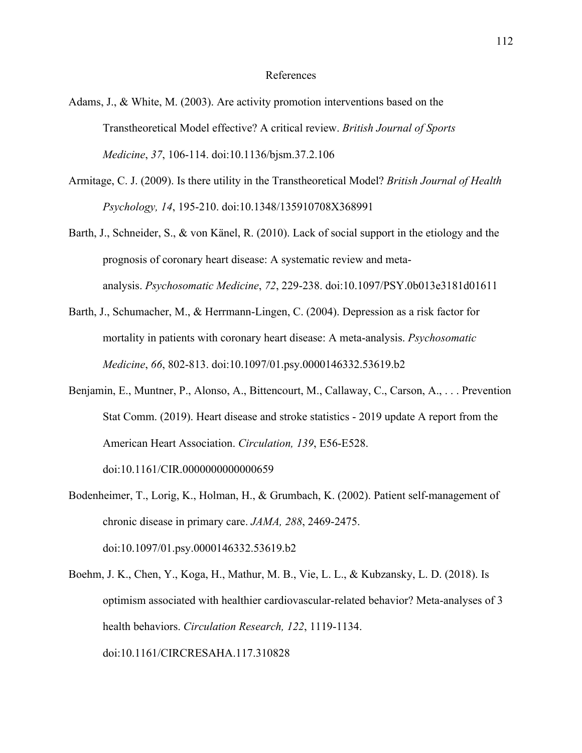# References

Adams, J., & White, M. (2003). Are activity promotion interventions based on the Transtheoretical Model effective? A critical review. *British Journal of Sports Medicine*, *37*, 106-114. doi:10.1136/bjsm.37.2.106

Armitage, C. J. (2009). Is there utility in the Transtheoretical Model? *British Journal of Health Psychology, 14*, 195-210. doi:10.1348/135910708X368991

Barth, J., Schneider, S., & von Känel, R. (2010). Lack of social support in the etiology and the prognosis of coronary heart disease: A systematic review and meta-analysis. *Psychosomatic Medicine*, *72*, 229-238. doi:10.1097/PSY.0b013e3181d01611

Barth, J., Schumacher, M., & Herrmann-Lingen, C. (2004). Depression as a risk factor for mortality in patients with coronary heart disease: A meta-analysis. *Psychosomatic Medicine*, *66*, 802-813. doi:10.1097/01.psy.0000146332.53619.b2

Benjamin, E., Muntner, P., Alonso, A., Bittencourt, M., Callaway, C., Carson, A., . . . Prevention Stat Comm. (2019). Heart disease and stroke statistics - 2019 update A report from the American Heart Association. *Circulation, 139*, E56-E528. doi:10.1161/CIR.0000000000000659

Bodenheimer, T., Lorig, K., Holman, H., & Grumbach, K. (2002). Patient self-management of chronic disease in primary care. *JAMA, 288*, 2469-2475. doi:10.1097/01.psy.0000146332.53619.b2

Boehm, J. K., Chen, Y., Koga, H., Mathur, M. B., Vie, L. L., & Kubzansky, L. D. (2018). Is optimism associated with healthier cardiovascular-related behavior? Meta-analyses of 3 health behaviors. *Circulation Research, 122*, 1119-1134. doi:10.1161/CIRCRESAHA.117.310828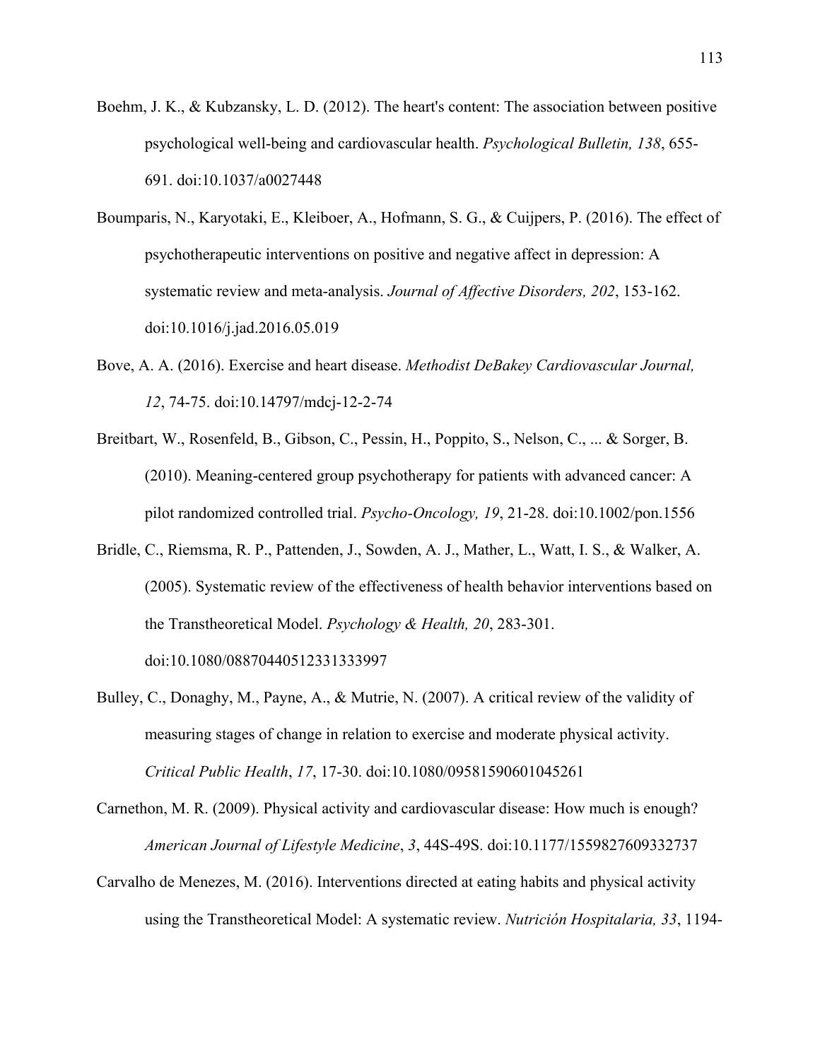Boehm, J. K., & Kubzansky, L. D. (2012). The heart's content: The association between positive psychological well-being and cardiovascular health. *Psychological Bulletin, 138*, 655-691. doi:10.1037/a0027448

Boumparis, N., Karyotaki, E., Kleiboer, A., Hofmann, S. G., & Cuijpers, P. (2016). The effect of psychotherapeutic interventions on positive and negative affect in depression: A systematic review and meta-analysis. *Journal of Affective Disorders, 202*, 153-162. doi:10.1016/j.jad.2016.05.019

Bove, A. A. (2016). Exercise and heart disease. *Methodist DeBakey Cardiovascular Journal, 12*, 74-75. doi:10.14797/mdcj-12-2-74

Breitbart, W., Rosenfeld, B., Gibson, C., Pessin, H., Poppito, S., Nelson, C., ... & Sorger, B. (2010). Meaning-centered group psychotherapy for patients with advanced cancer: A pilot randomized controlled trial. *Psycho-Oncology, 19*, 21-28. doi:10.1002/pon.1556

Bridle, C., Riemsma, R. P., Pattenden, J., Sowden, A. J., Mather, L., Watt, I. S., & Walker, A. (2005). Systematic review of the effectiveness of health behavior interventions based on the Transtheoretical Model. *Psychology & Health, 20*, 283-301. doi:10.1080/08870440512331333997

Bulley, C., Donaghy, M., Payne, A., & Mutrie, N. (2007). A critical review of the validity of measuring stages of change in relation to exercise and moderate physical activity. *Critical Public Health*, *17*, 17-30. doi:10.1080/09581590601045261

Carnethon, M. R. (2009). Physical activity and cardiovascular disease: How much is enough? *American Journal of Lifestyle Medicine*, *3*, 44S-49S. doi:10.1177/1559827609332737

Carvalho de Menezes, M. (2016). Interventions directed at eating habits and physical activity using the Transtheoretical Model: A systematic review. *Nutrición Hospitalaria, 33*, 1194-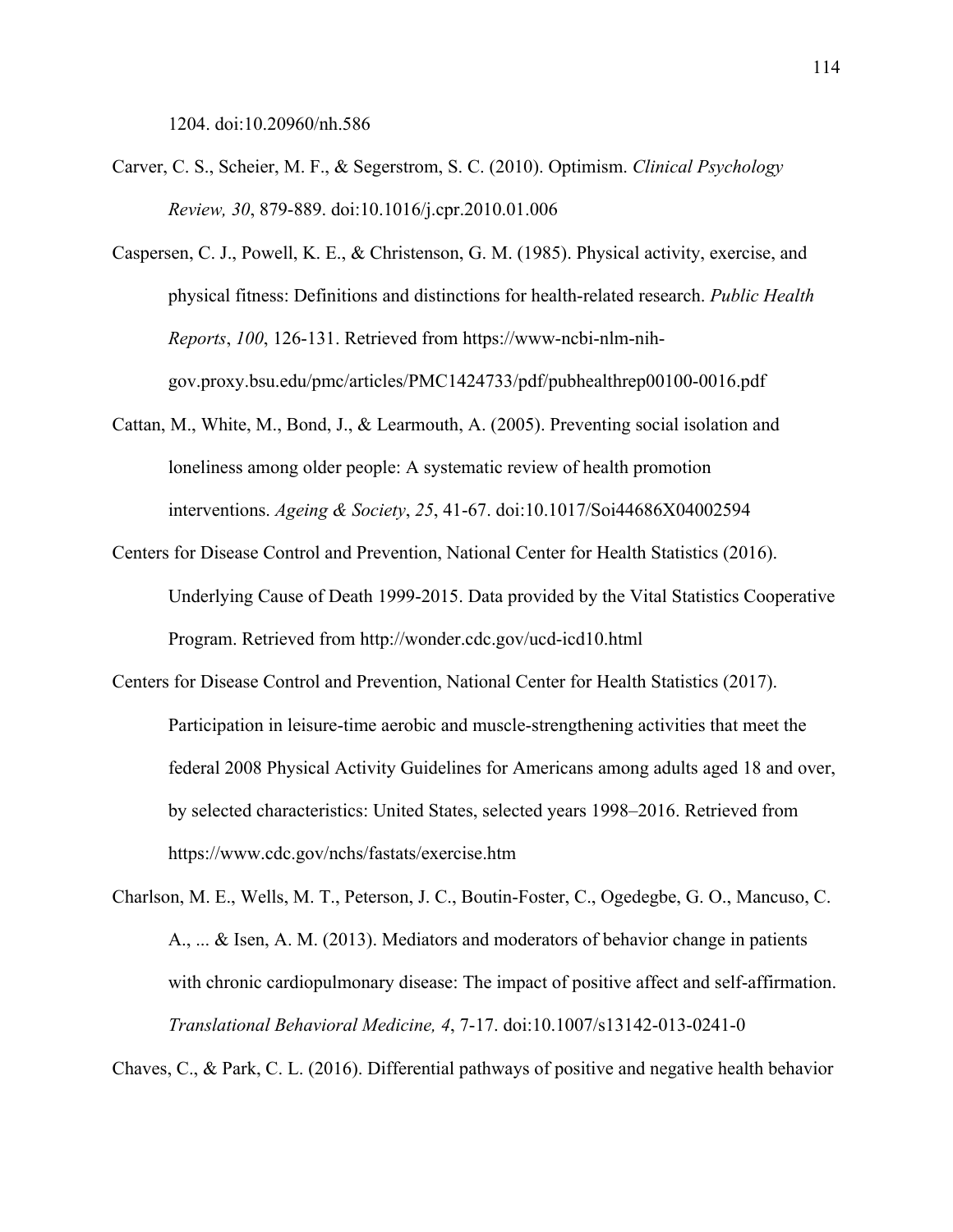1204. doi:10.20960/nh.586

Carver, C. S., Scheier, M. F., & Segerstrom, S. C. (2010). Optimism. *Clinical Psychology Review, 30*, 879-889. doi:10.1016/j.cpr.2010.01.006

Caspersen, C. J., Powell, K. E., & Christenson, G. M. (1985). Physical activity, exercise, and physical fitness: Definitions and distinctions for health-related research. *Public Health Reports*, *100*, 126-131. Retrieved from https://www-ncbi-nlm-nih-gov.proxy.bsu.edu/pmc/articles/PMC1424733/pdf/pubhealthrep00100-0016.pdf

Cattan, M., White, M., Bond, J., & Learmouth, A. (2005). Preventing social isolation and loneliness among older people: A systematic review of health promotion interventions. *Ageing & Society*, *25*, 41-67. doi:10.1017/Soi44686X04002594

Centers for Disease Control and Prevention, National Center for Health Statistics (2016). Underlying Cause of Death 1999-2015. Data provided by the Vital Statistics Cooperative Program. Retrieved from http://wonder.cdc.gov/ucd-icd10.html

Centers for Disease Control and Prevention, National Center for Health Statistics (2017). Participation in leisure-time aerobic and muscle-strengthening activities that meet the federal 2008 Physical Activity Guidelines for Americans among adults aged 18 and over, by selected characteristics: United States, selected years 1998–2016. Retrieved from https://www.cdc.gov/nchs/fastats/exercise.htm

Charlson, M. E., Wells, M. T., Peterson, J. C., Boutin-Foster, C., Ogedegbe, G. O., Mancuso, C. A., ... & Isen, A. M. (2013). Mediators and moderators of behavior change in patients with chronic cardiopulmonary disease: The impact of positive affect and self-affirmation. *Translational Behavioral Medicine, 4*, 7-17. doi:10.1007/s13142-013-0241-0

Chaves, C., & Park, C. L. (2016). Differential pathways of positive and negative health behavior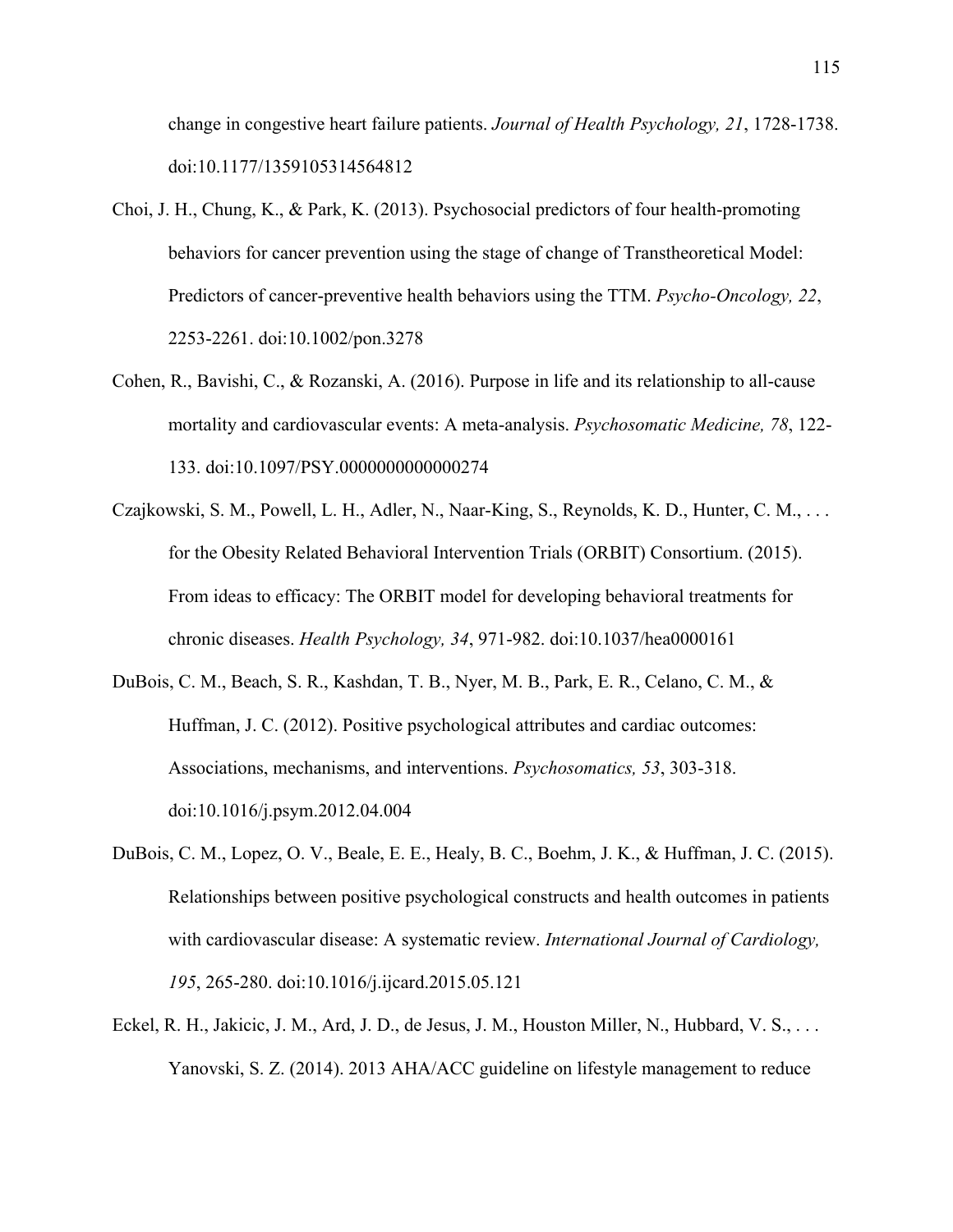change in congestive heart failure patients. *Journal of Health Psychology, 21*, 1728-1738. doi:10.1177/1359105314564812

Choi, J. H., Chung, K., & Park, K. (2013). Psychosocial predictors of four health-promoting behaviors for cancer prevention using the stage of change of Transtheoretical Model: Predictors of cancer-preventive health behaviors using the TTM. *Psycho-Oncology, 22*, 2253-2261. doi:10.1002/pon.3278

Cohen, R., Bavishi, C., & Rozanski, A. (2016). Purpose in life and its relationship to all-cause mortality and cardiovascular events: A meta-analysis. *Psychosomatic Medicine, 78*, 122-133. doi:10.1097/PSY.0000000000000274

Czajkowski, S. M., Powell, L. H., Adler, N., Naar-King, S., Reynolds, K. D., Hunter, C. M., . . . for the Obesity Related Behavioral Intervention Trials (ORBIT) Consortium. (2015). From ideas to efficacy: The ORBIT model for developing behavioral treatments for chronic diseases. *Health Psychology, 34*, 971-982. doi:10.1037/hea0000161

DuBois, C. M., Beach, S. R., Kashdan, T. B., Nyer, M. B., Park, E. R., Celano, C. M., & Huffman, J. C. (2012). Positive psychological attributes and cardiac outcomes: Associations, mechanisms, and interventions. *Psychosomatics, 53*, 303-318. doi:10.1016/j.psym.2012.04.004

DuBois, C. M., Lopez, O. V., Beale, E. E., Healy, B. C., Boehm, J. K., & Huffman, J. C. (2015). Relationships between positive psychological constructs and health outcomes in patients with cardiovascular disease: A systematic review. *International Journal of Cardiology, 195*, 265-280. doi:10.1016/j.ijcard.2015.05.121

Eckel, R. H., Jakicic, J. M., Ard, J. D., de Jesus, J. M., Houston Miller, N., Hubbard, V. S., . . . Yanovski, S. Z. (2014). 2013 AHA/ACC guideline on lifestyle management to reduce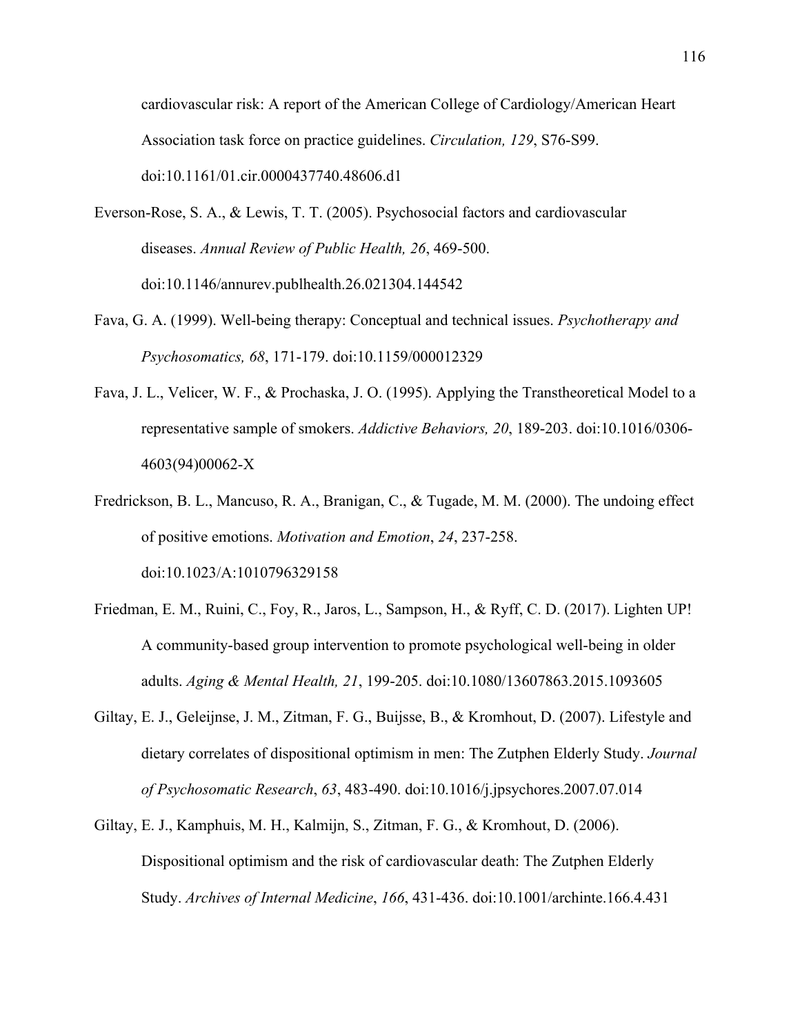cardiovascular risk: A report of the American College of Cardiology/American Heart Association task force on practice guidelines. *Circulation, 129*, S76-S99. doi:10.1161/01.cir.0000437740.48606.d1

Everson-Rose, S. A., & Lewis, T. T. (2005). Psychosocial factors and cardiovascular diseases. *Annual Review of Public Health, 26*, 469-500. doi:10.1146/annurev.publhealth.26.021304.144542

Fava, G. A. (1999). Well-being therapy: Conceptual and technical issues. *Psychotherapy and Psychosomatics, 68*, 171-179. doi:10.1159/000012329

Fava, J. L., Velicer, W. F., & Prochaska, J. O. (1995). Applying the Transtheoretical Model to a representative sample of smokers. *Addictive Behaviors, 20*, 189-203. doi:10.1016/0306-4603(94)00062-X

Fredrickson, B. L., Mancuso, R. A., Branigan, C., & Tugade, M. M. (2000). The undoing effect of positive emotions. *Motivation and Emotion*, *24*, 237-258. doi:10.1023/A:1010796329158

Friedman, E. M., Ruini, C., Foy, R., Jaros, L., Sampson, H., & Ryff, C. D. (2017). Lighten UP! A community-based group intervention to promote psychological well-being in older adults. *Aging & Mental Health, 21*, 199-205. doi:10.1080/13607863.2015.1093605

Giltay, E. J., Geleijnse, J. M., Zitman, F. G., Buijsse, B., & Kromhout, D. (2007). Lifestyle and dietary correlates of dispositional optimism in men: The Zutphen Elderly Study. *Journal of Psychosomatic Research*, *63*, 483-490. doi:10.1016/j.jpsychores.2007.07.014

Giltay, E. J., Kamphuis, M. H., Kalmijn, S., Zitman, F. G., & Kromhout, D. (2006). Dispositional optimism and the risk of cardiovascular death: The Zutphen Elderly Study. *Archives of Internal Medicine*, *166*, 431-436. doi:10.1001/archinte.166.4.431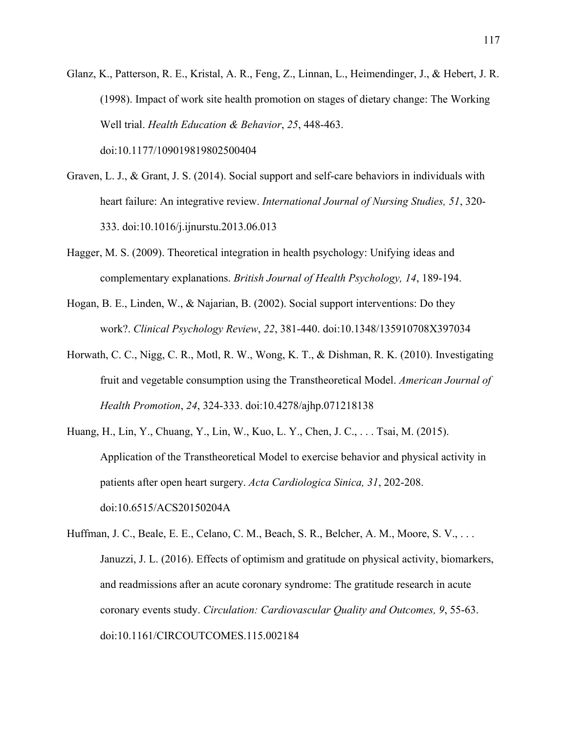Glanz, K., Patterson, R. E., Kristal, A. R., Feng, Z., Linnan, L., Heimendinger, J., & Hebert, J. R. (1998). Impact of work site health promotion on stages of dietary change: The Working Well trial. *Health Education & Behavior*, *25*, 448-463. doi:10.1177/109019819802500404

Graven, L. J., & Grant, J. S. (2014). Social support and self-care behaviors in individuals with heart failure: An integrative review. *International Journal of Nursing Studies, 51*, 320-333. doi:10.1016/j.ijnurstu.2013.06.013

Hagger, M. S. (2009). Theoretical integration in health psychology: Unifying ideas and complementary explanations. *British Journal of Health Psychology, 14*, 189-194.

Hogan, B. E., Linden, W., & Najarian, B. (2002). Social support interventions: Do they work?. *Clinical Psychology Review*, *22*, 381-440. doi:10.1348/135910708X397034

Horwath, C. C., Nigg, C. R., Motl, R. W., Wong, K. T., & Dishman, R. K. (2010). Investigating fruit and vegetable consumption using the Transtheoretical Model. *American Journal of Health Promotion*, *24*, 324-333. doi:10.4278/ajhp.071218138

Huang, H., Lin, Y., Chuang, Y., Lin, W., Kuo, L. Y., Chen, J. C., . . . Tsai, M. (2015). Application of the Transtheoretical Model to exercise behavior and physical activity in patients after open heart surgery. *Acta Cardiologica Sinica, 31*, 202-208. doi:10.6515/ACS20150204A

Huffman, J. C., Beale, E. E., Celano, C. M., Beach, S. R., Belcher, A. M., Moore, S. V., . . . Januzzi, J. L. (2016). Effects of optimism and gratitude on physical activity, biomarkers, and readmissions after an acute coronary syndrome: The gratitude research in acute coronary events study. *Circulation: Cardiovascular Quality and Outcomes, 9*, 55-63. doi:10.1161/CIRCOUTCOMES.115.002184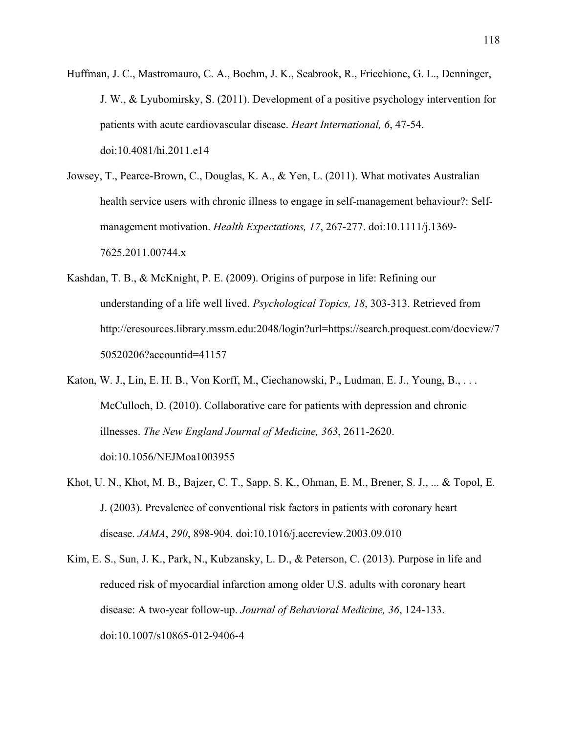Huffman, J. C., Mastromauro, C. A., Boehm, J. K., Seabrook, R., Fricchione, G. L., Denninger, J. W., & Lyubomirsky, S. (2011). Development of a positive psychology intervention for patients with acute cardiovascular disease. *Heart International, 6*, 47-54. doi:10.4081/hi.2011.e14

Jowsey, T., Pearce-Brown, C., Douglas, K. A., & Yen, L. (2011). What motivates Australian health service users with chronic illness to engage in self-management behaviour?: Self-management motivation. *Health Expectations, 17*, 267-277. doi:10.1111/j.1369-7625.2011.00744.x

Kashdan, T. B., & McKnight, P. E. (2009). Origins of purpose in life: Refining our understanding of a life well lived. *Psychological Topics, 18*, 303-313. Retrieved from http://eresources.library.mssm.edu:2048/login?url=https://search.proquest.com/docview/750520206?accountid=41157

Katon, W. J., Lin, E. H. B., Von Korff, M., Ciechanowski, P., Ludman, E. J., Young, B., . . . McCulloch, D. (2010). Collaborative care for patients with depression and chronic illnesses. *The New England Journal of Medicine, 363*, 2611-2620. doi:10.1056/NEJMoa1003955

Khot, U. N., Khot, M. B., Bajzer, C. T., Sapp, S. K., Ohman, E. M., Brener, S. J., ... & Topol, E. J. (2003). Prevalence of conventional risk factors in patients with coronary heart disease. *JAMA*, *290*, 898-904. doi:10.1016/j.accreview.2003.09.010

Kim, E. S., Sun, J. K., Park, N., Kubzansky, L. D., & Peterson, C. (2013). Purpose in life and reduced risk of myocardial infarction among older U.S. adults with coronary heart disease: A two-year follow-up. *Journal of Behavioral Medicine, 36*, 124-133. doi:10.1007/s10865-012-9406-4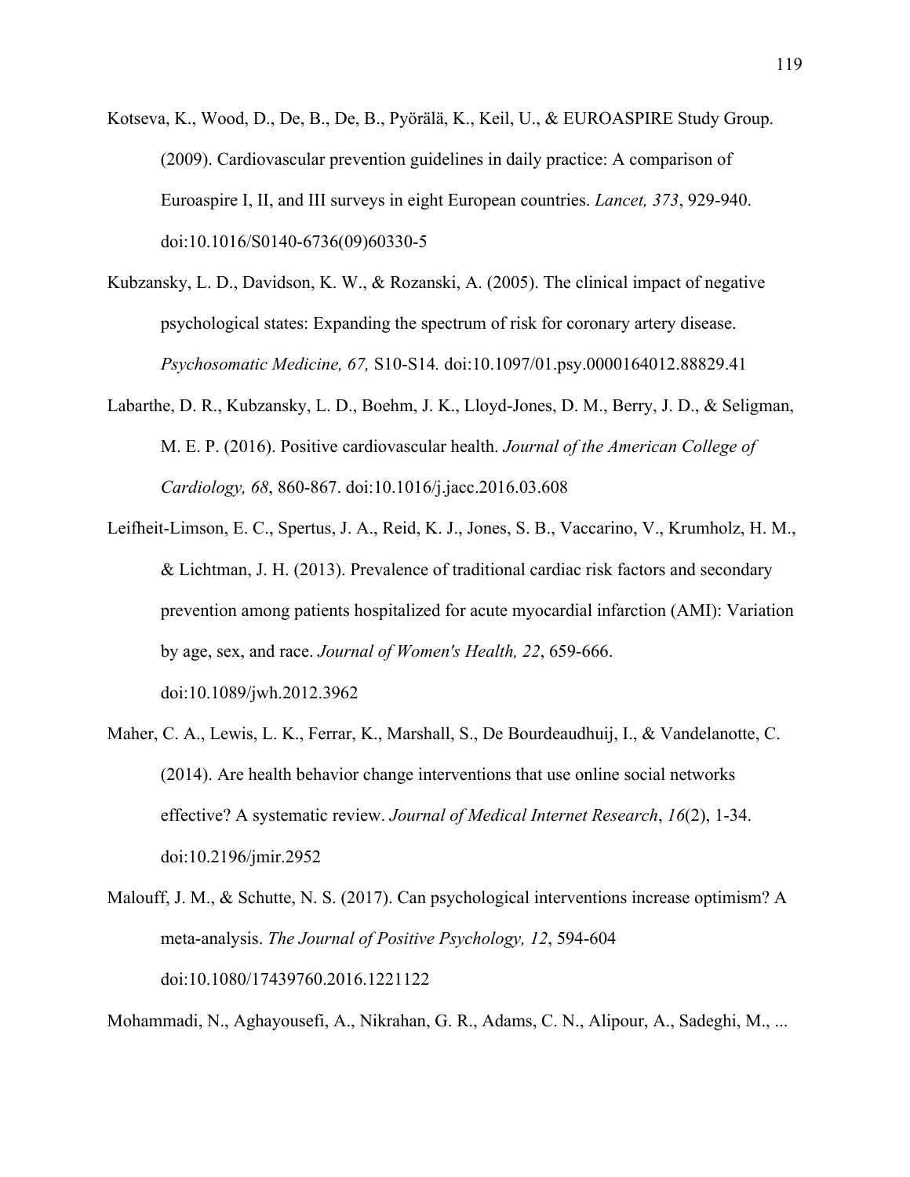Kotseva, K., Wood, D., De, B., De, B., Pyörälä, K., Keil, U., & EUROASPIRE Study Group. (2009). Cardiovascular prevention guidelines in daily practice: A comparison of Euroaspire I, II, and III surveys in eight European countries. *Lancet, 373*, 929-940. doi:10.1016/S0140-6736(09)60330-5

Kubzansky, L. D., Davidson, K. W., & Rozanski, A. (2005). The clinical impact of negative psychological states: Expanding the spectrum of risk for coronary artery disease. *Psychosomatic Medicine, 67,* S10-S14*.* doi:10.1097/01.psy.0000164012.88829.41

Labarthe, D. R., Kubzansky, L. D., Boehm, J. K., Lloyd-Jones, D. M., Berry, J. D., & Seligman, M. E. P. (2016). Positive cardiovascular health. *Journal of the American College of Cardiology, 68*, 860-867. doi:10.1016/j.jacc.2016.03.608

Leifheit-Limson, E. C., Spertus, J. A., Reid, K. J., Jones, S. B., Vaccarino, V., Krumholz, H. M., & Lichtman, J. H. (2013). Prevalence of traditional cardiac risk factors and secondary prevention among patients hospitalized for acute myocardial infarction (AMI): Variation by age, sex, and race. *Journal of Women's Health, 22*, 659-666. doi:10.1089/jwh.2012.3962

Maher, C. A., Lewis, L. K., Ferrar, K., Marshall, S., De Bourdeaudhuij, I., & Vandelanotte, C. (2014). Are health behavior change interventions that use online social networks effective? A systematic review. *Journal of Medical Internet Research*, *16*(2), 1-34. doi:10.2196/jmir.2952

Malouff, J. M., & Schutte, N. S. (2017). Can psychological interventions increase optimism? A meta-analysis. *The Journal of Positive Psychology, 12*, 594-604 doi:10.1080/17439760.2016.1221122

Mohammadi, N., Aghayousefi, A., Nikrahan, G. R., Adams, C. N., Alipour, A., Sadeghi, M., ...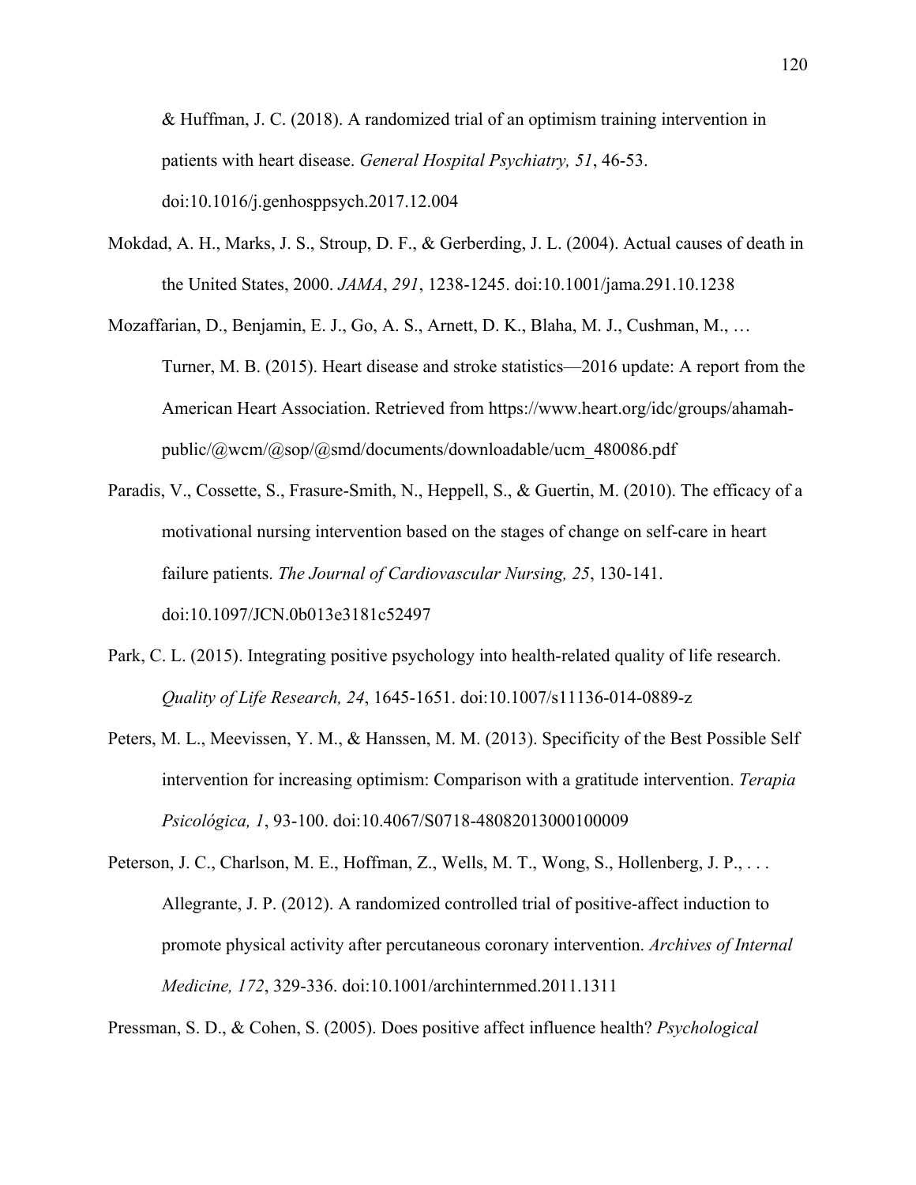& Huffman, J. C. (2018). A randomized trial of an optimism training intervention in patients with heart disease. *General Hospital Psychiatry, 51*, 46-53. doi:10.1016/j.genhosppsych.2017.12.004

Mokdad, A. H., Marks, J. S., Stroup, D. F., & Gerberding, J. L. (2004). Actual causes of death in the United States, 2000. *JAMA*, *291*, 1238-1245. doi:10.1001/jama.291.10.1238

Mozaffarian, D., Benjamin, E. J., Go, A. S., Arnett, D. K., Blaha, M. J., Cushman, M., … Turner, M. B. (2015). Heart disease and stroke statistics—2016 update: A report from the American Heart Association. Retrieved from https://www.heart.org/idc/groups/ahamah-public/@wcm/@sop/@smd/documents/downloadable/ucm_480086.pdf

Paradis, V., Cossette, S., Frasure-Smith, N., Heppell, S., & Guertin, M. (2010). The efficacy of a motivational nursing intervention based on the stages of change on self-care in heart failure patients. *The Journal of Cardiovascular Nursing, 25*, 130-141. doi:10.1097/JCN.0b013e3181c52497

Park, C. L. (2015). Integrating positive psychology into health-related quality of life research. *Quality of Life Research, 24*, 1645-1651. doi:10.1007/s11136-014-0889-z

Peters, M. L., Meevissen, Y. M., & Hanssen, M. M. (2013). Specificity of the Best Possible Self intervention for increasing optimism: Comparison with a gratitude intervention. *Terapia Psicológica, 1*, 93-100. doi:10.4067/S0718-48082013000100009

Peterson, J. C., Charlson, M. E., Hoffman, Z., Wells, M. T., Wong, S., Hollenberg, J. P., . . . Allegrante, J. P. (2012). A randomized controlled trial of positive-affect induction to promote physical activity after percutaneous coronary intervention. *Archives of Internal Medicine, 172*, 329-336. doi:10.1001/archinternmed.2011.1311

Pressman, S. D., & Cohen, S. (2005). Does positive affect influence health? *Psychological*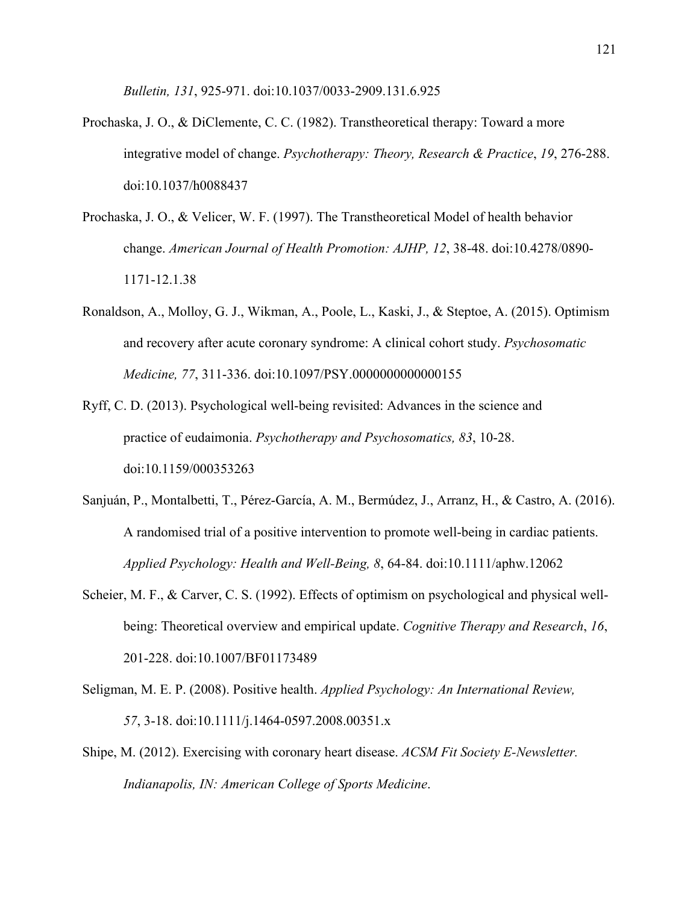*Bulletin, 131*, 925-971. doi:10.1037/0033-2909.131.6.925

Prochaska, J. O., & DiClemente, C. C. (1982). Transtheoretical therapy: Toward a more integrative model of change. *Psychotherapy: Theory, Research & Practice*, *19*, 276-288. doi:10.1037/h0088437

Prochaska, J. O., & Velicer, W. F. (1997). The Transtheoretical Model of health behavior change. *American Journal of Health Promotion: AJHP, 12*, 38-48. doi:10.4278/0890-1171-12.1.38

Ronaldson, A., Molloy, G. J., Wikman, A., Poole, L., Kaski, J., & Steptoe, A. (2015). Optimism and recovery after acute coronary syndrome: A clinical cohort study. *Psychosomatic Medicine, 77*, 311-336. doi:10.1097/PSY.0000000000000155

Ryff, C. D. (2013). Psychological well-being revisited: Advances in the science and practice of eudaimonia. *Psychotherapy and Psychosomatics, 83*, 10-28. doi:10.1159/000353263

Sanjuán, P., Montalbetti, T., Pérez-García, A. M., Bermúdez, J., Arranz, H., & Castro, A. (2016). A randomised trial of a positive intervention to promote well-being in cardiac patients. *Applied Psychology: Health and Well-Being, 8*, 64-84. doi:10.1111/aphw.12062

Scheier, M. F., & Carver, C. S. (1992). Effects of optimism on psychological and physical well-being: Theoretical overview and empirical update. *Cognitive Therapy and Research*, *16*, 201-228. doi:10.1007/BF01173489

Seligman, M. E. P. (2008). Positive health. *Applied Psychology: An International Review, 57*, 3-18. doi:10.1111/j.1464-0597.2008.00351.x

Shipe, M. (2012). Exercising with coronary heart disease. *ACSM Fit Society E-Newsletter. Indianapolis, IN: American College of Sports Medicine*.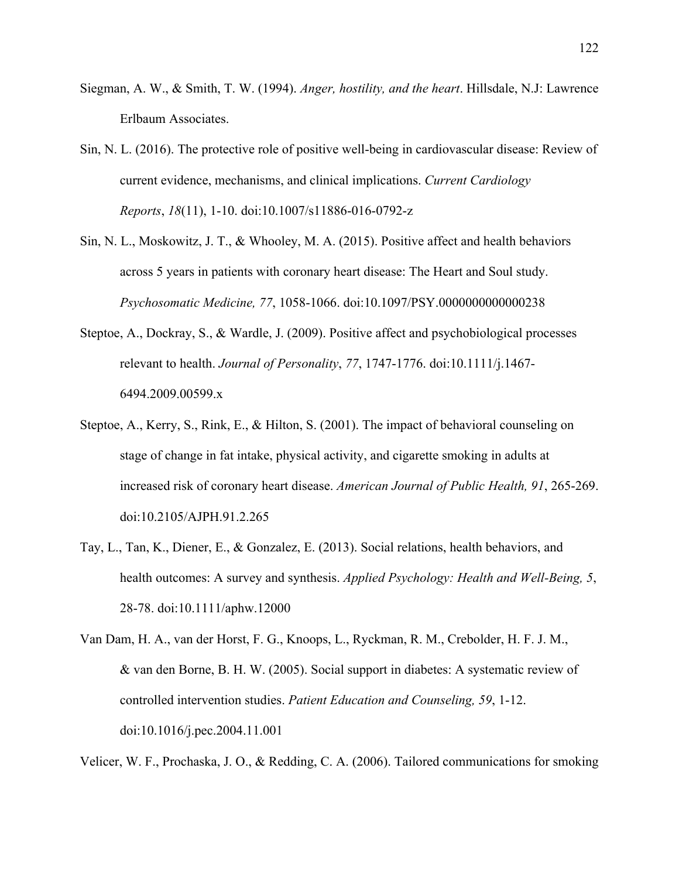Siegman, A. W., & Smith, T. W. (1994). *Anger, hostility, and the heart*. Hillsdale, N.J: Lawrence Erlbaum Associates.

Sin, N. L. (2016). The protective role of positive well-being in cardiovascular disease: Review of current evidence, mechanisms, and clinical implications. *Current Cardiology Reports*, *18*(11), 1-10. doi:10.1007/s11886-016-0792-z

Sin, N. L., Moskowitz, J. T., & Whooley, M. A. (2015). Positive affect and health behaviors across 5 years in patients with coronary heart disease: The Heart and Soul study. *Psychosomatic Medicine, 77*, 1058-1066. doi:10.1097/PSY.0000000000000238

Steptoe, A., Dockray, S., & Wardle, J. (2009). Positive affect and psychobiological processes relevant to health. *Journal of Personality*, *77*, 1747-1776. doi:10.1111/j.1467-6494.2009.00599.x

Steptoe, A., Kerry, S., Rink, E., & Hilton, S. (2001). The impact of behavioral counseling on stage of change in fat intake, physical activity, and cigarette smoking in adults at increased risk of coronary heart disease. *American Journal of Public Health, 91*, 265-269. doi:10.2105/AJPH.91.2.265

Tay, L., Tan, K., Diener, E., & Gonzalez, E. (2013). Social relations, health behaviors, and health outcomes: A survey and synthesis. *Applied Psychology: Health and Well-Being, 5*, 28-78. doi:10.1111/aphw.12000

Van Dam, H. A., van der Horst, F. G., Knoops, L., Ryckman, R. M., Crebolder, H. F. J. M., & van den Borne, B. H. W. (2005). Social support in diabetes: A systematic review of controlled intervention studies. *Patient Education and Counseling, 59*, 1-12. doi:10.1016/j.pec.2004.11.001

Velicer, W. F., Prochaska, J. O., & Redding, C. A. (2006). Tailored communications for smoking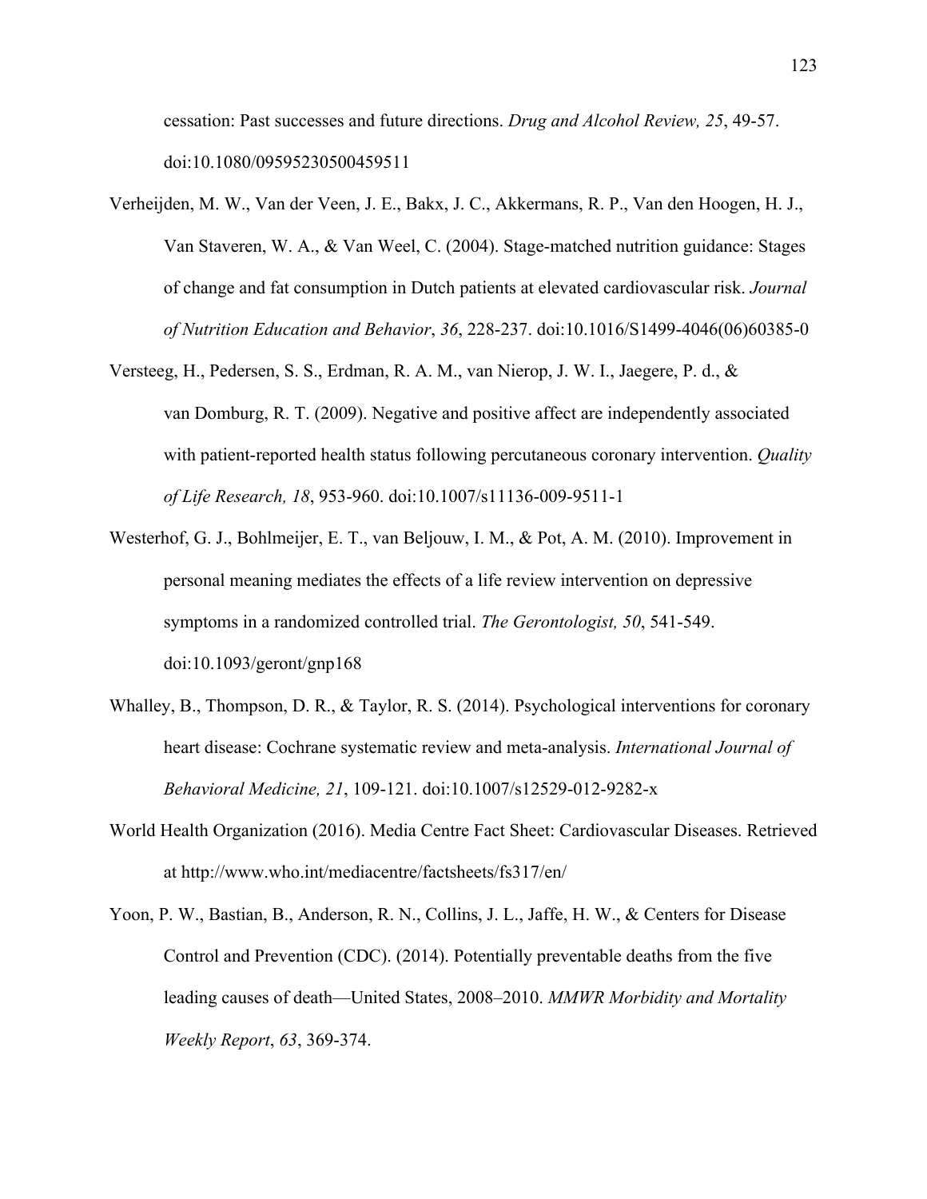cessation: Past successes and future directions. *Drug and Alcohol Review, 25*, 49-57. doi:10.1080/09595230500459511

Verheijden, M. W., Van der Veen, J. E., Bakx, J. C., Akkermans, R. P., Van den Hoogen, H. J., Van Staveren, W. A., & Van Weel, C. (2004). Stage-matched nutrition guidance: Stages of change and fat consumption in Dutch patients at elevated cardiovascular risk. *Journal of Nutrition Education and Behavior*, *36*, 228-237. doi:10.1016/S1499-4046(06)60385-0

Versteeg, H., Pedersen, S. S., Erdman, R. A. M., van Nierop, J. W. I., Jaegere, P. d., & van Domburg, R. T. (2009). Negative and positive affect are independently associated with patient-reported health status following percutaneous coronary intervention. *Quality of Life Research, 18*, 953-960. doi:10.1007/s11136-009-9511-1

Westerhof, G. J., Bohlmeijer, E. T., van Beljouw, I. M., & Pot, A. M. (2010). Improvement in personal meaning mediates the effects of a life review intervention on depressive symptoms in a randomized controlled trial. *The Gerontologist, 50*, 541-549. doi:10.1093/geront/gnp168

Whalley, B., Thompson, D. R., & Taylor, R. S. (2014). Psychological interventions for coronary heart disease: Cochrane systematic review and meta-analysis. *International Journal of Behavioral Medicine, 21*, 109-121. doi:10.1007/s12529-012-9282-x

World Health Organization (2016). Media Centre Fact Sheet: Cardiovascular Diseases. Retrieved at http://www.who.int/mediacentre/factsheets/fs317/en/

Yoon, P. W., Bastian, B., Anderson, R. N., Collins, J. L., Jaffe, H. W., & Centers for Disease Control and Prevention (CDC). (2014). Potentially preventable deaths from the five leading causes of death—United States, 2008–2010. *MMWR Morbidity and Mortality Weekly Report*, *63*, 369-374.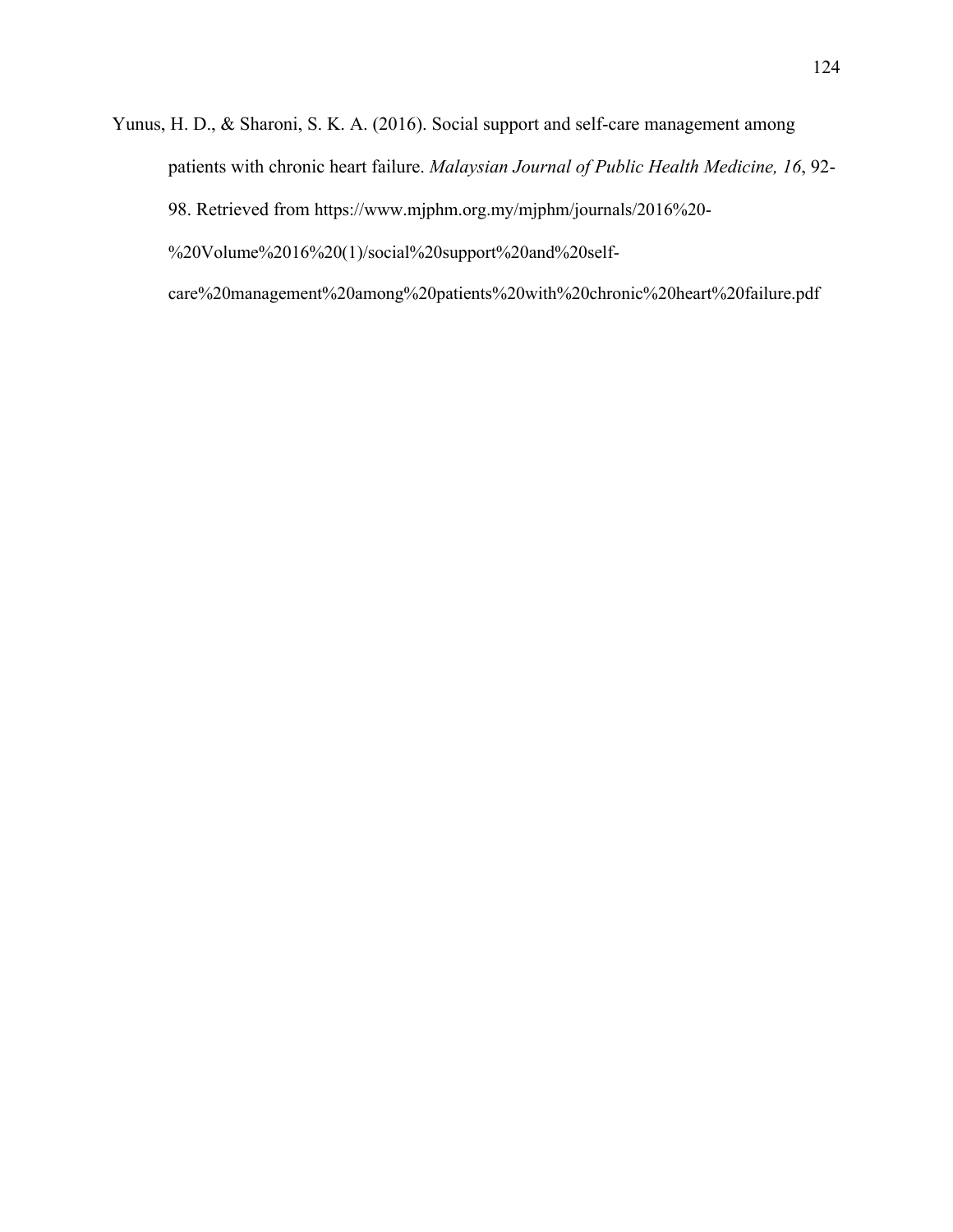Yunus, H. D., & Sharoni, S. K. A. (2016). Social support and self-care management among patients with chronic heart failure. *Malaysian Journal of Public Health Medicine, 16*, 92-98. Retrieved from https://www.mjphm.org.my/mjphm/journals/2016%20-%20Volume%2016%20(1)/social%20support%20and%20self-care%20management%20among%20patients%20with%20chronic%20heart%20failure.pdf